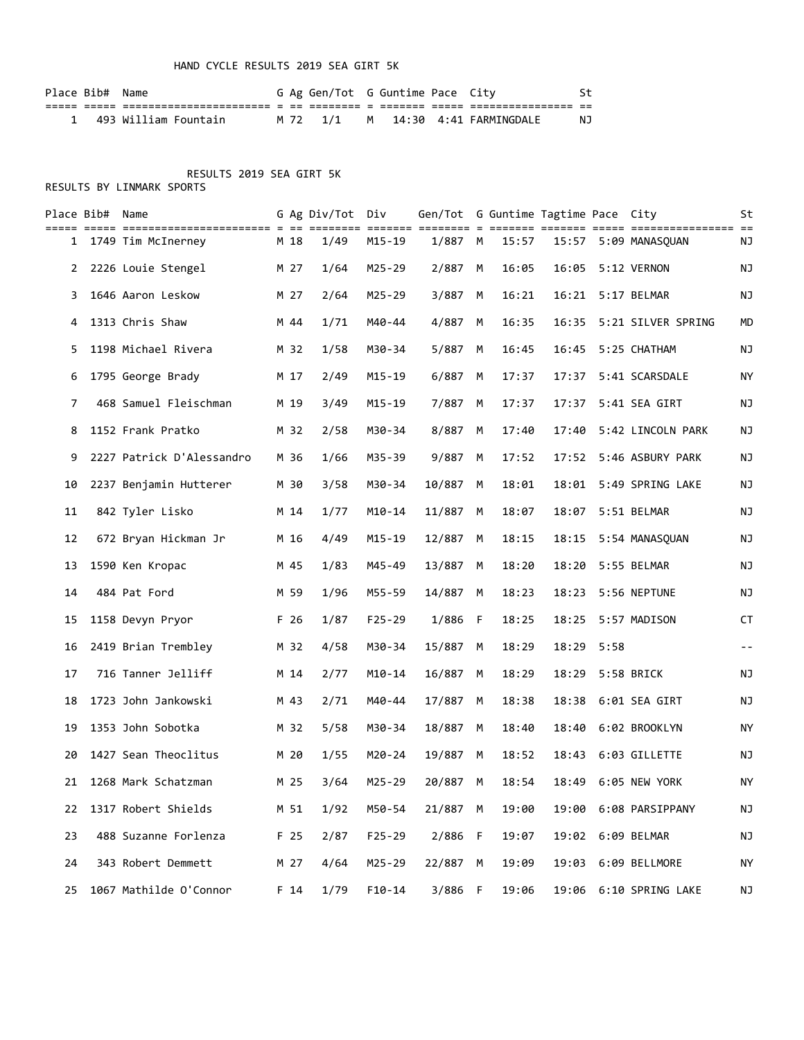HAND CYCLE RESULTS 2019 SEA GIRT 5K

| Place | Bib# | Name | G | Ag | Gen/Tot | G | Guntime | Pace | City | St |
|---|---|---|---|---|---|---|---|---|---|---|
| 1 | 493 | William Fountain | M | 72 | 1/1 | M | 14:30 | 4:41 | FARMINGDALE | NJ |

RESULTS 2019 SEA GIRT 5K

RESULTS BY LINMARK SPORTS

| Place | Bib# | Name | G | Ag | Div/Tot | Div | Gen/Tot | G | Guntime | Tagtime | Pace | City | St |
|---|---|---|---|---|---|---|---|---|---|---|---|---|---|
| 1 | 1749 | Tim McInerney | M | 18 | 1/49 | M15-19 | 1/887 | M | 15:57 | 15:57 | 5:09 | MANASQUAN | NJ |
| 2 | 2226 | Louie Stengel | M | 27 | 1/64 | M25-29 | 2/887 | M | 16:05 | 16:05 | 5:12 | VERNON | NJ |
| 3 | 1646 | Aaron Leskow | M | 27 | 2/64 | M25-29 | 3/887 | M | 16:21 | 16:21 | 5:17 | BELMAR | NJ |
| 4 | 1313 | Chris Shaw | M | 44 | 1/71 | M40-44 | 4/887 | M | 16:35 | 16:35 | 5:21 | SILVER SPRING | MD |
| 5 | 1198 | Michael Rivera | M | 32 | 1/58 | M30-34 | 5/887 | M | 16:45 | 16:45 | 5:25 | CHATHAM | NJ |
| 6 | 1795 | George Brady | M | 17 | 2/49 | M15-19 | 6/887 | M | 17:37 | 17:37 | 5:41 | SCARSDALE | NY |
| 7 | 468 | Samuel Fleischman | M | 19 | 3/49 | M15-19 | 7/887 | M | 17:37 | 17:37 | 5:41 | SEA GIRT | NJ |
| 8 | 1152 | Frank Pratko | M | 32 | 2/58 | M30-34 | 8/887 | M | 17:40 | 17:40 | 5:42 | LINCOLN PARK | NJ |
| 9 | 2227 | Patrick D'Alessandro | M | 36 | 1/66 | M35-39 | 9/887 | M | 17:52 | 17:52 | 5:46 | ASBURY PARK | NJ |
| 10 | 2237 | Benjamin Hutterer | M | 30 | 3/58 | M30-34 | 10/887 | M | 18:01 | 18:01 | 5:49 | SPRING LAKE | NJ |
| 11 | 842 | Tyler Lisko | M | 14 | 1/77 | M10-14 | 11/887 | M | 18:07 | 18:07 | 5:51 | BELMAR | NJ |
| 12 | 672 | Bryan Hickman Jr | M | 16 | 4/49 | M15-19 | 12/887 | M | 18:15 | 18:15 | 5:54 | MANASQUAN | NJ |
| 13 | 1590 | Ken Kropac | M | 45 | 1/83 | M45-49 | 13/887 | M | 18:20 | 18:20 | 5:55 | BELMAR | NJ |
| 14 | 484 | Pat Ford | M | 59 | 1/96 | M55-59 | 14/887 | M | 18:23 | 18:23 | 5:56 | NEPTUNE | NJ |
| 15 | 1158 | Devyn Pryor | F | 26 | 1/87 | F25-29 | 1/886 | F | 18:25 | 18:25 | 5:57 | MADISON | CT |
| 16 | 2419 | Brian Trembley | M | 32 | 4/58 | M30-34 | 15/887 | M | 18:29 | 18:29 | 5:58 | | -- |
| 17 | 716 | Tanner Jelliff | M | 14 | 2/77 | M10-14 | 16/887 | M | 18:29 | 18:29 | 5:58 | BRICK | NJ |
| 18 | 1723 | John Jankowski | M | 43 | 2/71 | M40-44 | 17/887 | M | 18:38 | 18:38 | 6:01 | SEA GIRT | NJ |
| 19 | 1353 | John Sobotka | M | 32 | 5/58 | M30-34 | 18/887 | M | 18:40 | 18:40 | 6:02 | BROOKLYN | NY |
| 20 | 1427 | Sean Theoclitus | M | 20 | 1/55 | M20-24 | 19/887 | M | 18:52 | 18:43 | 6:03 | GILLETTE | NJ |
| 21 | 1268 | Mark Schatzman | M | 25 | 3/64 | M25-29 | 20/887 | M | 18:54 | 18:49 | 6:05 | NEW YORK | NY |
| 22 | 1317 | Robert Shields | M | 51 | 1/92 | M50-54 | 21/887 | M | 19:00 | 19:00 | 6:08 | PARSIPPANY | NJ |
| 23 | 488 | Suzanne Forlenza | F | 25 | 2/87 | F25-29 | 2/886 | F | 19:07 | 19:02 | 6:09 | BELMAR | NJ |
| 24 | 343 | Robert Demmett | M | 27 | 4/64 | M25-29 | 22/887 | M | 19:09 | 19:03 | 6:09 | BELLMORE | NY |
| 25 | 1067 | Mathilde O'Connor | F | 14 | 1/79 | F10-14 | 3/886 | F | 19:06 | 19:06 | 6:10 | SPRING LAKE | NJ |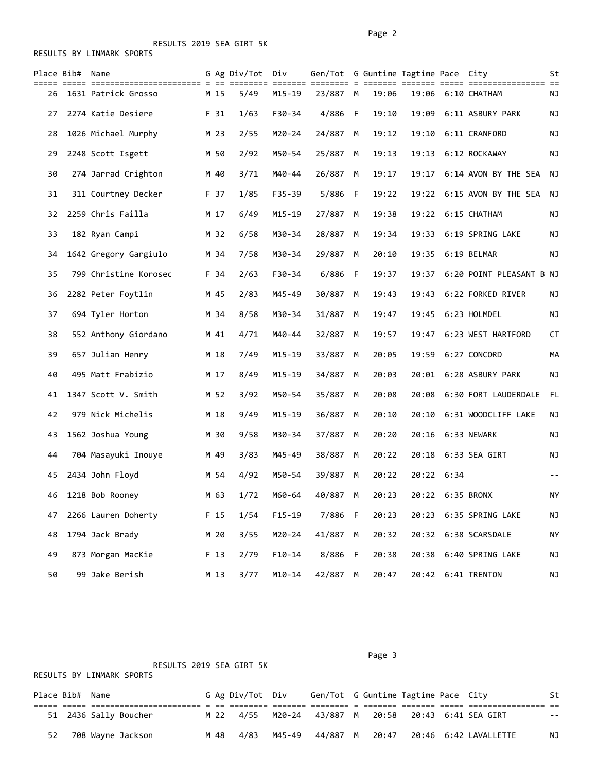RESULTS 2019 SEA GIRT 5K

RESULTS BY LINMARK SPORTS

| Place | Bib# | Name | G | Ag | Div/Tot | Div | Gen/Tot | G | Guntime | Tagtime | Pace | City | St |
|---|---|---|---|---|---|---|---|---|---|---|---|---|---|
| 26 | 1631 | Patrick Grosso | M | 15 | 5/49 | M15-19 | 23/887 | M | 19:06 | 19:06 | 6:10 | CHATHAM | NJ |
| 27 | 2274 | Katie Desiere | F | 31 | 1/63 | F30-34 | 4/886 | F | 19:10 | 19:09 | 6:11 | ASBURY PARK | NJ |
| 28 | 1026 | Michael Murphy | M | 23 | 2/55 | M20-24 | 24/887 | M | 19:12 | 19:10 | 6:11 | CRANFORD | NJ |
| 29 | 2248 | Scott Isgett | M | 50 | 2/92 | M50-54 | 25/887 | M | 19:13 | 19:13 | 6:12 | ROCKAWAY | NJ |
| 30 | 274 | Jarrad Crighton | M | 40 | 3/71 | M40-44 | 26/887 | M | 19:17 | 19:17 | 6:14 | AVON BY THE SEA | NJ |
| 31 | 311 | Courtney Decker | F | 37 | 1/85 | F35-39 | 5/886 | F | 19:22 | 19:22 | 6:15 | AVON BY THE SEA | NJ |
| 32 | 2259 | Chris Failla | M | 17 | 6/49 | M15-19 | 27/887 | M | 19:38 | 19:22 | 6:15 | CHATHAM | NJ |
| 33 | 182 | Ryan Campi | M | 32 | 6/58 | M30-34 | 28/887 | M | 19:34 | 19:33 | 6:19 | SPRING LAKE | NJ |
| 34 | 1642 | Gregory Gargiulo | M | 34 | 7/58 | M30-34 | 29/887 | M | 20:10 | 19:35 | 6:19 | BELMAR | NJ |
| 35 | 799 | Christine Korosec | F | 34 | 2/63 | F30-34 | 6/886 | F | 19:37 | 19:37 | 6:20 | POINT PLEASANT B | NJ |
| 36 | 2282 | Peter Foytlin | M | 45 | 2/83 | M45-49 | 30/887 | M | 19:43 | 19:43 | 6:22 | FORKED RIVER | NJ |
| 37 | 694 | Tyler Horton | M | 34 | 8/58 | M30-34 | 31/887 | M | 19:47 | 19:45 | 6:23 | HOLMDEL | NJ |
| 38 | 552 | Anthony Giordano | M | 41 | 4/71 | M40-44 | 32/887 | M | 19:57 | 19:47 | 6:23 | WEST HARTFORD | CT |
| 39 | 657 | Julian Henry | M | 18 | 7/49 | M15-19 | 33/887 | M | 20:05 | 19:59 | 6:27 | CONCORD | MA |
| 40 | 495 | Matt Frabizio | M | 17 | 8/49 | M15-19 | 34/887 | M | 20:03 | 20:01 | 6:28 | ASBURY PARK | NJ |
| 41 | 1347 | Scott V. Smith | M | 52 | 3/92 | M50-54 | 35/887 | M | 20:08 | 20:08 | 6:30 | FORT LAUDERDALE | FL |
| 42 | 979 | Nick Michelis | M | 18 | 9/49 | M15-19 | 36/887 | M | 20:10 | 20:10 | 6:31 | WOODCLIFF LAKE | NJ |
| 43 | 1562 | Joshua Young | M | 30 | 9/58 | M30-34 | 37/887 | M | 20:20 | 20:16 | 6:33 | NEWARK | NJ |
| 44 | 704 | Masayuki Inouye | M | 49 | 3/83 | M45-49 | 38/887 | M | 20:22 | 20:18 | 6:33 | SEA GIRT | NJ |
| 45 | 2434 | John Floyd | M | 54 | 4/92 | M50-54 | 39/887 | M | 20:22 | 20:22 | 6:34 | | -- |
| 46 | 1218 | Bob Rooney | M | 63 | 1/72 | M60-64 | 40/887 | M | 20:23 | 20:22 | 6:35 | BRONX | NY |
| 47 | 2266 | Lauren Doherty | F | 15 | 1/54 | F15-19 | 7/886 | F | 20:23 | 20:23 | 6:35 | SPRING LAKE | NJ |
| 48 | 1794 | Jack Brady | M | 20 | 3/55 | M20-24 | 41/887 | M | 20:32 | 20:32 | 6:38 | SCARSDALE | NY |
| 49 | 873 | Morgan MacKie | F | 13 | 2/79 | F10-14 | 8/886 | F | 20:38 | 20:38 | 6:40 | SPRING LAKE | NJ |
| 50 | 99 | Jake Berish | M | 13 | 3/77 | M10-14 | 42/887 | M | 20:47 | 20:42 | 6:41 | TRENTON | NJ |

RESULTS 2019 SEA GIRT 5K

RESULTS BY LINMARK SPORTS

| Place | Bib# | Name | G | Ag | Div/Tot | Div | Gen/Tot | G | Guntime | Tagtime | Pace | City | St |
|---|---|---|---|---|---|---|---|---|---|---|---|---|---|
| 51 | 2436 | Sally Boucher | M | 22 | 4/55 | M20-24 | 43/887 | M | 20:58 | 20:43 | 6:41 | SEA GIRT | -- |
| 52 | 708 | Wayne Jackson | M | 48 | 4/83 | M45-49 | 44/887 | M | 20:47 | 20:46 | 6:42 | LAVALLETTE | NJ |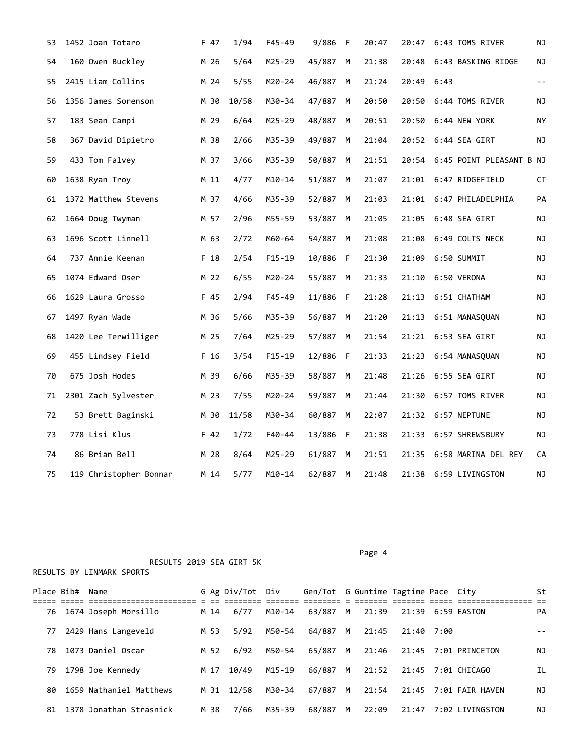| Place | Bib# | Name | G | Ag | Div/Tot | Div | Gen/Tot | G | Guntime | Tagtime | Pace | City | St |
|---|---|---|---|---|---|---|---|---|---|---|---|---|---|
| 53 | 1452 | Joan Totaro | F | 47 | 1/94 | F45-49 | 9/886 | F | 20:47 | 20:47 | 6:43 | TOMS RIVER | NJ |
| 54 | 160 | Owen Buckley | M | 26 | 5/64 | M25-29 | 45/887 | M | 21:38 | 20:48 | 6:43 | BASKING RIDGE | NJ |
| 55 | 2415 | Liam Collins | M | 24 | 5/55 | M20-24 | 46/887 | M | 21:24 | 20:49 | 6:43 | | -- |
| 56 | 1356 | James Sorenson | M | 30 | 10/58 | M30-34 | 47/887 | M | 20:50 | 20:50 | 6:44 | TOMS RIVER | NJ |
| 57 | 183 | Sean Campi | M | 29 | 6/64 | M25-29 | 48/887 | M | 20:51 | 20:50 | 6:44 | NEW YORK | NY |
| 58 | 367 | David Dipietro | M | 38 | 2/66 | M35-39 | 49/887 | M | 21:04 | 20:52 | 6:44 | SEA GIRT | NJ |
| 59 | 433 | Tom Falvey | M | 37 | 3/66 | M35-39 | 50/887 | M | 21:51 | 20:54 | 6:45 | POINT PLEASANT B | NJ |
| 60 | 1638 | Ryan Troy | M | 11 | 4/77 | M10-14 | 51/887 | M | 21:07 | 21:01 | 6:47 | RIDGEFIELD | CT |
| 61 | 1372 | Matthew Stevens | M | 37 | 4/66 | M35-39 | 52/887 | M | 21:03 | 21:01 | 6:47 | PHILADELPHIA | PA |
| 62 | 1664 | Doug Twyman | M | 57 | 2/96 | M55-59 | 53/887 | M | 21:05 | 21:05 | 6:48 | SEA GIRT | NJ |
| 63 | 1696 | Scott Linnell | M | 63 | 2/72 | M60-64 | 54/887 | M | 21:08 | 21:08 | 6:49 | COLTS NECK | NJ |
| 64 | 737 | Annie Keenan | F | 18 | 2/54 | F15-19 | 10/886 | F | 21:30 | 21:09 | 6:50 | SUMMIT | NJ |
| 65 | 1074 | Edward Oser | M | 22 | 6/55 | M20-24 | 55/887 | M | 21:33 | 21:10 | 6:50 | VERONA | NJ |
| 66 | 1629 | Laura Grosso | F | 45 | 2/94 | F45-49 | 11/886 | F | 21:28 | 21:13 | 6:51 | CHATHAM | NJ |
| 67 | 1497 | Ryan Wade | M | 36 | 5/66 | M35-39 | 56/887 | M | 21:20 | 21:13 | 6:51 | MANASQUAN | NJ |
| 68 | 1420 | Lee Terwilliger | M | 25 | 7/64 | M25-29 | 57/887 | M | 21:54 | 21:21 | 6:53 | SEA GIRT | NJ |
| 69 | 455 | Lindsey Field | F | 16 | 3/54 | F15-19 | 12/886 | F | 21:33 | 21:23 | 6:54 | MANASQUAN | NJ |
| 70 | 675 | Josh Hodes | M | 39 | 6/66 | M35-39 | 58/887 | M | 21:48 | 21:26 | 6:55 | SEA GIRT | NJ |
| 71 | 2301 | Zach Sylvester | M | 23 | 7/55 | M20-24 | 59/887 | M | 21:44 | 21:30 | 6:57 | TOMS RIVER | NJ |
| 72 | 53 | Brett Baginski | M | 30 | 11/58 | M30-34 | 60/887 | M | 22:07 | 21:32 | 6:57 | NEPTUNE | NJ |
| 73 | 778 | Lisi Klus | F | 42 | 1/72 | F40-44 | 13/886 | F | 21:38 | 21:33 | 6:57 | SHREWSBURY | NJ |
| 74 | 86 | Brian Bell | M | 28 | 8/64 | M25-29 | 61/887 | M | 21:51 | 21:35 | 6:58 | MARINA DEL REY | CA |
| 75 | 119 | Christopher Bonnar | M | 14 | 5/77 | M10-14 | 62/887 | M | 21:48 | 21:38 | 6:59 | LIVINGSTON | NJ |

RESULTS 2019 SEA GIRT 5K

RESULTS BY LINMARK SPORTS

| Place | Bib# | Name | G | Ag | Div/Tot | Div | Gen/Tot | G | Guntime | Tagtime | Pace | City | St |
|---|---|---|---|---|---|---|---|---|---|---|---|---|---|
| 76 | 1674 | Joseph Morsillo | M | 14 | 6/77 | M10-14 | 63/887 | M | 21:39 | 21:39 | 6:59 | EASTON | PA |
| 77 | 2429 | Hans Langeveld | M | 53 | 5/92 | M50-54 | 64/887 | M | 21:45 | 21:40 | 7:00 | | -- |
| 78 | 1073 | Daniel Oscar | M | 52 | 6/92 | M50-54 | 65/887 | M | 21:46 | 21:45 | 7:01 | PRINCETON | NJ |
| 79 | 1798 | Joe Kennedy | M | 17 | 10/49 | M15-19 | 66/887 | M | 21:52 | 21:45 | 7:01 | CHICAGO | IL |
| 80 | 1659 | Nathaniel Matthews | M | 31 | 12/58 | M30-34 | 67/887 | M | 21:54 | 21:45 | 7:01 | FAIR HAVEN | NJ |
| 81 | 1378 | Jonathan Strasnick | M | 38 | 7/66 | M35-39 | 68/887 | M | 22:09 | 21:47 | 7:02 | LIVINGSTON | NJ |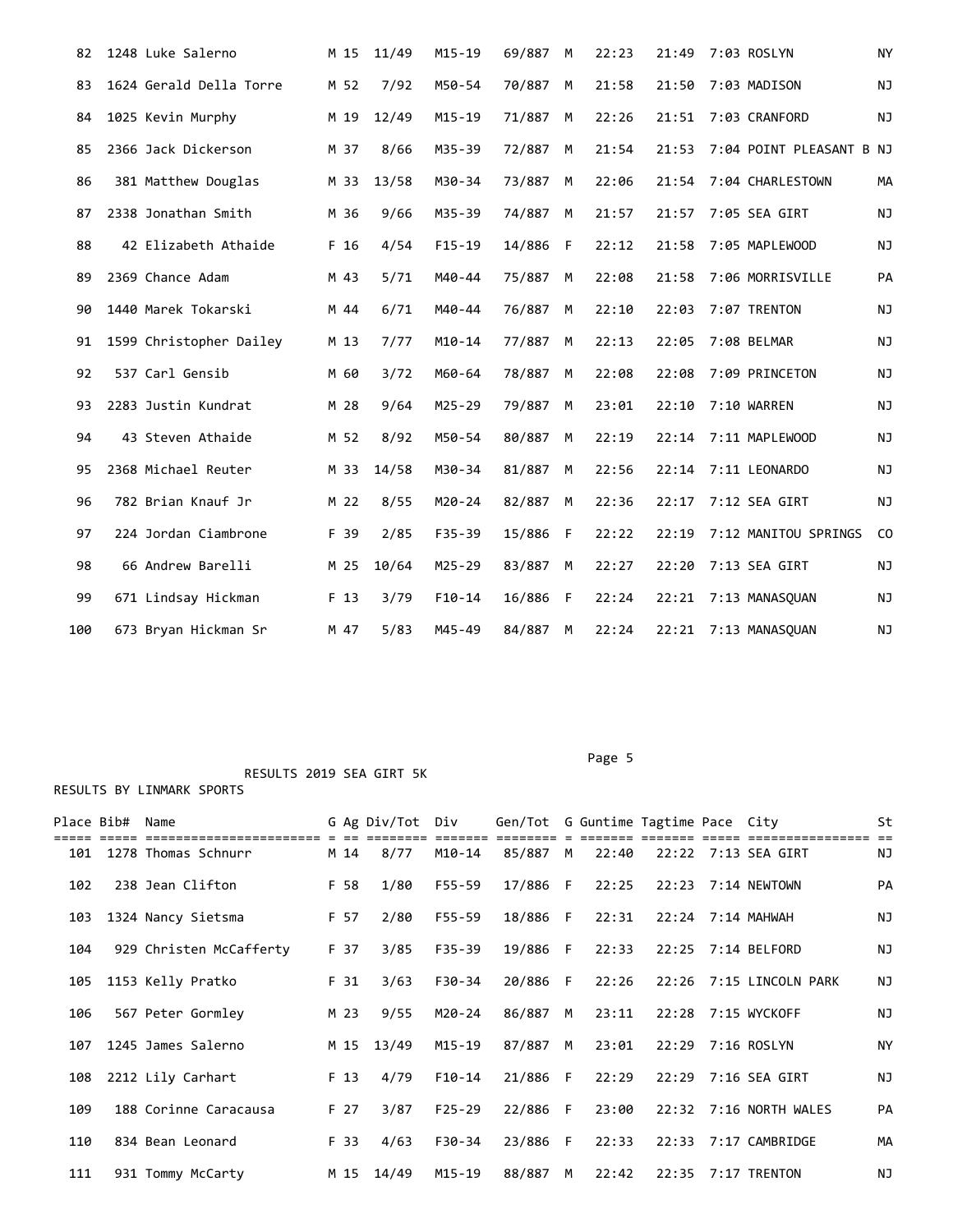| Place | Bib# | Name | G | Ag | Div/Tot | Div | Gen/Tot | G | Guntime | Tagtime | Pace | City | St |
|---|---|---|---|---|---|---|---|---|---|---|---|---|---|
| 82 | 1248 | Luke Salerno | M | 15 | 11/49 | M15-19 | 69/887 | M | 22:23 | 21:49 | 7:03 | ROSLYN | NY |
| 83 | 1624 | Gerald Della Torre | M | 52 | 7/92 | M50-54 | 70/887 | M | 21:58 | 21:50 | 7:03 | MADISON | NJ |
| 84 | 1025 | Kevin Murphy | M | 19 | 12/49 | M15-19 | 71/887 | M | 22:26 | 21:51 | 7:03 | CRANFORD | NJ |
| 85 | 2366 | Jack Dickerson | M | 37 | 8/66 | M35-39 | 72/887 | M | 21:54 | 21:53 | 7:04 | POINT PLEASANT B | NJ |
| 86 | 381 | Matthew Douglas | M | 33 | 13/58 | M30-34 | 73/887 | M | 22:06 | 21:54 | 7:04 | CHARLESTOWN | MA |
| 87 | 2338 | Jonathan Smith | M | 36 | 9/66 | M35-39 | 74/887 | M | 21:57 | 21:57 | 7:05 | SEA GIRT | NJ |
| 88 | 42 | Elizabeth Athaide | F | 16 | 4/54 | F15-19 | 14/886 | F | 22:12 | 21:58 | 7:05 | MAPLEWOOD | NJ |
| 89 | 2369 | Chance Adam | M | 43 | 5/71 | M40-44 | 75/887 | M | 22:08 | 21:58 | 7:06 | MORRISVILLE | PA |
| 90 | 1440 | Marek Tokarski | M | 44 | 6/71 | M40-44 | 76/887 | M | 22:10 | 22:03 | 7:07 | TRENTON | NJ |
| 91 | 1599 | Christopher Dailey | M | 13 | 7/77 | M10-14 | 77/887 | M | 22:13 | 22:05 | 7:08 | BELMAR | NJ |
| 92 | 537 | Carl Gensib | M | 60 | 3/72 | M60-64 | 78/887 | M | 22:08 | 22:08 | 7:09 | PRINCETON | NJ |
| 93 | 2283 | Justin Kundrat | M | 28 | 9/64 | M25-29 | 79/887 | M | 23:01 | 22:10 | 7:10 | WARREN | NJ |
| 94 | 43 | Steven Athaide | M | 52 | 8/92 | M50-54 | 80/887 | M | 22:19 | 22:14 | 7:11 | MAPLEWOOD | NJ |
| 95 | 2368 | Michael Reuter | M | 33 | 14/58 | M30-34 | 81/887 | M | 22:56 | 22:14 | 7:11 | LEONARDO | NJ |
| 96 | 782 | Brian Knauf Jr | M | 22 | 8/55 | M20-24 | 82/887 | M | 22:36 | 22:17 | 7:12 | SEA GIRT | NJ |
| 97 | 224 | Jordan Ciambrone | F | 39 | 2/85 | F35-39 | 15/886 | F | 22:22 | 22:19 | 7:12 | MANITOU SPRINGS | CO |
| 98 | 66 | Andrew Barelli | M | 25 | 10/64 | M25-29 | 83/887 | M | 22:27 | 22:20 | 7:13 | SEA GIRT | NJ |
| 99 | 671 | Lindsay Hickman | F | 13 | 3/79 | F10-14 | 16/886 | F | 22:24 | 22:21 | 7:13 | MANASQUAN | NJ |
| 100 | 673 | Bryan Hickman Sr | M | 47 | 5/83 | M45-49 | 84/887 | M | 22:24 | 22:21 | 7:13 | MANASQUAN | NJ |

RESULTS 2019 SEA GIRT 5K

RESULTS BY LINMARK SPORTS

| Place | Bib# | Name | G | Ag | Div/Tot | Div | Gen/Tot | G | Guntime | Tagtime | Pace | City | St |
|---|---|---|---|---|---|---|---|---|---|---|---|---|---|
| 101 | 1278 | Thomas Schnurr | M | 14 | 8/77 | M10-14 | 85/887 | M | 22:40 | 22:22 | 7:13 | SEA GIRT | NJ |
| 102 | 238 | Jean Clifton | F | 58 | 1/80 | F55-59 | 17/886 | F | 22:25 | 22:23 | 7:14 | NEWTOWN | PA |
| 103 | 1324 | Nancy Sietsma | F | 57 | 2/80 | F55-59 | 18/886 | F | 22:31 | 22:24 | 7:14 | MAHWAH | NJ |
| 104 | 929 | Christen McCafferty | F | 37 | 3/85 | F35-39 | 19/886 | F | 22:33 | 22:25 | 7:14 | BELFORD | NJ |
| 105 | 1153 | Kelly Pratko | F | 31 | 3/63 | F30-34 | 20/886 | F | 22:26 | 22:26 | 7:15 | LINCOLN PARK | NJ |
| 106 | 567 | Peter Gormley | M | 23 | 9/55 | M20-24 | 86/887 | M | 23:11 | 22:28 | 7:15 | WYCKOFF | NJ |
| 107 | 1245 | James Salerno | M | 15 | 13/49 | M15-19 | 87/887 | M | 23:01 | 22:29 | 7:16 | ROSLYN | NY |
| 108 | 2212 | Lily Carhart | F | 13 | 4/79 | F10-14 | 21/886 | F | 22:29 | 22:29 | 7:16 | SEA GIRT | NJ |
| 109 | 188 | Corinne Caracausa | F | 27 | 3/87 | F25-29 | 22/886 | F | 23:00 | 22:32 | 7:16 | NORTH WALES | PA |
| 110 | 834 | Bean Leonard | F | 33 | 4/63 | F30-34 | 23/886 | F | 22:33 | 22:33 | 7:17 | CAMBRIDGE | MA |
| 111 | 931 | Tommy McCarty | M | 15 | 14/49 | M15-19 | 88/887 | M | 22:42 | 22:35 | 7:17 | TRENTON | NJ |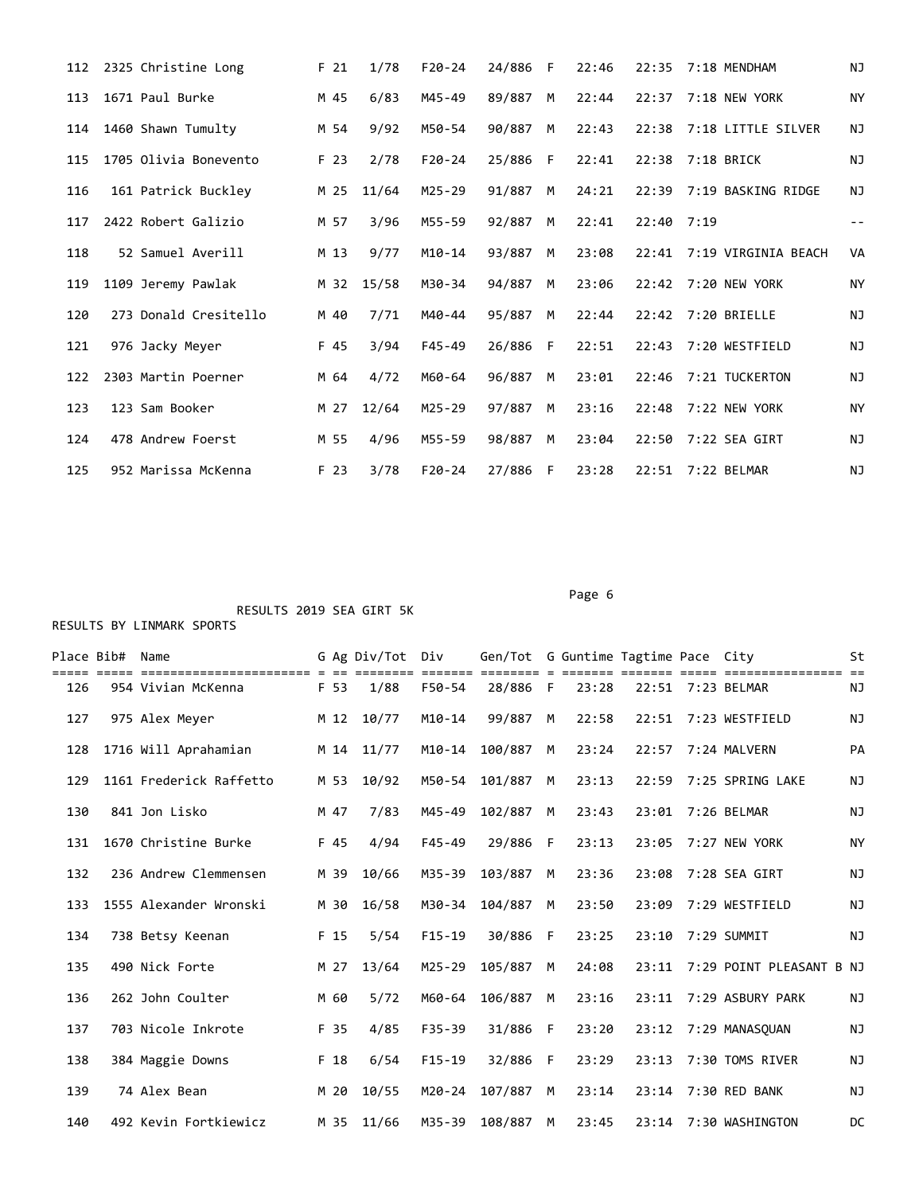| Place | Bib# | Name | G | Ag | Div/Tot | Div | Gen/Tot | G | Guntime | Tagtime | Pace | City | St |
|---|---|---|---|---|---|---|---|---|---|---|---|---|---|
| 112 | 2325 | Christine Long | F | 21 | 1/78 | F20-24 | 24/886 | F | 22:46 | 22:35 | 7:18 | MENDHAM | NJ |
| 113 | 1671 | Paul Burke | M | 45 | 6/83 | M45-49 | 89/887 | M | 22:44 | 22:37 | 7:18 | NEW YORK | NY |
| 114 | 1460 | Shawn Tumulty | M | 54 | 9/92 | M50-54 | 90/887 | M | 22:43 | 22:38 | 7:18 | LITTLE SILVER | NJ |
| 115 | 1705 | Olivia Bonevento | F | 23 | 2/78 | F20-24 | 25/886 | F | 22:41 | 22:38 | 7:18 | BRICK | NJ |
| 116 | 161 | Patrick Buckley | M | 25 | 11/64 | M25-29 | 91/887 | M | 24:21 | 22:39 | 7:19 | BASKING RIDGE | NJ |
| 117 | 2422 | Robert Galizio | M | 57 | 3/96 | M55-59 | 92/887 | M | 22:41 | 22:40 | 7:19 | | -- |
| 118 | 52 | Samuel Averill | M | 13 | 9/77 | M10-14 | 93/887 | M | 23:08 | 22:41 | 7:19 | VIRGINIA BEACH | VA |
| 119 | 1109 | Jeremy Pawlak | M | 32 | 15/58 | M30-34 | 94/887 | M | 23:06 | 22:42 | 7:20 | NEW YORK | NY |
| 120 | 273 | Donald Cresitello | M | 40 | 7/71 | M40-44 | 95/887 | M | 22:44 | 22:42 | 7:20 | BRIELLE | NJ |
| 121 | 976 | Jacky Meyer | F | 45 | 3/94 | F45-49 | 26/886 | F | 22:51 | 22:43 | 7:20 | WESTFIELD | NJ |
| 122 | 2303 | Martin Poerner | M | 64 | 4/72 | M60-64 | 96/887 | M | 23:01 | 22:46 | 7:21 | TUCKERTON | NJ |
| 123 | 123 | Sam Booker | M | 27 | 12/64 | M25-29 | 97/887 | M | 23:16 | 22:48 | 7:22 | NEW YORK | NY |
| 124 | 478 | Andrew Foerst | M | 55 | 4/96 | M55-59 | 98/887 | M | 23:04 | 22:50 | 7:22 | SEA GIRT | NJ |
| 125 | 952 | Marissa McKenna | F | 23 | 3/78 | F20-24 | 27/886 | F | 23:28 | 22:51 | 7:22 | BELMAR | NJ |

RESULTS 2019 SEA GIRT 5K

RESULTS BY LINMARK SPORTS

| Place | Bib# | Name | G | Ag | Div/Tot | Div | Gen/Tot | G | Guntime | Tagtime | Pace | City | St |
|---|---|---|---|---|---|---|---|---|---|---|---|---|---|
| 126 | 954 | Vivian McKenna | F | 53 | 1/88 | F50-54 | 28/886 | F | 23:28 | 22:51 | 7:23 | BELMAR | NJ |
| 127 | 975 | Alex Meyer | M | 12 | 10/77 | M10-14 | 99/887 | M | 22:58 | 22:51 | 7:23 | WESTFIELD | NJ |
| 128 | 1716 | Will Aprahamian | M | 14 | 11/77 | M10-14 | 100/887 | M | 23:24 | 22:57 | 7:24 | MALVERN | PA |
| 129 | 1161 | Frederick Raffetto | M | 53 | 10/92 | M50-54 | 101/887 | M | 23:13 | 22:59 | 7:25 | SPRING LAKE | NJ |
| 130 | 841 | Jon Lisko | M | 47 | 7/83 | M45-49 | 102/887 | M | 23:43 | 23:01 | 7:26 | BELMAR | NJ |
| 131 | 1670 | Christine Burke | F | 45 | 4/94 | F45-49 | 29/886 | F | 23:13 | 23:05 | 7:27 | NEW YORK | NY |
| 132 | 236 | Andrew Clemmensen | M | 39 | 10/66 | M35-39 | 103/887 | M | 23:36 | 23:08 | 7:28 | SEA GIRT | NJ |
| 133 | 1555 | Alexander Wronski | M | 30 | 16/58 | M30-34 | 104/887 | M | 23:50 | 23:09 | 7:29 | WESTFIELD | NJ |
| 134 | 738 | Betsy Keenan | F | 15 | 5/54 | F15-19 | 30/886 | F | 23:25 | 23:10 | 7:29 | SUMMIT | NJ |
| 135 | 490 | Nick Forte | M | 27 | 13/64 | M25-29 | 105/887 | M | 24:08 | 23:11 | 7:29 | POINT PLEASANT B | NJ |
| 136 | 262 | John Coulter | M | 60 | 5/72 | M60-64 | 106/887 | M | 23:16 | 23:11 | 7:29 | ASBURY PARK | NJ |
| 137 | 703 | Nicole Inkrote | F | 35 | 4/85 | F35-39 | 31/886 | F | 23:20 | 23:12 | 7:29 | MANASQUAN | NJ |
| 138 | 384 | Maggie Downs | F | 18 | 6/54 | F15-19 | 32/886 | F | 23:29 | 23:13 | 7:30 | TOMS RIVER | NJ |
| 139 | 74 | Alex Bean | M | 20 | 10/55 | M20-24 | 107/887 | M | 23:14 | 23:14 | 7:30 | RED BANK | NJ |
| 140 | 492 | Kevin Fortkiewicz | M | 35 | 11/66 | M35-39 | 108/887 | M | 23:45 | 23:14 | 7:30 | WASHINGTON | DC |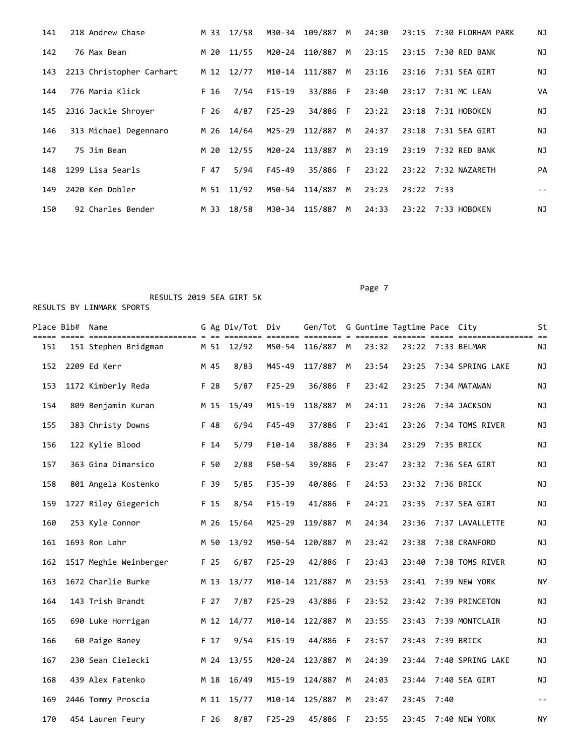| Place | Bib# | Name | G | Ag | Div/Tot | Div | Gen/Tot | G | Guntime | Tagtime | Pace | City | St |
|---|---|---|---|---|---|---|---|---|---|---|---|---|---|
| 141 | 218 | Andrew Chase | M | 33 | 17/58 | M30-34 | 109/887 | M | 24:30 | 23:15 | 7:30 | FLORHAM PARK | NJ |
| 142 | 76 | Max Bean | M | 20 | 11/55 | M20-24 | 110/887 | M | 23:15 | 23:15 | 7:30 | RED BANK | NJ |
| 143 | 2213 | Christopher Carhart | M | 12 | 12/77 | M10-14 | 111/887 | M | 23:16 | 23:16 | 7:31 | SEA GIRT | NJ |
| 144 | 776 | Maria Klick | F | 16 | 7/54 | F15-19 | 33/886 | F | 23:40 | 23:17 | 7:31 | MC LEAN | VA |
| 145 | 2316 | Jackie Shroyer | F | 26 | 4/87 | F25-29 | 34/886 | F | 23:22 | 23:18 | 7:31 | HOBOKEN | NJ |
| 146 | 313 | Michael Degennaro | M | 26 | 14/64 | M25-29 | 112/887 | M | 24:37 | 23:18 | 7:31 | SEA GIRT | NJ |
| 147 | 75 | Jim Bean | M | 20 | 12/55 | M20-24 | 113/887 | M | 23:19 | 23:19 | 7:32 | RED BANK | NJ |
| 148 | 1299 | Lisa Searls | F | 47 | 5/94 | F45-49 | 35/886 | F | 23:22 | 23:22 | 7:32 | NAZARETH | PA |
| 149 | 2420 | Ken Dobler | M | 51 | 11/92 | M50-54 | 114/887 | M | 23:23 | 23:22 | 7:33 | | -- |
| 150 | 92 | Charles Bender | M | 33 | 18/58 | M30-34 | 115/887 | M | 24:33 | 23:22 | 7:33 | HOBOKEN | NJ |

RESULTS 2019 SEA GIRT 5K

RESULTS BY LINMARK SPORTS

| Place | Bib# | Name | G | Ag | Div/Tot | Div | Gen/Tot | G | Guntime | Tagtime | Pace | City | St |
|---|---|---|---|---|---|---|---|---|---|---|---|---|---|
| 151 | 151 | Stephen Bridgman | M | 51 | 12/92 | M50-54 | 116/887 | M | 23:32 | 23:22 | 7:33 | BELMAR | NJ |
| 152 | 2209 | Ed Kerr | M | 45 | 8/83 | M45-49 | 117/887 | M | 23:54 | 23:25 | 7:34 | SPRING LAKE | NJ |
| 153 | 1172 | Kimberly Reda | F | 28 | 5/87 | F25-29 | 36/886 | F | 23:42 | 23:25 | 7:34 | MATAWAN | NJ |
| 154 | 809 | Benjamin Kuran | M | 15 | 15/49 | M15-19 | 118/887 | M | 24:11 | 23:26 | 7:34 | JACKSON | NJ |
| 155 | 383 | Christy Downs | F | 48 | 6/94 | F45-49 | 37/886 | F | 23:41 | 23:26 | 7:34 | TOMS RIVER | NJ |
| 156 | 122 | Kylie Blood | F | 14 | 5/79 | F10-14 | 38/886 | F | 23:34 | 23:29 | 7:35 | BRICK | NJ |
| 157 | 363 | Gina Dimarsico | F | 50 | 2/88 | F50-54 | 39/886 | F | 23:47 | 23:32 | 7:36 | SEA GIRT | NJ |
| 158 | 801 | Angela Kostenko | F | 39 | 5/85 | F35-39 | 40/886 | F | 24:53 | 23:32 | 7:36 | BRICK | NJ |
| 159 | 1727 | Riley Giegerich | F | 15 | 8/54 | F15-19 | 41/886 | F | 24:21 | 23:35 | 7:37 | SEA GIRT | NJ |
| 160 | 253 | Kyle Connor | M | 26 | 15/64 | M25-29 | 119/887 | M | 24:34 | 23:36 | 7:37 | LAVALLETTE | NJ |
| 161 | 1693 | Ron Lahr | M | 50 | 13/92 | M50-54 | 120/887 | M | 23:42 | 23:38 | 7:38 | CRANFORD | NJ |
| 162 | 1517 | Meghie Weinberger | F | 25 | 6/87 | F25-29 | 42/886 | F | 23:43 | 23:40 | 7:38 | TOMS RIVER | NJ |
| 163 | 1672 | Charlie Burke | M | 13 | 13/77 | M10-14 | 121/887 | M | 23:53 | 23:41 | 7:39 | NEW YORK | NY |
| 164 | 143 | Trish Brandt | F | 27 | 7/87 | F25-29 | 43/886 | F | 23:52 | 23:42 | 7:39 | PRINCETON | NJ |
| 165 | 690 | Luke Horrigan | M | 12 | 14/77 | M10-14 | 122/887 | M | 23:55 | 23:43 | 7:39 | MONTCLAIR | NJ |
| 166 | 60 | Paige Baney | F | 17 | 9/54 | F15-19 | 44/886 | F | 23:57 | 23:43 | 7:39 | BRICK | NJ |
| 167 | 230 | Sean Cielecki | M | 24 | 13/55 | M20-24 | 123/887 | M | 24:39 | 23:44 | 7:40 | SPRING LAKE | NJ |
| 168 | 439 | Alex Fatenko | M | 18 | 16/49 | M15-19 | 124/887 | M | 24:03 | 23:44 | 7:40 | SEA GIRT | NJ |
| 169 | 2446 | Tommy Proscia | M | 11 | 15/77 | M10-14 | 125/887 | M | 23:47 | 23:45 | 7:40 | | -- |
| 170 | 454 | Lauren Feury | F | 26 | 8/87 | F25-29 | 45/886 | F | 23:55 | 23:45 | 7:40 | NEW YORK | NY |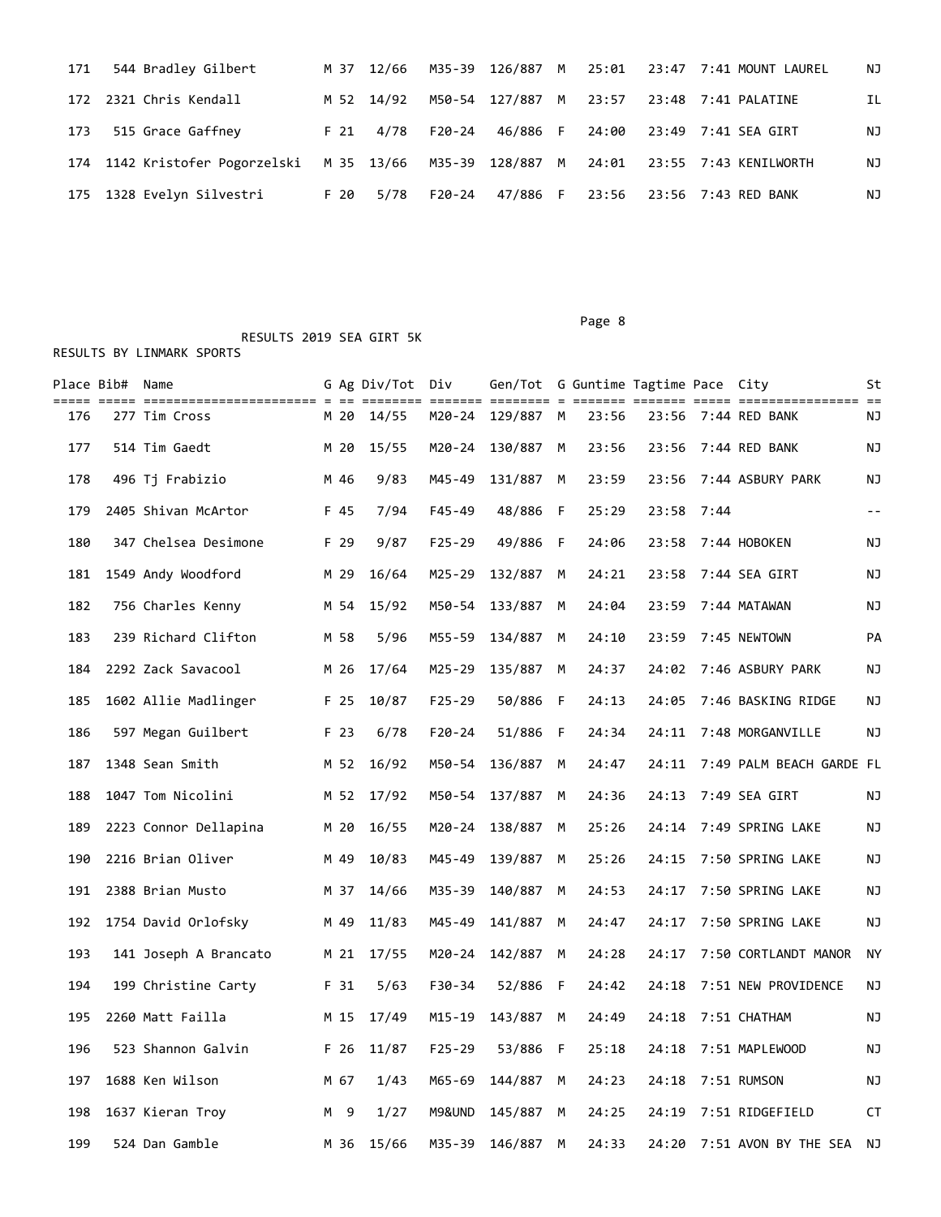| Place | Bib# | Name | G | Ag | Div/Tot | Div | Gen/Tot | G | Guntime | Tagtime | Pace | City | St |
|---|---|---|---|---|---|---|---|---|---|---|---|---|---|
| 171 | 544 | Bradley Gilbert | M | 37 | 12/66 | M35-39 | 126/887 | M | 25:01 | 23:47 | 7:41 | MOUNT LAUREL | NJ |
| 172 | 2321 | Chris Kendall | M | 52 | 14/92 | M50-54 | 127/887 | M | 23:57 | 23:48 | 7:41 | PALATINE | IL |
| 173 | 515 | Grace Gaffney | F | 21 | 4/78 | F20-24 | 46/886 | F | 24:00 | 23:49 | 7:41 | SEA GIRT | NJ |
| 174 | 1142 | Kristofer Pogorzelski | M | 35 | 13/66 | M35-39 | 128/887 | M | 24:01 | 23:55 | 7:43 | KENILWORTH | NJ |
| 175 | 1328 | Evelyn Silvestri | F | 20 | 5/78 | F20-24 | 47/886 | F | 23:56 | 23:56 | 7:43 | RED BANK | NJ |

RESULTS 2019 SEA GIRT 5K

RESULTS BY LINMARK SPORTS

| Place | Bib# | Name | G | Ag | Div/Tot | Div | Gen/Tot | G | Guntime | Tagtime | Pace | City | St |
|---|---|---|---|---|---|---|---|---|---|---|---|---|---|
| 176 | 277 | Tim Cross | M | 20 | 14/55 | M20-24 | 129/887 | M | 23:56 | 23:56 | 7:44 | RED BANK | NJ |
| 177 | 514 | Tim Gaedt | M | 20 | 15/55 | M20-24 | 130/887 | M | 23:56 | 23:56 | 7:44 | RED BANK | NJ |
| 178 | 496 | Tj Frabizio | M | 46 | 9/83 | M45-49 | 131/887 | M | 23:59 | 23:56 | 7:44 | ASBURY PARK | NJ |
| 179 | 2405 | Shivan McArtor | F | 45 | 7/94 | F45-49 | 48/886 | F | 25:29 | 23:58 | 7:44 | | -- |
| 180 | 347 | Chelsea Desimone | F | 29 | 9/87 | F25-29 | 49/886 | F | 24:06 | 23:58 | 7:44 | HOBOKEN | NJ |
| 181 | 1549 | Andy Woodford | M | 29 | 16/64 | M25-29 | 132/887 | M | 24:21 | 23:58 | 7:44 | SEA GIRT | NJ |
| 182 | 756 | Charles Kenny | M | 54 | 15/92 | M50-54 | 133/887 | M | 24:04 | 23:59 | 7:44 | MATAWAN | NJ |
| 183 | 239 | Richard Clifton | M | 58 | 5/96 | M55-59 | 134/887 | M | 24:10 | 23:59 | 7:45 | NEWTOWN | PA |
| 184 | 2292 | Zack Savacool | M | 26 | 17/64 | M25-29 | 135/887 | M | 24:37 | 24:02 | 7:46 | ASBURY PARK | NJ |
| 185 | 1602 | Allie Madlinger | F | 25 | 10/87 | F25-29 | 50/886 | F | 24:13 | 24:05 | 7:46 | BASKING RIDGE | NJ |
| 186 | 597 | Megan Guilbert | F | 23 | 6/78 | F20-24 | 51/886 | F | 24:34 | 24:11 | 7:48 | MORGANVILLE | NJ |
| 187 | 1348 | Sean Smith | M | 52 | 16/92 | M50-54 | 136/887 | M | 24:47 | 24:11 | 7:49 | PALM BEACH GARDE | FL |
| 188 | 1047 | Tom Nicolini | M | 52 | 17/92 | M50-54 | 137/887 | M | 24:36 | 24:13 | 7:49 | SEA GIRT | NJ |
| 189 | 2223 | Connor Dellapina | M | 20 | 16/55 | M20-24 | 138/887 | M | 25:26 | 24:14 | 7:49 | SPRING LAKE | NJ |
| 190 | 2216 | Brian Oliver | M | 49 | 10/83 | M45-49 | 139/887 | M | 25:26 | 24:15 | 7:50 | SPRING LAKE | NJ |
| 191 | 2388 | Brian Musto | M | 37 | 14/66 | M35-39 | 140/887 | M | 24:53 | 24:17 | 7:50 | SPRING LAKE | NJ |
| 192 | 1754 | David Orlofsky | M | 49 | 11/83 | M45-49 | 141/887 | M | 24:47 | 24:17 | 7:50 | SPRING LAKE | NJ |
| 193 | 141 | Joseph A Brancato | M | 21 | 17/55 | M20-24 | 142/887 | M | 24:28 | 24:17 | 7:50 | CORTLANDT MANOR | NY |
| 194 | 199 | Christine Carty | F | 31 | 5/63 | F30-34 | 52/886 | F | 24:42 | 24:18 | 7:51 | NEW PROVIDENCE | NJ |
| 195 | 2260 | Matt Failla | M | 15 | 17/49 | M15-19 | 143/887 | M | 24:49 | 24:18 | 7:51 | CHATHAM | NJ |
| 196 | 523 | Shannon Galvin | F | 26 | 11/87 | F25-29 | 53/886 | F | 25:18 | 24:18 | 7:51 | MAPLEWOOD | NJ |
| 197 | 1688 | Ken Wilson | M | 67 | 1/43 | M65-69 | 144/887 | M | 24:23 | 24:18 | 7:51 | RUMSON | NJ |
| 198 | 1637 | Kieran Troy | M | 9 | 1/27 | M9&UND | 145/887 | M | 24:25 | 24:19 | 7:51 | RIDGEFIELD | CT |
| 199 | 524 | Dan Gamble | M | 36 | 15/66 | M35-39 | 146/887 | M | 24:33 | 24:20 | 7:51 | AVON BY THE SEA | NJ |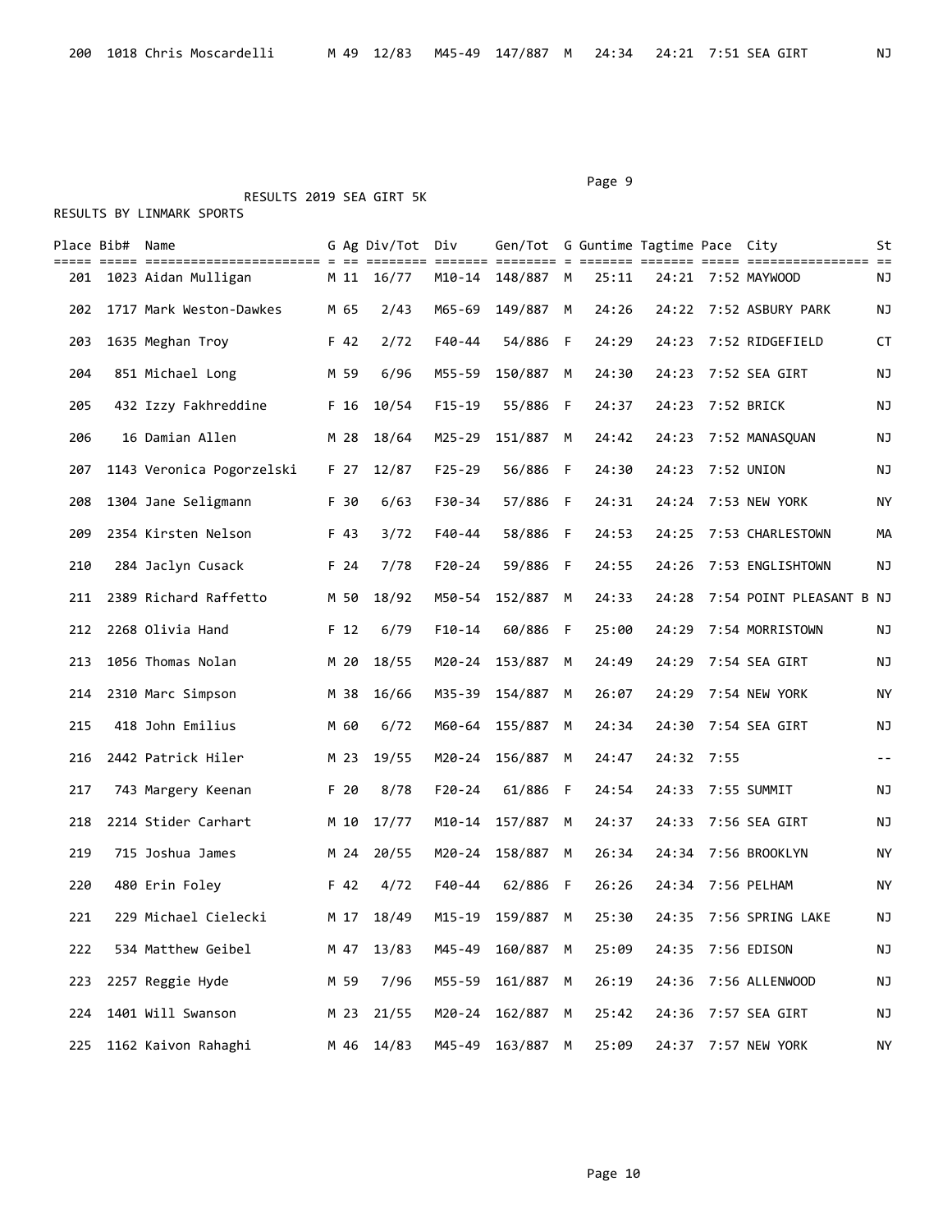| Place | Bib# | Name | G | Ag | Div/Tot | Div | Gen/Tot | G | Guntime | Tagtime | Pace | City | St |
|---|---|---|---|---|---|---|---|---|---|---|---|---|---|
| 200 | 1018 | Chris Moscardelli | M | 49 | 12/83 | M45-49 | 147/887 | M | 24:34 | 24:21 | 7:51 | SEA GIRT | NJ |

RESULTS 2019 SEA GIRT 5K

RESULTS BY LINMARK SPORTS

| Place | Bib# | Name | G | Ag | Div/Tot | Div | Gen/Tot | G | Guntime | Tagtime | Pace | City | St |
|---|---|---|---|---|---|---|---|---|---|---|---|---|---|
| 201 | 1023 | Aidan Mulligan | M | 11 | 16/77 | M10-14 | 148/887 | M | 25:11 | 24:21 | 7:52 | MAYWOOD | NJ |
| 202 | 1717 | Mark Weston-Dawkes | M | 65 | 2/43 | M65-69 | 149/887 | M | 24:26 | 24:22 | 7:52 | ASBURY PARK | NJ |
| 203 | 1635 | Meghan Troy | F | 42 | 2/72 | F40-44 | 54/886 | F | 24:29 | 24:23 | 7:52 | RIDGEFIELD | CT |
| 204 | 851 | Michael Long | M | 59 | 6/96 | M55-59 | 150/887 | M | 24:30 | 24:23 | 7:52 | SEA GIRT | NJ |
| 205 | 432 | Izzy Fakhreddine | F | 16 | 10/54 | F15-19 | 55/886 | F | 24:37 | 24:23 | 7:52 | BRICK | NJ |
| 206 | 16 | Damian Allen | M | 28 | 18/64 | M25-29 | 151/887 | M | 24:42 | 24:23 | 7:52 | MANASQUAN | NJ |
| 207 | 1143 | Veronica Pogorzelski | F | 27 | 12/87 | F25-29 | 56/886 | F | 24:30 | 24:23 | 7:52 | UNION | NJ |
| 208 | 1304 | Jane Seligmann | F | 30 | 6/63 | F30-34 | 57/886 | F | 24:31 | 24:24 | 7:53 | NEW YORK | NY |
| 209 | 2354 | Kirsten Nelson | F | 43 | 3/72 | F40-44 | 58/886 | F | 24:53 | 24:25 | 7:53 | CHARLESTOWN | MA |
| 210 | 284 | Jaclyn Cusack | F | 24 | 7/78 | F20-24 | 59/886 | F | 24:55 | 24:26 | 7:53 | ENGLISHTOWN | NJ |
| 211 | 2389 | Richard Raffetto | M | 50 | 18/92 | M50-54 | 152/887 | M | 24:33 | 24:28 | 7:54 | POINT PLEASANT B | NJ |
| 212 | 2268 | Olivia Hand | F | 12 | 6/79 | F10-14 | 60/886 | F | 25:00 | 24:29 | 7:54 | MORRISTOWN | NJ |
| 213 | 1056 | Thomas Nolan | M | 20 | 18/55 | M20-24 | 153/887 | M | 24:49 | 24:29 | 7:54 | SEA GIRT | NJ |
| 214 | 2310 | Marc Simpson | M | 38 | 16/66 | M35-39 | 154/887 | M | 26:07 | 24:29 | 7:54 | NEW YORK | NY |
| 215 | 418 | John Emilius | M | 60 | 6/72 | M60-64 | 155/887 | M | 24:34 | 24:30 | 7:54 | SEA GIRT | NJ |
| 216 | 2442 | Patrick Hiler | M | 23 | 19/55 | M20-24 | 156/887 | M | 24:47 | 24:32 | 7:55 | | -- |
| 217 | 743 | Margery Keenan | F | 20 | 8/78 | F20-24 | 61/886 | F | 24:54 | 24:33 | 7:55 | SUMMIT | NJ |
| 218 | 2214 | Stider Carhart | M | 10 | 17/77 | M10-14 | 157/887 | M | 24:37 | 24:33 | 7:56 | SEA GIRT | NJ |
| 219 | 715 | Joshua James | M | 24 | 20/55 | M20-24 | 158/887 | M | 26:34 | 24:34 | 7:56 | BROOKLYN | NY |
| 220 | 480 | Erin Foley | F | 42 | 4/72 | F40-44 | 62/886 | F | 26:26 | 24:34 | 7:56 | PELHAM | NY |
| 221 | 229 | Michael Cielecki | M | 17 | 18/49 | M15-19 | 159/887 | M | 25:30 | 24:35 | 7:56 | SPRING LAKE | NJ |
| 222 | 534 | Matthew Geibel | M | 47 | 13/83 | M45-49 | 160/887 | M | 25:09 | 24:35 | 7:56 | EDISON | NJ |
| 223 | 2257 | Reggie Hyde | M | 59 | 7/96 | M55-59 | 161/887 | M | 26:19 | 24:36 | 7:56 | ALLENWOOD | NJ |
| 224 | 1401 | Will Swanson | M | 23 | 21/55 | M20-24 | 162/887 | M | 25:42 | 24:36 | 7:57 | SEA GIRT | NJ |
| 225 | 1162 | Kaivon Rahaghi | M | 46 | 14/83 | M45-49 | 163/887 | M | 25:09 | 24:37 | 7:57 | NEW YORK | NY |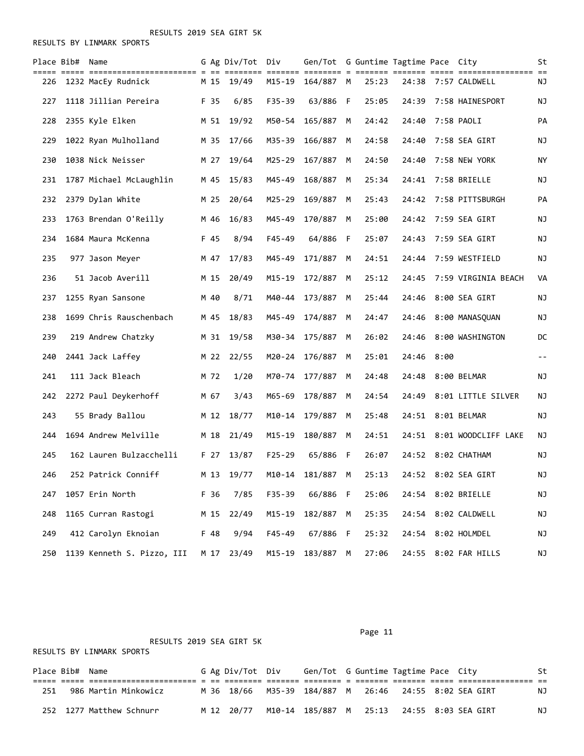RESULTS 2019 SEA GIRT 5K

RESULTS BY LINMARK SPORTS

| Place | Bib# | Name | G | Ag | Div/Tot | Div | Gen/Tot | G | Guntime | Tagtime | Pace | City | St |
|---|---|---|---|---|---|---|---|---|---|---|---|---|---|
| 226 | 1232 | MacEy Rudnick | M | 15 | 19/49 | M15-19 | 164/887 | M | 25:23 | 24:38 | 7:57 | CALDWELL | NJ |
| 227 | 1118 | Jillian Pereira | F | 35 | 6/85 | F35-39 | 63/886 | F | 25:05 | 24:39 | 7:58 | HAINESPORT | NJ |
| 228 | 2355 | Kyle Elken | M | 51 | 19/92 | M50-54 | 165/887 | M | 24:42 | 24:40 | 7:58 | PAOLI | PA |
| 229 | 1022 | Ryan Mulholland | M | 35 | 17/66 | M35-39 | 166/887 | M | 24:58 | 24:40 | 7:58 | SEA GIRT | NJ |
| 230 | 1038 | Nick Neisser | M | 27 | 19/64 | M25-29 | 167/887 | M | 24:50 | 24:40 | 7:58 | NEW YORK | NY |
| 231 | 1787 | Michael McLaughlin | M | 45 | 15/83 | M45-49 | 168/887 | M | 25:34 | 24:41 | 7:58 | BRIELLE | NJ |
| 232 | 2379 | Dylan White | M | 25 | 20/64 | M25-29 | 169/887 | M | 25:43 | 24:42 | 7:58 | PITTSBURGH | PA |
| 233 | 1763 | Brendan O'Reilly | M | 46 | 16/83 | M45-49 | 170/887 | M | 25:00 | 24:42 | 7:59 | SEA GIRT | NJ |
| 234 | 1684 | Maura McKenna | F | 45 | 8/94 | F45-49 | 64/886 | F | 25:07 | 24:43 | 7:59 | SEA GIRT | NJ |
| 235 | 977 | Jason Meyer | M | 47 | 17/83 | M45-49 | 171/887 | M | 24:51 | 24:44 | 7:59 | WESTFIELD | NJ |
| 236 | 51 | Jacob Averill | M | 15 | 20/49 | M15-19 | 172/887 | M | 25:12 | 24:45 | 7:59 | VIRGINIA BEACH | VA |
| 237 | 1255 | Ryan Sansone | M | 40 | 8/71 | M40-44 | 173/887 | M | 25:44 | 24:46 | 8:00 | SEA GIRT | NJ |
| 238 | 1699 | Chris Rauschenbach | M | 45 | 18/83 | M45-49 | 174/887 | M | 24:47 | 24:46 | 8:00 | MANASQUAN | NJ |
| 239 | 219 | Andrew Chatzky | M | 31 | 19/58 | M30-34 | 175/887 | M | 26:02 | 24:46 | 8:00 | WASHINGTON | DC |
| 240 | 2441 | Jack Laffey | M | 22 | 22/55 | M20-24 | 176/887 | M | 25:01 | 24:46 | 8:00 | | -- |
| 241 | 111 | Jack Bleach | M | 72 | 1/20 | M70-74 | 177/887 | M | 24:48 | 24:48 | 8:00 | BELMAR | NJ |
| 242 | 2272 | Paul Deykerhoff | M | 67 | 3/43 | M65-69 | 178/887 | M | 24:54 | 24:49 | 8:01 | LITTLE SILVER | NJ |
| 243 | 55 | Brady Ballou | M | 12 | 18/77 | M10-14 | 179/887 | M | 25:48 | 24:51 | 8:01 | BELMAR | NJ |
| 244 | 1694 | Andrew Melville | M | 18 | 21/49 | M15-19 | 180/887 | M | 24:51 | 24:51 | 8:01 | WOODCLIFF LAKE | NJ |
| 245 | 162 | Lauren Bulzacchelli | F | 27 | 13/87 | F25-29 | 65/886 | F | 26:07 | 24:52 | 8:02 | CHATHAM | NJ |
| 246 | 252 | Patrick Conniff | M | 13 | 19/77 | M10-14 | 181/887 | M | 25:13 | 24:52 | 8:02 | SEA GIRT | NJ |
| 247 | 1057 | Erin North | F | 36 | 7/85 | F35-39 | 66/886 | F | 25:06 | 24:54 | 8:02 | BRIELLE | NJ |
| 248 | 1165 | Curran Rastogi | M | 15 | 22/49 | M15-19 | 182/887 | M | 25:35 | 24:54 | 8:02 | CALDWELL | NJ |
| 249 | 412 | Carolyn Eknoian | F | 48 | 9/94 | F45-49 | 67/886 | F | 25:32 | 24:54 | 8:02 | HOLMDEL | NJ |
| 250 | 1139 | Kenneth S. Pizzo, III | M | 17 | 23/49 | M15-19 | 183/887 | M | 27:06 | 24:55 | 8:02 | FAR HILLS | NJ |
| 251 | 986 | Martin Minkowicz | M | 36 | 18/66 | M35-39 | 184/887 | M | 26:46 | 24:55 | 8:02 | SEA GIRT | NJ |
| 252 | 1277 | Matthew Schnurr | M | 12 | 20/77 | M10-14 | 185/887 | M | 25:13 | 24:55 | 8:03 | SEA GIRT | NJ |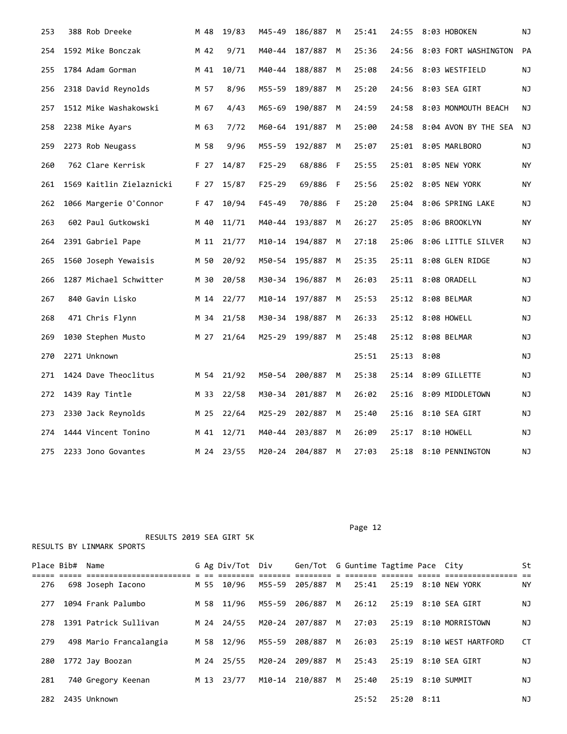| Place | Bib# | Name | G | Ag | Div/Tot | Div | Gen/Tot | G | Guntime | Tagtime | Pace | City | St |
|---|---|---|---|---|---|---|---|---|---|---|---|---|---|
| 253 | 388 | Rob Dreeke | M | 48 | 19/83 | M45-49 | 186/887 | M | 25:41 | 24:55 | 8:03 | HOBOKEN | NJ |
| 254 | 1592 | Mike Bonczak | M | 42 | 9/71 | M40-44 | 187/887 | M | 25:36 | 24:56 | 8:03 | FORT WASHINGTON | PA |
| 255 | 1784 | Adam Gorman | M | 41 | 10/71 | M40-44 | 188/887 | M | 25:08 | 24:56 | 8:03 | WESTFIELD | NJ |
| 256 | 2318 | David Reynolds | M | 57 | 8/96 | M55-59 | 189/887 | M | 25:20 | 24:56 | 8:03 | SEA GIRT | NJ |
| 257 | 1512 | Mike Washakowski | M | 67 | 4/43 | M65-69 | 190/887 | M | 24:59 | 24:58 | 8:03 | MONMOUTH BEACH | NJ |
| 258 | 2238 | Mike Ayars | M | 63 | 7/72 | M60-64 | 191/887 | M | 25:00 | 24:58 | 8:04 | AVON BY THE SEA | NJ |
| 259 | 2273 | Rob Neugass | M | 58 | 9/96 | M55-59 | 192/887 | M | 25:07 | 25:01 | 8:05 | MARLBORO | NJ |
| 260 | 762 | Clare Kerrisk | F | 27 | 14/87 | F25-29 | 68/886 | F | 25:55 | 25:01 | 8:05 | NEW YORK | NY |
| 261 | 1569 | Kaitlin Zielaznicki | F | 27 | 15/87 | F25-29 | 69/886 | F | 25:56 | 25:02 | 8:05 | NEW YORK | NY |
| 262 | 1066 | Margerie O'Connor | F | 47 | 10/94 | F45-49 | 70/886 | F | 25:20 | 25:04 | 8:06 | SPRING LAKE | NJ |
| 263 | 602 | Paul Gutkowski | M | 40 | 11/71 | M40-44 | 193/887 | M | 26:27 | 25:05 | 8:06 | BROOKLYN | NY |
| 264 | 2391 | Gabriel Pape | M | 11 | 21/77 | M10-14 | 194/887 | M | 27:18 | 25:06 | 8:06 | LITTLE SILVER | NJ |
| 265 | 1560 | Joseph Yewaisis | M | 50 | 20/92 | M50-54 | 195/887 | M | 25:35 | 25:11 | 8:08 | GLEN RIDGE | NJ |
| 266 | 1287 | Michael Schwitter | M | 30 | 20/58 | M30-34 | 196/887 | M | 26:03 | 25:11 | 8:08 | ORADELL | NJ |
| 267 | 840 | Gavin Lisko | M | 14 | 22/77 | M10-14 | 197/887 | M | 25:53 | 25:12 | 8:08 | BELMAR | NJ |
| 268 | 471 | Chris Flynn | M | 34 | 21/58 | M30-34 | 198/887 | M | 26:33 | 25:12 | 8:08 | HOWELL | NJ |
| 269 | 1030 | Stephen Musto | M | 27 | 21/64 | M25-29 | 199/887 | M | 25:48 | 25:12 | 8:08 | BELMAR | NJ |
| 270 | 2271 | Unknown | | | | | | | 25:51 | 25:13 | 8:08 | | NJ |
| 271 | 1424 | Dave Theoclitus | M | 54 | 21/92 | M50-54 | 200/887 | M | 25:38 | 25:14 | 8:09 | GILLETTE | NJ |
| 272 | 1439 | Ray Tintle | M | 33 | 22/58 | M30-34 | 201/887 | M | 26:02 | 25:16 | 8:09 | MIDDLETOWN | NJ |
| 273 | 2330 | Jack Reynolds | M | 25 | 22/64 | M25-29 | 202/887 | M | 25:40 | 25:16 | 8:10 | SEA GIRT | NJ |
| 274 | 1444 | Vincent Tonino | M | 41 | 12/71 | M40-44 | 203/887 | M | 26:09 | 25:17 | 8:10 | HOWELL | NJ |
| 275 | 2233 | Jono Govantes | M | 24 | 23/55 | M20-24 | 204/887 | M | 27:03 | 25:18 | 8:10 | PENNINGTON | NJ |

RESULTS 2019 SEA GIRT 5K

RESULTS BY LINMARK SPORTS

| Place | Bib# | Name | G | Ag | Div/Tot | Div | Gen/Tot | G | Guntime | Tagtime | Pace | City | St |
|---|---|---|---|---|---|---|---|---|---|---|---|---|---|
| 276 | 698 | Joseph Iacono | M | 55 | 10/96 | M55-59 | 205/887 | M | 25:41 | 25:19 | 8:10 | NEW YORK | NY |
| 277 | 1094 | Frank Palumbo | M | 58 | 11/96 | M55-59 | 206/887 | M | 26:12 | 25:19 | 8:10 | SEA GIRT | NJ |
| 278 | 1391 | Patrick Sullivan | M | 24 | 24/55 | M20-24 | 207/887 | M | 27:03 | 25:19 | 8:10 | MORRISTOWN | NJ |
| 279 | 498 | Mario Francalangia | M | 58 | 12/96 | M55-59 | 208/887 | M | 26:03 | 25:19 | 8:10 | WEST HARTFORD | CT |
| 280 | 1772 | Jay Boozan | M | 24 | 25/55 | M20-24 | 209/887 | M | 25:43 | 25:19 | 8:10 | SEA GIRT | NJ |
| 281 | 740 | Gregory Keenan | M | 13 | 23/77 | M10-14 | 210/887 | M | 25:40 | 25:19 | 8:10 | SUMMIT | NJ |
| 282 | 2435 | Unknown | | | | | | | 25:52 | 25:20 | 8:11 | | NJ |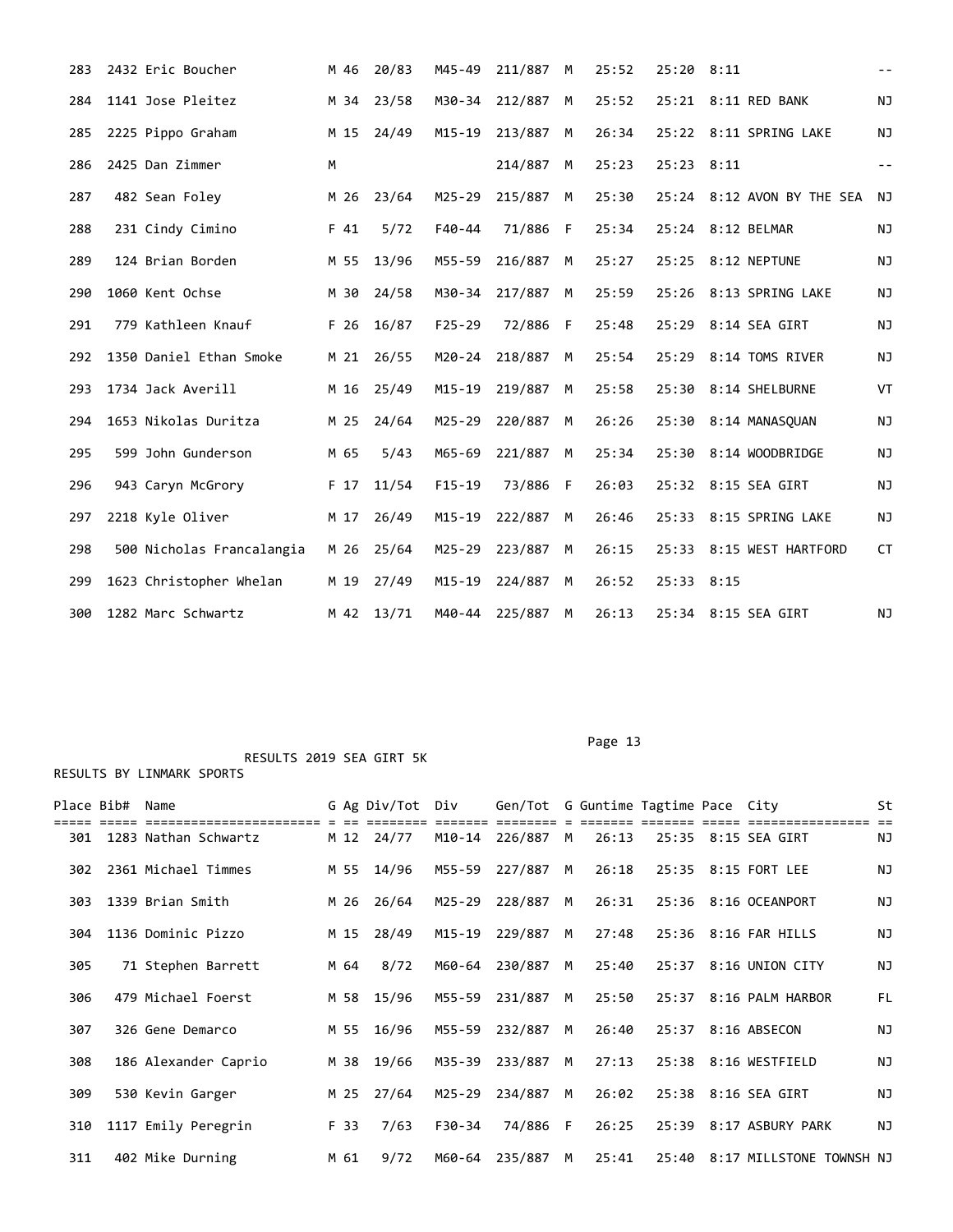| Place | Bib# | Name | G | Ag | Div/Tot | Div | Gen/Tot | G | Guntime | Tagtime | Pace | City | St |
|---|---|---|---|---|---|---|---|---|---|---|---|---|---|
| 283 | 2432 | Eric Boucher | M | 46 | 20/83 | M45-49 | 211/887 | M | 25:52 | 25:20 | 8:11 | | -- |
| 284 | 1141 | Jose Pleitez | M | 34 | 23/58 | M30-34 | 212/887 | M | 25:52 | 25:21 | 8:11 | RED BANK | NJ |
| 285 | 2225 | Pippo Graham | M | 15 | 24/49 | M15-19 | 213/887 | M | 26:34 | 25:22 | 8:11 | SPRING LAKE | NJ |
| 286 | 2425 | Dan Zimmer | M | | | | 214/887 | M | 25:23 | 25:23 | 8:11 | | -- |
| 287 | 482 | Sean Foley | M | 26 | 23/64 | M25-29 | 215/887 | M | 25:30 | 25:24 | 8:12 | AVON BY THE SEA | NJ |
| 288 | 231 | Cindy Cimino | F | 41 | 5/72 | F40-44 | 71/886 | F | 25:34 | 25:24 | 8:12 | BELMAR | NJ |
| 289 | 124 | Brian Borden | M | 55 | 13/96 | M55-59 | 216/887 | M | 25:27 | 25:25 | 8:12 | NEPTUNE | NJ |
| 290 | 1060 | Kent Ochse | M | 30 | 24/58 | M30-34 | 217/887 | M | 25:59 | 25:26 | 8:13 | SPRING LAKE | NJ |
| 291 | 779 | Kathleen Knauf | F | 26 | 16/87 | F25-29 | 72/886 | F | 25:48 | 25:29 | 8:14 | SEA GIRT | NJ |
| 292 | 1350 | Daniel Ethan Smoke | M | 21 | 26/55 | M20-24 | 218/887 | M | 25:54 | 25:29 | 8:14 | TOMS RIVER | NJ |
| 293 | 1734 | Jack Averill | M | 16 | 25/49 | M15-19 | 219/887 | M | 25:58 | 25:30 | 8:14 | SHELBURNE | VT |
| 294 | 1653 | Nikolas Duritza | M | 25 | 24/64 | M25-29 | 220/887 | M | 26:26 | 25:30 | 8:14 | MANASQUAN | NJ |
| 295 | 599 | John Gunderson | M | 65 | 5/43 | M65-69 | 221/887 | M | 25:34 | 25:30 | 8:14 | WOODBRIDGE | NJ |
| 296 | 943 | Caryn McGrory | F | 17 | 11/54 | F15-19 | 73/886 | F | 26:03 | 25:32 | 8:15 | SEA GIRT | NJ |
| 297 | 2218 | Kyle Oliver | M | 17 | 26/49 | M15-19 | 222/887 | M | 26:46 | 25:33 | 8:15 | SPRING LAKE | NJ |
| 298 | 500 | Nicholas Francalangia | M | 26 | 25/64 | M25-29 | 223/887 | M | 26:15 | 25:33 | 8:15 | WEST HARTFORD | CT |
| 299 | 1623 | Christopher Whelan | M | 19 | 27/49 | M15-19 | 224/887 | M | 26:52 | 25:33 | 8:15 | | |
| 300 | 1282 | Marc Schwartz | M | 42 | 13/71 | M40-44 | 225/887 | M | 26:13 | 25:34 | 8:15 | SEA GIRT | NJ |

RESULTS 2019 SEA GIRT 5K

RESULTS BY LINMARK SPORTS

| Place | Bib# | Name | G | Ag | Div/Tot | Div | Gen/Tot | G | Guntime | Tagtime | Pace | City | St |
|---|---|---|---|---|---|---|---|---|---|---|---|---|---|
| 301 | 1283 | Nathan Schwartz | M | 12 | 24/77 | M10-14 | 226/887 | M | 26:13 | 25:35 | 8:15 | SEA GIRT | NJ |
| 302 | 2361 | Michael Timmes | M | 55 | 14/96 | M55-59 | 227/887 | M | 26:18 | 25:35 | 8:15 | FORT LEE | NJ |
| 303 | 1339 | Brian Smith | M | 26 | 26/64 | M25-29 | 228/887 | M | 26:31 | 25:36 | 8:16 | OCEANPORT | NJ |
| 304 | 1136 | Dominic Pizzo | M | 15 | 28/49 | M15-19 | 229/887 | M | 27:48 | 25:36 | 8:16 | FAR HILLS | NJ |
| 305 | 71 | Stephen Barrett | M | 64 | 8/72 | M60-64 | 230/887 | M | 25:40 | 25:37 | 8:16 | UNION CITY | NJ |
| 306 | 479 | Michael Foerst | M | 58 | 15/96 | M55-59 | 231/887 | M | 25:50 | 25:37 | 8:16 | PALM HARBOR | FL |
| 307 | 326 | Gene Demarco | M | 55 | 16/96 | M55-59 | 232/887 | M | 26:40 | 25:37 | 8:16 | ABSECON | NJ |
| 308 | 186 | Alexander Caprio | M | 38 | 19/66 | M35-39 | 233/887 | M | 27:13 | 25:38 | 8:16 | WESTFIELD | NJ |
| 309 | 530 | Kevin Garger | M | 25 | 27/64 | M25-29 | 234/887 | M | 26:02 | 25:38 | 8:16 | SEA GIRT | NJ |
| 310 | 1117 | Emily Peregrin | F | 33 | 7/63 | F30-34 | 74/886 | F | 26:25 | 25:39 | 8:17 | ASBURY PARK | NJ |
| 311 | 402 | Mike Durning | M | 61 | 9/72 | M60-64 | 235/887 | M | 25:41 | 25:40 | 8:17 | MILLSTONE TOWNSH | NJ |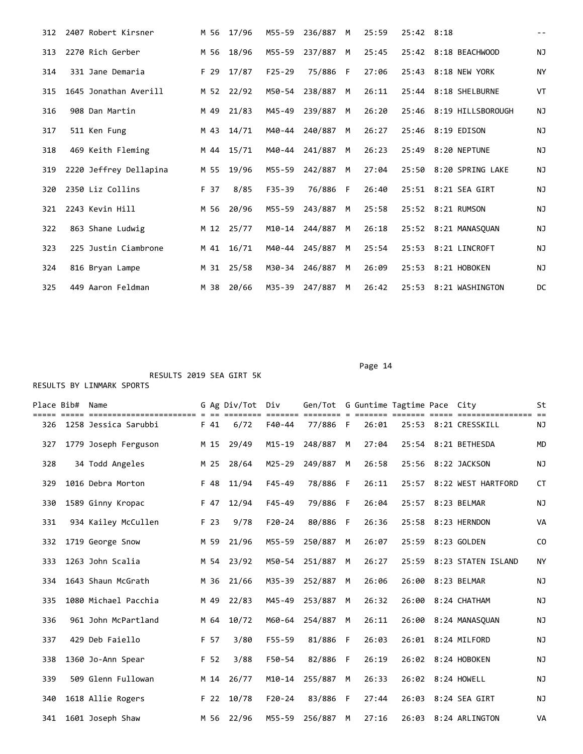| Place | Bib# | Name | G | Ag | Div/Tot | Div | Gen/Tot | G | Guntime | Tagtime | Pace | City | St |
|---|---|---|---|---|---|---|---|---|---|---|---|---|---|
| 312 | 2407 | Robert Kirsner | M | 56 | 17/96 | M55-59 | 236/887 | M | 25:59 | 25:42 | 8:18 | | -- |
| 313 | 2270 | Rich Gerber | M | 56 | 18/96 | M55-59 | 237/887 | M | 25:45 | 25:42 | 8:18 | BEACHWOOD | NJ |
| 314 | 331 | Jane Demaria | F | 29 | 17/87 | F25-29 | 75/886 | F | 27:06 | 25:43 | 8:18 | NEW YORK | NY |
| 315 | 1645 | Jonathan Averill | M | 52 | 22/92 | M50-54 | 238/887 | M | 26:11 | 25:44 | 8:18 | SHELBURNE | VT |
| 316 | 908 | Dan Martin | M | 49 | 21/83 | M45-49 | 239/887 | M | 26:20 | 25:46 | 8:19 | HILLSBOROUGH | NJ |
| 317 | 511 | Ken Fung | M | 43 | 14/71 | M40-44 | 240/887 | M | 26:27 | 25:46 | 8:19 | EDISON | NJ |
| 318 | 469 | Keith Fleming | M | 44 | 15/71 | M40-44 | 241/887 | M | 26:23 | 25:49 | 8:20 | NEPTUNE | NJ |
| 319 | 2220 | Jeffrey Dellapina | M | 55 | 19/96 | M55-59 | 242/887 | M | 27:04 | 25:50 | 8:20 | SPRING LAKE | NJ |
| 320 | 2350 | Liz Collins | F | 37 | 8/85 | F35-39 | 76/886 | F | 26:40 | 25:51 | 8:21 | SEA GIRT | NJ |
| 321 | 2243 | Kevin Hill | M | 56 | 20/96 | M55-59 | 243/887 | M | 25:58 | 25:52 | 8:21 | RUMSON | NJ |
| 322 | 863 | Shane Ludwig | M | 12 | 25/77 | M10-14 | 244/887 | M | 26:18 | 25:52 | 8:21 | MANASQUAN | NJ |
| 323 | 225 | Justin Ciambrone | M | 41 | 16/71 | M40-44 | 245/887 | M | 25:54 | 25:53 | 8:21 | LINCROFT | NJ |
| 324 | 816 | Bryan Lampe | M | 31 | 25/58 | M30-34 | 246/887 | M | 26:09 | 25:53 | 8:21 | HOBOKEN | NJ |
| 325 | 449 | Aaron Feldman | M | 38 | 20/66 | M35-39 | 247/887 | M | 26:42 | 25:53 | 8:21 | WASHINGTON | DC |

RESULTS 2019 SEA GIRT 5K

RESULTS BY LINMARK SPORTS

| Place | Bib# | Name | G | Ag | Div/Tot | Div | Gen/Tot | G | Guntime | Tagtime | Pace | City | St |
|---|---|---|---|---|---|---|---|---|---|---|---|---|---|
| 326 | 1258 | Jessica Sarubbi | F | 41 | 6/72 | F40-44 | 77/886 | F | 26:01 | 25:53 | 8:21 | CRESSKILL | NJ |
| 327 | 1779 | Joseph Ferguson | M | 15 | 29/49 | M15-19 | 248/887 | M | 27:04 | 25:54 | 8:21 | BETHESDA | MD |
| 328 | 34 | Todd Angeles | M | 25 | 28/64 | M25-29 | 249/887 | M | 26:58 | 25:56 | 8:22 | JACKSON | NJ |
| 329 | 1016 | Debra Morton | F | 48 | 11/94 | F45-49 | 78/886 | F | 26:11 | 25:57 | 8:22 | WEST HARTFORD | CT |
| 330 | 1589 | Ginny Kropac | F | 47 | 12/94 | F45-49 | 79/886 | F | 26:04 | 25:57 | 8:23 | BELMAR | NJ |
| 331 | 934 | Kailey McCullen | F | 23 | 9/78 | F20-24 | 80/886 | F | 26:36 | 25:58 | 8:23 | HERNDON | VA |
| 332 | 1719 | George Snow | M | 59 | 21/96 | M55-59 | 250/887 | M | 26:07 | 25:59 | 8:23 | GOLDEN | CO |
| 333 | 1263 | John Scalia | M | 54 | 23/92 | M50-54 | 251/887 | M | 26:27 | 25:59 | 8:23 | STATEN ISLAND | NY |
| 334 | 1643 | Shaun McGrath | M | 36 | 21/66 | M35-39 | 252/887 | M | 26:06 | 26:00 | 8:23 | BELMAR | NJ |
| 335 | 1080 | Michael Pacchia | M | 49 | 22/83 | M45-49 | 253/887 | M | 26:32 | 26:00 | 8:24 | CHATHAM | NJ |
| 336 | 961 | John McPartland | M | 64 | 10/72 | M60-64 | 254/887 | M | 26:11 | 26:00 | 8:24 | MANASQUAN | NJ |
| 337 | 429 | Deb Faiello | F | 57 | 3/80 | F55-59 | 81/886 | F | 26:03 | 26:01 | 8:24 | MILFORD | NJ |
| 338 | 1360 | Jo-Ann Spear | F | 52 | 3/88 | F50-54 | 82/886 | F | 26:19 | 26:02 | 8:24 | HOBOKEN | NJ |
| 339 | 509 | Glenn Fullowan | M | 14 | 26/77 | M10-14 | 255/887 | M | 26:33 | 26:02 | 8:24 | HOWELL | NJ |
| 340 | 1618 | Allie Rogers | F | 22 | 10/78 | F20-24 | 83/886 | F | 27:44 | 26:03 | 8:24 | SEA GIRT | NJ |
| 341 | 1601 | Joseph Shaw | M | 56 | 22/96 | M55-59 | 256/887 | M | 27:16 | 26:03 | 8:24 | ARLINGTON | VA |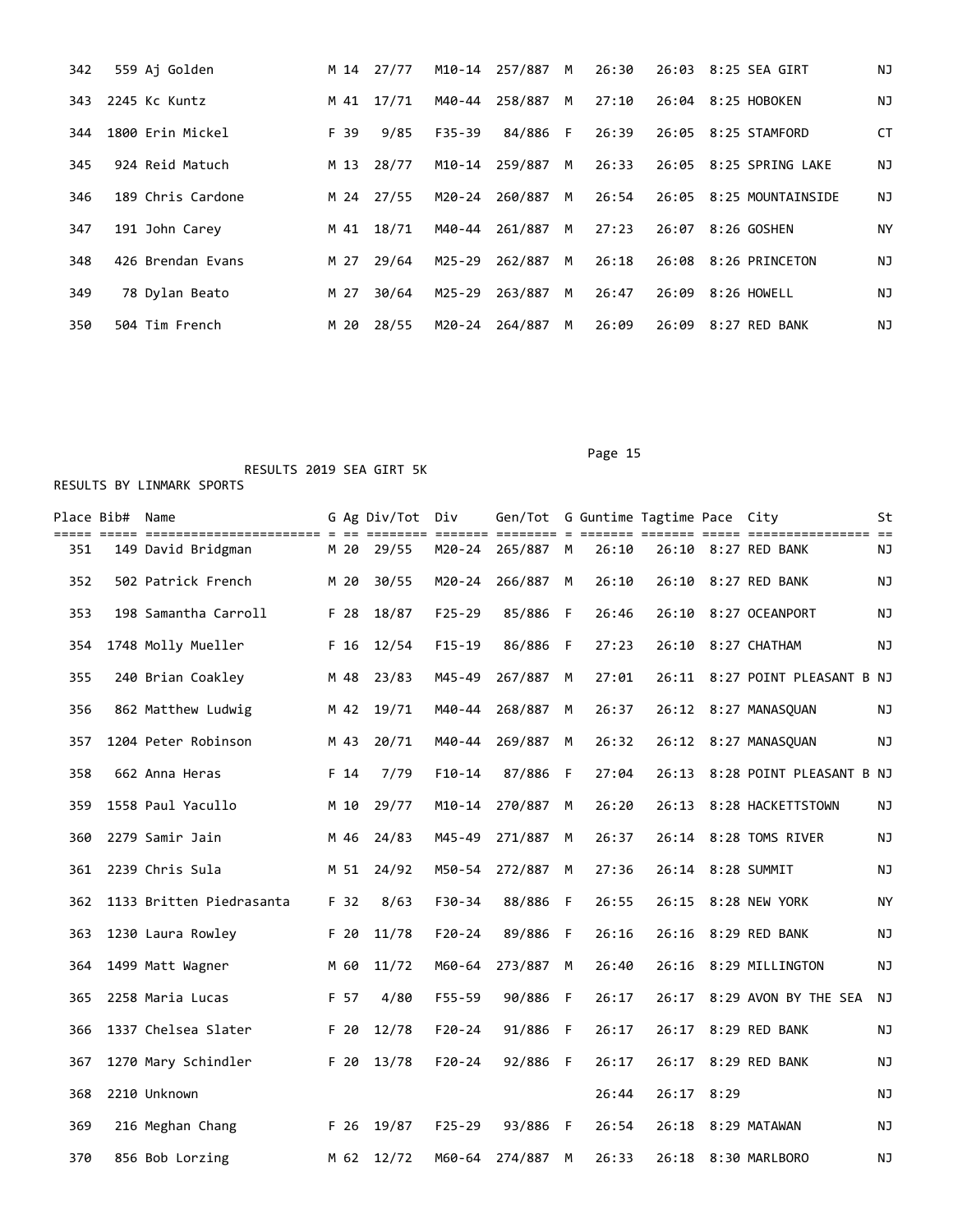| Place | Bib# | Name | G | Ag | Div/Tot | Div | Gen/Tot | G | Guntime | Tagtime | Pace | City | St |
|---|---|---|---|---|---|---|---|---|---|---|---|---|---|
| 342 | 559 | Aj Golden | M | 14 | 27/77 | M10-14 | 257/887 | M | 26:30 | 26:03 | 8:25 | SEA GIRT | NJ |
| 343 | 2245 | Kc Kuntz | M | 41 | 17/71 | M40-44 | 258/887 | M | 27:10 | 26:04 | 8:25 | HOBOKEN | NJ |
| 344 | 1800 | Erin Mickel | F | 39 | 9/85 | F35-39 | 84/886 | F | 26:39 | 26:05 | 8:25 | STAMFORD | CT |
| 345 | 924 | Reid Matuch | M | 13 | 28/77 | M10-14 | 259/887 | M | 26:33 | 26:05 | 8:25 | SPRING LAKE | NJ |
| 346 | 189 | Chris Cardone | M | 24 | 27/55 | M20-24 | 260/887 | M | 26:54 | 26:05 | 8:25 | MOUNTAINSIDE | NJ |
| 347 | 191 | John Carey | M | 41 | 18/71 | M40-44 | 261/887 | M | 27:23 | 26:07 | 8:26 | GOSHEN | NY |
| 348 | 426 | Brendan Evans | M | 27 | 29/64 | M25-29 | 262/887 | M | 26:18 | 26:08 | 8:26 | PRINCETON | NJ |
| 349 | 78 | Dylan Beato | M | 27 | 30/64 | M25-29 | 263/887 | M | 26:47 | 26:09 | 8:26 | HOWELL | NJ |
| 350 | 504 | Tim French | M | 20 | 28/55 | M20-24 | 264/887 | M | 26:09 | 26:09 | 8:27 | RED BANK | NJ |

RESULTS 2019 SEA GIRT 5K

RESULTS BY LINMARK SPORTS

| Place | Bib# | Name | G | Ag | Div/Tot | Div | Gen/Tot | G | Guntime | Tagtime | Pace | City | St |
|---|---|---|---|---|---|---|---|---|---|---|---|---|---|
| 351 | 149 | David Bridgman | M | 20 | 29/55 | M20-24 | 265/887 | M | 26:10 | 26:10 | 8:27 | RED BANK | NJ |
| 352 | 502 | Patrick French | M | 20 | 30/55 | M20-24 | 266/887 | M | 26:10 | 26:10 | 8:27 | RED BANK | NJ |
| 353 | 198 | Samantha Carroll | F | 28 | 18/87 | F25-29 | 85/886 | F | 26:46 | 26:10 | 8:27 | OCEANPORT | NJ |
| 354 | 1748 | Molly Mueller | F | 16 | 12/54 | F15-19 | 86/886 | F | 27:23 | 26:10 | 8:27 | CHATHAM | NJ |
| 355 | 240 | Brian Coakley | M | 48 | 23/83 | M45-49 | 267/887 | M | 27:01 | 26:11 | 8:27 | POINT PLEASANT B | NJ |
| 356 | 862 | Matthew Ludwig | M | 42 | 19/71 | M40-44 | 268/887 | M | 26:37 | 26:12 | 8:27 | MANASQUAN | NJ |
| 357 | 1204 | Peter Robinson | M | 43 | 20/71 | M40-44 | 269/887 | M | 26:32 | 26:12 | 8:27 | MANASQUAN | NJ |
| 358 | 662 | Anna Heras | F | 14 | 7/79 | F10-14 | 87/886 | F | 27:04 | 26:13 | 8:28 | POINT PLEASANT B | NJ |
| 359 | 1558 | Paul Yacullo | M | 10 | 29/77 | M10-14 | 270/887 | M | 26:20 | 26:13 | 8:28 | HACKETTSTOWN | NJ |
| 360 | 2279 | Samir Jain | M | 46 | 24/83 | M45-49 | 271/887 | M | 26:37 | 26:14 | 8:28 | TOMS RIVER | NJ |
| 361 | 2239 | Chris Sula | M | 51 | 24/92 | M50-54 | 272/887 | M | 27:36 | 26:14 | 8:28 | SUMMIT | NJ |
| 362 | 1133 | Britten Piedrasanta | F | 32 | 8/63 | F30-34 | 88/886 | F | 26:55 | 26:15 | 8:28 | NEW YORK | NY |
| 363 | 1230 | Laura Rowley | F | 20 | 11/78 | F20-24 | 89/886 | F | 26:16 | 26:16 | 8:29 | RED BANK | NJ |
| 364 | 1499 | Matt Wagner | M | 60 | 11/72 | M60-64 | 273/887 | M | 26:40 | 26:16 | 8:29 | MILLINGTON | NJ |
| 365 | 2258 | Maria Lucas | F | 57 | 4/80 | F55-59 | 90/886 | F | 26:17 | 26:17 | 8:29 | AVON BY THE SEA | NJ |
| 366 | 1337 | Chelsea Slater | F | 20 | 12/78 | F20-24 | 91/886 | F | 26:17 | 26:17 | 8:29 | RED BANK | NJ |
| 367 | 1270 | Mary Schindler | F | 20 | 13/78 | F20-24 | 92/886 | F | 26:17 | 26:17 | 8:29 | RED BANK | NJ |
| 368 | 2210 | Unknown | | | | | | | 26:44 | 26:17 | 8:29 | | NJ |
| 369 | 216 | Meghan Chang | F | 26 | 19/87 | F25-29 | 93/886 | F | 26:54 | 26:18 | 8:29 | MATAWAN | NJ |
| 370 | 856 | Bob Lorzing | M | 62 | 12/72 | M60-64 | 274/887 | M | 26:33 | 26:18 | 8:30 | MARLBORO | NJ |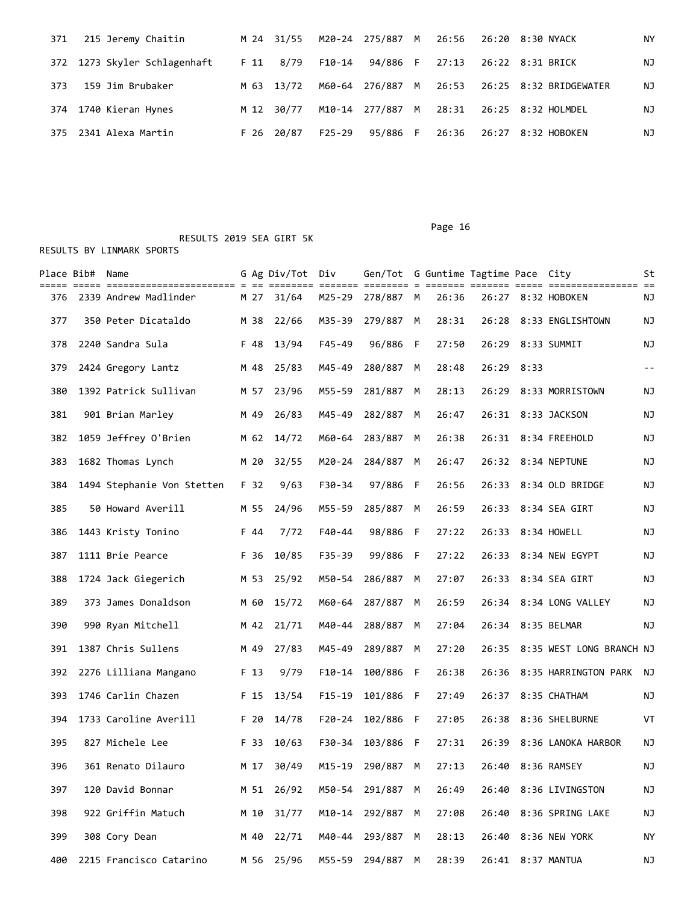| Place | Bib# | Name | G | Ag | Div/Tot | Div | Gen/Tot | G | Guntime | Tagtime | Pace | City | St |
|---|---|---|---|---|---|---|---|---|---|---|---|---|---|
| 371 | 215 | Jeremy Chaitin | M | 24 | 31/55 | M20-24 | 275/887 | M | 26:56 | 26:20 | 8:30 | NYACK | NY |
| 372 | 1273 | Skyler Schlagenhaft | F | 11 | 8/79 | F10-14 | 94/886 | F | 27:13 | 26:22 | 8:31 | BRICK | NJ |
| 373 | 159 | Jim Brubaker | M | 63 | 13/72 | M60-64 | 276/887 | M | 26:53 | 26:25 | 8:32 | BRIDGEWATER | NJ |
| 374 | 1740 | Kieran Hynes | M | 12 | 30/77 | M10-14 | 277/887 | M | 28:31 | 26:25 | 8:32 | HOLMDEL | NJ |
| 375 | 2341 | Alexa Martin | F | 26 | 20/87 | F25-29 | 95/886 | F | 26:36 | 26:27 | 8:32 | HOBOKEN | NJ |

RESULTS 2019 SEA GIRT 5K

RESULTS BY LINMARK SPORTS

| Place | Bib# | Name | G | Ag | Div/Tot | Div | Gen/Tot | G | Guntime | Tagtime | Pace | City | St |
|---|---|---|---|---|---|---|---|---|---|---|---|---|---|
| 376 | 2339 | Andrew Madlinder | M | 27 | 31/64 | M25-29 | 278/887 | M | 26:36 | 26:27 | 8:32 | HOBOKEN | NJ |
| 377 | 350 | Peter Dicataldo | M | 38 | 22/66 | M35-39 | 279/887 | M | 28:31 | 26:28 | 8:33 | ENGLISHTOWN | NJ |
| 378 | 2240 | Sandra Sula | F | 48 | 13/94 | F45-49 | 96/886 | F | 27:50 | 26:29 | 8:33 | SUMMIT | NJ |
| 379 | 2424 | Gregory Lantz | M | 48 | 25/83 | M45-49 | 280/887 | M | 28:48 | 26:29 | 8:33 | | -- |
| 380 | 1392 | Patrick Sullivan | M | 57 | 23/96 | M55-59 | 281/887 | M | 28:13 | 26:29 | 8:33 | MORRISTOWN | NJ |
| 381 | 901 | Brian Marley | M | 49 | 26/83 | M45-49 | 282/887 | M | 26:47 | 26:31 | 8:33 | JACKSON | NJ |
| 382 | 1059 | Jeffrey O'Brien | M | 62 | 14/72 | M60-64 | 283/887 | M | 26:38 | 26:31 | 8:34 | FREEHOLD | NJ |
| 383 | 1682 | Thomas Lynch | M | 20 | 32/55 | M20-24 | 284/887 | M | 26:47 | 26:32 | 8:34 | NEPTUNE | NJ |
| 384 | 1494 | Stephanie Von Stetten | F | 32 | 9/63 | F30-34 | 97/886 | F | 26:56 | 26:33 | 8:34 | OLD BRIDGE | NJ |
| 385 | 50 | Howard Averill | M | 55 | 24/96 | M55-59 | 285/887 | M | 26:59 | 26:33 | 8:34 | SEA GIRT | NJ |
| 386 | 1443 | Kristy Tonino | F | 44 | 7/72 | F40-44 | 98/886 | F | 27:22 | 26:33 | 8:34 | HOWELL | NJ |
| 387 | 1111 | Brie Pearce | F | 36 | 10/85 | F35-39 | 99/886 | F | 27:22 | 26:33 | 8:34 | NEW EGYPT | NJ |
| 388 | 1724 | Jack Giegerich | M | 53 | 25/92 | M50-54 | 286/887 | M | 27:07 | 26:33 | 8:34 | SEA GIRT | NJ |
| 389 | 373 | James Donaldson | M | 60 | 15/72 | M60-64 | 287/887 | M | 26:59 | 26:34 | 8:34 | LONG VALLEY | NJ |
| 390 | 990 | Ryan Mitchell | M | 42 | 21/71 | M40-44 | 288/887 | M | 27:04 | 26:34 | 8:35 | BELMAR | NJ |
| 391 | 1387 | Chris Sullens | M | 49 | 27/83 | M45-49 | 289/887 | M | 27:20 | 26:35 | 8:35 | WEST LONG BRANCH | NJ |
| 392 | 2276 | Lilliana Mangano | F | 13 | 9/79 | F10-14 | 100/886 | F | 26:38 | 26:36 | 8:35 | HARRINGTON PARK | NJ |
| 393 | 1746 | Carlin Chazen | F | 15 | 13/54 | F15-19 | 101/886 | F | 27:49 | 26:37 | 8:35 | CHATHAM | NJ |
| 394 | 1733 | Caroline Averill | F | 20 | 14/78 | F20-24 | 102/886 | F | 27:05 | 26:38 | 8:36 | SHELBURNE | VT |
| 395 | 827 | Michele Lee | F | 33 | 10/63 | F30-34 | 103/886 | F | 27:31 | 26:39 | 8:36 | LANOKA HARBOR | NJ |
| 396 | 361 | Renato Dilauro | M | 17 | 30/49 | M15-19 | 290/887 | M | 27:13 | 26:40 | 8:36 | RAMSEY | NJ |
| 397 | 120 | David Bonnar | M | 51 | 26/92 | M50-54 | 291/887 | M | 26:49 | 26:40 | 8:36 | LIVINGSTON | NJ |
| 398 | 922 | Griffin Matuch | M | 10 | 31/77 | M10-14 | 292/887 | M | 27:08 | 26:40 | 8:36 | SPRING LAKE | NJ |
| 399 | 308 | Cory Dean | M | 40 | 22/71 | M40-44 | 293/887 | M | 28:13 | 26:40 | 8:36 | NEW YORK | NY |
| 400 | 2215 | Francisco Catarino | M | 56 | 25/96 | M55-59 | 294/887 | M | 28:39 | 26:41 | 8:37 | MANTUA | NJ |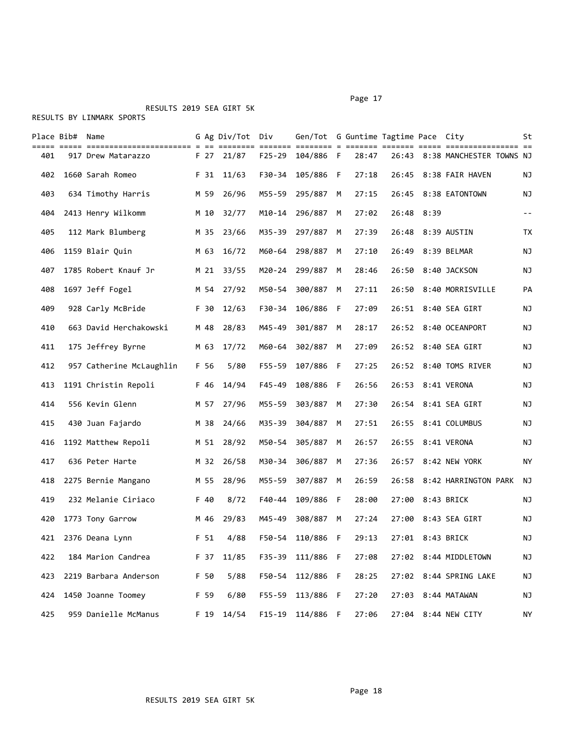RESULTS 2019 SEA GIRT 5K

RESULTS BY LINMARK SPORTS

| Place | Bib# | Name | G | Ag | Div/Tot | Div | Gen/Tot | G | Guntime | Tagtime | Pace | City | St |
|---|---|---|---|---|---|---|---|---|---|---|---|---|---|
| 401 | 917 | Drew Matarazzo | F | 27 | 21/87 | F25-29 | 104/886 | F | 28:47 | 26:43 | 8:38 | MANCHESTER TOWNS | NJ |
| 402 | 1660 | Sarah Romeo | F | 31 | 11/63 | F30-34 | 105/886 | F | 27:18 | 26:45 | 8:38 | FAIR HAVEN | NJ |
| 403 | 634 | Timothy Harris | M | 59 | 26/96 | M55-59 | 295/887 | M | 27:15 | 26:45 | 8:38 | EATONTOWN | NJ |
| 404 | 2413 | Henry Wilkomm | M | 10 | 32/77 | M10-14 | 296/887 | M | 27:02 | 26:48 | 8:39 | | -- |
| 405 | 112 | Mark Blumberg | M | 35 | 23/66 | M35-39 | 297/887 | M | 27:39 | 26:48 | 8:39 | AUSTIN | TX |
| 406 | 1159 | Blair Quin | M | 63 | 16/72 | M60-64 | 298/887 | M | 27:10 | 26:49 | 8:39 | BELMAR | NJ |
| 407 | 1785 | Robert Knauf Jr | M | 21 | 33/55 | M20-24 | 299/887 | M | 28:46 | 26:50 | 8:40 | JACKSON | NJ |
| 408 | 1697 | Jeff Fogel | M | 54 | 27/92 | M50-54 | 300/887 | M | 27:11 | 26:50 | 8:40 | MORRISVILLE | PA |
| 409 | 928 | Carly McBride | F | 30 | 12/63 | F30-34 | 106/886 | F | 27:09 | 26:51 | 8:40 | SEA GIRT | NJ |
| 410 | 663 | David Herchakowski | M | 48 | 28/83 | M45-49 | 301/887 | M | 28:17 | 26:52 | 8:40 | OCEANPORT | NJ |
| 411 | 175 | Jeffrey Byrne | M | 63 | 17/72 | M60-64 | 302/887 | M | 27:09 | 26:52 | 8:40 | SEA GIRT | NJ |
| 412 | 957 | Catherine McLaughlin | F | 56 | 5/80 | F55-59 | 107/886 | F | 27:25 | 26:52 | 8:40 | TOMS RIVER | NJ |
| 413 | 1191 | Christin Repoli | F | 46 | 14/94 | F45-49 | 108/886 | F | 26:56 | 26:53 | 8:41 | VERONA | NJ |
| 414 | 556 | Kevin Glenn | M | 57 | 27/96 | M55-59 | 303/887 | M | 27:30 | 26:54 | 8:41 | SEA GIRT | NJ |
| 415 | 430 | Juan Fajardo | M | 38 | 24/66 | M35-39 | 304/887 | M | 27:51 | 26:55 | 8:41 | COLUMBUS | NJ |
| 416 | 1192 | Matthew Repoli | M | 51 | 28/92 | M50-54 | 305/887 | M | 26:57 | 26:55 | 8:41 | VERONA | NJ |
| 417 | 636 | Peter Harte | M | 32 | 26/58 | M30-34 | 306/887 | M | 27:36 | 26:57 | 8:42 | NEW YORK | NY |
| 418 | 2275 | Bernie Mangano | M | 55 | 28/96 | M55-59 | 307/887 | M | 26:59 | 26:58 | 8:42 | HARRINGTON PARK | NJ |
| 419 | 232 | Melanie Ciriaco | F | 40 | 8/72 | F40-44 | 109/886 | F | 28:00 | 27:00 | 8:43 | BRICK | NJ |
| 420 | 1773 | Tony Garrow | M | 46 | 29/83 | M45-49 | 308/887 | M | 27:24 | 27:00 | 8:43 | SEA GIRT | NJ |
| 421 | 2376 | Deana Lynn | F | 51 | 4/88 | F50-54 | 110/886 | F | 29:13 | 27:01 | 8:43 | BRICK | NJ |
| 422 | 184 | Marion Candrea | F | 37 | 11/85 | F35-39 | 111/886 | F | 27:08 | 27:02 | 8:44 | MIDDLETOWN | NJ |
| 423 | 2219 | Barbara Anderson | F | 50 | 5/88 | F50-54 | 112/886 | F | 28:25 | 27:02 | 8:44 | SPRING LAKE | NJ |
| 424 | 1450 | Joanne Toomey | F | 59 | 6/80 | F55-59 | 113/886 | F | 27:20 | 27:03 | 8:44 | MATAWAN | NJ |
| 425 | 959 | Danielle McManus | F | 19 | 14/54 | F15-19 | 114/886 | F | 27:06 | 27:04 | 8:44 | NEW CITY | NY |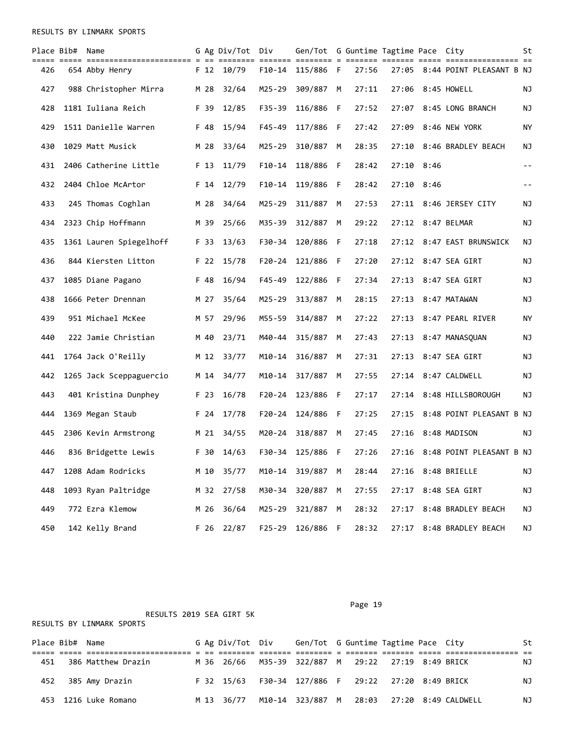RESULTS BY LINMARK SPORTS

| Place | Bib# | Name | G | Ag | Div/Tot | Div | Gen/Tot | G | Guntime | Tagtime | Pace | City | St |
|---|---|---|---|---|---|---|---|---|---|---|---|---|---|
| 426 | 654 | Abby Henry | F | 12 | 10/79 | F10-14 | 115/886 | F | 27:56 | 27:05 | 8:44 | POINT PLEASANT B | NJ |
| 427 | 988 | Christopher Mirra | M | 28 | 32/64 | M25-29 | 309/887 | M | 27:11 | 27:06 | 8:45 | HOWELL | NJ |
| 428 | 1181 | Iuliana Reich | F | 39 | 12/85 | F35-39 | 116/886 | F | 27:52 | 27:07 | 8:45 | LONG BRANCH | NJ |
| 429 | 1511 | Danielle Warren | F | 48 | 15/94 | F45-49 | 117/886 | F | 27:42 | 27:09 | 8:46 | NEW YORK | NY |
| 430 | 1029 | Matt Musick | M | 28 | 33/64 | M25-29 | 310/887 | M | 28:35 | 27:10 | 8:46 | BRADLEY BEACH | NJ |
| 431 | 2406 | Catherine Little | F | 13 | 11/79 | F10-14 | 118/886 | F | 28:42 | 27:10 | 8:46 | | -- |
| 432 | 2404 | Chloe McArtor | F | 14 | 12/79 | F10-14 | 119/886 | F | 28:42 | 27:10 | 8:46 | | -- |
| 433 | 245 | Thomas Coghlan | M | 28 | 34/64 | M25-29 | 311/887 | M | 27:53 | 27:11 | 8:46 | JERSEY CITY | NJ |
| 434 | 2323 | Chip Hoffmann | M | 39 | 25/66 | M35-39 | 312/887 | M | 29:22 | 27:12 | 8:47 | BELMAR | NJ |
| 435 | 1361 | Lauren Spiegelhoff | F | 33 | 13/63 | F30-34 | 120/886 | F | 27:18 | 27:12 | 8:47 | EAST BRUNSWICK | NJ |
| 436 | 844 | Kiersten Litton | F | 22 | 15/78 | F20-24 | 121/886 | F | 27:20 | 27:12 | 8:47 | SEA GIRT | NJ |
| 437 | 1085 | Diane Pagano | F | 48 | 16/94 | F45-49 | 122/886 | F | 27:34 | 27:13 | 8:47 | SEA GIRT | NJ |
| 438 | 1666 | Peter Drennan | M | 27 | 35/64 | M25-29 | 313/887 | M | 28:15 | 27:13 | 8:47 | MATAWAN | NJ |
| 439 | 951 | Michael McKee | M | 57 | 29/96 | M55-59 | 314/887 | M | 27:22 | 27:13 | 8:47 | PEARL RIVER | NY |
| 440 | 222 | Jamie Christian | M | 40 | 23/71 | M40-44 | 315/887 | M | 27:43 | 27:13 | 8:47 | MANASQUAN | NJ |
| 441 | 1764 | Jack O'Reilly | M | 12 | 33/77 | M10-14 | 316/887 | M | 27:31 | 27:13 | 8:47 | SEA GIRT | NJ |
| 442 | 1265 | Jack Sceppaguercio | M | 14 | 34/77 | M10-14 | 317/887 | M | 27:55 | 27:14 | 8:47 | CALDWELL | NJ |
| 443 | 401 | Kristina Dunphey | F | 23 | 16/78 | F20-24 | 123/886 | F | 27:17 | 27:14 | 8:48 | HILLSBOROUGH | NJ |
| 444 | 1369 | Megan Staub | F | 24 | 17/78 | F20-24 | 124/886 | F | 27:25 | 27:15 | 8:48 | POINT PLEASANT B | NJ |
| 445 | 2306 | Kevin Armstrong | M | 21 | 34/55 | M20-24 | 318/887 | M | 27:45 | 27:16 | 8:48 | MADISON | NJ |
| 446 | 836 | Bridgette Lewis | F | 30 | 14/63 | F30-34 | 125/886 | F | 27:26 | 27:16 | 8:48 | POINT PLEASANT B | NJ |
| 447 | 1208 | Adam Rodricks | M | 10 | 35/77 | M10-14 | 319/887 | M | 28:44 | 27:16 | 8:48 | BRIELLE | NJ |
| 448 | 1093 | Ryan Paltridge | M | 32 | 27/58 | M30-34 | 320/887 | M | 27:55 | 27:17 | 8:48 | SEA GIRT | NJ |
| 449 | 772 | Ezra Klemow | M | 26 | 36/64 | M25-29 | 321/887 | M | 28:32 | 27:17 | 8:48 | BRADLEY BEACH | NJ |
| 450 | 142 | Kelly Brand | F | 26 | 22/87 | F25-29 | 126/886 | F | 28:32 | 27:17 | 8:48 | BRADLEY BEACH | NJ |

RESULTS 2019 SEA GIRT 5K

RESULTS BY LINMARK SPORTS

| Place | Bib# | Name | G | Ag | Div/Tot | Div | Gen/Tot | G | Guntime | Tagtime | Pace | City | St |
|---|---|---|---|---|---|---|---|---|---|---|---|---|---|
| 451 | 386 | Matthew Drazin | M | 36 | 26/66 | M35-39 | 322/887 | M | 29:22 | 27:19 | 8:49 | BRICK | NJ |
| 452 | 385 | Amy Drazin | F | 32 | 15/63 | F30-34 | 127/886 | F | 29:22 | 27:20 | 8:49 | BRICK | NJ |
| 453 | 1216 | Luke Romano | M | 13 | 36/77 | M10-14 | 323/887 | M | 28:03 | 27:20 | 8:49 | CALDWELL | NJ |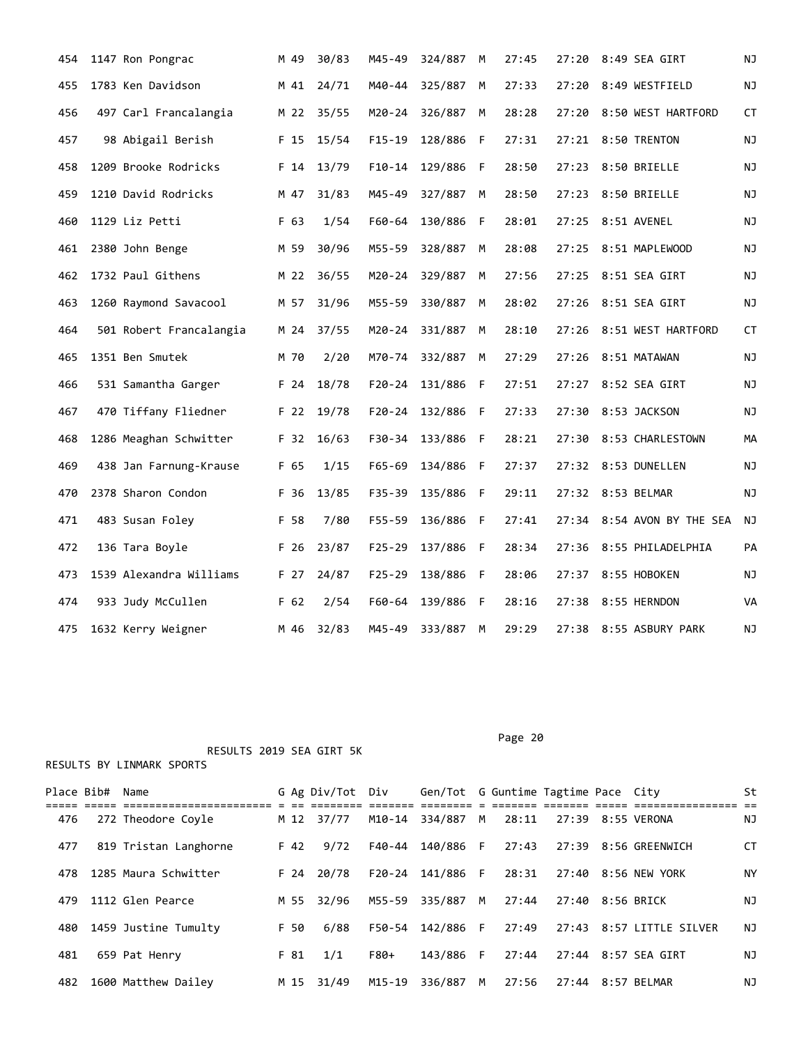| Place | Bib# | Name | G | Ag | Div/Tot | Div | Gen/Tot | G | Guntime | Tagtime | Pace | City | St |
|---|---|---|---|---|---|---|---|---|---|---|---|---|---|
| 454 | 1147 | Ron Pongrac | M | 49 | 30/83 | M45-49 | 324/887 | M | 27:45 | 27:20 | 8:49 | SEA GIRT | NJ |
| 455 | 1783 | Ken Davidson | M | 41 | 24/71 | M40-44 | 325/887 | M | 27:33 | 27:20 | 8:49 | WESTFIELD | NJ |
| 456 | 497 | Carl Francalangia | M | 22 | 35/55 | M20-24 | 326/887 | M | 28:28 | 27:20 | 8:50 | WEST HARTFORD | CT |
| 457 | 98 | Abigail Berish | F | 15 | 15/54 | F15-19 | 128/886 | F | 27:31 | 27:21 | 8:50 | TRENTON | NJ |
| 458 | 1209 | Brooke Rodricks | F | 14 | 13/79 | F10-14 | 129/886 | F | 28:50 | 27:23 | 8:50 | BRIELLE | NJ |
| 459 | 1210 | David Rodricks | M | 47 | 31/83 | M45-49 | 327/887 | M | 28:50 | 27:23 | 8:50 | BRIELLE | NJ |
| 460 | 1129 | Liz Petti | F | 63 | 1/54 | F60-64 | 130/886 | F | 28:01 | 27:25 | 8:51 | AVENEL | NJ |
| 461 | 2380 | John Benge | M | 59 | 30/96 | M55-59 | 328/887 | M | 28:08 | 27:25 | 8:51 | MAPLEWOOD | NJ |
| 462 | 1732 | Paul Githens | M | 22 | 36/55 | M20-24 | 329/887 | M | 27:56 | 27:25 | 8:51 | SEA GIRT | NJ |
| 463 | 1260 | Raymond Savacool | M | 57 | 31/96 | M55-59 | 330/887 | M | 28:02 | 27:26 | 8:51 | SEA GIRT | NJ |
| 464 | 501 | Robert Francalangia | M | 24 | 37/55 | M20-24 | 331/887 | M | 28:10 | 27:26 | 8:51 | WEST HARTFORD | CT |
| 465 | 1351 | Ben Smutek | M | 70 | 2/20 | M70-74 | 332/887 | M | 27:29 | 27:26 | 8:51 | MATAWAN | NJ |
| 466 | 531 | Samantha Garger | F | 24 | 18/78 | F20-24 | 131/886 | F | 27:51 | 27:27 | 8:52 | SEA GIRT | NJ |
| 467 | 470 | Tiffany Fliedner | F | 22 | 19/78 | F20-24 | 132/886 | F | 27:33 | 27:30 | 8:53 | JACKSON | NJ |
| 468 | 1286 | Meaghan Schwitter | F | 32 | 16/63 | F30-34 | 133/886 | F | 28:21 | 27:30 | 8:53 | CHARLESTOWN | MA |
| 469 | 438 | Jan Farnung-Krause | F | 65 | 1/15 | F65-69 | 134/886 | F | 27:37 | 27:32 | 8:53 | DUNELLEN | NJ |
| 470 | 2378 | Sharon Condon | F | 36 | 13/85 | F35-39 | 135/886 | F | 29:11 | 27:32 | 8:53 | BELMAR | NJ |
| 471 | 483 | Susan Foley | F | 58 | 7/80 | F55-59 | 136/886 | F | 27:41 | 27:34 | 8:54 | AVON BY THE SEA | NJ |
| 472 | 136 | Tara Boyle | F | 26 | 23/87 | F25-29 | 137/886 | F | 28:34 | 27:36 | 8:55 | PHILADELPHIA | PA |
| 473 | 1539 | Alexandra Williams | F | 27 | 24/87 | F25-29 | 138/886 | F | 28:06 | 27:37 | 8:55 | HOBOKEN | NJ |
| 474 | 933 | Judy McCullen | F | 62 | 2/54 | F60-64 | 139/886 | F | 28:16 | 27:38 | 8:55 | HERNDON | VA |
| 475 | 1632 | Kerry Weigner | M | 46 | 32/83 | M45-49 | 333/887 | M | 29:29 | 27:38 | 8:55 | ASBURY PARK | NJ |

RESULTS 2019 SEA GIRT 5K

RESULTS BY LINMARK SPORTS

| Place | Bib# | Name | G | Ag | Div/Tot | Div | Gen/Tot | G | Guntime | Tagtime | Pace | City | St |
|---|---|---|---|---|---|---|---|---|---|---|---|---|---|
| 476 | 272 | Theodore Coyle | M | 12 | 37/77 | M10-14 | 334/887 | M | 28:11 | 27:39 | 8:55 | VERONA | NJ |
| 477 | 819 | Tristan Langhorne | F | 42 | 9/72 | F40-44 | 140/886 | F | 27:43 | 27:39 | 8:56 | GREENWICH | CT |
| 478 | 1285 | Maura Schwitter | F | 24 | 20/78 | F20-24 | 141/886 | F | 28:31 | 27:40 | 8:56 | NEW YORK | NY |
| 479 | 1112 | Glen Pearce | M | 55 | 32/96 | M55-59 | 335/887 | M | 27:44 | 27:40 | 8:56 | BRICK | NJ |
| 480 | 1459 | Justine Tumulty | F | 50 | 6/88 | F50-54 | 142/886 | F | 27:49 | 27:43 | 8:57 | LITTLE SILVER | NJ |
| 481 | 659 | Pat Henry | F | 81 | 1/1 | F80+ | 143/886 | F | 27:44 | 27:44 | 8:57 | SEA GIRT | NJ |
| 482 | 1600 | Matthew Dailey | M | 15 | 31/49 | M15-19 | 336/887 | M | 27:56 | 27:44 | 8:57 | BELMAR | NJ |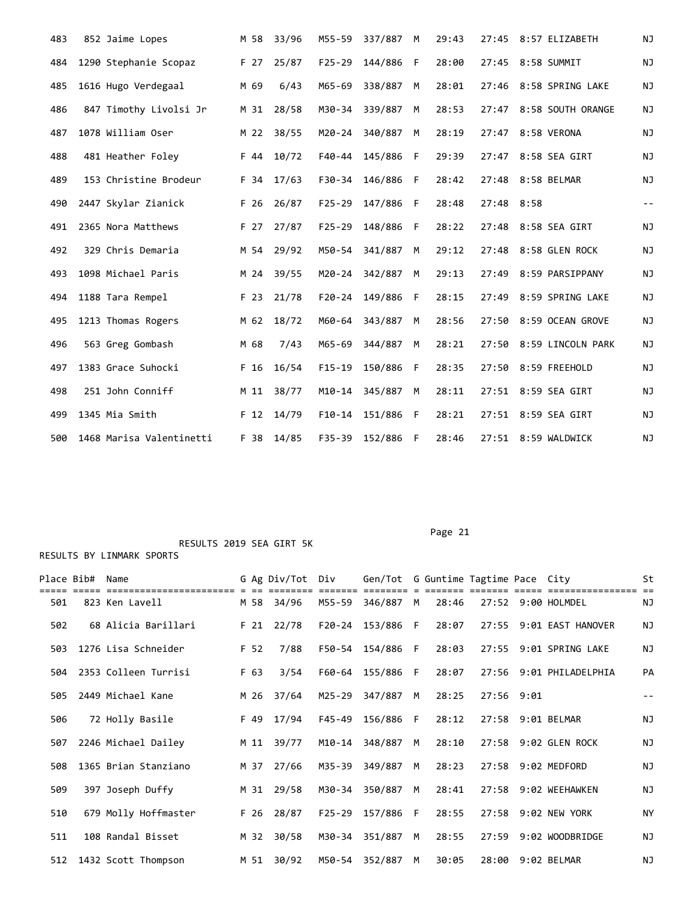| Place | Bib# | Name | G | Ag | Div/Tot | Div | Gen/Tot | G | Guntime | Tagtime | Pace | City | St |
|---|---|---|---|---|---|---|---|---|---|---|---|---|---|
| 483 | 852 | Jaime Lopes | M | 58 | 33/96 | M55-59 | 337/887 | M | 29:43 | 27:45 | 8:57 | ELIZABETH | NJ |
| 484 | 1290 | Stephanie Scopaz | F | 27 | 25/87 | F25-29 | 144/886 | F | 28:00 | 27:45 | 8:58 | SUMMIT | NJ |
| 485 | 1616 | Hugo Verdegaal | M | 69 | 6/43 | M65-69 | 338/887 | M | 28:01 | 27:46 | 8:58 | SPRING LAKE | NJ |
| 486 | 847 | Timothy Livolsi Jr | M | 31 | 28/58 | M30-34 | 339/887 | M | 28:53 | 27:47 | 8:58 | SOUTH ORANGE | NJ |
| 487 | 1078 | William Oser | M | 22 | 38/55 | M20-24 | 340/887 | M | 28:19 | 27:47 | 8:58 | VERONA | NJ |
| 488 | 481 | Heather Foley | F | 44 | 10/72 | F40-44 | 145/886 | F | 29:39 | 27:47 | 8:58 | SEA GIRT | NJ |
| 489 | 153 | Christine Brodeur | F | 34 | 17/63 | F30-34 | 146/886 | F | 28:42 | 27:48 | 8:58 | BELMAR | NJ |
| 490 | 2447 | Skylar Zianick | F | 26 | 26/87 | F25-29 | 147/886 | F | 28:48 | 27:48 | 8:58 | | -- |
| 491 | 2365 | Nora Matthews | F | 27 | 27/87 | F25-29 | 148/886 | F | 28:22 | 27:48 | 8:58 | SEA GIRT | NJ |
| 492 | 329 | Chris Demaria | M | 54 | 29/92 | M50-54 | 341/887 | M | 29:12 | 27:48 | 8:58 | GLEN ROCK | NJ |
| 493 | 1098 | Michael Paris | M | 24 | 39/55 | M20-24 | 342/887 | M | 29:13 | 27:49 | 8:59 | PARSIPPANY | NJ |
| 494 | 1188 | Tara Rempel | F | 23 | 21/78 | F20-24 | 149/886 | F | 28:15 | 27:49 | 8:59 | SPRING LAKE | NJ |
| 495 | 1213 | Thomas Rogers | M | 62 | 18/72 | M60-64 | 343/887 | M | 28:56 | 27:50 | 8:59 | OCEAN GROVE | NJ |
| 496 | 563 | Greg Gombash | M | 68 | 7/43 | M65-69 | 344/887 | M | 28:21 | 27:50 | 8:59 | LINCOLN PARK | NJ |
| 497 | 1383 | Grace Suhocki | F | 16 | 16/54 | F15-19 | 150/886 | F | 28:35 | 27:50 | 8:59 | FREEHOLD | NJ |
| 498 | 251 | John Conniff | M | 11 | 38/77 | M10-14 | 345/887 | M | 28:11 | 27:51 | 8:59 | SEA GIRT | NJ |
| 499 | 1345 | Mia Smith | F | 12 | 14/79 | F10-14 | 151/886 | F | 28:21 | 27:51 | 8:59 | SEA GIRT | NJ |
| 500 | 1468 | Marisa Valentinetti | F | 38 | 14/85 | F35-39 | 152/886 | F | 28:46 | 27:51 | 8:59 | WALDWICK | NJ |

RESULTS 2019 SEA GIRT 5K

RESULTS BY LINMARK SPORTS

| Place | Bib# | Name | G | Ag | Div/Tot | Div | Gen/Tot | G | Guntime | Tagtime | Pace | City | St |
|---|---|---|---|---|---|---|---|---|---|---|---|---|---|
| 501 | 823 | Ken Lavell | M | 58 | 34/96 | M55-59 | 346/887 | M | 28:46 | 27:52 | 9:00 | HOLMDEL | NJ |
| 502 | 68 | Alicia Barillari | F | 21 | 22/78 | F20-24 | 153/886 | F | 28:07 | 27:55 | 9:01 | EAST HANOVER | NJ |
| 503 | 1276 | Lisa Schneider | F | 52 | 7/88 | F50-54 | 154/886 | F | 28:03 | 27:55 | 9:01 | SPRING LAKE | NJ |
| 504 | 2353 | Colleen Turrisi | F | 63 | 3/54 | F60-64 | 155/886 | F | 28:07 | 27:56 | 9:01 | PHILADELPHIA | PA |
| 505 | 2449 | Michael Kane | M | 26 | 37/64 | M25-29 | 347/887 | M | 28:25 | 27:56 | 9:01 | | -- |
| 506 | 72 | Holly Basile | F | 49 | 17/94 | F45-49 | 156/886 | F | 28:12 | 27:58 | 9:01 | BELMAR | NJ |
| 507 | 2246 | Michael Dailey | M | 11 | 39/77 | M10-14 | 348/887 | M | 28:10 | 27:58 | 9:02 | GLEN ROCK | NJ |
| 508 | 1365 | Brian Stanziano | M | 37 | 27/66 | M35-39 | 349/887 | M | 28:23 | 27:58 | 9:02 | MEDFORD | NJ |
| 509 | 397 | Joseph Duffy | M | 31 | 29/58 | M30-34 | 350/887 | M | 28:41 | 27:58 | 9:02 | WEEHAWKEN | NJ |
| 510 | 679 | Molly Hoffmaster | F | 26 | 28/87 | F25-29 | 157/886 | F | 28:55 | 27:58 | 9:02 | NEW YORK | NY |
| 511 | 108 | Randal Bisset | M | 32 | 30/58 | M30-34 | 351/887 | M | 28:55 | 27:59 | 9:02 | WOODBRIDGE | NJ |
| 512 | 1432 | Scott Thompson | M | 51 | 30/92 | M50-54 | 352/887 | M | 30:05 | 28:00 | 9:02 | BELMAR | NJ |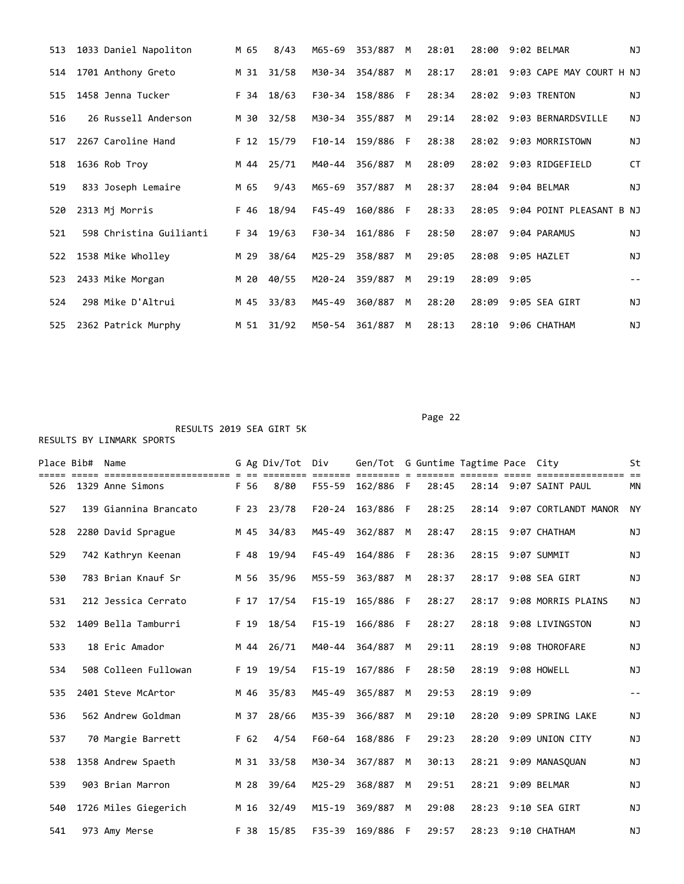| Place | Bib# | Name | G | Ag | Div/Tot | Div | Gen/Tot | G | Guntime | Tagtime | Pace | City | St |
|---|---|---|---|---|---|---|---|---|---|---|---|---|---|
| 513 | 1033 | Daniel Napoliton | M | 65 | 8/43 | M65-69 | 353/887 | M | 28:01 | 28:00 | 9:02 | BELMAR | NJ |
| 514 | 1701 | Anthony Greto | M | 31 | 31/58 | M30-34 | 354/887 | M | 28:17 | 28:01 | 9:03 | CAPE MAY COURT H | NJ |
| 515 | 1458 | Jenna Tucker | F | 34 | 18/63 | F30-34 | 158/886 | F | 28:34 | 28:02 | 9:03 | TRENTON | NJ |
| 516 | 26 | Russell Anderson | M | 30 | 32/58 | M30-34 | 355/887 | M | 29:14 | 28:02 | 9:03 | BERNARDSVILLE | NJ |
| 517 | 2267 | Caroline Hand | F | 12 | 15/79 | F10-14 | 159/886 | F | 28:38 | 28:02 | 9:03 | MORRISTOWN | NJ |
| 518 | 1636 | Rob Troy | M | 44 | 25/71 | M40-44 | 356/887 | M | 28:09 | 28:02 | 9:03 | RIDGEFIELD | CT |
| 519 | 833 | Joseph Lemaire | M | 65 | 9/43 | M65-69 | 357/887 | M | 28:37 | 28:04 | 9:04 | BELMAR | NJ |
| 520 | 2313 | Mj Morris | F | 46 | 18/94 | F45-49 | 160/886 | F | 28:33 | 28:05 | 9:04 | POINT PLEASANT B | NJ |
| 521 | 598 | Christina Guilianti | F | 34 | 19/63 | F30-34 | 161/886 | F | 28:50 | 28:07 | 9:04 | PARAMUS | NJ |
| 522 | 1538 | Mike Wholley | M | 29 | 38/64 | M25-29 | 358/887 | M | 29:05 | 28:08 | 9:05 | HAZLET | NJ |
| 523 | 2433 | Mike Morgan | M | 20 | 40/55 | M20-24 | 359/887 | M | 29:19 | 28:09 | 9:05 | | -- |
| 524 | 298 | Mike D'Altrui | M | 45 | 33/83 | M45-49 | 360/887 | M | 28:20 | 28:09 | 9:05 | SEA GIRT | NJ |
| 525 | 2362 | Patrick Murphy | M | 51 | 31/92 | M50-54 | 361/887 | M | 28:13 | 28:10 | 9:06 | CHATHAM | NJ |

RESULTS 2019 SEA GIRT 5K

RESULTS BY LINMARK SPORTS

| Place | Bib# | Name | G | Ag | Div/Tot | Div | Gen/Tot | G | Guntime | Tagtime | Pace | City | St |
|---|---|---|---|---|---|---|---|---|---|---|---|---|---|
| 526 | 1329 | Anne Simons | F | 56 | 8/80 | F55-59 | 162/886 | F | 28:45 | 28:14 | 9:07 | SAINT PAUL | MN |
| 527 | 139 | Giannina Brancato | F | 23 | 23/78 | F20-24 | 163/886 | F | 28:25 | 28:14 | 9:07 | CORTLANDT MANOR | NY |
| 528 | 2280 | David Sprague | M | 45 | 34/83 | M45-49 | 362/887 | M | 28:47 | 28:15 | 9:07 | CHATHAM | NJ |
| 529 | 742 | Kathryn Keenan | F | 48 | 19/94 | F45-49 | 164/886 | F | 28:36 | 28:15 | 9:07 | SUMMIT | NJ |
| 530 | 783 | Brian Knauf Sr | M | 56 | 35/96 | M55-59 | 363/887 | M | 28:37 | 28:17 | 9:08 | SEA GIRT | NJ |
| 531 | 212 | Jessica Cerrato | F | 17 | 17/54 | F15-19 | 165/886 | F | 28:27 | 28:17 | 9:08 | MORRIS PLAINS | NJ |
| 532 | 1409 | Bella Tamburri | F | 19 | 18/54 | F15-19 | 166/886 | F | 28:27 | 28:18 | 9:08 | LIVINGSTON | NJ |
| 533 | 18 | Eric Amador | M | 44 | 26/71 | M40-44 | 364/887 | M | 29:11 | 28:19 | 9:08 | THOROFARE | NJ |
| 534 | 508 | Colleen Fullowan | F | 19 | 19/54 | F15-19 | 167/886 | F | 28:50 | 28:19 | 9:08 | HOWELL | NJ |
| 535 | 2401 | Steve McArtor | M | 46 | 35/83 | M45-49 | 365/887 | M | 29:53 | 28:19 | 9:09 | | -- |
| 536 | 562 | Andrew Goldman | M | 37 | 28/66 | M35-39 | 366/887 | M | 29:10 | 28:20 | 9:09 | SPRING LAKE | NJ |
| 537 | 70 | Margie Barrett | F | 62 | 4/54 | F60-64 | 168/886 | F | 29:23 | 28:20 | 9:09 | UNION CITY | NJ |
| 538 | 1358 | Andrew Spaeth | M | 31 | 33/58 | M30-34 | 367/887 | M | 30:13 | 28:21 | 9:09 | MANASQUAN | NJ |
| 539 | 903 | Brian Marron | M | 28 | 39/64 | M25-29 | 368/887 | M | 29:51 | 28:21 | 9:09 | BELMAR | NJ |
| 540 | 1726 | Miles Giegerich | M | 16 | 32/49 | M15-19 | 369/887 | M | 29:08 | 28:23 | 9:10 | SEA GIRT | NJ |
| 541 | 973 | Amy Merse | F | 38 | 15/85 | F35-39 | 169/886 | F | 29:57 | 28:23 | 9:10 | CHATHAM | NJ |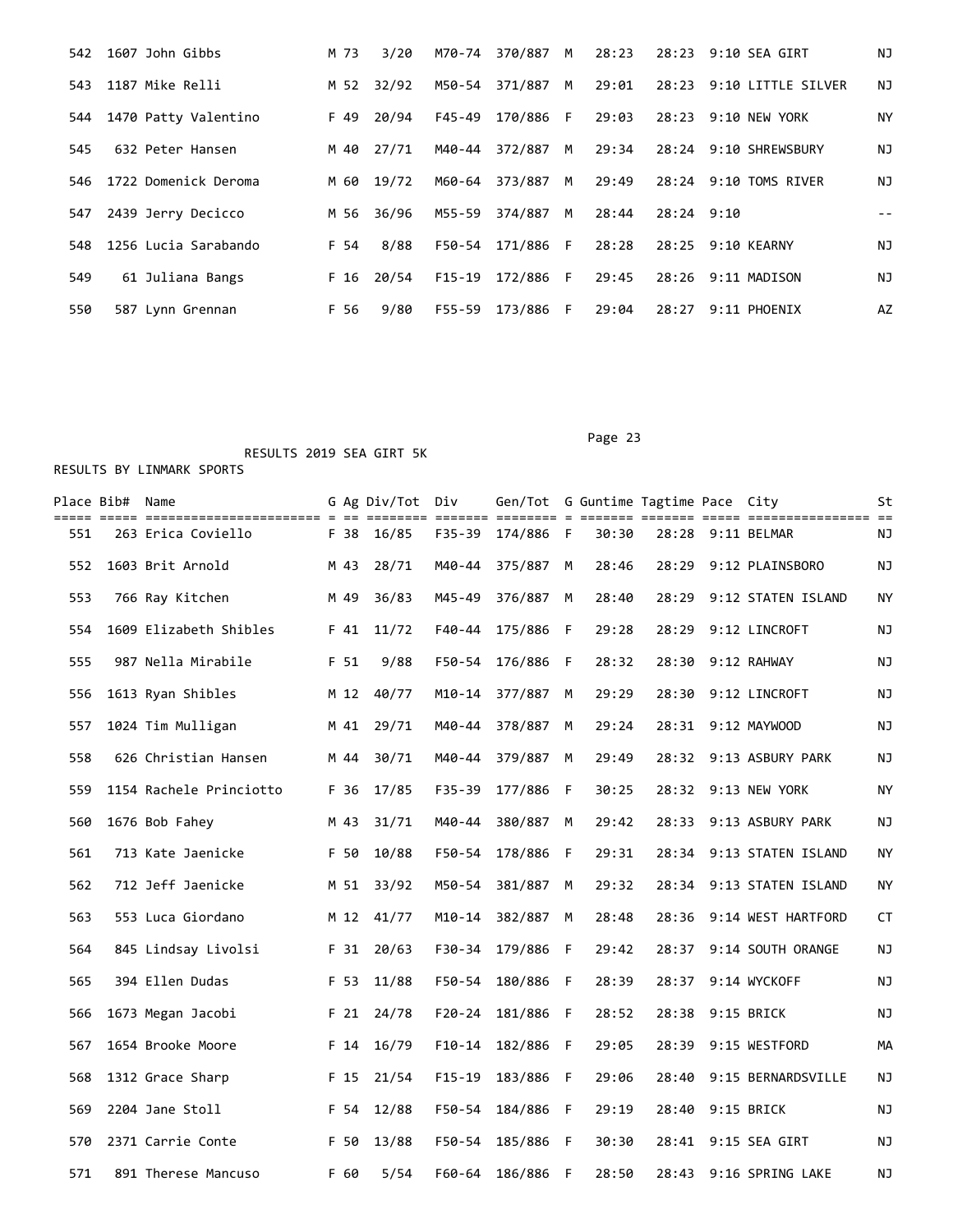| Place | Bib# | Name | G | Ag | Div/Tot | Div | Gen/Tot | G | Guntime | Tagtime | Pace | City | St |
|---|---|---|---|---|---|---|---|---|---|---|---|---|---|
| 542 | 1607 | John Gibbs | M | 73 | 3/20 | M70-74 | 370/887 | M | 28:23 | 28:23 | 9:10 | SEA GIRT | NJ |
| 543 | 1187 | Mike Relli | M | 52 | 32/92 | M50-54 | 371/887 | M | 29:01 | 28:23 | 9:10 | LITTLE SILVER | NJ |
| 544 | 1470 | Patty Valentino | F | 49 | 20/94 | F45-49 | 170/886 | F | 29:03 | 28:23 | 9:10 | NEW YORK | NY |
| 545 | 632 | Peter Hansen | M | 40 | 27/71 | M40-44 | 372/887 | M | 29:34 | 28:24 | 9:10 | SHREWSBURY | NJ |
| 546 | 1722 | Domenick Deroma | M | 60 | 19/72 | M60-64 | 373/887 | M | 29:49 | 28:24 | 9:10 | TOMS RIVER | NJ |
| 547 | 2439 | Jerry Decicco | M | 56 | 36/96 | M55-59 | 374/887 | M | 28:44 | 28:24 | 9:10 | | -- |
| 548 | 1256 | Lucia Sarabando | F | 54 | 8/88 | F50-54 | 171/886 | F | 28:28 | 28:25 | 9:10 | KEARNY | NJ |
| 549 | 61 | Juliana Bangs | F | 16 | 20/54 | F15-19 | 172/886 | F | 29:45 | 28:26 | 9:11 | MADISON | NJ |
| 550 | 587 | Lynn Grennan | F | 56 | 9/80 | F55-59 | 173/886 | F | 29:04 | 28:27 | 9:11 | PHOENIX | AZ |

RESULTS 2019 SEA GIRT 5K

RESULTS BY LINMARK SPORTS

| Place | Bib# | Name | G | Ag | Div/Tot | Div | Gen/Tot | G | Guntime | Tagtime | Pace | City | St |
|---|---|---|---|---|---|---|---|---|---|---|---|---|---|
| 551 | 263 | Erica Coviello | F | 38 | 16/85 | F35-39 | 174/886 | F | 30:30 | 28:28 | 9:11 | BELMAR | NJ |
| 552 | 1603 | Brit Arnold | M | 43 | 28/71 | M40-44 | 375/887 | M | 28:46 | 28:29 | 9:12 | PLAINSBORO | NJ |
| 553 | 766 | Ray Kitchen | M | 49 | 36/83 | M45-49 | 376/887 | M | 28:40 | 28:29 | 9:12 | STATEN ISLAND | NY |
| 554 | 1609 | Elizabeth Shibles | F | 41 | 11/72 | F40-44 | 175/886 | F | 29:28 | 28:29 | 9:12 | LINCROFT | NJ |
| 555 | 987 | Nella Mirabile | F | 51 | 9/88 | F50-54 | 176/886 | F | 28:32 | 28:30 | 9:12 | RAHWAY | NJ |
| 556 | 1613 | Ryan Shibles | M | 12 | 40/77 | M10-14 | 377/887 | M | 29:29 | 28:30 | 9:12 | LINCROFT | NJ |
| 557 | 1024 | Tim Mulligan | M | 41 | 29/71 | M40-44 | 378/887 | M | 29:24 | 28:31 | 9:12 | MAYWOOD | NJ |
| 558 | 626 | Christian Hansen | M | 44 | 30/71 | M40-44 | 379/887 | M | 29:49 | 28:32 | 9:13 | ASBURY PARK | NJ |
| 559 | 1154 | Rachele Princiotto | F | 36 | 17/85 | F35-39 | 177/886 | F | 30:25 | 28:32 | 9:13 | NEW YORK | NY |
| 560 | 1676 | Bob Fahey | M | 43 | 31/71 | M40-44 | 380/887 | M | 29:42 | 28:33 | 9:13 | ASBURY PARK | NJ |
| 561 | 713 | Kate Jaenicke | F | 50 | 10/88 | F50-54 | 178/886 | F | 29:31 | 28:34 | 9:13 | STATEN ISLAND | NY |
| 562 | 712 | Jeff Jaenicke | M | 51 | 33/92 | M50-54 | 381/887 | M | 29:32 | 28:34 | 9:13 | STATEN ISLAND | NY |
| 563 | 553 | Luca Giordano | M | 12 | 41/77 | M10-14 | 382/887 | M | 28:48 | 28:36 | 9:14 | WEST HARTFORD | CT |
| 564 | 845 | Lindsay Livolsi | F | 31 | 20/63 | F30-34 | 179/886 | F | 29:42 | 28:37 | 9:14 | SOUTH ORANGE | NJ |
| 565 | 394 | Ellen Dudas | F | 53 | 11/88 | F50-54 | 180/886 | F | 28:39 | 28:37 | 9:14 | WYCKOFF | NJ |
| 566 | 1673 | Megan Jacobi | F | 21 | 24/78 | F20-24 | 181/886 | F | 28:52 | 28:38 | 9:15 | BRICK | NJ |
| 567 | 1654 | Brooke Moore | F | 14 | 16/79 | F10-14 | 182/886 | F | 29:05 | 28:39 | 9:15 | WESTFORD | MA |
| 568 | 1312 | Grace Sharp | F | 15 | 21/54 | F15-19 | 183/886 | F | 29:06 | 28:40 | 9:15 | BERNARDSVILLE | NJ |
| 569 | 2204 | Jane Stoll | F | 54 | 12/88 | F50-54 | 184/886 | F | 29:19 | 28:40 | 9:15 | BRICK | NJ |
| 570 | 2371 | Carrie Conte | F | 50 | 13/88 | F50-54 | 185/886 | F | 30:30 | 28:41 | 9:15 | SEA GIRT | NJ |
| 571 | 891 | Therese Mancuso | F | 60 | 5/54 | F60-64 | 186/886 | F | 28:50 | 28:43 | 9:16 | SPRING LAKE | NJ |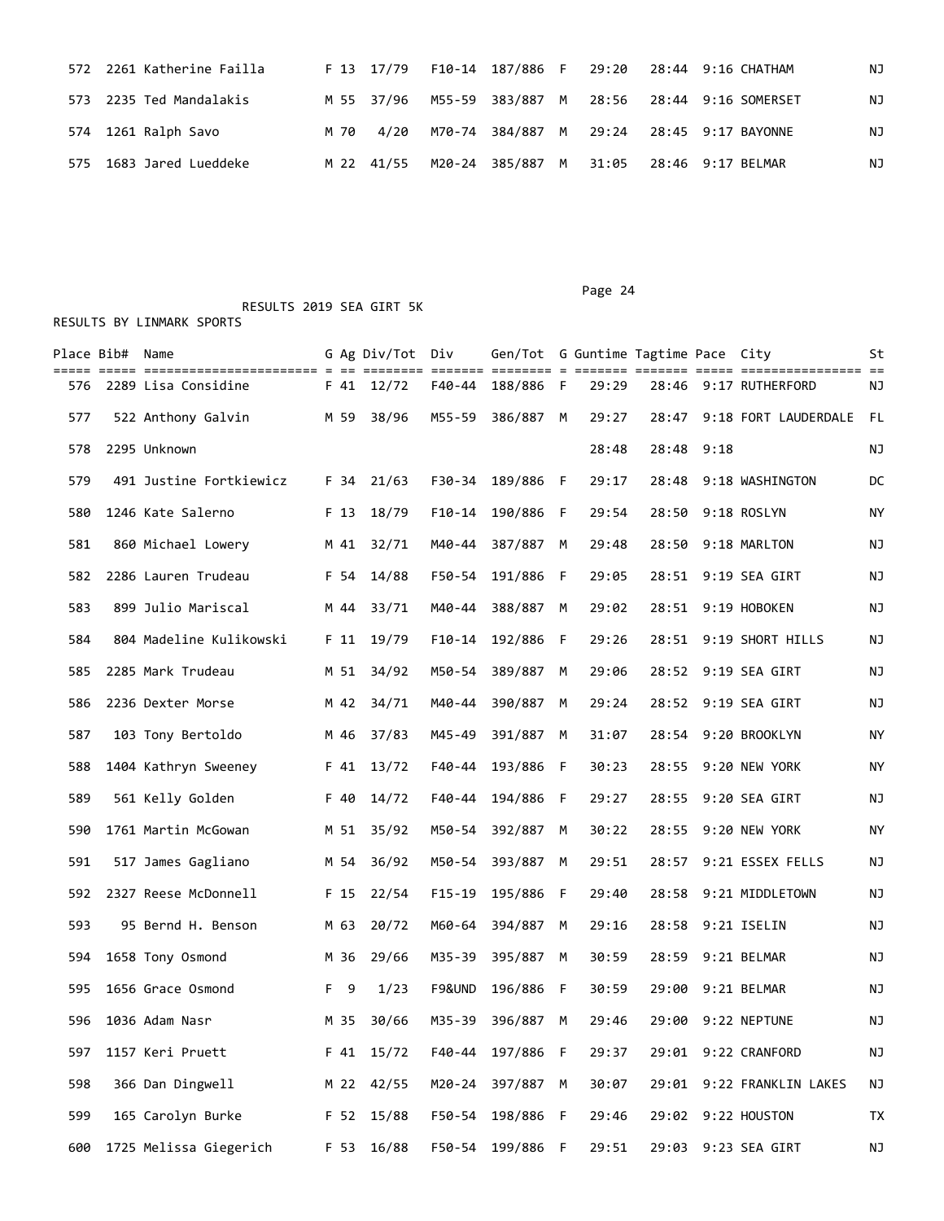| Place | Bib# | Name | G | Ag | Div/Tot | Div | Gen/Tot | G | Guntime | Tagtime | Pace | City | St |
|---|---|---|---|---|---|---|---|---|---|---|---|---|---|
| 572 | 2261 | Katherine Failla | F | 13 | 17/79 | F10-14 | 187/886 | F | 29:20 | 28:44 | 9:16 | CHATHAM | NJ |
| 573 | 2235 | Ted Mandalakis | M | 55 | 37/96 | M55-59 | 383/887 | M | 28:56 | 28:44 | 9:16 | SOMERSET | NJ |
| 574 | 1261 | Ralph Savo | M | 70 | 4/20 | M70-74 | 384/887 | M | 29:24 | 28:45 | 9:17 | BAYONNE | NJ |
| 575 | 1683 | Jared Lueddeke | M | 22 | 41/55 | M20-24 | 385/887 | M | 31:05 | 28:46 | 9:17 | BELMAR | NJ |

RESULTS 2019 SEA GIRT 5K

RESULTS BY LINMARK SPORTS

| Place | Bib# | Name | G | Ag | Div/Tot | Div | Gen/Tot | G | Guntime | Tagtime | Pace | City | St |
|---|---|---|---|---|---|---|---|---|---|---|---|---|---|
| 576 | 2289 | Lisa Considine | F | 41 | 12/72 | F40-44 | 188/886 | F | 29:29 | 28:46 | 9:17 | RUTHERFORD | NJ |
| 577 | 522 | Anthony Galvin | M | 59 | 38/96 | M55-59 | 386/887 | M | 29:27 | 28:47 | 9:18 | FORT LAUDERDALE | FL |
| 578 | 2295 | Unknown | | | | | | | 28:48 | 28:48 | 9:18 | | NJ |
| 579 | 491 | Justine Fortkiewicz | F | 34 | 21/63 | F30-34 | 189/886 | F | 29:17 | 28:48 | 9:18 | WASHINGTON | DC |
| 580 | 1246 | Kate Salerno | F | 13 | 18/79 | F10-14 | 190/886 | F | 29:54 | 28:50 | 9:18 | ROSLYN | NY |
| 581 | 860 | Michael Lowery | M | 41 | 32/71 | M40-44 | 387/887 | M | 29:48 | 28:50 | 9:18 | MARLTON | NJ |
| 582 | 2286 | Lauren Trudeau | F | 54 | 14/88 | F50-54 | 191/886 | F | 29:05 | 28:51 | 9:19 | SEA GIRT | NJ |
| 583 | 899 | Julio Mariscal | M | 44 | 33/71 | M40-44 | 388/887 | M | 29:02 | 28:51 | 9:19 | HOBOKEN | NJ |
| 584 | 804 | Madeline Kulikowski | F | 11 | 19/79 | F10-14 | 192/886 | F | 29:26 | 28:51 | 9:19 | SHORT HILLS | NJ |
| 585 | 2285 | Mark Trudeau | M | 51 | 34/92 | M50-54 | 389/887 | M | 29:06 | 28:52 | 9:19 | SEA GIRT | NJ |
| 586 | 2236 | Dexter Morse | M | 42 | 34/71 | M40-44 | 390/887 | M | 29:24 | 28:52 | 9:19 | SEA GIRT | NJ |
| 587 | 103 | Tony Bertoldo | M | 46 | 37/83 | M45-49 | 391/887 | M | 31:07 | 28:54 | 9:20 | BROOKLYN | NY |
| 588 | 1404 | Kathryn Sweeney | F | 41 | 13/72 | F40-44 | 193/886 | F | 30:23 | 28:55 | 9:20 | NEW YORK | NY |
| 589 | 561 | Kelly Golden | F | 40 | 14/72 | F40-44 | 194/886 | F | 29:27 | 28:55 | 9:20 | SEA GIRT | NJ |
| 590 | 1761 | Martin McGowan | M | 51 | 35/92 | M50-54 | 392/887 | M | 30:22 | 28:55 | 9:20 | NEW YORK | NY |
| 591 | 517 | James Gagliano | M | 54 | 36/92 | M50-54 | 393/887 | M | 29:51 | 28:57 | 9:21 | ESSEX FELLS | NJ |
| 592 | 2327 | Reese McDonnell | F | 15 | 22/54 | F15-19 | 195/886 | F | 29:40 | 28:58 | 9:21 | MIDDLETOWN | NJ |
| 593 | 95 | Bernd H. Benson | M | 63 | 20/72 | M60-64 | 394/887 | M | 29:16 | 28:58 | 9:21 | ISELIN | NJ |
| 594 | 1658 | Tony Osmond | M | 36 | 29/66 | M35-39 | 395/887 | M | 30:59 | 28:59 | 9:21 | BELMAR | NJ |
| 595 | 1656 | Grace Osmond | F | 9 | 1/23 | F9&UND | 196/886 | F | 30:59 | 29:00 | 9:21 | BELMAR | NJ |
| 596 | 1036 | Adam Nasr | M | 35 | 30/66 | M35-39 | 396/887 | M | 29:46 | 29:00 | 9:22 | NEPTUNE | NJ |
| 597 | 1157 | Keri Pruett | F | 41 | 15/72 | F40-44 | 197/886 | F | 29:37 | 29:01 | 9:22 | CRANFORD | NJ |
| 598 | 366 | Dan Dingwell | M | 22 | 42/55 | M20-24 | 397/887 | M | 30:07 | 29:01 | 9:22 | FRANKLIN LAKES | NJ |
| 599 | 165 | Carolyn Burke | F | 52 | 15/88 | F50-54 | 198/886 | F | 29:46 | 29:02 | 9:22 | HOUSTON | TX |
| 600 | 1725 | Melissa Giegerich | F | 53 | 16/88 | F50-54 | 199/886 | F | 29:51 | 29:03 | 9:23 | SEA GIRT | NJ |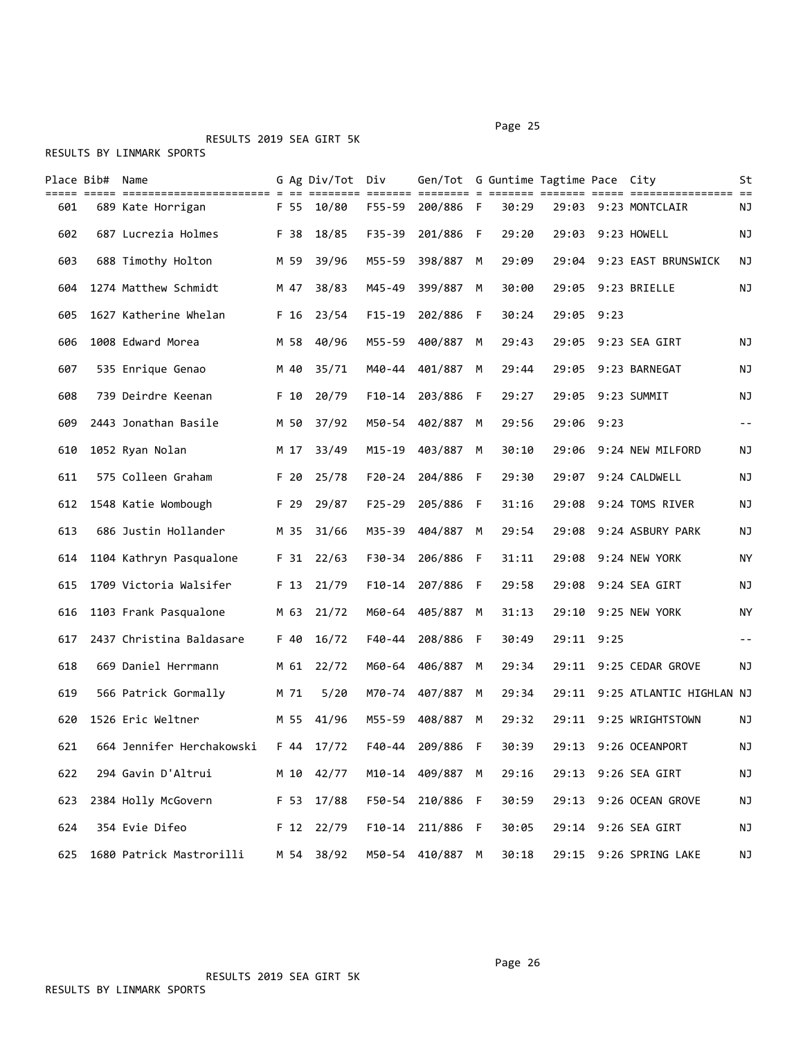RESULTS 2019 SEA GIRT 5K

RESULTS BY LINMARK SPORTS

| Place | Bib# | Name | G | Ag | Div/Tot | Div | Gen/Tot | G | Guntime | Tagtime | Pace | City | St |
|---|---|---|---|---|---|---|---|---|---|---|---|---|---|
| 601 | 689 | Kate Horrigan | F | 55 | 10/80 | F55-59 | 200/886 | F | 30:29 | 29:03 | 9:23 | MONTCLAIR | NJ |
| 602 | 687 | Lucrezia Holmes | F | 38 | 18/85 | F35-39 | 201/886 | F | 29:20 | 29:03 | 9:23 | HOWELL | NJ |
| 603 | 688 | Timothy Holton | M | 59 | 39/96 | M55-59 | 398/887 | M | 29:09 | 29:04 | 9:23 | EAST BRUNSWICK | NJ |
| 604 | 1274 | Matthew Schmidt | M | 47 | 38/83 | M45-49 | 399/887 | M | 30:00 | 29:05 | 9:23 | BRIELLE | NJ |
| 605 | 1627 | Katherine Whelan | F | 16 | 23/54 | F15-19 | 202/886 | F | 30:24 | 29:05 | 9:23 | | |
| 606 | 1008 | Edward Morea | M | 58 | 40/96 | M55-59 | 400/887 | M | 29:43 | 29:05 | 9:23 | SEA GIRT | NJ |
| 607 | 535 | Enrique Genao | M | 40 | 35/71 | M40-44 | 401/887 | M | 29:44 | 29:05 | 9:23 | BARNEGAT | NJ |
| 608 | 739 | Deirdre Keenan | F | 10 | 20/79 | F10-14 | 203/886 | F | 29:27 | 29:05 | 9:23 | SUMMIT | NJ |
| 609 | 2443 | Jonathan Basile | M | 50 | 37/92 | M50-54 | 402/887 | M | 29:56 | 29:06 | 9:23 | | -- |
| 610 | 1052 | Ryan Nolan | M | 17 | 33/49 | M15-19 | 403/887 | M | 30:10 | 29:06 | 9:24 | NEW MILFORD | NJ |
| 611 | 575 | Colleen Graham | F | 20 | 25/78 | F20-24 | 204/886 | F | 29:30 | 29:07 | 9:24 | CALDWELL | NJ |
| 612 | 1548 | Katie Wombough | F | 29 | 29/87 | F25-29 | 205/886 | F | 31:16 | 29:08 | 9:24 | TOMS RIVER | NJ |
| 613 | 686 | Justin Hollander | M | 35 | 31/66 | M35-39 | 404/887 | M | 29:54 | 29:08 | 9:24 | ASBURY PARK | NJ |
| 614 | 1104 | Kathryn Pasqualone | F | 31 | 22/63 | F30-34 | 206/886 | F | 31:11 | 29:08 | 9:24 | NEW YORK | NY |
| 615 | 1709 | Victoria Walsifer | F | 13 | 21/79 | F10-14 | 207/886 | F | 29:58 | 29:08 | 9:24 | SEA GIRT | NJ |
| 616 | 1103 | Frank Pasqualone | M | 63 | 21/72 | M60-64 | 405/887 | M | 31:13 | 29:10 | 9:25 | NEW YORK | NY |
| 617 | 2437 | Christina Baldasare | F | 40 | 16/72 | F40-44 | 208/886 | F | 30:49 | 29:11 | 9:25 | | -- |
| 618 | 669 | Daniel Herrmann | M | 61 | 22/72 | M60-64 | 406/887 | M | 29:34 | 29:11 | 9:25 | CEDAR GROVE | NJ |
| 619 | 566 | Patrick Gormally | M | 71 | 5/20 | M70-74 | 407/887 | M | 29:34 | 29:11 | 9:25 | ATLANTIC HIGHLAN | NJ |
| 620 | 1526 | Eric Weltner | M | 55 | 41/96 | M55-59 | 408/887 | M | 29:32 | 29:11 | 9:25 | WRIGHTSTOWN | NJ |
| 621 | 664 | Jennifer Herchakowski | F | 44 | 17/72 | F40-44 | 209/886 | F | 30:39 | 29:13 | 9:26 | OCEANPORT | NJ |
| 622 | 294 | Gavin D'Altrui | M | 10 | 42/77 | M10-14 | 409/887 | M | 29:16 | 29:13 | 9:26 | SEA GIRT | NJ |
| 623 | 2384 | Holly McGovern | F | 53 | 17/88 | F50-54 | 210/886 | F | 30:59 | 29:13 | 9:26 | OCEAN GROVE | NJ |
| 624 | 354 | Evie Difeo | F | 12 | 22/79 | F10-14 | 211/886 | F | 30:05 | 29:14 | 9:26 | SEA GIRT | NJ |
| 625 | 1680 | Patrick Mastrorilli | M | 54 | 38/92 | M50-54 | 410/887 | M | 30:18 | 29:15 | 9:26 | SPRING LAKE | NJ |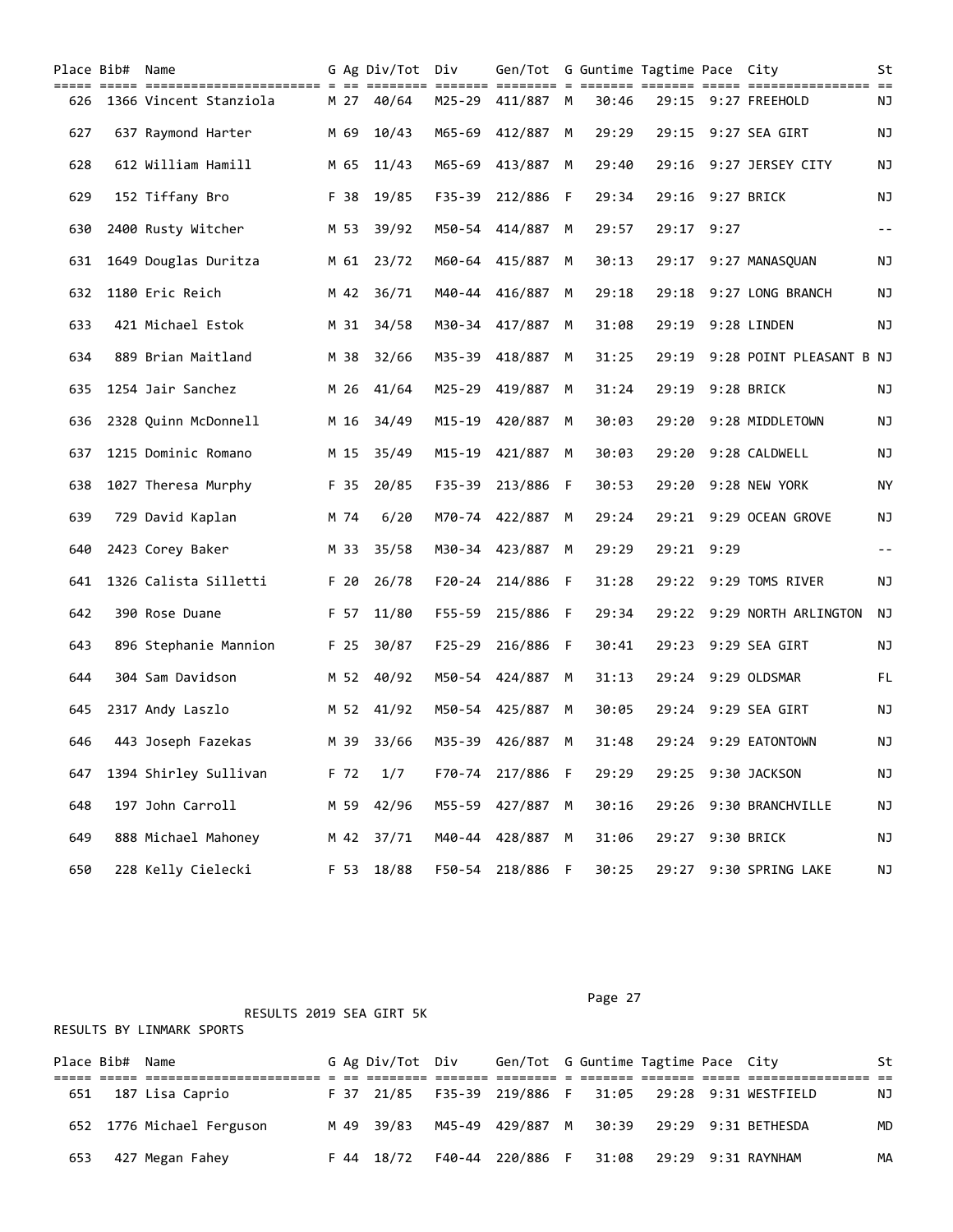| Place | Bib# | Name | G | Ag | Div/Tot | Div | Gen/Tot | G | Guntime | Tagtime | Pace | City | St |
|---|---|---|---|---|---|---|---|---|---|---|---|---|---|
| 626 | 1366 | Vincent Stanziola | M | 27 | 40/64 | M25-29 | 411/887 | M | 30:46 | 29:15 | 9:27 | FREEHOLD | NJ |
| 627 | 637 | Raymond Harter | M | 69 | 10/43 | M65-69 | 412/887 | M | 29:29 | 29:15 | 9:27 | SEA GIRT | NJ |
| 628 | 612 | William Hamill | M | 65 | 11/43 | M65-69 | 413/887 | M | 29:40 | 29:16 | 9:27 | JERSEY CITY | NJ |
| 629 | 152 | Tiffany Bro | F | 38 | 19/85 | F35-39 | 212/886 | F | 29:34 | 29:16 | 9:27 | BRICK | NJ |
| 630 | 2400 | Rusty Witcher | M | 53 | 39/92 | M50-54 | 414/887 | M | 29:57 | 29:17 | 9:27 | | -- |
| 631 | 1649 | Douglas Duritza | M | 61 | 23/72 | M60-64 | 415/887 | M | 30:13 | 29:17 | 9:27 | MANASQUAN | NJ |
| 632 | 1180 | Eric Reich | M | 42 | 36/71 | M40-44 | 416/887 | M | 29:18 | 29:18 | 9:27 | LONG BRANCH | NJ |
| 633 | 421 | Michael Estok | M | 31 | 34/58 | M30-34 | 417/887 | M | 31:08 | 29:19 | 9:28 | LINDEN | NJ |
| 634 | 889 | Brian Maitland | M | 38 | 32/66 | M35-39 | 418/887 | M | 31:25 | 29:19 | 9:28 | POINT PLEASANT B | NJ |
| 635 | 1254 | Jair Sanchez | M | 26 | 41/64 | M25-29 | 419/887 | M | 31:24 | 29:19 | 9:28 | BRICK | NJ |
| 636 | 2328 | Quinn McDonnell | M | 16 | 34/49 | M15-19 | 420/887 | M | 30:03 | 29:20 | 9:28 | MIDDLETOWN | NJ |
| 637 | 1215 | Dominic Romano | M | 15 | 35/49 | M15-19 | 421/887 | M | 30:03 | 29:20 | 9:28 | CALDWELL | NJ |
| 638 | 1027 | Theresa Murphy | F | 35 | 20/85 | F35-39 | 213/886 | F | 30:53 | 29:20 | 9:28 | NEW YORK | NY |
| 639 | 729 | David Kaplan | M | 74 | 6/20 | M70-74 | 422/887 | M | 29:24 | 29:21 | 9:29 | OCEAN GROVE | NJ |
| 640 | 2423 | Corey Baker | M | 33 | 35/58 | M30-34 | 423/887 | M | 29:29 | 29:21 | 9:29 | | -- |
| 641 | 1326 | Calista Silletti | F | 20 | 26/78 | F20-24 | 214/886 | F | 31:28 | 29:22 | 9:29 | TOMS RIVER | NJ |
| 642 | 390 | Rose Duane | F | 57 | 11/80 | F55-59 | 215/886 | F | 29:34 | 29:22 | 9:29 | NORTH ARLINGTON | NJ |
| 643 | 896 | Stephanie Mannion | F | 25 | 30/87 | F25-29 | 216/886 | F | 30:41 | 29:23 | 9:29 | SEA GIRT | NJ |
| 644 | 304 | Sam Davidson | M | 52 | 40/92 | M50-54 | 424/887 | M | 31:13 | 29:24 | 9:29 | OLDSMAR | FL |
| 645 | 2317 | Andy Laszlo | M | 52 | 41/92 | M50-54 | 425/887 | M | 30:05 | 29:24 | 9:29 | SEA GIRT | NJ |
| 646 | 443 | Joseph Fazekas | M | 39 | 33/66 | M35-39 | 426/887 | M | 31:48 | 29:24 | 9:29 | EATONTOWN | NJ |
| 647 | 1394 | Shirley Sullivan | F | 72 | 1/7 | F70-74 | 217/886 | F | 29:29 | 29:25 | 9:30 | JACKSON | NJ |
| 648 | 197 | John Carroll | M | 59 | 42/96 | M55-59 | 427/887 | M | 30:16 | 29:26 | 9:30 | BRANCHVILLE | NJ |
| 649 | 888 | Michael Mahoney | M | 42 | 37/71 | M40-44 | 428/887 | M | 31:06 | 29:27 | 9:30 | BRICK | NJ |
| 650 | 228 | Kelly Cielecki | F | 53 | 18/88 | F50-54 | 218/886 | F | 30:25 | 29:27 | 9:30 | SPRING LAKE | NJ |

RESULTS 2019 SEA GIRT 5K

RESULTS BY LINMARK SPORTS

| Place | Bib# | Name | G | Ag | Div/Tot | Div | Gen/Tot | G | Guntime | Tagtime | Pace | City | St |
|---|---|---|---|---|---|---|---|---|---|---|---|---|---|
| 651 | 187 | Lisa Caprio | F | 37 | 21/85 | F35-39 | 219/886 | F | 31:05 | 29:28 | 9:31 | WESTFIELD | NJ |
| 652 | 1776 | Michael Ferguson | M | 49 | 39/83 | M45-49 | 429/887 | M | 30:39 | 29:29 | 9:31 | BETHESDA | MD |
| 653 | 427 | Megan Fahey | F | 44 | 18/72 | F40-44 | 220/886 | F | 31:08 | 29:29 | 9:31 | RAYNHAM | MA |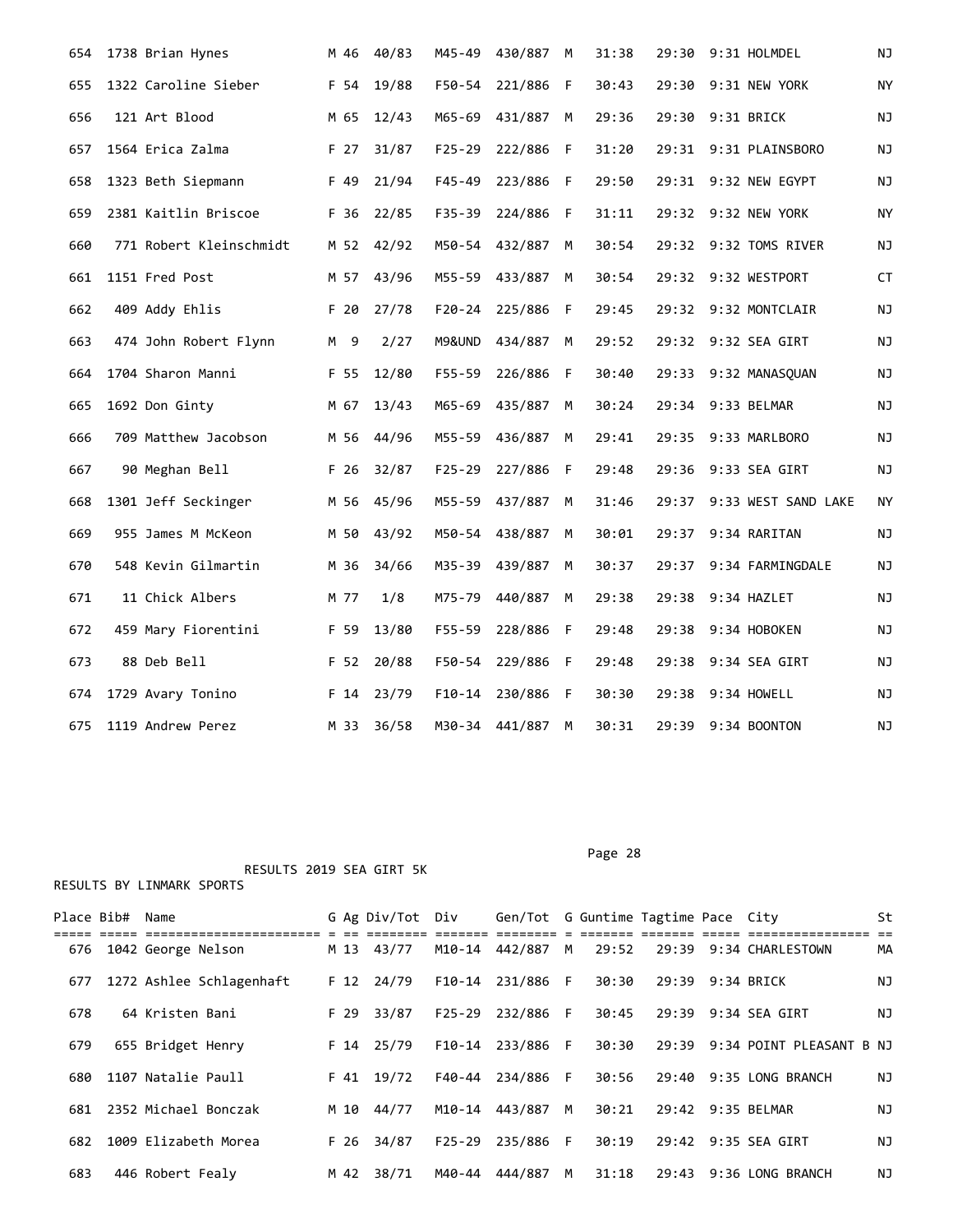| Place | Bib# | Name | G | Ag | Div/Tot | Div | Gen/Tot | G | Guntime | Tagtime | Pace | City | St |
|---|---|---|---|---|---|---|---|---|---|---|---|---|---|
| 654 | 1738 | Brian Hynes | M | 46 | 40/83 | M45-49 | 430/887 | M | 31:38 | 29:30 | 9:31 | HOLMDEL | NJ |
| 655 | 1322 | Caroline Sieber | F | 54 | 19/88 | F50-54 | 221/886 | F | 30:43 | 29:30 | 9:31 | NEW YORK | NY |
| 656 | 121 | Art Blood | M | 65 | 12/43 | M65-69 | 431/887 | M | 29:36 | 29:30 | 9:31 | BRICK | NJ |
| 657 | 1564 | Erica Zalma | F | 27 | 31/87 | F25-29 | 222/886 | F | 31:20 | 29:31 | 9:31 | PLAINSBORO | NJ |
| 658 | 1323 | Beth Siepmann | F | 49 | 21/94 | F45-49 | 223/886 | F | 29:50 | 29:31 | 9:32 | NEW EGYPT | NJ |
| 659 | 2381 | Kaitlin Briscoe | F | 36 | 22/85 | F35-39 | 224/886 | F | 31:11 | 29:32 | 9:32 | NEW YORK | NY |
| 660 | 771 | Robert Kleinschmidt | M | 52 | 42/92 | M50-54 | 432/887 | M | 30:54 | 29:32 | 9:32 | TOMS RIVER | NJ |
| 661 | 1151 | Fred Post | M | 57 | 43/96 | M55-59 | 433/887 | M | 30:54 | 29:32 | 9:32 | WESTPORT | CT |
| 662 | 409 | Addy Ehlis | F | 20 | 27/78 | F20-24 | 225/886 | F | 29:45 | 29:32 | 9:32 | MONTCLAIR | NJ |
| 663 | 474 | John Robert Flynn | M | 9 | 2/27 | M9&UND | 434/887 | M | 29:52 | 29:32 | 9:32 | SEA GIRT | NJ |
| 664 | 1704 | Sharon Manni | F | 55 | 12/80 | F55-59 | 226/886 | F | 30:40 | 29:33 | 9:32 | MANASQUAN | NJ |
| 665 | 1692 | Don Ginty | M | 67 | 13/43 | M65-69 | 435/887 | M | 30:24 | 29:34 | 9:33 | BELMAR | NJ |
| 666 | 709 | Matthew Jacobson | M | 56 | 44/96 | M55-59 | 436/887 | M | 29:41 | 29:35 | 9:33 | MARLBORO | NJ |
| 667 | 90 | Meghan Bell | F | 26 | 32/87 | F25-29 | 227/886 | F | 29:48 | 29:36 | 9:33 | SEA GIRT | NJ |
| 668 | 1301 | Jeff Seckinger | M | 56 | 45/96 | M55-59 | 437/887 | M | 31:46 | 29:37 | 9:33 | WEST SAND LAKE | NY |
| 669 | 955 | James M McKeon | M | 50 | 43/92 | M50-54 | 438/887 | M | 30:01 | 29:37 | 9:34 | RARITAN | NJ |
| 670 | 548 | Kevin Gilmartin | M | 36 | 34/66 | M35-39 | 439/887 | M | 30:37 | 29:37 | 9:34 | FARMINGDALE | NJ |
| 671 | 11 | Chick Albers | M | 77 | 1/8 | M75-79 | 440/887 | M | 29:38 | 29:38 | 9:34 | HAZLET | NJ |
| 672 | 459 | Mary Fiorentini | F | 59 | 13/80 | F55-59 | 228/886 | F | 29:48 | 29:38 | 9:34 | HOBOKEN | NJ |
| 673 | 88 | Deb Bell | F | 52 | 20/88 | F50-54 | 229/886 | F | 29:48 | 29:38 | 9:34 | SEA GIRT | NJ |
| 674 | 1729 | Avary Tonino | F | 14 | 23/79 | F10-14 | 230/886 | F | 30:30 | 29:38 | 9:34 | HOWELL | NJ |
| 675 | 1119 | Andrew Perez | M | 33 | 36/58 | M30-34 | 441/887 | M | 30:31 | 29:39 | 9:34 | BOONTON | NJ |

RESULTS 2019 SEA GIRT 5K

RESULTS BY LINMARK SPORTS

| Place | Bib# | Name | G | Ag | Div/Tot | Div | Gen/Tot | G | Guntime | Tagtime | Pace | City | St |
|---|---|---|---|---|---|---|---|---|---|---|---|---|---|
| 676 | 1042 | George Nelson | M | 13 | 43/77 | M10-14 | 442/887 | M | 29:52 | 29:39 | 9:34 | CHARLESTOWN | MA |
| 677 | 1272 | Ashlee Schlagenhaft | F | 12 | 24/79 | F10-14 | 231/886 | F | 30:30 | 29:39 | 9:34 | BRICK | NJ |
| 678 | 64 | Kristen Bani | F | 29 | 33/87 | F25-29 | 232/886 | F | 30:45 | 29:39 | 9:34 | SEA GIRT | NJ |
| 679 | 655 | Bridget Henry | F | 14 | 25/79 | F10-14 | 233/886 | F | 30:30 | 29:39 | 9:34 | POINT PLEASANT B | NJ |
| 680 | 1107 | Natalie Paull | F | 41 | 19/72 | F40-44 | 234/886 | F | 30:56 | 29:40 | 9:35 | LONG BRANCH | NJ |
| 681 | 2352 | Michael Bonczak | M | 10 | 44/77 | M10-14 | 443/887 | M | 30:21 | 29:42 | 9:35 | BELMAR | NJ |
| 682 | 1009 | Elizabeth Morea | F | 26 | 34/87 | F25-29 | 235/886 | F | 30:19 | 29:42 | 9:35 | SEA GIRT | NJ |
| 683 | 446 | Robert Fealy | M | 42 | 38/71 | M40-44 | 444/887 | M | 31:18 | 29:43 | 9:36 | LONG BRANCH | NJ |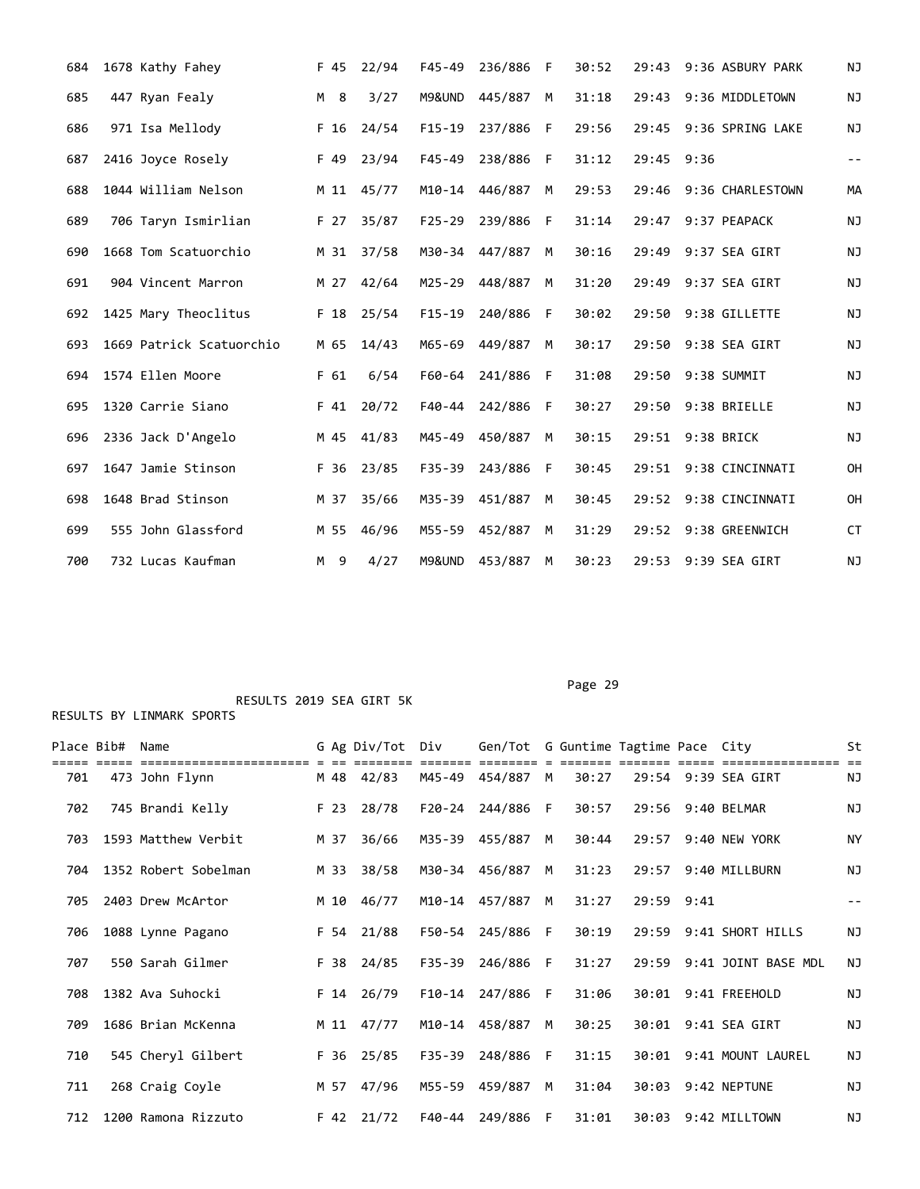| Place | Bib# | Name | G | Ag | Div/Tot | Div | Gen/Tot | G | Guntime | Tagtime | Pace | City | St |
|---|---|---|---|---|---|---|---|---|---|---|---|---|---|
| 684 | 1678 | Kathy Fahey | F | 45 | 22/94 | F45-49 | 236/886 | F | 30:52 | 29:43 | 9:36 | ASBURY PARK | NJ |
| 685 | 447 | Ryan Fealy | M | 8 | 3/27 | M9&UND | 445/887 | M | 31:18 | 29:43 | 9:36 | MIDDLETOWN | NJ |
| 686 | 971 | Isa Mellody | F | 16 | 24/54 | F15-19 | 237/886 | F | 29:56 | 29:45 | 9:36 | SPRING LAKE | NJ |
| 687 | 2416 | Joyce Rosely | F | 49 | 23/94 | F45-49 | 238/886 | F | 31:12 | 29:45 | 9:36 | | -- |
| 688 | 1044 | William Nelson | M | 11 | 45/77 | M10-14 | 446/887 | M | 29:53 | 29:46 | 9:36 | CHARLESTOWN | MA |
| 689 | 706 | Taryn Ismirlian | F | 27 | 35/87 | F25-29 | 239/886 | F | 31:14 | 29:47 | 9:37 | PEAPACK | NJ |
| 690 | 1668 | Tom Scatuorchio | M | 31 | 37/58 | M30-34 | 447/887 | M | 30:16 | 29:49 | 9:37 | SEA GIRT | NJ |
| 691 | 904 | Vincent Marron | M | 27 | 42/64 | M25-29 | 448/887 | M | 31:20 | 29:49 | 9:37 | SEA GIRT | NJ |
| 692 | 1425 | Mary Theoclitus | F | 18 | 25/54 | F15-19 | 240/886 | F | 30:02 | 29:50 | 9:38 | GILLETTE | NJ |
| 693 | 1669 | Patrick Scatuorchio | M | 65 | 14/43 | M65-69 | 449/887 | M | 30:17 | 29:50 | 9:38 | SEA GIRT | NJ |
| 694 | 1574 | Ellen Moore | F | 61 | 6/54 | F60-64 | 241/886 | F | 31:08 | 29:50 | 9:38 | SUMMIT | NJ |
| 695 | 1320 | Carrie Siano | F | 41 | 20/72 | F40-44 | 242/886 | F | 30:27 | 29:50 | 9:38 | BRIELLE | NJ |
| 696 | 2336 | Jack D'Angelo | M | 45 | 41/83 | M45-49 | 450/887 | M | 30:15 | 29:51 | 9:38 | BRICK | NJ |
| 697 | 1647 | Jamie Stinson | F | 36 | 23/85 | F35-39 | 243/886 | F | 30:45 | 29:51 | 9:38 | CINCINNATI | OH |
| 698 | 1648 | Brad Stinson | M | 37 | 35/66 | M35-39 | 451/887 | M | 30:45 | 29:52 | 9:38 | CINCINNATI | OH |
| 699 | 555 | John Glassford | M | 55 | 46/96 | M55-59 | 452/887 | M | 31:29 | 29:52 | 9:38 | GREENWICH | CT |
| 700 | 732 | Lucas Kaufman | M | 9 | 4/27 | M9&UND | 453/887 | M | 30:23 | 29:53 | 9:39 | SEA GIRT | NJ |

RESULTS 2019 SEA GIRT 5K

RESULTS BY LINMARK SPORTS

| Place | Bib# | Name | G | Ag | Div/Tot | Div | Gen/Tot | G | Guntime | Tagtime | Pace | City | St |
|---|---|---|---|---|---|---|---|---|---|---|---|---|---|
| 701 | 473 | John Flynn | M | 48 | 42/83 | M45-49 | 454/887 | M | 30:27 | 29:54 | 9:39 | SEA GIRT | NJ |
| 702 | 745 | Brandi Kelly | F | 23 | 28/78 | F20-24 | 244/886 | F | 30:57 | 29:56 | 9:40 | BELMAR | NJ |
| 703 | 1593 | Matthew Verbit | M | 37 | 36/66 | M35-39 | 455/887 | M | 30:44 | 29:57 | 9:40 | NEW YORK | NY |
| 704 | 1352 | Robert Sobelman | M | 33 | 38/58 | M30-34 | 456/887 | M | 31:23 | 29:57 | 9:40 | MILLBURN | NJ |
| 705 | 2403 | Drew McArtor | M | 10 | 46/77 | M10-14 | 457/887 | M | 31:27 | 29:59 | 9:41 | | -- |
| 706 | 1088 | Lynne Pagano | F | 54 | 21/88 | F50-54 | 245/886 | F | 30:19 | 29:59 | 9:41 | SHORT HILLS | NJ |
| 707 | 550 | Sarah Gilmer | F | 38 | 24/85 | F35-39 | 246/886 | F | 31:27 | 29:59 | 9:41 | JOINT BASE MDL | NJ |
| 708 | 1382 | Ava Suhocki | F | 14 | 26/79 | F10-14 | 247/886 | F | 31:06 | 30:01 | 9:41 | FREEHOLD | NJ |
| 709 | 1686 | Brian McKenna | M | 11 | 47/77 | M10-14 | 458/887 | M | 30:25 | 30:01 | 9:41 | SEA GIRT | NJ |
| 710 | 545 | Cheryl Gilbert | F | 36 | 25/85 | F35-39 | 248/886 | F | 31:15 | 30:01 | 9:41 | MOUNT LAUREL | NJ |
| 711 | 268 | Craig Coyle | M | 57 | 47/96 | M55-59 | 459/887 | M | 31:04 | 30:03 | 9:42 | NEPTUNE | NJ |
| 712 | 1200 | Ramona Rizzuto | F | 42 | 21/72 | F40-44 | 249/886 | F | 31:01 | 30:03 | 9:42 | MILLTOWN | NJ |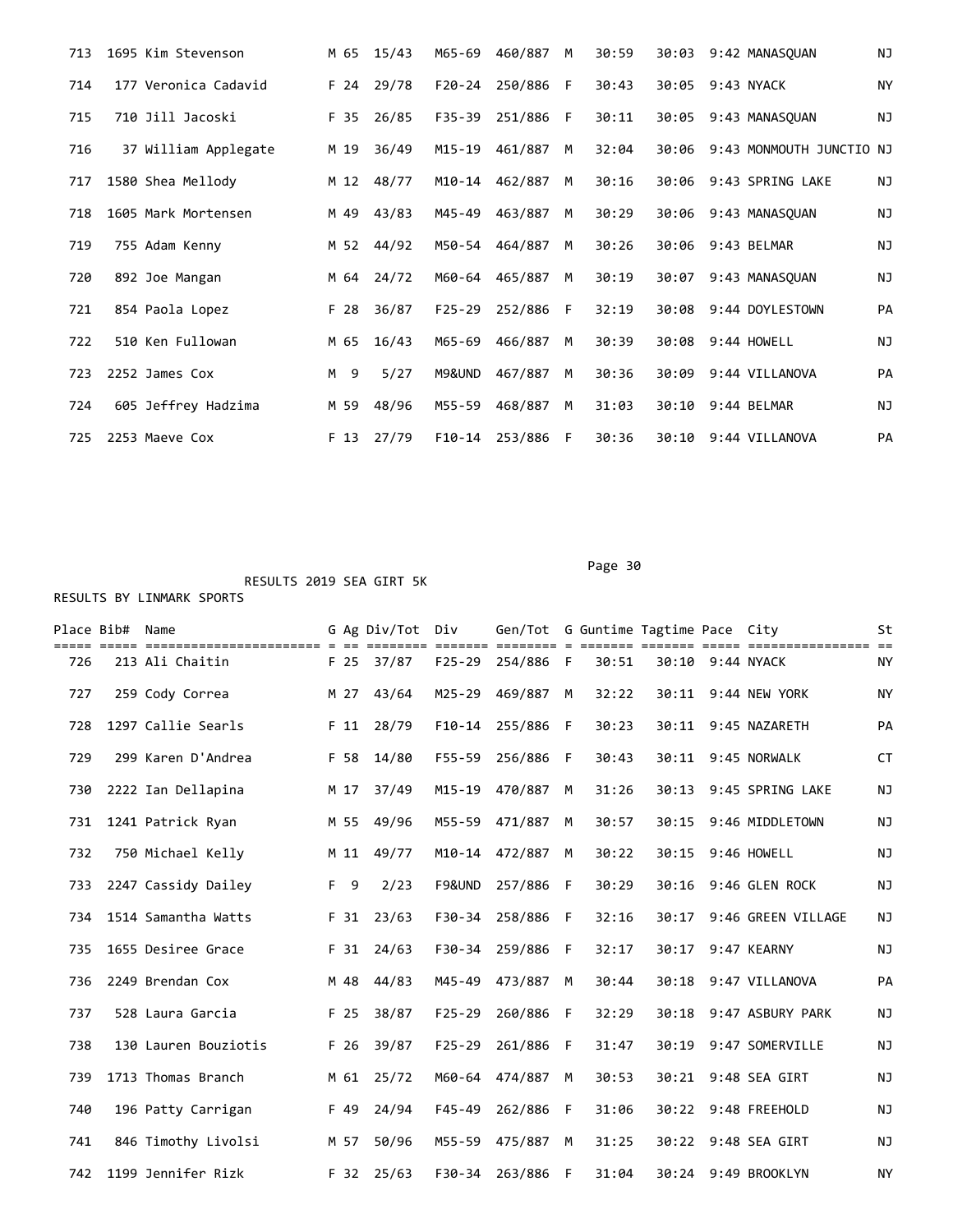| Place | Bib# | Name | G | Ag | Div/Tot | Div | Gen/Tot | G | Guntime | Tagtime | Pace | City | St |
|---|---|---|---|---|---|---|---|---|---|---|---|---|---|
| 713 | 1695 | Kim Stevenson | M | 65 | 15/43 | M65-69 | 460/887 | M | 30:59 | 30:03 | 9:42 | MANASQUAN | NJ |
| 714 | 177 | Veronica Cadavid | F | 24 | 29/78 | F20-24 | 250/886 | F | 30:43 | 30:05 | 9:43 | NYACK | NY |
| 715 | 710 | Jill Jacoski | F | 35 | 26/85 | F35-39 | 251/886 | F | 30:11 | 30:05 | 9:43 | MANASQUAN | NJ |
| 716 | 37 | William Applegate | M | 19 | 36/49 | M15-19 | 461/887 | M | 32:04 | 30:06 | 9:43 | MONMOUTH JUNCTIO | NJ |
| 717 | 1580 | Shea Mellody | M | 12 | 48/77 | M10-14 | 462/887 | M | 30:16 | 30:06 | 9:43 | SPRING LAKE | NJ |
| 718 | 1605 | Mark Mortensen | M | 49 | 43/83 | M45-49 | 463/887 | M | 30:29 | 30:06 | 9:43 | MANASQUAN | NJ |
| 719 | 755 | Adam Kenny | M | 52 | 44/92 | M50-54 | 464/887 | M | 30:26 | 30:06 | 9:43 | BELMAR | NJ |
| 720 | 892 | Joe Mangan | M | 64 | 24/72 | M60-64 | 465/887 | M | 30:19 | 30:07 | 9:43 | MANASQUAN | NJ |
| 721 | 854 | Paola Lopez | F | 28 | 36/87 | F25-29 | 252/886 | F | 32:19 | 30:08 | 9:44 | DOYLESTOWN | PA |
| 722 | 510 | Ken Fullowan | M | 65 | 16/43 | M65-69 | 466/887 | M | 30:39 | 30:08 | 9:44 | HOWELL | NJ |
| 723 | 2252 | James Cox | M | 9 | 5/27 | M9&UND | 467/887 | M | 30:36 | 30:09 | 9:44 | VILLANOVA | PA |
| 724 | 605 | Jeffrey Hadzima | M | 59 | 48/96 | M55-59 | 468/887 | M | 31:03 | 30:10 | 9:44 | BELMAR | NJ |
| 725 | 2253 | Maeve Cox | F | 13 | 27/79 | F10-14 | 253/886 | F | 30:36 | 30:10 | 9:44 | VILLANOVA | PA |

RESULTS 2019 SEA GIRT 5K

RESULTS BY LINMARK SPORTS

| Place | Bib# | Name | G | Ag | Div/Tot | Div | Gen/Tot | G | Guntime | Tagtime | Pace | City | St |
|---|---|---|---|---|---|---|---|---|---|---|---|---|---|
| 726 | 213 | Ali Chaitin | F | 25 | 37/87 | F25-29 | 254/886 | F | 30:51 | 30:10 | 9:44 | NYACK | NY |
| 727 | 259 | Cody Correa | M | 27 | 43/64 | M25-29 | 469/887 | M | 32:22 | 30:11 | 9:44 | NEW YORK | NY |
| 728 | 1297 | Callie Searls | F | 11 | 28/79 | F10-14 | 255/886 | F | 30:23 | 30:11 | 9:45 | NAZARETH | PA |
| 729 | 299 | Karen D'Andrea | F | 58 | 14/80 | F55-59 | 256/886 | F | 30:43 | 30:11 | 9:45 | NORWALK | CT |
| 730 | 2222 | Ian Dellapina | M | 17 | 37/49 | M15-19 | 470/887 | M | 31:26 | 30:13 | 9:45 | SPRING LAKE | NJ |
| 731 | 1241 | Patrick Ryan | M | 55 | 49/96 | M55-59 | 471/887 | M | 30:57 | 30:15 | 9:46 | MIDDLETOWN | NJ |
| 732 | 750 | Michael Kelly | M | 11 | 49/77 | M10-14 | 472/887 | M | 30:22 | 30:15 | 9:46 | HOWELL | NJ |
| 733 | 2247 | Cassidy Dailey | F | 9 | 2/23 | F9&UND | 257/886 | F | 30:29 | 30:16 | 9:46 | GLEN ROCK | NJ |
| 734 | 1514 | Samantha Watts | F | 31 | 23/63 | F30-34 | 258/886 | F | 32:16 | 30:17 | 9:46 | GREEN VILLAGE | NJ |
| 735 | 1655 | Desiree Grace | F | 31 | 24/63 | F30-34 | 259/886 | F | 32:17 | 30:17 | 9:47 | KEARNY | NJ |
| 736 | 2249 | Brendan Cox | M | 48 | 44/83 | M45-49 | 473/887 | M | 30:44 | 30:18 | 9:47 | VILLANOVA | PA |
| 737 | 528 | Laura Garcia | F | 25 | 38/87 | F25-29 | 260/886 | F | 32:29 | 30:18 | 9:47 | ASBURY PARK | NJ |
| 738 | 130 | Lauren Bouziotis | F | 26 | 39/87 | F25-29 | 261/886 | F | 31:47 | 30:19 | 9:47 | SOMERVILLE | NJ |
| 739 | 1713 | Thomas Branch | M | 61 | 25/72 | M60-64 | 474/887 | M | 30:53 | 30:21 | 9:48 | SEA GIRT | NJ |
| 740 | 196 | Patty Carrigan | F | 49 | 24/94 | F45-49 | 262/886 | F | 31:06 | 30:22 | 9:48 | FREEHOLD | NJ |
| 741 | 846 | Timothy Livolsi | M | 57 | 50/96 | M55-59 | 475/887 | M | 31:25 | 30:22 | 9:48 | SEA GIRT | NJ |
| 742 | 1199 | Jennifer Rizk | F | 32 | 25/63 | F30-34 | 263/886 | F | 31:04 | 30:24 | 9:49 | BROOKLYN | NY |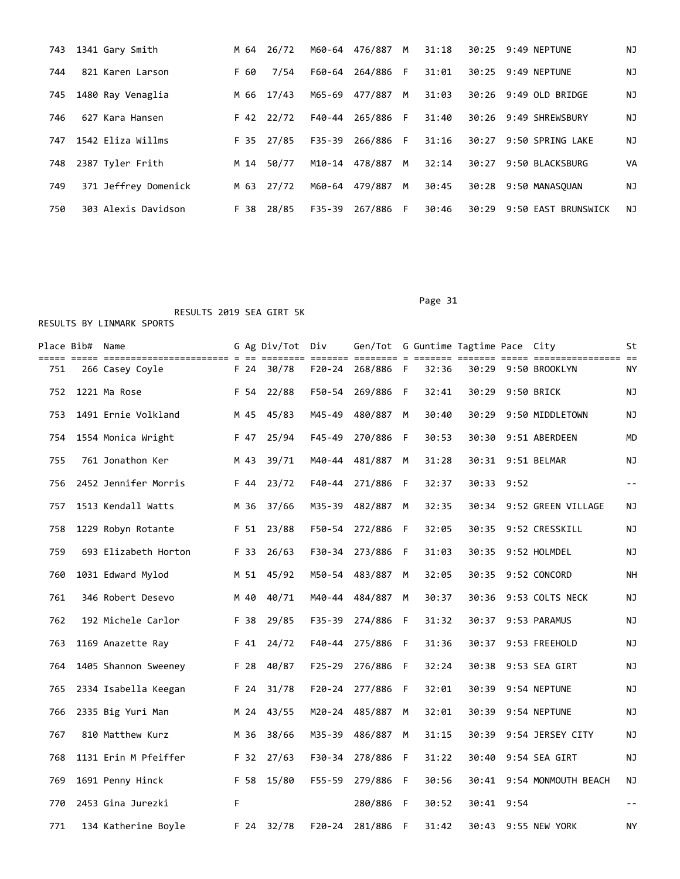| Place | Bib# | Name | G | Ag | Div/Tot | Div | Gen/Tot | G | Guntime | Tagtime | Pace | City | St |
|---|---|---|---|---|---|---|---|---|---|---|---|---|---|
| 743 | 1341 | Gary Smith | M | 64 | 26/72 | M60-64 | 476/887 | M | 31:18 | 30:25 | 9:49 | NEPTUNE | NJ |
| 744 | 821 | Karen Larson | F | 60 | 7/54 | F60-64 | 264/886 | F | 31:01 | 30:25 | 9:49 | NEPTUNE | NJ |
| 745 | 1480 | Ray Venaglia | M | 66 | 17/43 | M65-69 | 477/887 | M | 31:03 | 30:26 | 9:49 | OLD BRIDGE | NJ |
| 746 | 627 | Kara Hansen | F | 42 | 22/72 | F40-44 | 265/886 | F | 31:40 | 30:26 | 9:49 | SHREWSBURY | NJ |
| 747 | 1542 | Eliza Willms | F | 35 | 27/85 | F35-39 | 266/886 | F | 31:16 | 30:27 | 9:50 | SPRING LAKE | NJ |
| 748 | 2387 | Tyler Frith | M | 14 | 50/77 | M10-14 | 478/887 | M | 32:14 | 30:27 | 9:50 | BLACKSBURG | VA |
| 749 | 371 | Jeffrey Domenick | M | 63 | 27/72 | M60-64 | 479/887 | M | 30:45 | 30:28 | 9:50 | MANASQUAN | NJ |
| 750 | 303 | Alexis Davidson | F | 38 | 28/85 | F35-39 | 267/886 | F | 30:46 | 30:29 | 9:50 | EAST BRUNSWICK | NJ |

RESULTS 2019 SEA GIRT 5K

RESULTS BY LINMARK SPORTS

| Place | Bib# | Name | G | Ag | Div/Tot | Div | Gen/Tot | G | Guntime | Tagtime | Pace | City | St |
|---|---|---|---|---|---|---|---|---|---|---|---|---|---|
| 751 | 266 | Casey Coyle | F | 24 | 30/78 | F20-24 | 268/886 | F | 32:36 | 30:29 | 9:50 | BROOKLYN | NY |
| 752 | 1221 | Ma Rose | F | 54 | 22/88 | F50-54 | 269/886 | F | 32:41 | 30:29 | 9:50 | BRICK | NJ |
| 753 | 1491 | Ernie Volkland | M | 45 | 45/83 | M45-49 | 480/887 | M | 30:40 | 30:29 | 9:50 | MIDDLETOWN | NJ |
| 754 | 1554 | Monica Wright | F | 47 | 25/94 | F45-49 | 270/886 | F | 30:53 | 30:30 | 9:51 | ABERDEEN | MD |
| 755 | 761 | Jonathon Ker | M | 43 | 39/71 | M40-44 | 481/887 | M | 31:28 | 30:31 | 9:51 | BELMAR | NJ |
| 756 | 2452 | Jennifer Morris | F | 44 | 23/72 | F40-44 | 271/886 | F | 32:37 | 30:33 | 9:52 | | -- |
| 757 | 1513 | Kendall Watts | M | 36 | 37/66 | M35-39 | 482/887 | M | 32:35 | 30:34 | 9:52 | GREEN VILLAGE | NJ |
| 758 | 1229 | Robyn Rotante | F | 51 | 23/88 | F50-54 | 272/886 | F | 32:05 | 30:35 | 9:52 | CRESSKILL | NJ |
| 759 | 693 | Elizabeth Horton | F | 33 | 26/63 | F30-34 | 273/886 | F | 31:03 | 30:35 | 9:52 | HOLMDEL | NJ |
| 760 | 1031 | Edward Mylod | M | 51 | 45/92 | M50-54 | 483/887 | M | 32:05 | 30:35 | 9:52 | CONCORD | NH |
| 761 | 346 | Robert Desevo | M | 40 | 40/71 | M40-44 | 484/887 | M | 30:37 | 30:36 | 9:53 | COLTS NECK | NJ |
| 762 | 192 | Michele Carlor | F | 38 | 29/85 | F35-39 | 274/886 | F | 31:32 | 30:37 | 9:53 | PARAMUS | NJ |
| 763 | 1169 | Anazette Ray | F | 41 | 24/72 | F40-44 | 275/886 | F | 31:36 | 30:37 | 9:53 | FREEHOLD | NJ |
| 764 | 1405 | Shannon Sweeney | F | 28 | 40/87 | F25-29 | 276/886 | F | 32:24 | 30:38 | 9:53 | SEA GIRT | NJ |
| 765 | 2334 | Isabella Keegan | F | 24 | 31/78 | F20-24 | 277/886 | F | 32:01 | 30:39 | 9:54 | NEPTUNE | NJ |
| 766 | 2335 | Big Yuri Man | M | 24 | 43/55 | M20-24 | 485/887 | M | 32:01 | 30:39 | 9:54 | NEPTUNE | NJ |
| 767 | 810 | Matthew Kurz | M | 36 | 38/66 | M35-39 | 486/887 | M | 31:15 | 30:39 | 9:54 | JERSEY CITY | NJ |
| 768 | 1131 | Erin M Pfeiffer | F | 32 | 27/63 | F30-34 | 278/886 | F | 31:22 | 30:40 | 9:54 | SEA GIRT | NJ |
| 769 | 1691 | Penny Hinck | F | 58 | 15/80 | F55-59 | 279/886 | F | 30:56 | 30:41 | 9:54 | MONMOUTH BEACH | NJ |
| 770 | 2453 | Gina Jurezki | F | | | | 280/886 | F | 30:52 | 30:41 | 9:54 | | -- |
| 771 | 134 | Katherine Boyle | F | 24 | 32/78 | F20-24 | 281/886 | F | 31:42 | 30:43 | 9:55 | NEW YORK | NY |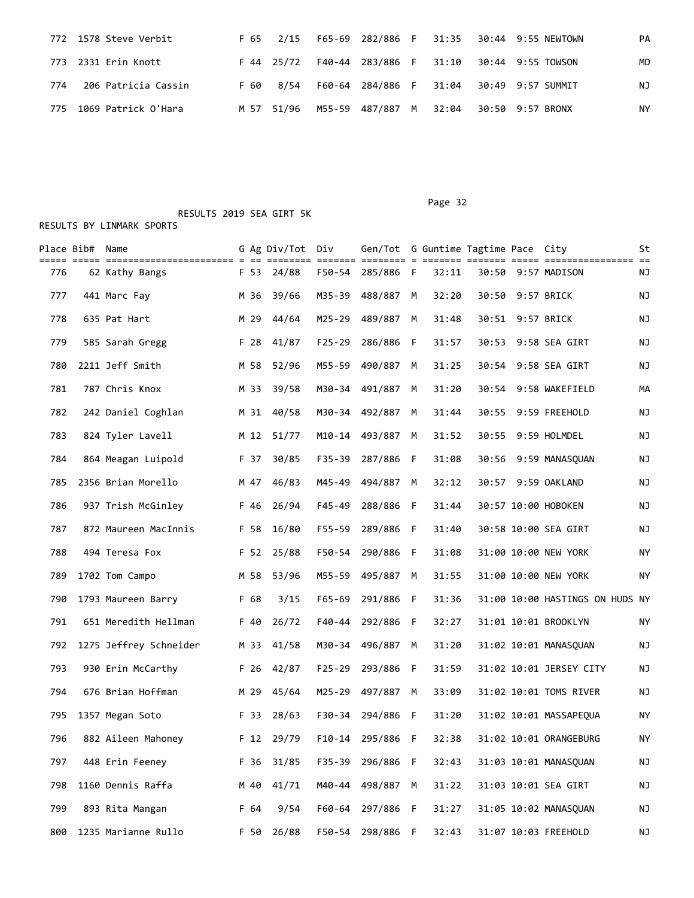| Place | Bib# | Name | G | Ag | Div/Tot | Div | Gen/Tot | G | Guntime | Tagtime | Pace | City | St |
|---|---|---|---|---|---|---|---|---|---|---|---|---|---|
| 772 | 1578 | Steve Verbit | F | 65 | 2/15 | F65-69 | 282/886 | F | 31:35 | 30:44 | 9:55 | NEWTOWN | PA |
| 773 | 2331 | Erin Knott | F | 44 | 25/72 | F40-44 | 283/886 | F | 31:10 | 30:44 | 9:55 | TOWSON | MD |
| 774 | 206 | Patricia Cassin | F | 60 | 8/54 | F60-64 | 284/886 | F | 31:04 | 30:49 | 9:57 | SUMMIT | NJ |
| 775 | 1069 | Patrick O'Hara | M | 57 | 51/96 | M55-59 | 487/887 | M | 32:04 | 30:50 | 9:57 | BRONX | NY |

RESULTS 2019 SEA GIRT 5K

RESULTS BY LINMARK SPORTS

| Place | Bib# | Name | G | Ag | Div/Tot | Div | Gen/Tot | G | Guntime | Tagtime | Pace | City | St |
|---|---|---|---|---|---|---|---|---|---|---|---|---|---|
| 776 | 62 | Kathy Bangs | F | 53 | 24/88 | F50-54 | 285/886 | F | 32:11 | 30:50 | 9:57 | MADISON | NJ |
| 777 | 441 | Marc Fay | M | 36 | 39/66 | M35-39 | 488/887 | M | 32:20 | 30:50 | 9:57 | BRICK | NJ |
| 778 | 635 | Pat Hart | M | 29 | 44/64 | M25-29 | 489/887 | M | 31:48 | 30:51 | 9:57 | BRICK | NJ |
| 779 | 585 | Sarah Gregg | F | 28 | 41/87 | F25-29 | 286/886 | F | 31:57 | 30:53 | 9:58 | SEA GIRT | NJ |
| 780 | 2211 | Jeff Smith | M | 58 | 52/96 | M55-59 | 490/887 | M | 31:25 | 30:54 | 9:58 | SEA GIRT | NJ |
| 781 | 787 | Chris Knox | M | 33 | 39/58 | M30-34 | 491/887 | M | 31:20 | 30:54 | 9:58 | WAKEFIELD | MA |
| 782 | 242 | Daniel Coghlan | M | 31 | 40/58 | M30-34 | 492/887 | M | 31:44 | 30:55 | 9:59 | FREEHOLD | NJ |
| 783 | 824 | Tyler Lavell | M | 12 | 51/77 | M10-14 | 493/887 | M | 31:52 | 30:55 | 9:59 | HOLMDEL | NJ |
| 784 | 864 | Meagan Luipold | F | 37 | 30/85 | F35-39 | 287/886 | F | 31:08 | 30:56 | 9:59 | MANASQUAN | NJ |
| 785 | 2356 | Brian Morello | M | 47 | 46/83 | M45-49 | 494/887 | M | 32:12 | 30:57 | 9:59 | OAKLAND | NJ |
| 786 | 937 | Trish McGinley | F | 46 | 26/94 | F45-49 | 288/886 | F | 31:44 | 30:57 | 10:00 | HOBOKEN | NJ |
| 787 | 872 | Maureen MacInnis | F | 58 | 16/80 | F55-59 | 289/886 | F | 31:40 | 30:58 | 10:00 | SEA GIRT | NJ |
| 788 | 494 | Teresa Fox | F | 52 | 25/88 | F50-54 | 290/886 | F | 31:08 | 31:00 | 10:00 | NEW YORK | NY |
| 789 | 1702 | Tom Campo | M | 58 | 53/96 | M55-59 | 495/887 | M | 31:55 | 31:00 | 10:00 | NEW YORK | NY |
| 790 | 1793 | Maureen Barry | F | 68 | 3/15 | F65-69 | 291/886 | F | 31:36 | 31:00 | 10:00 | HASTINGS ON HUDS | NY |
| 791 | 651 | Meredith Hellman | F | 40 | 26/72 | F40-44 | 292/886 | F | 32:27 | 31:01 | 10:01 | BROOKLYN | NY |
| 792 | 1275 | Jeffrey Schneider | M | 33 | 41/58 | M30-34 | 496/887 | M | 31:20 | 31:02 | 10:01 | MANASQUAN | NJ |
| 793 | 930 | Erin McCarthy | F | 26 | 42/87 | F25-29 | 293/886 | F | 31:59 | 31:02 | 10:01 | JERSEY CITY | NJ |
| 794 | 676 | Brian Hoffman | M | 29 | 45/64 | M25-29 | 497/887 | M | 33:09 | 31:02 | 10:01 | TOMS RIVER | NJ |
| 795 | 1357 | Megan Soto | F | 33 | 28/63 | F30-34 | 294/886 | F | 31:20 | 31:02 | 10:01 | MASSAPEQUA | NY |
| 796 | 882 | Aileen Mahoney | F | 12 | 29/79 | F10-14 | 295/886 | F | 32:38 | 31:02 | 10:01 | ORANGEBURG | NY |
| 797 | 448 | Erin Feeney | F | 36 | 31/85 | F35-39 | 296/886 | F | 32:43 | 31:03 | 10:01 | MANASQUAN | NJ |
| 798 | 1160 | Dennis Raffa | M | 40 | 41/71 | M40-44 | 498/887 | M | 31:22 | 31:03 | 10:01 | SEA GIRT | NJ |
| 799 | 893 | Rita Mangan | F | 64 | 9/54 | F60-64 | 297/886 | F | 31:27 | 31:05 | 10:02 | MANASQUAN | NJ |
| 800 | 1235 | Marianne Rullo | F | 50 | 26/88 | F50-54 | 298/886 | F | 32:43 | 31:07 | 10:03 | FREEHOLD | NJ |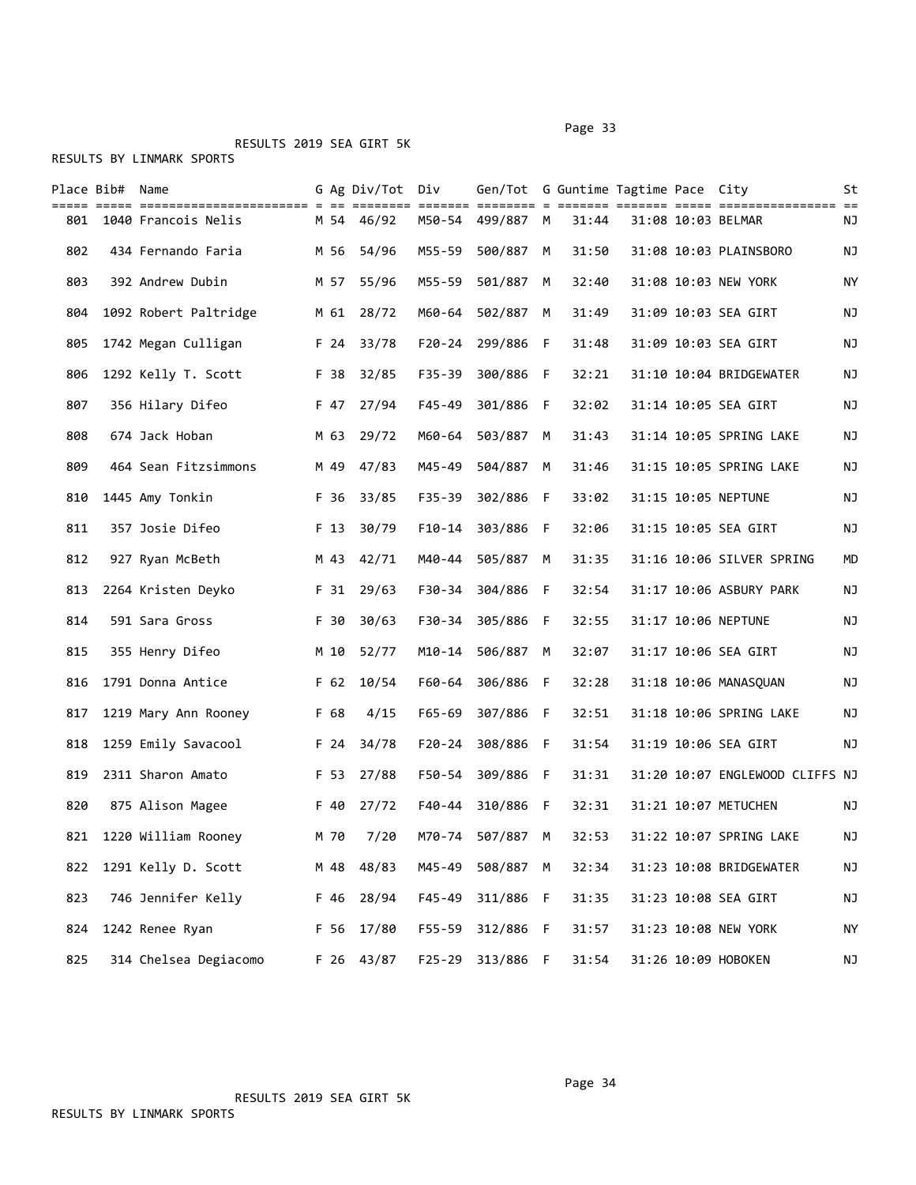RESULTS 2019 SEA GIRT 5K

RESULTS BY LINMARK SPORTS

| Place | Bib# | Name | G | Ag | Div/Tot | Div | Gen/Tot | G | Guntime | Tagtime | Pace | City | St |
|---|---|---|---|---|---|---|---|---|---|---|---|---|---|
| 801 | 1040 | Francois Nelis | M | 54 | 46/92 | M50-54 | 499/887 | M | 31:44 | 31:08 | 10:03 | BELMAR | NJ |
| 802 | 434 | Fernando Faria | M | 56 | 54/96 | M55-59 | 500/887 | M | 31:50 | 31:08 | 10:03 | PLAINSBORO | NJ |
| 803 | 392 | Andrew Dubin | M | 57 | 55/96 | M55-59 | 501/887 | M | 32:40 | 31:08 | 10:03 | NEW YORK | NY |
| 804 | 1092 | Robert Paltridge | M | 61 | 28/72 | M60-64 | 502/887 | M | 31:49 | 31:09 | 10:03 | SEA GIRT | NJ |
| 805 | 1742 | Megan Culligan | F | 24 | 33/78 | F20-24 | 299/886 | F | 31:48 | 31:09 | 10:03 | SEA GIRT | NJ |
| 806 | 1292 | Kelly T. Scott | F | 38 | 32/85 | F35-39 | 300/886 | F | 32:21 | 31:10 | 10:04 | BRIDGEWATER | NJ |
| 807 | 356 | Hilary Difeo | F | 47 | 27/94 | F45-49 | 301/886 | F | 32:02 | 31:14 | 10:05 | SEA GIRT | NJ |
| 808 | 674 | Jack Hoban | M | 63 | 29/72 | M60-64 | 503/887 | M | 31:43 | 31:14 | 10:05 | SPRING LAKE | NJ |
| 809 | 464 | Sean Fitzsimmons | M | 49 | 47/83 | M45-49 | 504/887 | M | 31:46 | 31:15 | 10:05 | SPRING LAKE | NJ |
| 810 | 1445 | Amy Tonkin | F | 36 | 33/85 | F35-39 | 302/886 | F | 33:02 | 31:15 | 10:05 | NEPTUNE | NJ |
| 811 | 357 | Josie Difeo | F | 13 | 30/79 | F10-14 | 303/886 | F | 32:06 | 31:15 | 10:05 | SEA GIRT | NJ |
| 812 | 927 | Ryan McBeth | M | 43 | 42/71 | M40-44 | 505/887 | M | 31:35 | 31:16 | 10:06 | SILVER SPRING | MD |
| 813 | 2264 | Kristen Deyko | F | 31 | 29/63 | F30-34 | 304/886 | F | 32:54 | 31:17 | 10:06 | ASBURY PARK | NJ |
| 814 | 591 | Sara Gross | F | 30 | 30/63 | F30-34 | 305/886 | F | 32:55 | 31:17 | 10:06 | NEPTUNE | NJ |
| 815 | 355 | Henry Difeo | M | 10 | 52/77 | M10-14 | 506/887 | M | 32:07 | 31:17 | 10:06 | SEA GIRT | NJ |
| 816 | 1791 | Donna Antice | F | 62 | 10/54 | F60-64 | 306/886 | F | 32:28 | 31:18 | 10:06 | MANASQUAN | NJ |
| 817 | 1219 | Mary Ann Rooney | F | 68 | 4/15 | F65-69 | 307/886 | F | 32:51 | 31:18 | 10:06 | SPRING LAKE | NJ |
| 818 | 1259 | Emily Savacool | F | 24 | 34/78 | F20-24 | 308/886 | F | 31:54 | 31:19 | 10:06 | SEA GIRT | NJ |
| 819 | 2311 | Sharon Amato | F | 53 | 27/88 | F50-54 | 309/886 | F | 31:31 | 31:20 | 10:07 | ENGLEWOOD CLIFFS | NJ |
| 820 | 875 | Alison Magee | F | 40 | 27/72 | F40-44 | 310/886 | F | 32:31 | 31:21 | 10:07 | METUCHEN | NJ |
| 821 | 1220 | William Rooney | M | 70 | 7/20 | M70-74 | 507/887 | M | 32:53 | 31:22 | 10:07 | SPRING LAKE | NJ |
| 822 | 1291 | Kelly D. Scott | M | 48 | 48/83 | M45-49 | 508/887 | M | 32:34 | 31:23 | 10:08 | BRIDGEWATER | NJ |
| 823 | 746 | Jennifer Kelly | F | 46 | 28/94 | F45-49 | 311/886 | F | 31:35 | 31:23 | 10:08 | SEA GIRT | NJ |
| 824 | 1242 | Renee Ryan | F | 56 | 17/80 | F55-59 | 312/886 | F | 31:57 | 31:23 | 10:08 | NEW YORK | NY |
| 825 | 314 | Chelsea Degiacomo | F | 26 | 43/87 | F25-29 | 313/886 | F | 31:54 | 31:26 | 10:09 | HOBOKEN | NJ |

RESULTS 2019 SEA GIRT 5K

RESULTS BY LINMARK SPORTS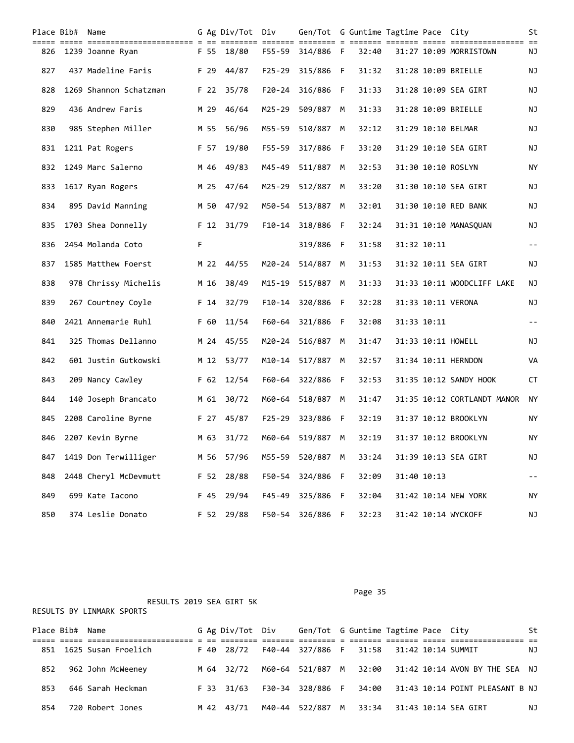| Place | Bib# | Name | G | Ag | Div/Tot | Div | Gen/Tot | G | Guntime | Tagtime | Pace | City | St |
|---|---|---|---|---|---|---|---|---|---|---|---|---|---|
| 826 | 1239 | Joanne Ryan | F | 55 | 18/80 | F55-59 | 314/886 | F | 32:40 | 31:27 | 10:09 | MORRISTOWN | NJ |
| 827 | 437 | Madeline Faris | F | 29 | 44/87 | F25-29 | 315/886 | F | 31:32 | 31:28 | 10:09 | BRIELLE | NJ |
| 828 | 1269 | Shannon Schatzman | F | 22 | 35/78 | F20-24 | 316/886 | F | 31:33 | 31:28 | 10:09 | SEA GIRT | NJ |
| 829 | 436 | Andrew Faris | M | 29 | 46/64 | M25-29 | 509/887 | M | 31:33 | 31:28 | 10:09 | BRIELLE | NJ |
| 830 | 985 | Stephen Miller | M | 55 | 56/96 | M55-59 | 510/887 | M | 32:12 | 31:29 | 10:10 | BELMAR | NJ |
| 831 | 1211 | Pat Rogers | F | 57 | 19/80 | F55-59 | 317/886 | F | 33:20 | 31:29 | 10:10 | SEA GIRT | NJ |
| 832 | 1249 | Marc Salerno | M | 46 | 49/83 | M45-49 | 511/887 | M | 32:53 | 31:30 | 10:10 | ROSLYN | NY |
| 833 | 1617 | Ryan Rogers | M | 25 | 47/64 | M25-29 | 512/887 | M | 33:20 | 31:30 | 10:10 | SEA GIRT | NJ |
| 834 | 895 | David Manning | M | 50 | 47/92 | M50-54 | 513/887 | M | 32:01 | 31:30 | 10:10 | RED BANK | NJ |
| 835 | 1703 | Shea Donnelly | F | 12 | 31/79 | F10-14 | 318/886 | F | 32:24 | 31:31 | 10:10 | MANASQUAN | NJ |
| 836 | 2454 | Molanda Coto | F | | | | 319/886 | F | 31:58 | 31:32 | 10:11 | | -- |
| 837 | 1585 | Matthew Foerst | M | 22 | 44/55 | M20-24 | 514/887 | M | 31:53 | 31:32 | 10:11 | SEA GIRT | NJ |
| 838 | 978 | Chrissy Michelis | M | 16 | 38/49 | M15-19 | 515/887 | M | 31:33 | 31:33 | 10:11 | WOODCLIFF LAKE | NJ |
| 839 | 267 | Courtney Coyle | F | 14 | 32/79 | F10-14 | 320/886 | F | 32:28 | 31:33 | 10:11 | VERONA | NJ |
| 840 | 2421 | Annemarie Ruhl | F | 60 | 11/54 | F60-64 | 321/886 | F | 32:08 | 31:33 | 10:11 | | -- |
| 841 | 325 | Thomas Dellanno | M | 24 | 45/55 | M20-24 | 516/887 | M | 31:47 | 31:33 | 10:11 | HOWELL | NJ |
| 842 | 601 | Justin Gutkowski | M | 12 | 53/77 | M10-14 | 517/887 | M | 32:57 | 31:34 | 10:11 | HERNDON | VA |
| 843 | 209 | Nancy Cawley | F | 62 | 12/54 | F60-64 | 322/886 | F | 32:53 | 31:35 | 10:12 | SANDY HOOK | CT |
| 844 | 140 | Joseph Brancato | M | 61 | 30/72 | M60-64 | 518/887 | M | 31:47 | 31:35 | 10:12 | CORTLANDT MANOR | NY |
| 845 | 2208 | Caroline Byrne | F | 27 | 45/87 | F25-29 | 323/886 | F | 32:19 | 31:37 | 10:12 | BROOKLYN | NY |
| 846 | 2207 | Kevin Byrne | M | 63 | 31/72 | M60-64 | 519/887 | M | 32:19 | 31:37 | 10:12 | BROOKLYN | NY |
| 847 | 1419 | Don Terwilliger | M | 56 | 57/96 | M55-59 | 520/887 | M | 33:24 | 31:39 | 10:13 | SEA GIRT | NJ |
| 848 | 2448 | Cheryl McDevmutt | F | 52 | 28/88 | F50-54 | 324/886 | F | 32:09 | 31:40 | 10:13 | | -- |
| 849 | 699 | Kate Iacono | F | 45 | 29/94 | F45-49 | 325/886 | F | 32:04 | 31:42 | 10:14 | NEW YORK | NY |
| 850 | 374 | Leslie Donato | F | 52 | 29/88 | F50-54 | 326/886 | F | 32:23 | 31:42 | 10:14 | WYCKOFF | NJ |

RESULTS 2019 SEA GIRT 5K

RESULTS BY LINMARK SPORTS

| Place | Bib# | Name | G | Ag | Div/Tot | Div | Gen/Tot | G | Guntime | Tagtime | Pace | City | St |
|---|---|---|---|---|---|---|---|---|---|---|---|---|---|
| 851 | 1625 | Susan Froelich | F | 40 | 28/72 | F40-44 | 327/886 | F | 31:58 | 31:42 | 10:14 | SUMMIT | NJ |
| 852 | 962 | John McWeeney | M | 64 | 32/72 | M60-64 | 521/887 | M | 32:00 | 31:42 | 10:14 | AVON BY THE SEA | NJ |
| 853 | 646 | Sarah Heckman | F | 33 | 31/63 | F30-34 | 328/886 | F | 34:00 | 31:43 | 10:14 | POINT PLEASANT B | NJ |
| 854 | 720 | Robert Jones | M | 42 | 43/71 | M40-44 | 522/887 | M | 33:34 | 31:43 | 10:14 | SEA GIRT | NJ |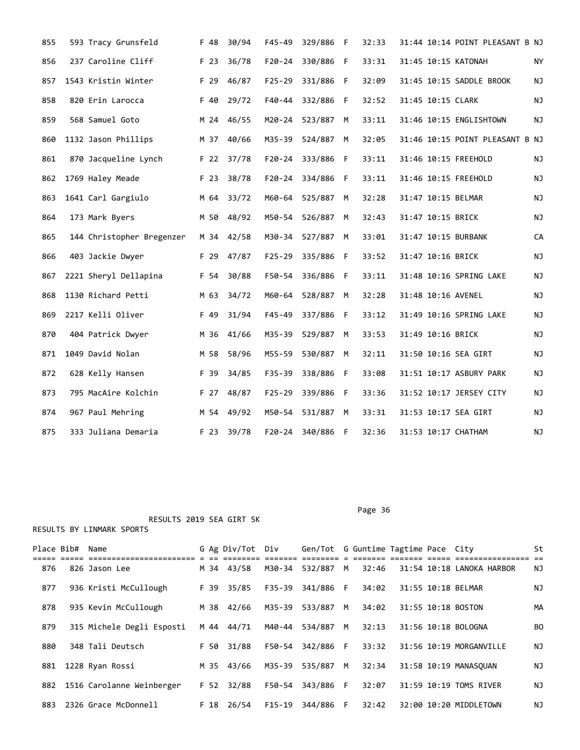| Place | Bib# | Name | G | Ag | Div/Tot | Div | Gen/Tot | G | Guntime | Tagtime | Pace | City | St |
|---|---|---|---|---|---|---|---|---|---|---|---|---|---|
| 855 | 593 | Tracy Grunsfeld | F | 48 | 30/94 | F45-49 | 329/886 | F | 32:33 | 31:44 | 10:14 | POINT PLEASANT B | NJ |
| 856 | 237 | Caroline Cliff | F | 23 | 36/78 | F20-24 | 330/886 | F | 33:31 | 31:45 | 10:15 | KATONAH | NY |
| 857 | 1543 | Kristin Winter | F | 29 | 46/87 | F25-29 | 331/886 | F | 32:09 | 31:45 | 10:15 | SADDLE BROOK | NJ |
| 858 | 820 | Erin Larocca | F | 40 | 29/72 | F40-44 | 332/886 | F | 32:52 | 31:45 | 10:15 | CLARK | NJ |
| 859 | 568 | Samuel Goto | M | 24 | 46/55 | M20-24 | 523/887 | M | 33:11 | 31:46 | 10:15 | ENGLISHTOWN | NJ |
| 860 | 1132 | Jason Phillips | M | 37 | 40/66 | M35-39 | 524/887 | M | 32:05 | 31:46 | 10:15 | POINT PLEASANT B | NJ |
| 861 | 870 | Jacqueline Lynch | F | 22 | 37/78 | F20-24 | 333/886 | F | 33:11 | 31:46 | 10:15 | FREEHOLD | NJ |
| 862 | 1769 | Haley Meade | F | 23 | 38/78 | F20-24 | 334/886 | F | 33:11 | 31:46 | 10:15 | FREEHOLD | NJ |
| 863 | 1641 | Carl Gargiulo | M | 64 | 33/72 | M60-64 | 525/887 | M | 32:28 | 31:47 | 10:15 | BELMAR | NJ |
| 864 | 173 | Mark Byers | M | 50 | 48/92 | M50-54 | 526/887 | M | 32:43 | 31:47 | 10:15 | BRICK | NJ |
| 865 | 144 | Christopher Bregenzer | M | 34 | 42/58 | M30-34 | 527/887 | M | 33:01 | 31:47 | 10:15 | BURBANK | CA |
| 866 | 403 | Jackie Dwyer | F | 29 | 47/87 | F25-29 | 335/886 | F | 33:52 | 31:47 | 10:16 | BRICK | NJ |
| 867 | 2221 | Sheryl Dellapina | F | 54 | 30/88 | F50-54 | 336/886 | F | 33:11 | 31:48 | 10:16 | SPRING LAKE | NJ |
| 868 | 1130 | Richard Petti | M | 63 | 34/72 | M60-64 | 528/887 | M | 32:28 | 31:48 | 10:16 | AVENEL | NJ |
| 869 | 2217 | Kelli Oliver | F | 49 | 31/94 | F45-49 | 337/886 | F | 33:12 | 31:49 | 10:16 | SPRING LAKE | NJ |
| 870 | 404 | Patrick Dwyer | M | 36 | 41/66 | M35-39 | 529/887 | M | 33:53 | 31:49 | 10:16 | BRICK | NJ |
| 871 | 1049 | David Nolan | M | 58 | 58/96 | M55-59 | 530/887 | M | 32:11 | 31:50 | 10:16 | SEA GIRT | NJ |
| 872 | 628 | Kelly Hansen | F | 39 | 34/85 | F35-39 | 338/886 | F | 33:08 | 31:51 | 10:17 | ASBURY PARK | NJ |
| 873 | 795 | MacAire Kolchin | F | 27 | 48/87 | F25-29 | 339/886 | F | 33:36 | 31:52 | 10:17 | JERSEY CITY | NJ |
| 874 | 967 | Paul Mehring | M | 54 | 49/92 | M50-54 | 531/887 | M | 33:31 | 31:53 | 10:17 | SEA GIRT | NJ |
| 875 | 333 | Juliana Demaria | F | 23 | 39/78 | F20-24 | 340/886 | F | 32:36 | 31:53 | 10:17 | CHATHAM | NJ |

RESULTS 2019 SEA GIRT 5K

RESULTS BY LINMARK SPORTS

| Place | Bib# | Name | G | Ag | Div/Tot | Div | Gen/Tot | G | Guntime | Tagtime | Pace | City | St |
|---|---|---|---|---|---|---|---|---|---|---|---|---|---|
| 876 | 826 | Jason Lee | M | 34 | 43/58 | M30-34 | 532/887 | M | 32:46 | 31:54 | 10:18 | LANOKA HARBOR | NJ |
| 877 | 936 | Kristi McCullough | F | 39 | 35/85 | F35-39 | 341/886 | F | 34:02 | 31:55 | 10:18 | BELMAR | NJ |
| 878 | 935 | Kevin McCullough | M | 38 | 42/66 | M35-39 | 533/887 | M | 34:02 | 31:55 | 10:18 | BOSTON | MA |
| 879 | 315 | Michele Degli Esposti | M | 44 | 44/71 | M40-44 | 534/887 | M | 32:13 | 31:56 | 10:18 | BOLOGNA | BO |
| 880 | 348 | Tali Deutsch | F | 50 | 31/88 | F50-54 | 342/886 | F | 33:32 | 31:56 | 10:19 | MORGANVILLE | NJ |
| 881 | 1228 | Ryan Rossi | M | 35 | 43/66 | M35-39 | 535/887 | M | 32:34 | 31:58 | 10:19 | MANASQUAN | NJ |
| 882 | 1516 | Carolanne Weinberger | F | 52 | 32/88 | F50-54 | 343/886 | F | 32:07 | 31:59 | 10:19 | TOMS RIVER | NJ |
| 883 | 2326 | Grace McDonnell | F | 18 | 26/54 | F15-19 | 344/886 | F | 32:42 | 32:00 | 10:20 | MIDDLETOWN | NJ |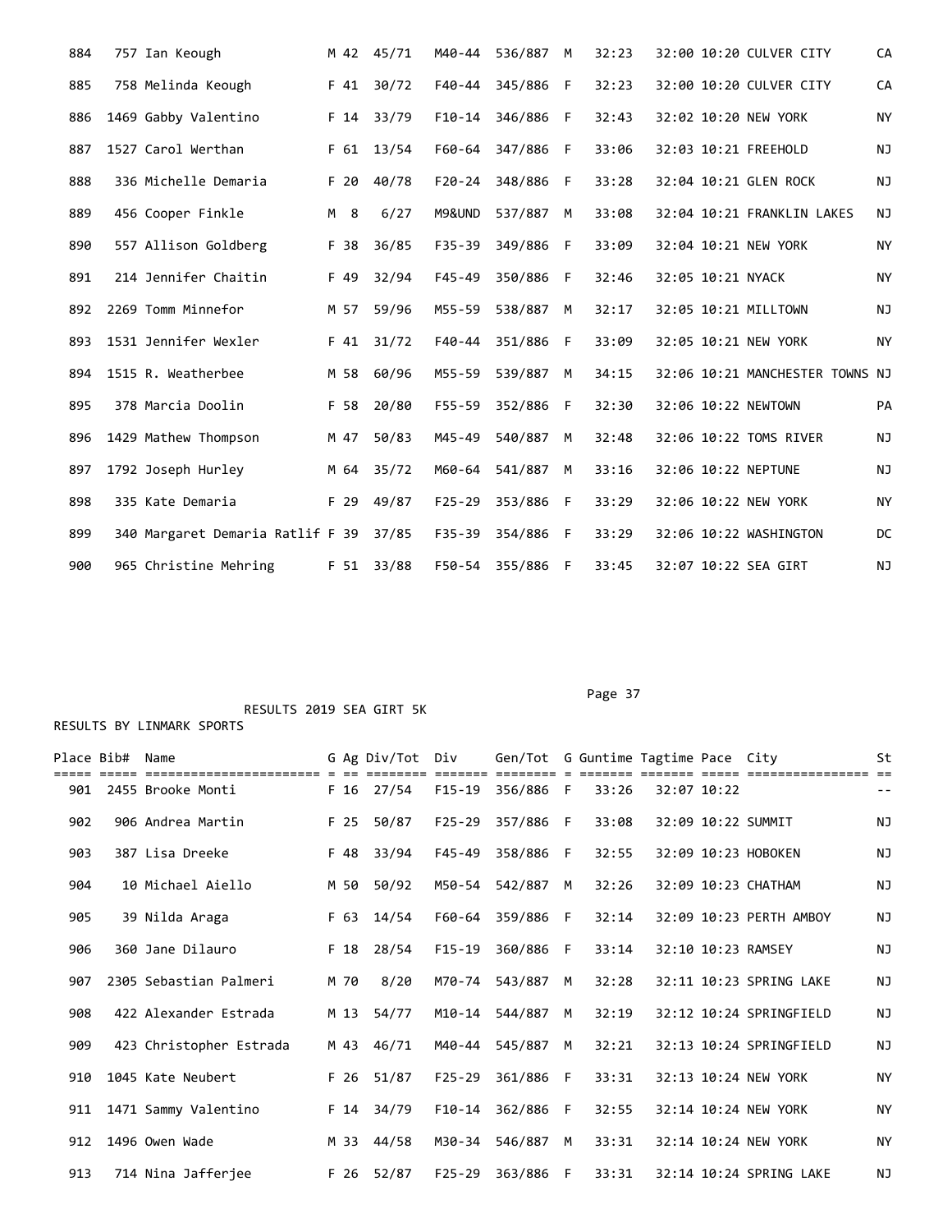| Place | Bib# | Name | G | Ag | Div/Tot | Div | Gen/Tot | G | Guntime | Tagtime | Pace | City | St |
|---|---|---|---|---|---|---|---|---|---|---|---|---|---|
| 884 | 757 | Ian Keough | M | 42 | 45/71 | M40-44 | 536/887 | M | 32:23 | 32:00 | 10:20 | CULVER CITY | CA |
| 885 | 758 | Melinda Keough | F | 41 | 30/72 | F40-44 | 345/886 | F | 32:23 | 32:00 | 10:20 | CULVER CITY | CA |
| 886 | 1469 | Gabby Valentino | F | 14 | 33/79 | F10-14 | 346/886 | F | 32:43 | 32:02 | 10:20 | NEW YORK | NY |
| 887 | 1527 | Carol Werthan | F | 61 | 13/54 | F60-64 | 347/886 | F | 33:06 | 32:03 | 10:21 | FREEHOLD | NJ |
| 888 | 336 | Michelle Demaria | F | 20 | 40/78 | F20-24 | 348/886 | F | 33:28 | 32:04 | 10:21 | GLEN ROCK | NJ |
| 889 | 456 | Cooper Finkle | M | 8 | 6/27 | M9&UND | 537/887 | M | 33:08 | 32:04 | 10:21 | FRANKLIN LAKES | NJ |
| 890 | 557 | Allison Goldberg | F | 38 | 36/85 | F35-39 | 349/886 | F | 33:09 | 32:04 | 10:21 | NEW YORK | NY |
| 891 | 214 | Jennifer Chaitin | F | 49 | 32/94 | F45-49 | 350/886 | F | 32:46 | 32:05 | 10:21 | NYACK | NY |
| 892 | 2269 | Tomm Minnefor | M | 57 | 59/96 | M55-59 | 538/887 | M | 32:17 | 32:05 | 10:21 | MILLTOWN | NJ |
| 893 | 1531 | Jennifer Wexler | F | 41 | 31/72 | F40-44 | 351/886 | F | 33:09 | 32:05 | 10:21 | NEW YORK | NY |
| 894 | 1515 | R. Weatherbee | M | 58 | 60/96 | M55-59 | 539/887 | M | 34:15 | 32:06 | 10:21 | MANCHESTER TOWNS | NJ |
| 895 | 378 | Marcia Doolin | F | 58 | 20/80 | F55-59 | 352/886 | F | 32:30 | 32:06 | 10:22 | NEWTOWN | PA |
| 896 | 1429 | Mathew Thompson | M | 47 | 50/83 | M45-49 | 540/887 | M | 32:48 | 32:06 | 10:22 | TOMS RIVER | NJ |
| 897 | 1792 | Joseph Hurley | M | 64 | 35/72 | M60-64 | 541/887 | M | 33:16 | 32:06 | 10:22 | NEPTUNE | NJ |
| 898 | 335 | Kate Demaria | F | 29 | 49/87 | F25-29 | 353/886 | F | 33:29 | 32:06 | 10:22 | NEW YORK | NY |
| 899 | 340 | Margaret Demaria Ratlif | F | 39 | 37/85 | F35-39 | 354/886 | F | 33:29 | 32:06 | 10:22 | WASHINGTON | DC |
| 900 | 965 | Christine Mehring | F | 51 | 33/88 | F50-54 | 355/886 | F | 33:45 | 32:07 | 10:22 | SEA GIRT | NJ |

RESULTS 2019 SEA GIRT 5K

RESULTS BY LINMARK SPORTS

| Place | Bib# | Name | G | Ag | Div/Tot | Div | Gen/Tot | G | Guntime | Tagtime | Pace | City | St |
|---|---|---|---|---|---|---|---|---|---|---|---|---|---|
| 901 | 2455 | Brooke Monti | F | 16 | 27/54 | F15-19 | 356/886 | F | 33:26 | 32:07 | 10:22 | | -- |
| 902 | 906 | Andrea Martin | F | 25 | 50/87 | F25-29 | 357/886 | F | 33:08 | 32:09 | 10:22 | SUMMIT | NJ |
| 903 | 387 | Lisa Dreeke | F | 48 | 33/94 | F45-49 | 358/886 | F | 32:55 | 32:09 | 10:23 | HOBOKEN | NJ |
| 904 | 10 | Michael Aiello | M | 50 | 50/92 | M50-54 | 542/887 | M | 32:26 | 32:09 | 10:23 | CHATHAM | NJ |
| 905 | 39 | Nilda Araga | F | 63 | 14/54 | F60-64 | 359/886 | F | 32:14 | 32:09 | 10:23 | PERTH AMBOY | NJ |
| 906 | 360 | Jane Dilauro | F | 18 | 28/54 | F15-19 | 360/886 | F | 33:14 | 32:10 | 10:23 | RAMSEY | NJ |
| 907 | 2305 | Sebastian Palmeri | M | 70 | 8/20 | M70-74 | 543/887 | M | 32:28 | 32:11 | 10:23 | SPRING LAKE | NJ |
| 908 | 422 | Alexander Estrada | M | 13 | 54/77 | M10-14 | 544/887 | M | 32:19 | 32:12 | 10:24 | SPRINGFIELD | NJ |
| 909 | 423 | Christopher Estrada | M | 43 | 46/71 | M40-44 | 545/887 | M | 32:21 | 32:13 | 10:24 | SPRINGFIELD | NJ |
| 910 | 1045 | Kate Neubert | F | 26 | 51/87 | F25-29 | 361/886 | F | 33:31 | 32:13 | 10:24 | NEW YORK | NY |
| 911 | 1471 | Sammy Valentino | F | 14 | 34/79 | F10-14 | 362/886 | F | 32:55 | 32:14 | 10:24 | NEW YORK | NY |
| 912 | 1496 | Owen Wade | M | 33 | 44/58 | M30-34 | 546/887 | M | 33:31 | 32:14 | 10:24 | NEW YORK | NY |
| 913 | 714 | Nina Jafferjee | F | 26 | 52/87 | F25-29 | 363/886 | F | 33:31 | 32:14 | 10:24 | SPRING LAKE | NJ |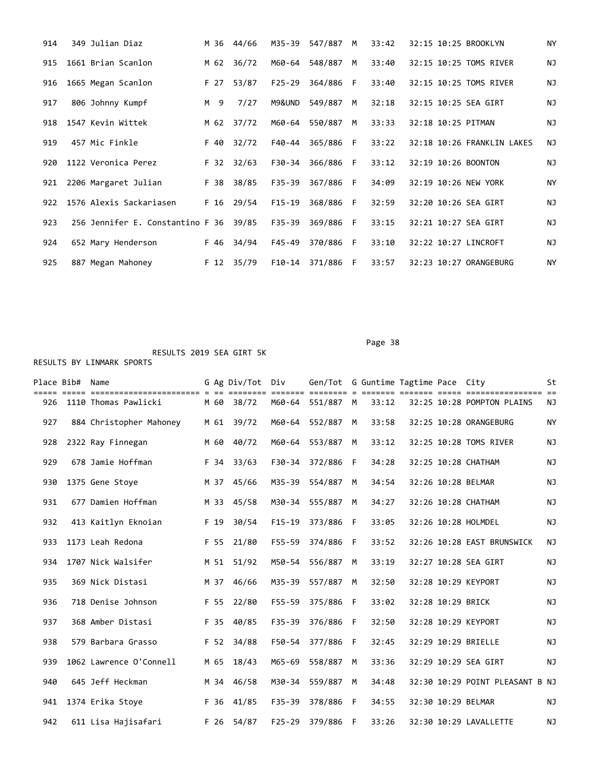| Place | Bib# | Name | G | Ag | Div/Tot | Div | Gen/Tot | G | Guntime | Tagtime | Pace | City | St |
|---|---|---|---|---|---|---|---|---|---|---|---|---|---|
| 914 | 349 | Julian Diaz | M | 36 | 44/66 | M35-39 | 547/887 | M | 33:42 | 32:15 | 10:25 | BROOKLYN | NY |
| 915 | 1661 | Brian Scanlon | M | 62 | 36/72 | M60-64 | 548/887 | M | 33:40 | 32:15 | 10:25 | TOMS RIVER | NJ |
| 916 | 1665 | Megan Scanlon | F | 27 | 53/87 | F25-29 | 364/886 | F | 33:40 | 32:15 | 10:25 | TOMS RIVER | NJ |
| 917 | 806 | Johnny Kumpf | M | 9 | 7/27 | M9&UND | 549/887 | M | 32:18 | 32:15 | 10:25 | SEA GIRT | NJ |
| 918 | 1547 | Kevin Wittek | M | 62 | 37/72 | M60-64 | 550/887 | M | 33:33 | 32:18 | 10:25 | PITMAN | NJ |
| 919 | 457 | Mic Finkle | F | 40 | 32/72 | F40-44 | 365/886 | F | 33:22 | 32:18 | 10:26 | FRANKLIN LAKES | NJ |
| 920 | 1122 | Veronica Perez | F | 32 | 32/63 | F30-34 | 366/886 | F | 33:12 | 32:19 | 10:26 | BOONTON | NJ |
| 921 | 2206 | Margaret Julian | F | 38 | 38/85 | F35-39 | 367/886 | F | 34:09 | 32:19 | 10:26 | NEW YORK | NY |
| 922 | 1576 | Alexis Sackariasen | F | 16 | 29/54 | F15-19 | 368/886 | F | 32:59 | 32:20 | 10:26 | SEA GIRT | NJ |
| 923 | 256 | Jennifer E. Constantino | F | 36 | 39/85 | F35-39 | 369/886 | F | 33:15 | 32:21 | 10:27 | SEA GIRT | NJ |
| 924 | 652 | Mary Henderson | F | 46 | 34/94 | F45-49 | 370/886 | F | 33:10 | 32:22 | 10:27 | LINCROFT | NJ |
| 925 | 887 | Megan Mahoney | F | 12 | 35/79 | F10-14 | 371/886 | F | 33:57 | 32:23 | 10:27 | ORANGEBURG | NY |

RESULTS 2019 SEA GIRT 5K

RESULTS BY LINMARK SPORTS

| Place | Bib# | Name | G | Ag | Div/Tot | Div | Gen/Tot | G | Guntime | Tagtime | Pace | City | St |
|---|---|---|---|---|---|---|---|---|---|---|---|---|---|
| 926 | 1110 | Thomas Pawlicki | M | 60 | 38/72 | M60-64 | 551/887 | M | 33:12 | 32:25 | 10:28 | POMPTON PLAINS | NJ |
| 927 | 884 | Christopher Mahoney | M | 61 | 39/72 | M60-64 | 552/887 | M | 33:58 | 32:25 | 10:28 | ORANGEBURG | NY |
| 928 | 2322 | Ray Finnegan | M | 60 | 40/72 | M60-64 | 553/887 | M | 33:12 | 32:25 | 10:28 | TOMS RIVER | NJ |
| 929 | 678 | Jamie Hoffman | F | 34 | 33/63 | F30-34 | 372/886 | F | 34:28 | 32:25 | 10:28 | CHATHAM | NJ |
| 930 | 1375 | Gene Stoye | M | 37 | 45/66 | M35-39 | 554/887 | M | 34:54 | 32:26 | 10:28 | BELMAR | NJ |
| 931 | 677 | Damien Hoffman | M | 33 | 45/58 | M30-34 | 555/887 | M | 34:27 | 32:26 | 10:28 | CHATHAM | NJ |
| 932 | 413 | Kaitlyn Eknoian | F | 19 | 30/54 | F15-19 | 373/886 | F | 33:05 | 32:26 | 10:28 | HOLMDEL | NJ |
| 933 | 1173 | Leah Redona | F | 55 | 21/80 | F55-59 | 374/886 | F | 33:52 | 32:26 | 10:28 | EAST BRUNSWICK | NJ |
| 934 | 1707 | Nick Walsifer | M | 51 | 51/92 | M50-54 | 556/887 | M | 33:19 | 32:27 | 10:28 | SEA GIRT | NJ |
| 935 | 369 | Nick Distasi | M | 37 | 46/66 | M35-39 | 557/887 | M | 32:50 | 32:28 | 10:29 | KEYPORT | NJ |
| 936 | 718 | Denise Johnson | F | 55 | 22/80 | F55-59 | 375/886 | F | 33:02 | 32:28 | 10:29 | BRICK | NJ |
| 937 | 368 | Amber Distasi | F | 35 | 40/85 | F35-39 | 376/886 | F | 32:50 | 32:28 | 10:29 | KEYPORT | NJ |
| 938 | 579 | Barbara Grasso | F | 52 | 34/88 | F50-54 | 377/886 | F | 32:45 | 32:29 | 10:29 | BRIELLE | NJ |
| 939 | 1062 | Lawrence O'Connell | M | 65 | 18/43 | M65-69 | 558/887 | M | 33:36 | 32:29 | 10:29 | SEA GIRT | NJ |
| 940 | 645 | Jeff Heckman | M | 34 | 46/58 | M30-34 | 559/887 | M | 34:48 | 32:30 | 10:29 | POINT PLEASANT B | NJ |
| 941 | 1374 | Erika Stoye | F | 36 | 41/85 | F35-39 | 378/886 | F | 34:55 | 32:30 | 10:29 | BELMAR | NJ |
| 942 | 611 | Lisa Hajisafari | F | 26 | 54/87 | F25-29 | 379/886 | F | 33:26 | 32:30 | 10:29 | LAVALLETTE | NJ |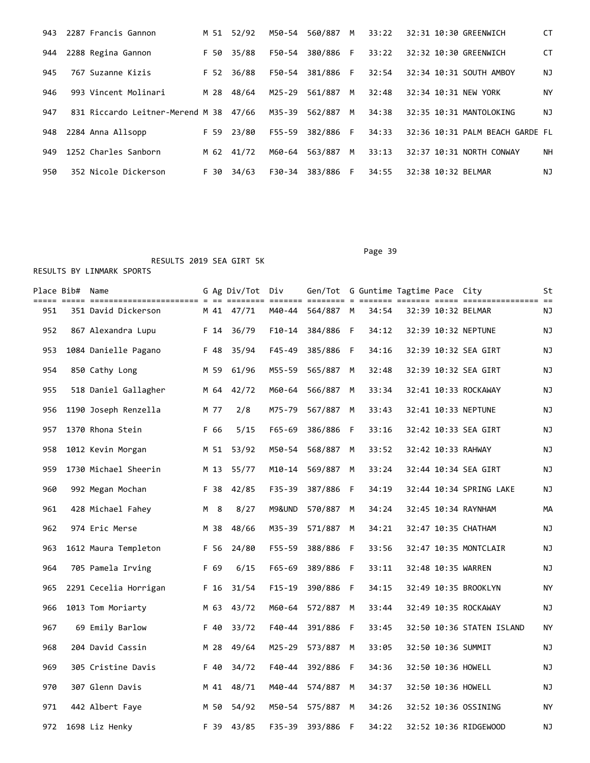| Place | Bib# | Name | G | Ag | Div/Tot | Div | Gen/Tot | G | Guntime | Tagtime | Pace | City | St |
|---|---|---|---|---|---|---|---|---|---|---|---|---|---|
| 943 | 2287 | Francis Gannon | M | 51 | 52/92 | M50-54 | 560/887 | M | 33:22 | 32:31 | 10:30 | GREENWICH | CT |
| 944 | 2288 | Regina Gannon | F | 50 | 35/88 | F50-54 | 380/886 | F | 33:22 | 32:32 | 10:30 | GREENWICH | CT |
| 945 | 767 | Suzanne Kizis | F | 52 | 36/88 | F50-54 | 381/886 | F | 32:54 | 32:34 | 10:31 | SOUTH AMBOY | NJ |
| 946 | 993 | Vincent Molinari | M | 28 | 48/64 | M25-29 | 561/887 | M | 32:48 | 32:34 | 10:31 | NEW YORK | NY |
| 947 | 831 | Riccardo Leitner-Merend | M | 38 | 47/66 | M35-39 | 562/887 | M | 34:38 | 32:35 | 10:31 | MANTOLOKING | NJ |
| 948 | 2284 | Anna Allsopp | F | 59 | 23/80 | F55-59 | 382/886 | F | 34:33 | 32:36 | 10:31 | PALM BEACH GARDE | FL |
| 949 | 1252 | Charles Sanborn | M | 62 | 41/72 | M60-64 | 563/887 | M | 33:13 | 32:37 | 10:31 | NORTH CONWAY | NH |
| 950 | 352 | Nicole Dickerson | F | 30 | 34/63 | F30-34 | 383/886 | F | 34:55 | 32:38 | 10:32 | BELMAR | NJ |

RESULTS 2019 SEA GIRT 5K

RESULTS BY LINMARK SPORTS

| Place | Bib# | Name | G | Ag | Div/Tot | Div | Gen/Tot | G | Guntime | Tagtime | Pace | City | St |
|---|---|---|---|---|---|---|---|---|---|---|---|---|---|
| 951 | 351 | David Dickerson | M | 41 | 47/71 | M40-44 | 564/887 | M | 34:54 | 32:39 | 10:32 | BELMAR | NJ |
| 952 | 867 | Alexandra Lupu | F | 14 | 36/79 | F10-14 | 384/886 | F | 34:12 | 32:39 | 10:32 | NEPTUNE | NJ |
| 953 | 1084 | Danielle Pagano | F | 48 | 35/94 | F45-49 | 385/886 | F | 34:16 | 32:39 | 10:32 | SEA GIRT | NJ |
| 954 | 850 | Cathy Long | M | 59 | 61/96 | M55-59 | 565/887 | M | 32:48 | 32:39 | 10:32 | SEA GIRT | NJ |
| 955 | 518 | Daniel Gallagher | M | 64 | 42/72 | M60-64 | 566/887 | M | 33:34 | 32:41 | 10:33 | ROCKAWAY | NJ |
| 956 | 1190 | Joseph Renzella | M | 77 | 2/8 | M75-79 | 567/887 | M | 33:43 | 32:41 | 10:33 | NEPTUNE | NJ |
| 957 | 1370 | Rhona Stein | F | 66 | 5/15 | F65-69 | 386/886 | F | 33:16 | 32:42 | 10:33 | SEA GIRT | NJ |
| 958 | 1012 | Kevin Morgan | M | 51 | 53/92 | M50-54 | 568/887 | M | 33:52 | 32:42 | 10:33 | RAHWAY | NJ |
| 959 | 1730 | Michael Sheerin | M | 13 | 55/77 | M10-14 | 569/887 | M | 33:24 | 32:44 | 10:34 | SEA GIRT | NJ |
| 960 | 992 | Megan Mochan | F | 38 | 42/85 | F35-39 | 387/886 | F | 34:19 | 32:44 | 10:34 | SPRING LAKE | NJ |
| 961 | 428 | Michael Fahey | M | 8 | 8/27 | M9&UND | 570/887 | M | 34:24 | 32:45 | 10:34 | RAYNHAM | MA |
| 962 | 974 | Eric Merse | M | 38 | 48/66 | M35-39 | 571/887 | M | 34:21 | 32:47 | 10:35 | CHATHAM | NJ |
| 963 | 1612 | Maura Templeton | F | 56 | 24/80 | F55-59 | 388/886 | F | 33:56 | 32:47 | 10:35 | MONTCLAIR | NJ |
| 964 | 705 | Pamela Irving | F | 69 | 6/15 | F65-69 | 389/886 | F | 33:11 | 32:48 | 10:35 | WARREN | NJ |
| 965 | 2291 | Cecelia Horrigan | F | 16 | 31/54 | F15-19 | 390/886 | F | 34:15 | 32:49 | 10:35 | BROOKLYN | NY |
| 966 | 1013 | Tom Moriarty | M | 63 | 43/72 | M60-64 | 572/887 | M | 33:44 | 32:49 | 10:35 | ROCKAWAY | NJ |
| 967 | 69 | Emily Barlow | F | 40 | 33/72 | F40-44 | 391/886 | F | 33:45 | 32:50 | 10:36 | STATEN ISLAND | NY |
| 968 | 204 | David Cassin | M | 28 | 49/64 | M25-29 | 573/887 | M | 33:05 | 32:50 | 10:36 | SUMMIT | NJ |
| 969 | 305 | Cristine Davis | F | 40 | 34/72 | F40-44 | 392/886 | F | 34:36 | 32:50 | 10:36 | HOWELL | NJ |
| 970 | 307 | Glenn Davis | M | 41 | 48/71 | M40-44 | 574/887 | M | 34:37 | 32:50 | 10:36 | HOWELL | NJ |
| 971 | 442 | Albert Faye | M | 50 | 54/92 | M50-54 | 575/887 | M | 34:26 | 32:52 | 10:36 | OSSINING | NY |
| 972 | 1698 | Liz Henky | F | 39 | 43/85 | F35-39 | 393/886 | F | 34:22 | 32:52 | 10:36 | RIDGEWOOD | NJ |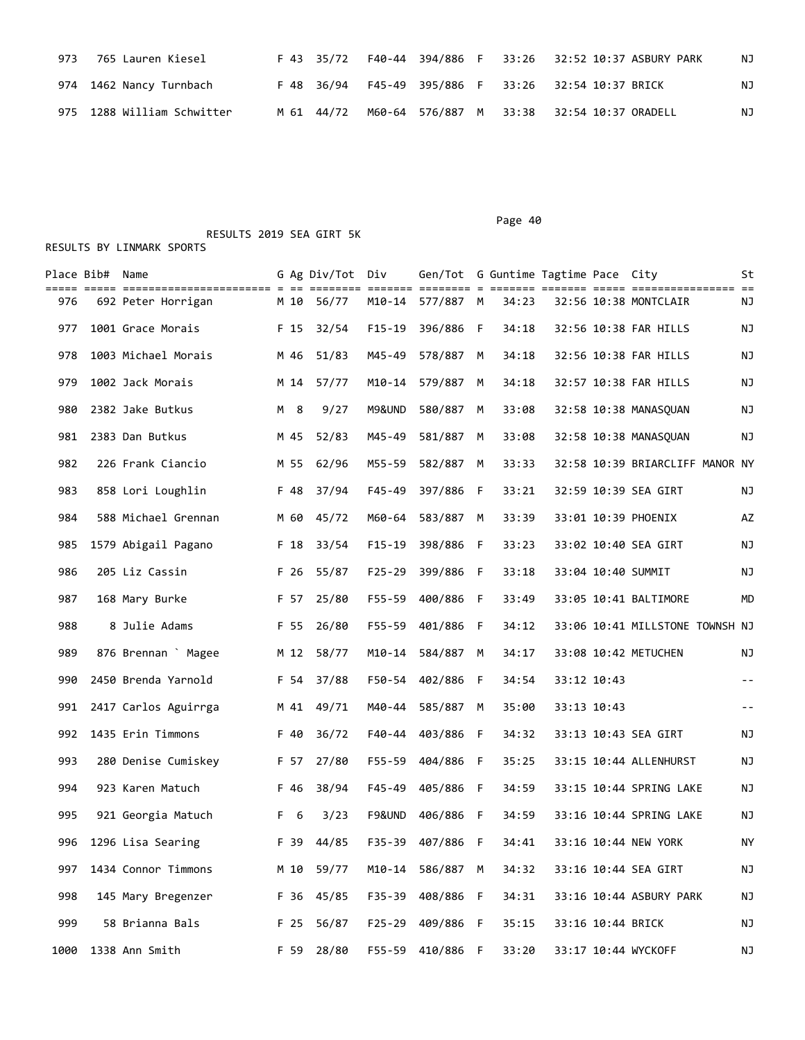| Place | Bib# | Name | G | Ag | Div/Tot | Div | Gen/Tot | G | Guntime | Tagtime | Pace | City | St |
|---|---|---|---|---|---|---|---|---|---|---|---|---|---|
| 973 | 765 | Lauren Kiesel | F | 43 | 35/72 | F40-44 | 394/886 | F | 33:26 | 32:52 | 10:37 | ASBURY PARK | NJ |
| 974 | 1462 | Nancy Turnbach | F | 48 | 36/94 | F45-49 | 395/886 | F | 33:26 | 32:54 | 10:37 | BRICK | NJ |
| 975 | 1288 | William Schwitter | M | 61 | 44/72 | M60-64 | 576/887 | M | 33:38 | 32:54 | 10:37 | ORADELL | NJ |

RESULTS 2019 SEA GIRT 5K

RESULTS BY LINMARK SPORTS

| Place | Bib# | Name | G | Ag | Div/Tot | Div | Gen/Tot | G | Guntime | Tagtime | Pace | City | St |
|---|---|---|---|---|---|---|---|---|---|---|---|---|---|
| 976 | 692 | Peter Horrigan | M | 10 | 56/77 | M10-14 | 577/887 | M | 34:23 | 32:56 | 10:38 | MONTCLAIR | NJ |
| 977 | 1001 | Grace Morais | F | 15 | 32/54 | F15-19 | 396/886 | F | 34:18 | 32:56 | 10:38 | FAR HILLS | NJ |
| 978 | 1003 | Michael Morais | M | 46 | 51/83 | M45-49 | 578/887 | M | 34:18 | 32:56 | 10:38 | FAR HILLS | NJ |
| 979 | 1002 | Jack Morais | M | 14 | 57/77 | M10-14 | 579/887 | M | 34:18 | 32:57 | 10:38 | FAR HILLS | NJ |
| 980 | 2382 | Jake Butkus | M | 8 | 9/27 | M9&UND | 580/887 | M | 33:08 | 32:58 | 10:38 | MANASQUAN | NJ |
| 981 | 2383 | Dan Butkus | M | 45 | 52/83 | M45-49 | 581/887 | M | 33:08 | 32:58 | 10:38 | MANASQUAN | NJ |
| 982 | 226 | Frank Ciancio | M | 55 | 62/96 | M55-59 | 582/887 | M | 33:33 | 32:58 | 10:39 | BRIARCLIFF MANOR | NY |
| 983 | 858 | Lori Loughlin | F | 48 | 37/94 | F45-49 | 397/886 | F | 33:21 | 32:59 | 10:39 | SEA GIRT | NJ |
| 984 | 588 | Michael Grennan | M | 60 | 45/72 | M60-64 | 583/887 | M | 33:39 | 33:01 | 10:39 | PHOENIX | AZ |
| 985 | 1579 | Abigail Pagano | F | 18 | 33/54 | F15-19 | 398/886 | F | 33:23 | 33:02 | 10:40 | SEA GIRT | NJ |
| 986 | 205 | Liz Cassin | F | 26 | 55/87 | F25-29 | 399/886 | F | 33:18 | 33:04 | 10:40 | SUMMIT | NJ |
| 987 | 168 | Mary Burke | F | 57 | 25/80 | F55-59 | 400/886 | F | 33:49 | 33:05 | 10:41 | BALTIMORE | MD |
| 988 | 8 | Julie Adams | F | 55 | 26/80 | F55-59 | 401/886 | F | 34:12 | 33:06 | 10:41 | MILLSTONE TOWNSH | NJ |
| 989 | 876 | Brennan ` Magee | M | 12 | 58/77 | M10-14 | 584/887 | M | 34:17 | 33:08 | 10:42 | METUCHEN | NJ |
| 990 | 2450 | Brenda Yarnold | F | 54 | 37/88 | F50-54 | 402/886 | F | 34:54 | 33:12 | 10:43 | | -- |
| 991 | 2417 | Carlos Aguirrga | M | 41 | 49/71 | M40-44 | 585/887 | M | 35:00 | 33:13 | 10:43 | | -- |
| 992 | 1435 | Erin Timmons | F | 40 | 36/72 | F40-44 | 403/886 | F | 34:32 | 33:13 | 10:43 | SEA GIRT | NJ |
| 993 | 280 | Denise Cumiskey | F | 57 | 27/80 | F55-59 | 404/886 | F | 35:25 | 33:15 | 10:44 | ALLENHURST | NJ |
| 994 | 923 | Karen Matuch | F | 46 | 38/94 | F45-49 | 405/886 | F | 34:59 | 33:15 | 10:44 | SPRING LAKE | NJ |
| 995 | 921 | Georgia Matuch | F | 6 | 3/23 | F9&UND | 406/886 | F | 34:59 | 33:16 | 10:44 | SPRING LAKE | NJ |
| 996 | 1296 | Lisa Searing | F | 39 | 44/85 | F35-39 | 407/886 | F | 34:41 | 33:16 | 10:44 | NEW YORK | NY |
| 997 | 1434 | Connor Timmons | M | 10 | 59/77 | M10-14 | 586/887 | M | 34:32 | 33:16 | 10:44 | SEA GIRT | NJ |
| 998 | 145 | Mary Bregenzer | F | 36 | 45/85 | F35-39 | 408/886 | F | 34:31 | 33:16 | 10:44 | ASBURY PARK | NJ |
| 999 | 58 | Brianna Bals | F | 25 | 56/87 | F25-29 | 409/886 | F | 35:15 | 33:16 | 10:44 | BRICK | NJ |
| 1000 | 1338 | Ann Smith | F | 59 | 28/80 | F55-59 | 410/886 | F | 33:20 | 33:17 | 10:44 | WYCKOFF | NJ |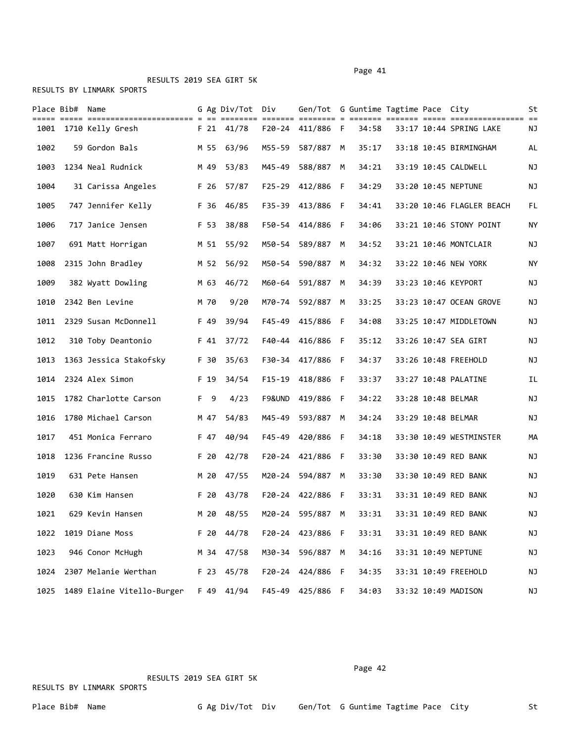RESULTS 2019 SEA GIRT 5K

RESULTS BY LINMARK SPORTS

| Place | Bib# | Name | G | Ag | Div/Tot | Div | Gen/Tot | G | Guntime | Tagtime | Pace | City | St |
|---|---|---|---|---|---|---|---|---|---|---|---|---|---|
| 1001 | 1710 | Kelly Gresh | F | 21 | 41/78 | F20-24 | 411/886 | F | 34:58 | 33:17 | 10:44 | SPRING LAKE | NJ |
| 1002 | 59 | Gordon Bals | M | 55 | 63/96 | M55-59 | 587/887 | M | 35:17 | 33:18 | 10:45 | BIRMINGHAM | AL |
| 1003 | 1234 | Neal Rudnick | M | 49 | 53/83 | M45-49 | 588/887 | M | 34:21 | 33:19 | 10:45 | CALDWELL | NJ |
| 1004 | 31 | Carissa Angeles | F | 26 | 57/87 | F25-29 | 412/886 | F | 34:29 | 33:20 | 10:45 | NEPTUNE | NJ |
| 1005 | 747 | Jennifer Kelly | F | 36 | 46/85 | F35-39 | 413/886 | F | 34:41 | 33:20 | 10:46 | FLAGLER BEACH | FL |
| 1006 | 717 | Janice Jensen | F | 53 | 38/88 | F50-54 | 414/886 | F | 34:06 | 33:21 | 10:46 | STONY POINT | NY |
| 1007 | 691 | Matt Horrigan | M | 51 | 55/92 | M50-54 | 589/887 | M | 34:52 | 33:21 | 10:46 | MONTCLAIR | NJ |
| 1008 | 2315 | John Bradley | M | 52 | 56/92 | M50-54 | 590/887 | M | 34:32 | 33:22 | 10:46 | NEW YORK | NY |
| 1009 | 382 | Wyatt Dowling | M | 63 | 46/72 | M60-64 | 591/887 | M | 34:39 | 33:23 | 10:46 | KEYPORT | NJ |
| 1010 | 2342 | Ben Levine | M | 70 | 9/20 | M70-74 | 592/887 | M | 33:25 | 33:23 | 10:47 | OCEAN GROVE | NJ |
| 1011 | 2329 | Susan McDonnell | F | 49 | 39/94 | F45-49 | 415/886 | F | 34:08 | 33:25 | 10:47 | MIDDLETOWN | NJ |
| 1012 | 310 | Toby Deantonio | F | 41 | 37/72 | F40-44 | 416/886 | F | 35:12 | 33:26 | 10:47 | SEA GIRT | NJ |
| 1013 | 1363 | Jessica Stakofsky | F | 30 | 35/63 | F30-34 | 417/886 | F | 34:37 | 33:26 | 10:48 | FREEHOLD | NJ |
| 1014 | 2324 | Alex Simon | F | 19 | 34/54 | F15-19 | 418/886 | F | 33:37 | 33:27 | 10:48 | PALATINE | IL |
| 1015 | 1782 | Charlotte Carson | F | 9 | 4/23 | F9&UND | 419/886 | F | 34:22 | 33:28 | 10:48 | BELMAR | NJ |
| 1016 | 1780 | Michael Carson | M | 47 | 54/83 | M45-49 | 593/887 | M | 34:24 | 33:29 | 10:48 | BELMAR | NJ |
| 1017 | 451 | Monica Ferraro | F | 47 | 40/94 | F45-49 | 420/886 | F | 34:18 | 33:30 | 10:49 | WESTMINSTER | MA |
| 1018 | 1236 | Francine Russo | F | 20 | 42/78 | F20-24 | 421/886 | F | 33:30 | 33:30 | 10:49 | RED BANK | NJ |
| 1019 | 631 | Pete Hansen | M | 20 | 47/55 | M20-24 | 594/887 | M | 33:30 | 33:30 | 10:49 | RED BANK | NJ |
| 1020 | 630 | Kim Hansen | F | 20 | 43/78 | F20-24 | 422/886 | F | 33:31 | 33:31 | 10:49 | RED BANK | NJ |
| 1021 | 629 | Kevin Hansen | M | 20 | 48/55 | M20-24 | 595/887 | M | 33:31 | 33:31 | 10:49 | RED BANK | NJ |
| 1022 | 1019 | Diane Moss | F | 20 | 44/78 | F20-24 | 423/886 | F | 33:31 | 33:31 | 10:49 | RED BANK | NJ |
| 1023 | 946 | Conor McHugh | M | 34 | 47/58 | M30-34 | 596/887 | M | 34:16 | 33:31 | 10:49 | NEPTUNE | NJ |
| 1024 | 2307 | Melanie Werthan | F | 23 | 45/78 | F20-24 | 424/886 | F | 34:35 | 33:31 | 10:49 | FREEHOLD | NJ |
| 1025 | 1489 | Elaine Vitello-Burger | F | 49 | 41/94 | F45-49 | 425/886 | F | 34:03 | 33:32 | 10:49 | MADISON | NJ |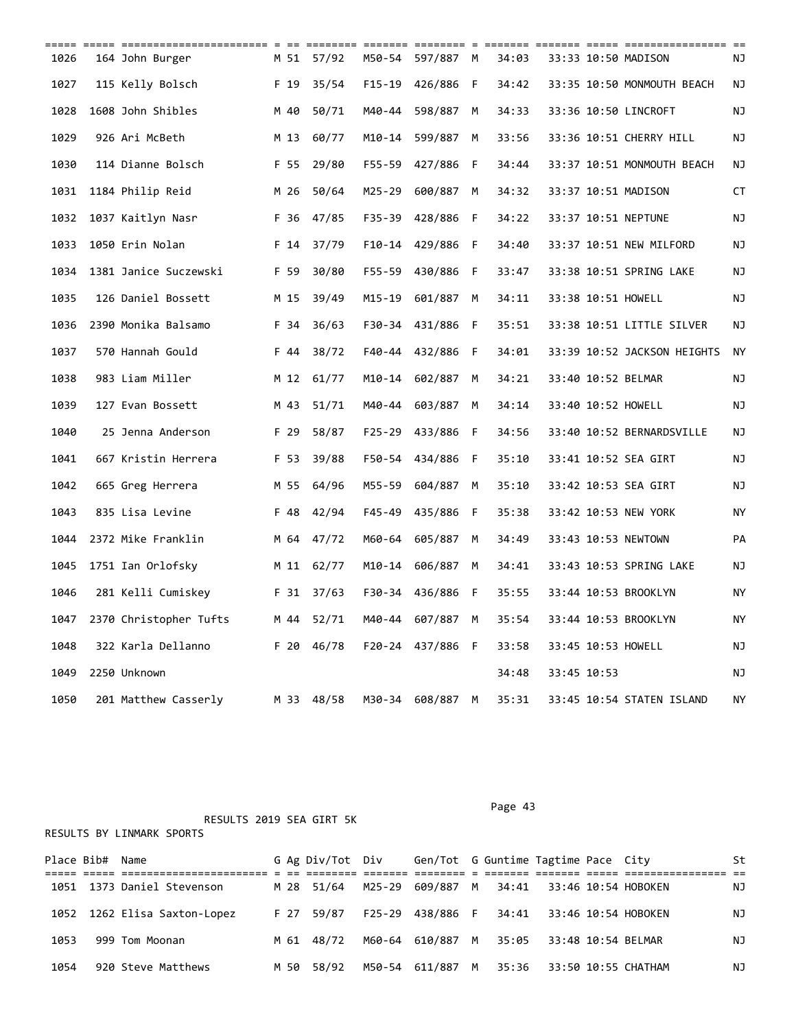| Place | Bib# | Name | G | Ag | Div/Tot | Div | Gen/Tot | G | Guntime | Tagtime | Pace | City | St |
|---|---|---|---|---|---|---|---|---|---|---|---|---|---|
| 1026 | 164 | John Burger | M | 51 | 57/92 | M50-54 | 597/887 | M | 34:03 | 33:33 | 10:50 | MADISON | NJ |
| 1027 | 115 | Kelly Bolsch | F | 19 | 35/54 | F15-19 | 426/886 | F | 34:42 | 33:35 | 10:50 | MONMOUTH BEACH | NJ |
| 1028 | 1608 | John Shibles | M | 40 | 50/71 | M40-44 | 598/887 | M | 34:33 | 33:36 | 10:50 | LINCROFT | NJ |
| 1029 | 926 | Ari McBeth | M | 13 | 60/77 | M10-14 | 599/887 | M | 33:56 | 33:36 | 10:51 | CHERRY HILL | NJ |
| 1030 | 114 | Dianne Bolsch | F | 55 | 29/80 | F55-59 | 427/886 | F | 34:44 | 33:37 | 10:51 | MONMOUTH BEACH | NJ |
| 1031 | 1184 | Philip Reid | M | 26 | 50/64 | M25-29 | 600/887 | M | 34:32 | 33:37 | 10:51 | MADISON | CT |
| 1032 | 1037 | Kaitlyn Nasr | F | 36 | 47/85 | F35-39 | 428/886 | F | 34:22 | 33:37 | 10:51 | NEPTUNE | NJ |
| 1033 | 1050 | Erin Nolan | F | 14 | 37/79 | F10-14 | 429/886 | F | 34:40 | 33:37 | 10:51 | NEW MILFORD | NJ |
| 1034 | 1381 | Janice Suczewski | F | 59 | 30/80 | F55-59 | 430/886 | F | 33:47 | 33:38 | 10:51 | SPRING LAKE | NJ |
| 1035 | 126 | Daniel Bossett | M | 15 | 39/49 | M15-19 | 601/887 | M | 34:11 | 33:38 | 10:51 | HOWELL | NJ |
| 1036 | 2390 | Monika Balsamo | F | 34 | 36/63 | F30-34 | 431/886 | F | 35:51 | 33:38 | 10:51 | LITTLE SILVER | NJ |
| 1037 | 570 | Hannah Gould | F | 44 | 38/72 | F40-44 | 432/886 | F | 34:01 | 33:39 | 10:52 | JACKSON HEIGHTS | NY |
| 1038 | 983 | Liam Miller | M | 12 | 61/77 | M10-14 | 602/887 | M | 34:21 | 33:40 | 10:52 | BELMAR | NJ |
| 1039 | 127 | Evan Bossett | M | 43 | 51/71 | M40-44 | 603/887 | M | 34:14 | 33:40 | 10:52 | HOWELL | NJ |
| 1040 | 25 | Jenna Anderson | F | 29 | 58/87 | F25-29 | 433/886 | F | 34:56 | 33:40 | 10:52 | BERNARDSVILLE | NJ |
| 1041 | 667 | Kristin Herrera | F | 53 | 39/88 | F50-54 | 434/886 | F | 35:10 | 33:41 | 10:52 | SEA GIRT | NJ |
| 1042 | 665 | Greg Herrera | M | 55 | 64/96 | M55-59 | 604/887 | M | 35:10 | 33:42 | 10:53 | SEA GIRT | NJ |
| 1043 | 835 | Lisa Levine | F | 48 | 42/94 | F45-49 | 435/886 | F | 35:38 | 33:42 | 10:53 | NEW YORK | NY |
| 1044 | 2372 | Mike Franklin | M | 64 | 47/72 | M60-64 | 605/887 | M | 34:49 | 33:43 | 10:53 | NEWTOWN | PA |
| 1045 | 1751 | Ian Orlofsky | M | 11 | 62/77 | M10-14 | 606/887 | M | 34:41 | 33:43 | 10:53 | SPRING LAKE | NJ |
| 1046 | 281 | Kelli Cumiskey | F | 31 | 37/63 | F30-34 | 436/886 | F | 35:55 | 33:44 | 10:53 | BROOKLYN | NY |
| 1047 | 2370 | Christopher Tufts | M | 44 | 52/71 | M40-44 | 607/887 | M | 35:54 | 33:44 | 10:53 | BROOKLYN | NY |
| 1048 | 322 | Karla Dellanno | F | 20 | 46/78 | F20-24 | 437/886 | F | 33:58 | 33:45 | 10:53 | HOWELL | NJ |
| 1049 | 2250 | Unknown | | | | | | | 34:48 | 33:45 | 10:53 | | NJ |
| 1050 | 201 | Matthew Casserly | M | 33 | 48/58 | M30-34 | 608/887 | M | 35:31 | 33:45 | 10:54 | STATEN ISLAND | NY |

RESULTS 2019 SEA GIRT 5K

RESULTS BY LINMARK SPORTS

| Place | Bib# | Name | G | Ag | Div/Tot | Div | Gen/Tot | G | Guntime | Tagtime | Pace | City | St |
|---|---|---|---|---|---|---|---|---|---|---|---|---|---|
| 1051 | 1373 | Daniel Stevenson | M | 28 | 51/64 | M25-29 | 609/887 | M | 34:41 | 33:46 | 10:54 | HOBOKEN | NJ |
| 1052 | 1262 | Elisa Saxton-Lopez | F | 27 | 59/87 | F25-29 | 438/886 | F | 34:41 | 33:46 | 10:54 | HOBOKEN | NJ |
| 1053 | 999 | Tom Moonan | M | 61 | 48/72 | M60-64 | 610/887 | M | 35:05 | 33:48 | 10:54 | BELMAR | NJ |
| 1054 | 920 | Steve Matthews | M | 50 | 58/92 | M50-54 | 611/887 | M | 35:36 | 33:50 | 10:55 | CHATHAM | NJ |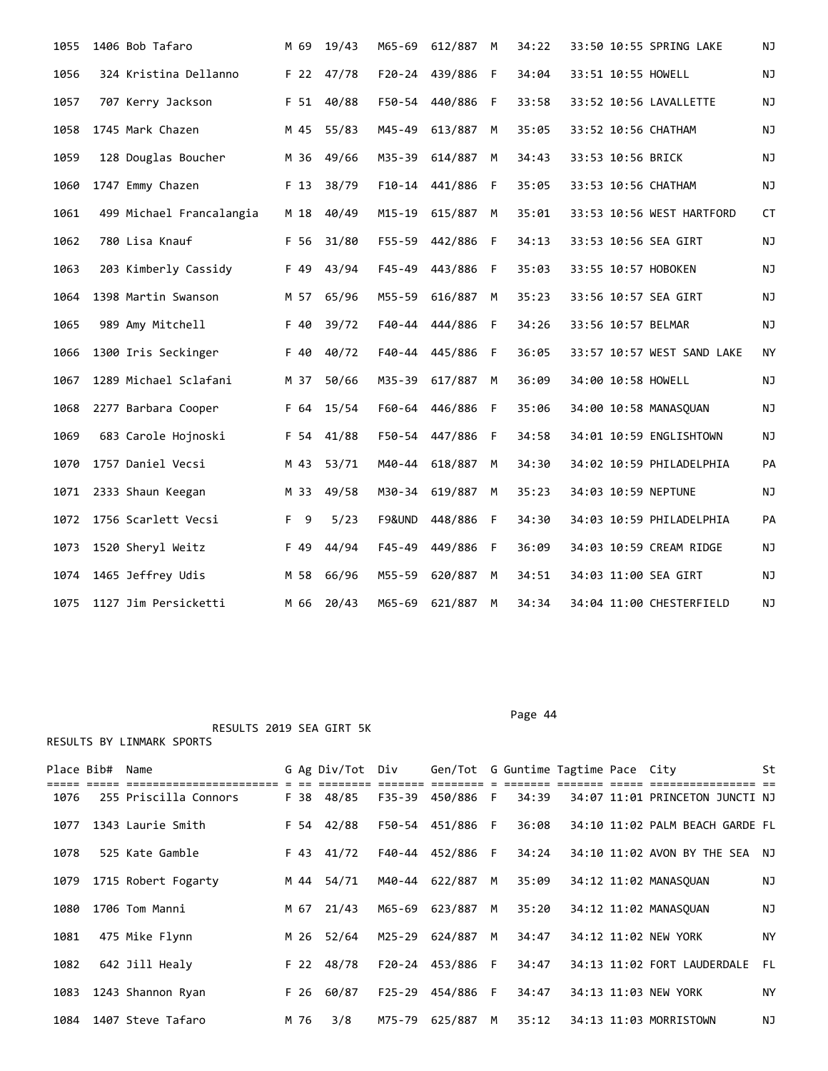| Place | Bib# | Name | G | Ag | Div/Tot | Div | Gen/Tot | G | Guntime | Tagtime | Pace | City | St |
|---|---|---|---|---|---|---|---|---|---|---|---|---|---|
| 1055 | 1406 | Bob Tafaro | M | 69 | 19/43 | M65-69 | 612/887 | M | 34:22 | 33:50 | 10:55 | SPRING LAKE | NJ |
| 1056 | 324 | Kristina Dellanno | F | 22 | 47/78 | F20-24 | 439/886 | F | 34:04 | 33:51 | 10:55 | HOWELL | NJ |
| 1057 | 707 | Kerry Jackson | F | 51 | 40/88 | F50-54 | 440/886 | F | 33:58 | 33:52 | 10:56 | LAVALLETTE | NJ |
| 1058 | 1745 | Mark Chazen | M | 45 | 55/83 | M45-49 | 613/887 | M | 35:05 | 33:52 | 10:56 | CHATHAM | NJ |
| 1059 | 128 | Douglas Boucher | M | 36 | 49/66 | M35-39 | 614/887 | M | 34:43 | 33:53 | 10:56 | BRICK | NJ |
| 1060 | 1747 | Emmy Chazen | F | 13 | 38/79 | F10-14 | 441/886 | F | 35:05 | 33:53 | 10:56 | CHATHAM | NJ |
| 1061 | 499 | Michael Francalangia | M | 18 | 40/49 | M15-19 | 615/887 | M | 35:01 | 33:53 | 10:56 | WEST HARTFORD | CT |
| 1062 | 780 | Lisa Knauf | F | 56 | 31/80 | F55-59 | 442/886 | F | 34:13 | 33:53 | 10:56 | SEA GIRT | NJ |
| 1063 | 203 | Kimberly Cassidy | F | 49 | 43/94 | F45-49 | 443/886 | F | 35:03 | 33:55 | 10:57 | HOBOKEN | NJ |
| 1064 | 1398 | Martin Swanson | M | 57 | 65/96 | M55-59 | 616/887 | M | 35:23 | 33:56 | 10:57 | SEA GIRT | NJ |
| 1065 | 989 | Amy Mitchell | F | 40 | 39/72 | F40-44 | 444/886 | F | 34:26 | 33:56 | 10:57 | BELMAR | NJ |
| 1066 | 1300 | Iris Seckinger | F | 40 | 40/72 | F40-44 | 445/886 | F | 36:05 | 33:57 | 10:57 | WEST SAND LAKE | NY |
| 1067 | 1289 | Michael Sclafani | M | 37 | 50/66 | M35-39 | 617/887 | M | 36:09 | 34:00 | 10:58 | HOWELL | NJ |
| 1068 | 2277 | Barbara Cooper | F | 64 | 15/54 | F60-64 | 446/886 | F | 35:06 | 34:00 | 10:58 | MANASQUAN | NJ |
| 1069 | 683 | Carole Hojnoski | F | 54 | 41/88 | F50-54 | 447/886 | F | 34:58 | 34:01 | 10:59 | ENGLISHTOWN | NJ |
| 1070 | 1757 | Daniel Vecsi | M | 43 | 53/71 | M40-44 | 618/887 | M | 34:30 | 34:02 | 10:59 | PHILADELPHIA | PA |
| 1071 | 2333 | Shaun Keegan | M | 33 | 49/58 | M30-34 | 619/887 | M | 35:23 | 34:03 | 10:59 | NEPTUNE | NJ |
| 1072 | 1756 | Scarlett Vecsi | F | 9 | 5/23 | F9&UND | 448/886 | F | 34:30 | 34:03 | 10:59 | PHILADELPHIA | PA |
| 1073 | 1520 | Sheryl Weitz | F | 49 | 44/94 | F45-49 | 449/886 | F | 36:09 | 34:03 | 10:59 | CREAM RIDGE | NJ |
| 1074 | 1465 | Jeffrey Udis | M | 58 | 66/96 | M55-59 | 620/887 | M | 34:51 | 34:03 | 11:00 | SEA GIRT | NJ |
| 1075 | 1127 | Jim Persicketti | M | 66 | 20/43 | M65-69 | 621/887 | M | 34:34 | 34:04 | 11:00 | CHESTERFIELD | NJ |

RESULTS 2019 SEA GIRT 5K

RESULTS BY LINMARK SPORTS

| Place | Bib# | Name | G | Ag | Div/Tot | Div | Gen/Tot | G | Guntime | Tagtime | Pace | City | St |
|---|---|---|---|---|---|---|---|---|---|---|---|---|---|
| 1076 | 255 | Priscilla Connors | F | 38 | 48/85 | F35-39 | 450/886 | F | 34:39 | 34:07 | 11:01 | PRINCETON JUNCTI | NJ |
| 1077 | 1343 | Laurie Smith | F | 54 | 42/88 | F50-54 | 451/886 | F | 36:08 | 34:10 | 11:02 | PALM BEACH GARDE | FL |
| 1078 | 525 | Kate Gamble | F | 43 | 41/72 | F40-44 | 452/886 | F | 34:24 | 34:10 | 11:02 | AVON BY THE SEA | NJ |
| 1079 | 1715 | Robert Fogarty | M | 44 | 54/71 | M40-44 | 622/887 | M | 35:09 | 34:12 | 11:02 | MANASQUAN | NJ |
| 1080 | 1706 | Tom Manni | M | 67 | 21/43 | M65-69 | 623/887 | M | 35:20 | 34:12 | 11:02 | MANASQUAN | NJ |
| 1081 | 475 | Mike Flynn | M | 26 | 52/64 | M25-29 | 624/887 | M | 34:47 | 34:12 | 11:02 | NEW YORK | NY |
| 1082 | 642 | Jill Healy | F | 22 | 48/78 | F20-24 | 453/886 | F | 34:47 | 34:13 | 11:02 | FORT LAUDERDALE | FL |
| 1083 | 1243 | Shannon Ryan | F | 26 | 60/87 | F25-29 | 454/886 | F | 34:47 | 34:13 | 11:03 | NEW YORK | NY |
| 1084 | 1407 | Steve Tafaro | M | 76 | 3/8 | M75-79 | 625/887 | M | 35:12 | 34:13 | 11:03 | MORRISTOWN | NJ |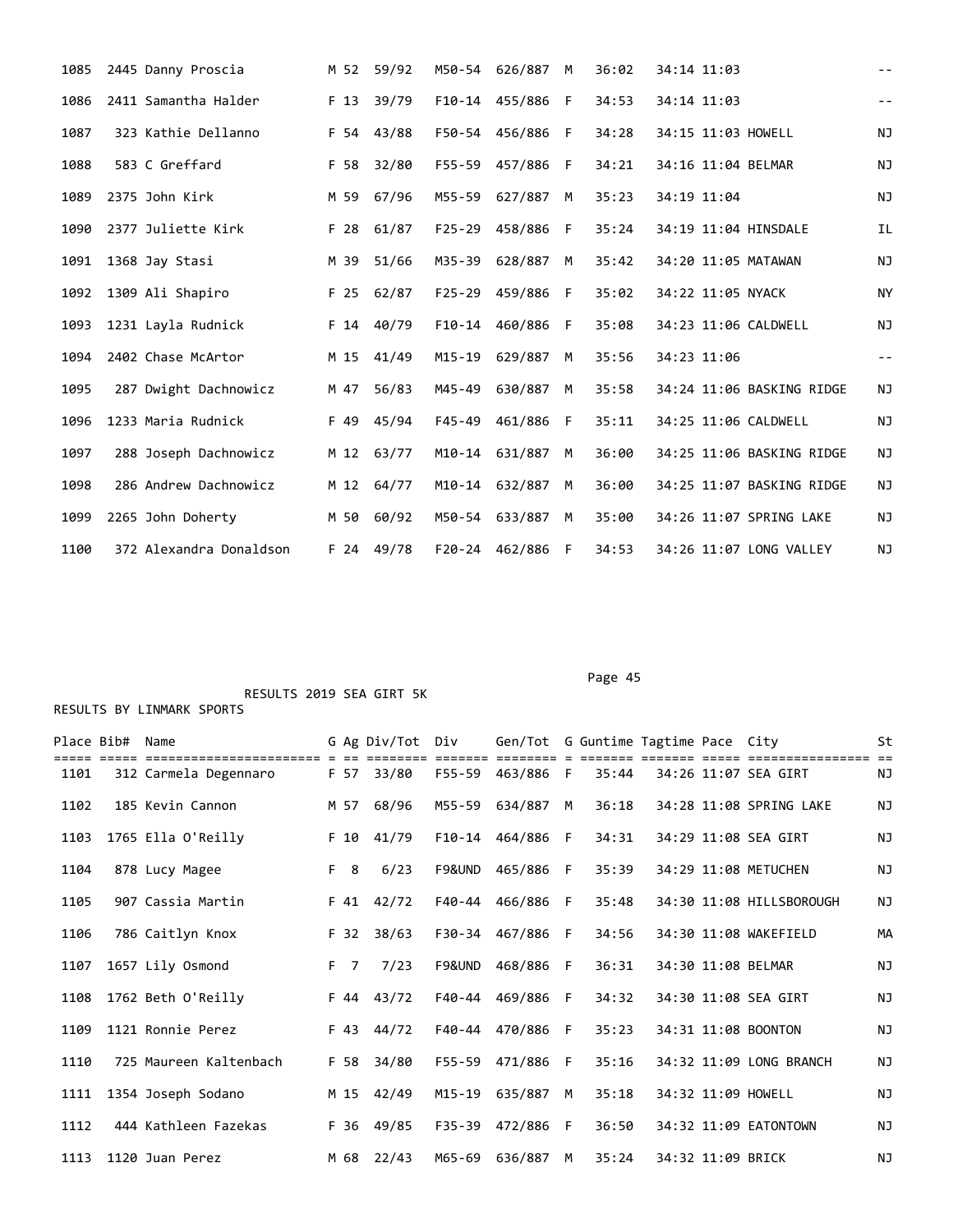| Place | Bib# | Name | G | Ag | Div/Tot | Div | Gen/Tot | G | Guntime | Tagtime | Pace | City | St |
|---|---|---|---|---|---|---|---|---|---|---|---|---|---|
| 1085 | 2445 | Danny Proscia | M | 52 | 59/92 | M50-54 | 626/887 | M | 36:02 | 34:14 | 11:03 | | -- |
| 1086 | 2411 | Samantha Halder | F | 13 | 39/79 | F10-14 | 455/886 | F | 34:53 | 34:14 | 11:03 | | -- |
| 1087 | 323 | Kathie Dellanno | F | 54 | 43/88 | F50-54 | 456/886 | F | 34:28 | 34:15 | 11:03 | HOWELL | NJ |
| 1088 | 583 | C Greffard | F | 58 | 32/80 | F55-59 | 457/886 | F | 34:21 | 34:16 | 11:04 | BELMAR | NJ |
| 1089 | 2375 | John Kirk | M | 59 | 67/96 | M55-59 | 627/887 | M | 35:23 | 34:19 | 11:04 | | NJ |
| 1090 | 2377 | Juliette Kirk | F | 28 | 61/87 | F25-29 | 458/886 | F | 35:24 | 34:19 | 11:04 | HINSDALE | IL |
| 1091 | 1368 | Jay Stasi | M | 39 | 51/66 | M35-39 | 628/887 | M | 35:42 | 34:20 | 11:05 | MATAWAN | NJ |
| 1092 | 1309 | Ali Shapiro | F | 25 | 62/87 | F25-29 | 459/886 | F | 35:02 | 34:22 | 11:05 | NYACK | NY |
| 1093 | 1231 | Layla Rudnick | F | 14 | 40/79 | F10-14 | 460/886 | F | 35:08 | 34:23 | 11:06 | CALDWELL | NJ |
| 1094 | 2402 | Chase McArtor | M | 15 | 41/49 | M15-19 | 629/887 | M | 35:56 | 34:23 | 11:06 | | -- |
| 1095 | 287 | Dwight Dachnowicz | M | 47 | 56/83 | M45-49 | 630/887 | M | 35:58 | 34:24 | 11:06 | BASKING RIDGE | NJ |
| 1096 | 1233 | Maria Rudnick | F | 49 | 45/94 | F45-49 | 461/886 | F | 35:11 | 34:25 | 11:06 | CALDWELL | NJ |
| 1097 | 288 | Joseph Dachnowicz | M | 12 | 63/77 | M10-14 | 631/887 | M | 36:00 | 34:25 | 11:06 | BASKING RIDGE | NJ |
| 1098 | 286 | Andrew Dachnowicz | M | 12 | 64/77 | M10-14 | 632/887 | M | 36:00 | 34:25 | 11:07 | BASKING RIDGE | NJ |
| 1099 | 2265 | John Doherty | M | 50 | 60/92 | M50-54 | 633/887 | M | 35:00 | 34:26 | 11:07 | SPRING LAKE | NJ |
| 1100 | 372 | Alexandra Donaldson | F | 24 | 49/78 | F20-24 | 462/886 | F | 34:53 | 34:26 | 11:07 | LONG VALLEY | NJ |

RESULTS 2019 SEA GIRT 5K

RESULTS BY LINMARK SPORTS

| Place | Bib# | Name | G | Ag | Div/Tot | Div | Gen/Tot | G | Guntime | Tagtime | Pace | City | St |
|---|---|---|---|---|---|---|---|---|---|---|---|---|---|
| 1101 | 312 | Carmela Degennaro | F | 57 | 33/80 | F55-59 | 463/886 | F | 35:44 | 34:26 | 11:07 | SEA GIRT | NJ |
| 1102 | 185 | Kevin Cannon | M | 57 | 68/96 | M55-59 | 634/887 | M | 36:18 | 34:28 | 11:08 | SPRING LAKE | NJ |
| 1103 | 1765 | Ella O'Reilly | F | 10 | 41/79 | F10-14 | 464/886 | F | 34:31 | 34:29 | 11:08 | SEA GIRT | NJ |
| 1104 | 878 | Lucy Magee | F | 8 | 6/23 | F9&UND | 465/886 | F | 35:39 | 34:29 | 11:08 | METUCHEN | NJ |
| 1105 | 907 | Cassia Martin | F | 41 | 42/72 | F40-44 | 466/886 | F | 35:48 | 34:30 | 11:08 | HILLSBOROUGH | NJ |
| 1106 | 786 | Caitlyn Knox | F | 32 | 38/63 | F30-34 | 467/886 | F | 34:56 | 34:30 | 11:08 | WAKEFIELD | MA |
| 1107 | 1657 | Lily Osmond | F | 7 | 7/23 | F9&UND | 468/886 | F | 36:31 | 34:30 | 11:08 | BELMAR | NJ |
| 1108 | 1762 | Beth O'Reilly | F | 44 | 43/72 | F40-44 | 469/886 | F | 34:32 | 34:30 | 11:08 | SEA GIRT | NJ |
| 1109 | 1121 | Ronnie Perez | F | 43 | 44/72 | F40-44 | 470/886 | F | 35:23 | 34:31 | 11:08 | BOONTON | NJ |
| 1110 | 725 | Maureen Kaltenbach | F | 58 | 34/80 | F55-59 | 471/886 | F | 35:16 | 34:32 | 11:09 | LONG BRANCH | NJ |
| 1111 | 1354 | Joseph Sodano | M | 15 | 42/49 | M15-19 | 635/887 | M | 35:18 | 34:32 | 11:09 | HOWELL | NJ |
| 1112 | 444 | Kathleen Fazekas | F | 36 | 49/85 | F35-39 | 472/886 | F | 36:50 | 34:32 | 11:09 | EATONTOWN | NJ |
| 1113 | 1120 | Juan Perez | M | 68 | 22/43 | M65-69 | 636/887 | M | 35:24 | 34:32 | 11:09 | BRICK | NJ |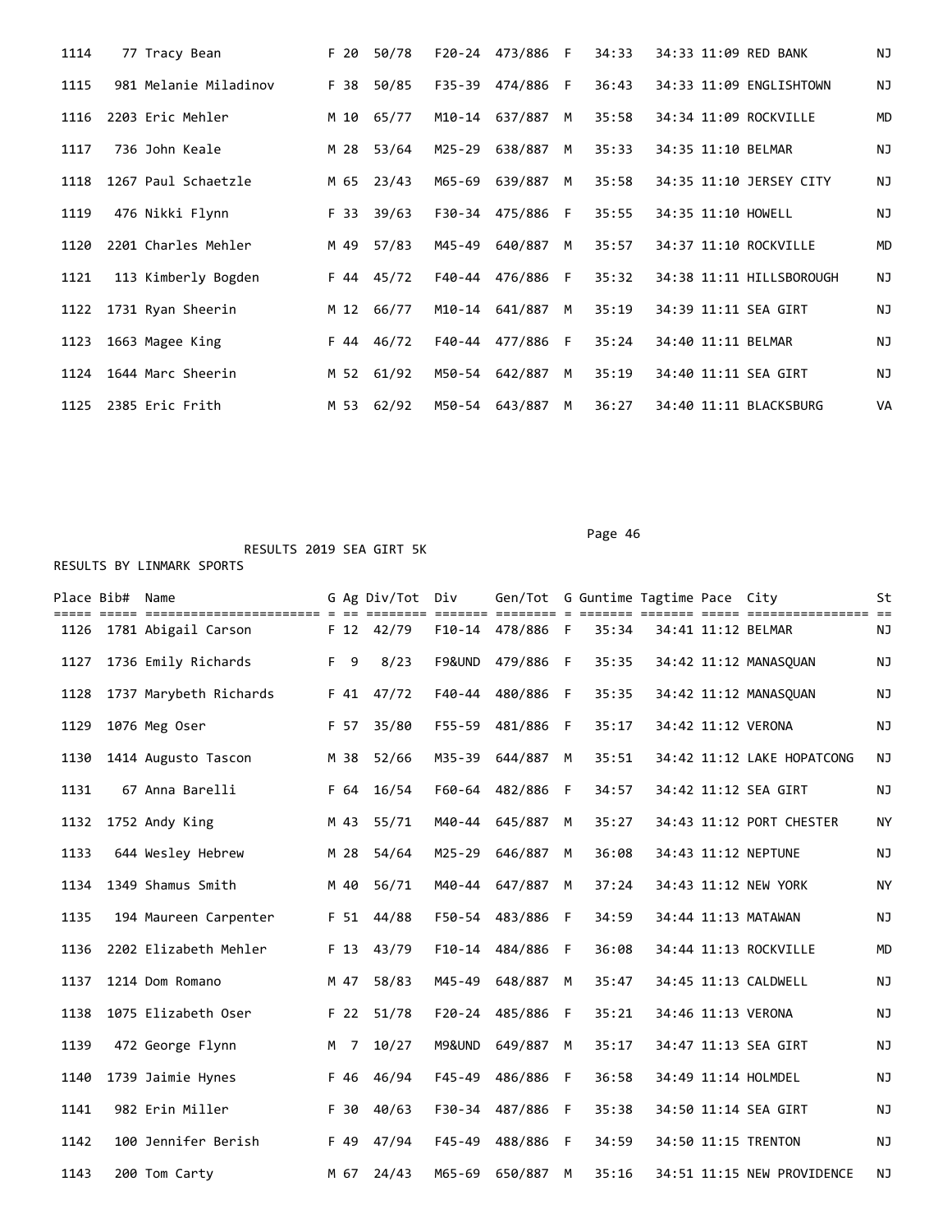| Place | Bib# | Name | G | Ag | Div/Tot | Div | Gen/Tot | G | Guntime | Tagtime | Pace | City | St |
|---|---|---|---|---|---|---|---|---|---|---|---|---|---|
| 1114 | 77 | Tracy Bean | F | 20 | 50/78 | F20-24 | 473/886 | F | 34:33 | 34:33 | 11:09 | RED BANK | NJ |
| 1115 | 981 | Melanie Miladinov | F | 38 | 50/85 | F35-39 | 474/886 | F | 36:43 | 34:33 | 11:09 | ENGLISHTOWN | NJ |
| 1116 | 2203 | Eric Mehler | M | 10 | 65/77 | M10-14 | 637/887 | M | 35:58 | 34:34 | 11:09 | ROCKVILLE | MD |
| 1117 | 736 | John Keale | M | 28 | 53/64 | M25-29 | 638/887 | M | 35:33 | 34:35 | 11:10 | BELMAR | NJ |
| 1118 | 1267 | Paul Schaetzle | M | 65 | 23/43 | M65-69 | 639/887 | M | 35:58 | 34:35 | 11:10 | JERSEY CITY | NJ |
| 1119 | 476 | Nikki Flynn | F | 33 | 39/63 | F30-34 | 475/886 | F | 35:55 | 34:35 | 11:10 | HOWELL | NJ |
| 1120 | 2201 | Charles Mehler | M | 49 | 57/83 | M45-49 | 640/887 | M | 35:57 | 34:37 | 11:10 | ROCKVILLE | MD |
| 1121 | 113 | Kimberly Bogden | F | 44 | 45/72 | F40-44 | 476/886 | F | 35:32 | 34:38 | 11:11 | HILLSBOROUGH | NJ |
| 1122 | 1731 | Ryan Sheerin | M | 12 | 66/77 | M10-14 | 641/887 | M | 35:19 | 34:39 | 11:11 | SEA GIRT | NJ |
| 1123 | 1663 | Magee King | F | 44 | 46/72 | F40-44 | 477/886 | F | 35:24 | 34:40 | 11:11 | BELMAR | NJ |
| 1124 | 1644 | Marc Sheerin | M | 52 | 61/92 | M50-54 | 642/887 | M | 35:19 | 34:40 | 11:11 | SEA GIRT | NJ |
| 1125 | 2385 | Eric Frith | M | 53 | 62/92 | M50-54 | 643/887 | M | 36:27 | 34:40 | 11:11 | BLACKSBURG | VA |

RESULTS 2019 SEA GIRT 5K

RESULTS BY LINMARK SPORTS

| Place | Bib# | Name | G | Ag | Div/Tot | Div | Gen/Tot | G | Guntime | Tagtime | Pace | City | St |
|---|---|---|---|---|---|---|---|---|---|---|---|---|---|
| 1126 | 1781 | Abigail Carson | F | 12 | 42/79 | F10-14 | 478/886 | F | 35:34 | 34:41 | 11:12 | BELMAR | NJ |
| 1127 | 1736 | Emily Richards | F | 9 | 8/23 | F9&UND | 479/886 | F | 35:35 | 34:42 | 11:12 | MANASQUAN | NJ |
| 1128 | 1737 | Marybeth Richards | F | 41 | 47/72 | F40-44 | 480/886 | F | 35:35 | 34:42 | 11:12 | MANASQUAN | NJ |
| 1129 | 1076 | Meg Oser | F | 57 | 35/80 | F55-59 | 481/886 | F | 35:17 | 34:42 | 11:12 | VERONA | NJ |
| 1130 | 1414 | Augusto Tascon | M | 38 | 52/66 | M35-39 | 644/887 | M | 35:51 | 34:42 | 11:12 | LAKE HOPATCONG | NJ |
| 1131 | 67 | Anna Barelli | F | 64 | 16/54 | F60-64 | 482/886 | F | 34:57 | 34:42 | 11:12 | SEA GIRT | NJ |
| 1132 | 1752 | Andy King | M | 43 | 55/71 | M40-44 | 645/887 | M | 35:27 | 34:43 | 11:12 | PORT CHESTER | NY |
| 1133 | 644 | Wesley Hebrew | M | 28 | 54/64 | M25-29 | 646/887 | M | 36:08 | 34:43 | 11:12 | NEPTUNE | NJ |
| 1134 | 1349 | Shamus Smith | M | 40 | 56/71 | M40-44 | 647/887 | M | 37:24 | 34:43 | 11:12 | NEW YORK | NY |
| 1135 | 194 | Maureen Carpenter | F | 51 | 44/88 | F50-54 | 483/886 | F | 34:59 | 34:44 | 11:13 | MATAWAN | NJ |
| 1136 | 2202 | Elizabeth Mehler | F | 13 | 43/79 | F10-14 | 484/886 | F | 36:08 | 34:44 | 11:13 | ROCKVILLE | MD |
| 1137 | 1214 | Dom Romano | M | 47 | 58/83 | M45-49 | 648/887 | M | 35:47 | 34:45 | 11:13 | CALDWELL | NJ |
| 1138 | 1075 | Elizabeth Oser | F | 22 | 51/78 | F20-24 | 485/886 | F | 35:21 | 34:46 | 11:13 | VERONA | NJ |
| 1139 | 472 | George Flynn | M | 7 | 10/27 | M9&UND | 649/887 | M | 35:17 | 34:47 | 11:13 | SEA GIRT | NJ |
| 1140 | 1739 | Jaimie Hynes | F | 46 | 46/94 | F45-49 | 486/886 | F | 36:58 | 34:49 | 11:14 | HOLMDEL | NJ |
| 1141 | 982 | Erin Miller | F | 30 | 40/63 | F30-34 | 487/886 | F | 35:38 | 34:50 | 11:14 | SEA GIRT | NJ |
| 1142 | 100 | Jennifer Berish | F | 49 | 47/94 | F45-49 | 488/886 | F | 34:59 | 34:50 | 11:15 | TRENTON | NJ |
| 1143 | 200 | Tom Carty | M | 67 | 24/43 | M65-69 | 650/887 | M | 35:16 | 34:51 | 11:15 | NEW PROVIDENCE | NJ |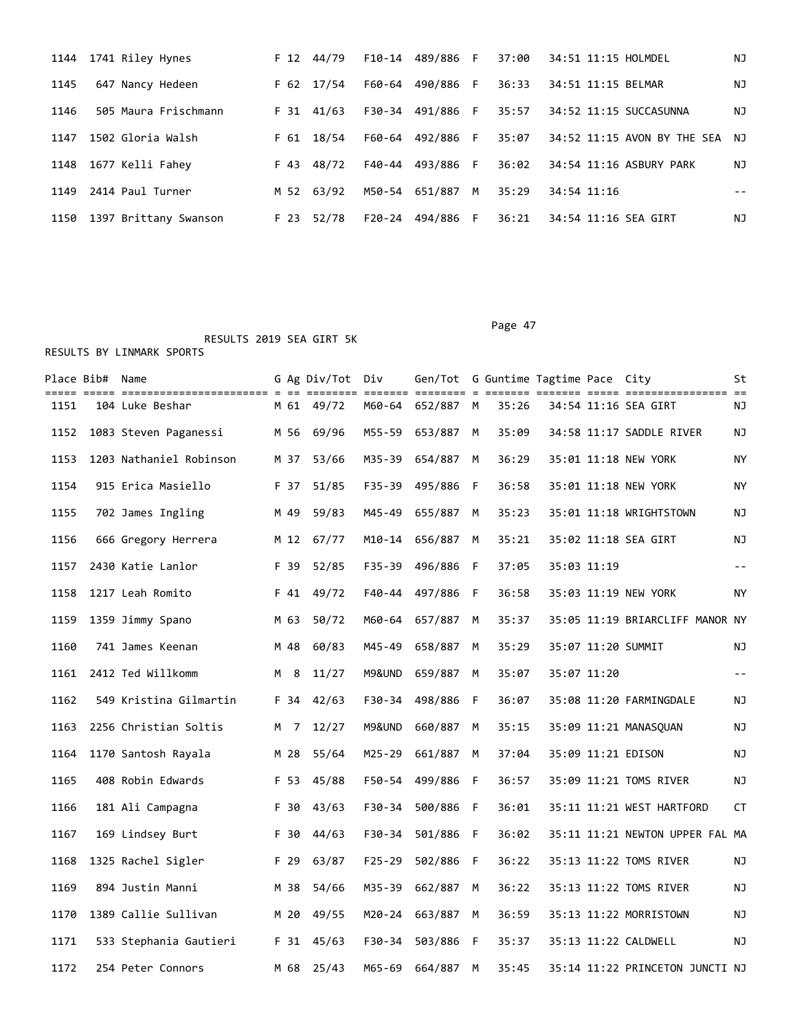| Place | Bib# | Name | G | Ag | Div/Tot | Div | Gen/Tot | G | Guntime | Tagtime | Pace | City | St |
|---|---|---|---|---|---|---|---|---|---|---|---|---|---|
| 1144 | 1741 | Riley Hynes | F | 12 | 44/79 | F10-14 | 489/886 | F | 37:00 | 34:51 | 11:15 | HOLMDEL | NJ |
| 1145 | 647 | Nancy Hedeen | F | 62 | 17/54 | F60-64 | 490/886 | F | 36:33 | 34:51 | 11:15 | BELMAR | NJ |
| 1146 | 505 | Maura Frischmann | F | 31 | 41/63 | F30-34 | 491/886 | F | 35:57 | 34:52 | 11:15 | SUCCASUNNA | NJ |
| 1147 | 1502 | Gloria Walsh | F | 61 | 18/54 | F60-64 | 492/886 | F | 35:07 | 34:52 | 11:15 | AVON BY THE SEA | NJ |
| 1148 | 1677 | Kelli Fahey | F | 43 | 48/72 | F40-44 | 493/886 | F | 36:02 | 34:54 | 11:16 | ASBURY PARK | NJ |
| 1149 | 2414 | Paul Turner | M | 52 | 63/92 | M50-54 | 651/887 | M | 35:29 | 34:54 | 11:16 | | -- |
| 1150 | 1397 | Brittany Swanson | F | 23 | 52/78 | F20-24 | 494/886 | F | 36:21 | 34:54 | 11:16 | SEA GIRT | NJ |

RESULTS 2019 SEA GIRT 5K

RESULTS BY LINMARK SPORTS

| Place | Bib# | Name | G | Ag | Div/Tot | Div | Gen/Tot | G | Guntime | Tagtime | Pace | City | St |
|---|---|---|---|---|---|---|---|---|---|---|---|---|---|
| 1151 | 104 | Luke Beshar | M | 61 | 49/72 | M60-64 | 652/887 | M | 35:26 | 34:54 | 11:16 | SEA GIRT | NJ |
| 1152 | 1083 | Steven Paganessi | M | 56 | 69/96 | M55-59 | 653/887 | M | 35:09 | 34:58 | 11:17 | SADDLE RIVER | NJ |
| 1153 | 1203 | Nathaniel Robinson | M | 37 | 53/66 | M35-39 | 654/887 | M | 36:29 | 35:01 | 11:18 | NEW YORK | NY |
| 1154 | 915 | Erica Masiello | F | 37 | 51/85 | F35-39 | 495/886 | F | 36:58 | 35:01 | 11:18 | NEW YORK | NY |
| 1155 | 702 | James Ingling | M | 49 | 59/83 | M45-49 | 655/887 | M | 35:23 | 35:01 | 11:18 | WRIGHTSTOWN | NJ |
| 1156 | 666 | Gregory Herrera | M | 12 | 67/77 | M10-14 | 656/887 | M | 35:21 | 35:02 | 11:18 | SEA GIRT | NJ |
| 1157 | 2430 | Katie Lanlor | F | 39 | 52/85 | F35-39 | 496/886 | F | 37:05 | 35:03 | 11:19 | | -- |
| 1158 | 1217 | Leah Romito | F | 41 | 49/72 | F40-44 | 497/886 | F | 36:58 | 35:03 | 11:19 | NEW YORK | NY |
| 1159 | 1359 | Jimmy Spano | M | 63 | 50/72 | M60-64 | 657/887 | M | 35:37 | 35:05 | 11:19 | BRIARCLIFF MANOR | NY |
| 1160 | 741 | James Keenan | M | 48 | 60/83 | M45-49 | 658/887 | M | 35:29 | 35:07 | 11:20 | SUMMIT | NJ |
| 1161 | 2412 | Ted Willkomm | M | 8 | 11/27 | M9&UND | 659/887 | M | 35:07 | 35:07 | 11:20 | | -- |
| 1162 | 549 | Kristina Gilmartin | F | 34 | 42/63 | F30-34 | 498/886 | F | 36:07 | 35:08 | 11:20 | FARMINGDALE | NJ |
| 1163 | 2256 | Christian Soltis | M | 7 | 12/27 | M9&UND | 660/887 | M | 35:15 | 35:09 | 11:21 | MANASQUAN | NJ |
| 1164 | 1170 | Santosh Rayala | M | 28 | 55/64 | M25-29 | 661/887 | M | 37:04 | 35:09 | 11:21 | EDISON | NJ |
| 1165 | 408 | Robin Edwards | F | 53 | 45/88 | F50-54 | 499/886 | F | 36:57 | 35:09 | 11:21 | TOMS RIVER | NJ |
| 1166 | 181 | Ali Campagna | F | 30 | 43/63 | F30-34 | 500/886 | F | 36:01 | 35:11 | 11:21 | WEST HARTFORD | CT |
| 1167 | 169 | Lindsey Burt | F | 30 | 44/63 | F30-34 | 501/886 | F | 36:02 | 35:11 | 11:21 | NEWTON UPPER FAL | MA |
| 1168 | 1325 | Rachel Sigler | F | 29 | 63/87 | F25-29 | 502/886 | F | 36:22 | 35:13 | 11:22 | TOMS RIVER | NJ |
| 1169 | 894 | Justin Manni | M | 38 | 54/66 | M35-39 | 662/887 | M | 36:22 | 35:13 | 11:22 | TOMS RIVER | NJ |
| 1170 | 1389 | Callie Sullivan | M | 20 | 49/55 | M20-24 | 663/887 | M | 36:59 | 35:13 | 11:22 | MORRISTOWN | NJ |
| 1171 | 533 | Stephania Gautieri | F | 31 | 45/63 | F30-34 | 503/886 | F | 35:37 | 35:13 | 11:22 | CALDWELL | NJ |
| 1172 | 254 | Peter Connors | M | 68 | 25/43 | M65-69 | 664/887 | M | 35:45 | 35:14 | 11:22 | PRINCETON JUNCTI | NJ |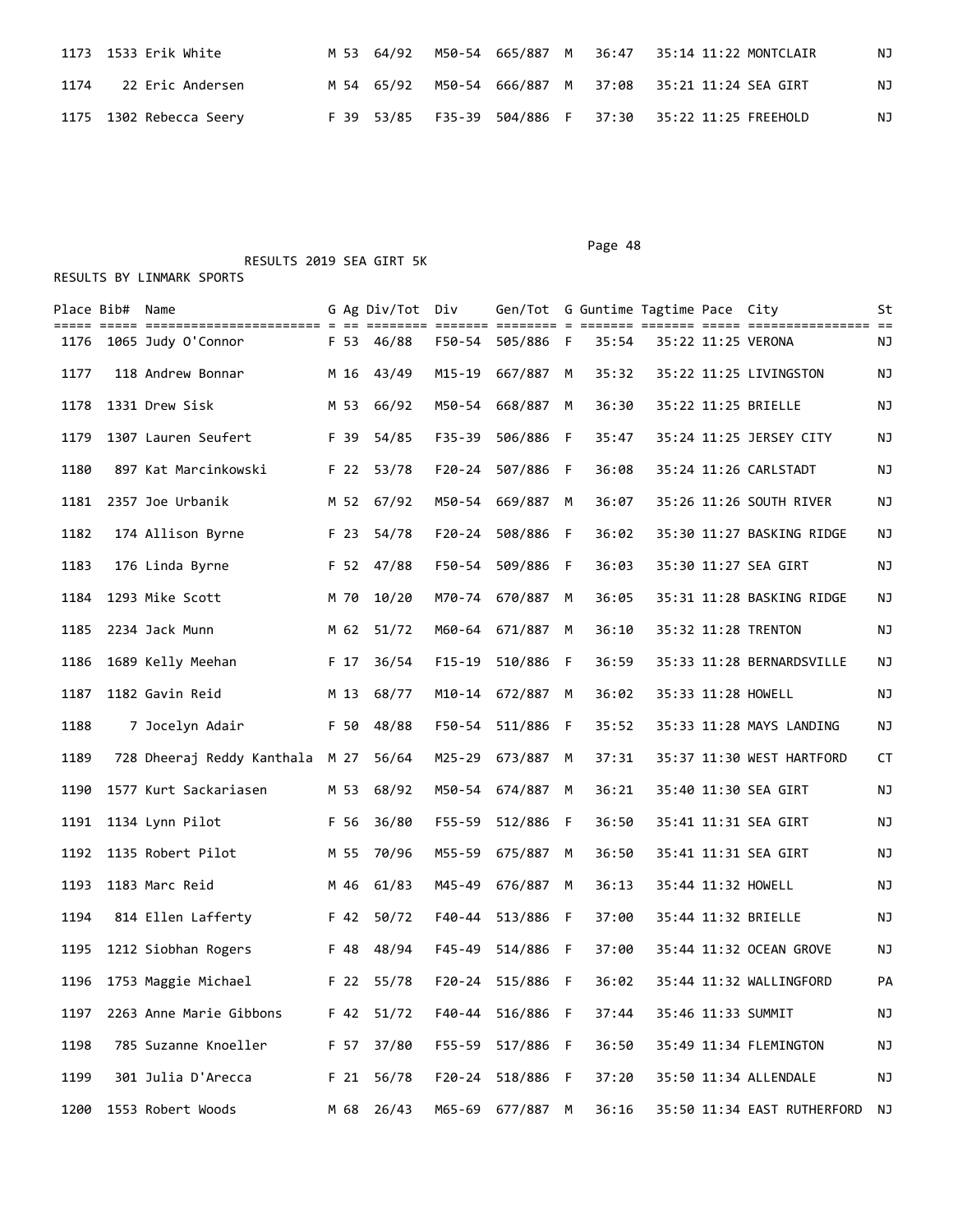| Place | Bib# | Name | G | Ag | Div/Tot | Div | Gen/Tot | G | Guntime | Tagtime | Pace | City | St |
|---|---|---|---|---|---|---|---|---|---|---|---|---|---|
| 1173 | 1533 | Erik White | M | 53 | 64/92 | M50-54 | 665/887 | M | 36:47 | 35:14 | 11:22 | MONTCLAIR | NJ |
| 1174 | 22 | Eric Andersen | M | 54 | 65/92 | M50-54 | 666/887 | M | 37:08 | 35:21 | 11:24 | SEA GIRT | NJ |
| 1175 | 1302 | Rebecca Seery | F | 39 | 53/85 | F35-39 | 504/886 | F | 37:30 | 35:22 | 11:25 | FREEHOLD | NJ |

RESULTS 2019 SEA GIRT 5K

RESULTS BY LINMARK SPORTS

| Place | Bib# | Name | G | Ag | Div/Tot | Div | Gen/Tot | G | Guntime | Tagtime | Pace | City | St |
|---|---|---|---|---|---|---|---|---|---|---|---|---|---|
| 1176 | 1065 | Judy O'Connor | F | 53 | 46/88 | F50-54 | 505/886 | F | 35:54 | 35:22 | 11:25 | VERONA | NJ |
| 1177 | 118 | Andrew Bonnar | M | 16 | 43/49 | M15-19 | 667/887 | M | 35:32 | 35:22 | 11:25 | LIVINGSTON | NJ |
| 1178 | 1331 | Drew Sisk | M | 53 | 66/92 | M50-54 | 668/887 | M | 36:30 | 35:22 | 11:25 | BRIELLE | NJ |
| 1179 | 1307 | Lauren Seufert | F | 39 | 54/85 | F35-39 | 506/886 | F | 35:47 | 35:24 | 11:25 | JERSEY CITY | NJ |
| 1180 | 897 | Kat Marcinkowski | F | 22 | 53/78 | F20-24 | 507/886 | F | 36:08 | 35:24 | 11:26 | CARLSTADT | NJ |
| 1181 | 2357 | Joe Urbanik | M | 52 | 67/92 | M50-54 | 669/887 | M | 36:07 | 35:26 | 11:26 | SOUTH RIVER | NJ |
| 1182 | 174 | Allison Byrne | F | 23 | 54/78 | F20-24 | 508/886 | F | 36:02 | 35:30 | 11:27 | BASKING RIDGE | NJ |
| 1183 | 176 | Linda Byrne | F | 52 | 47/88 | F50-54 | 509/886 | F | 36:03 | 35:30 | 11:27 | SEA GIRT | NJ |
| 1184 | 1293 | Mike Scott | M | 70 | 10/20 | M70-74 | 670/887 | M | 36:05 | 35:31 | 11:28 | BASKING RIDGE | NJ |
| 1185 | 2234 | Jack Munn | M | 62 | 51/72 | M60-64 | 671/887 | M | 36:10 | 35:32 | 11:28 | TRENTON | NJ |
| 1186 | 1689 | Kelly Meehan | F | 17 | 36/54 | F15-19 | 510/886 | F | 36:59 | 35:33 | 11:28 | BERNARDSVILLE | NJ |
| 1187 | 1182 | Gavin Reid | M | 13 | 68/77 | M10-14 | 672/887 | M | 36:02 | 35:33 | 11:28 | HOWELL | NJ |
| 1188 | 7 | Jocelyn Adair | F | 50 | 48/88 | F50-54 | 511/886 | F | 35:52 | 35:33 | 11:28 | MAYS LANDING | NJ |
| 1189 | 728 | Dheeraj Reddy Kanthala | M | 27 | 56/64 | M25-29 | 673/887 | M | 37:31 | 35:37 | 11:30 | WEST HARTFORD | CT |
| 1190 | 1577 | Kurt Sackariasen | M | 53 | 68/92 | M50-54 | 674/887 | M | 36:21 | 35:40 | 11:30 | SEA GIRT | NJ |
| 1191 | 1134 | Lynn Pilot | F | 56 | 36/80 | F55-59 | 512/886 | F | 36:50 | 35:41 | 11:31 | SEA GIRT | NJ |
| 1192 | 1135 | Robert Pilot | M | 55 | 70/96 | M55-59 | 675/887 | M | 36:50 | 35:41 | 11:31 | SEA GIRT | NJ |
| 1193 | 1183 | Marc Reid | M | 46 | 61/83 | M45-49 | 676/887 | M | 36:13 | 35:44 | 11:32 | HOWELL | NJ |
| 1194 | 814 | Ellen Lafferty | F | 42 | 50/72 | F40-44 | 513/886 | F | 37:00 | 35:44 | 11:32 | BRIELLE | NJ |
| 1195 | 1212 | Siobhan Rogers | F | 48 | 48/94 | F45-49 | 514/886 | F | 37:00 | 35:44 | 11:32 | OCEAN GROVE | NJ |
| 1196 | 1753 | Maggie Michael | F | 22 | 55/78 | F20-24 | 515/886 | F | 36:02 | 35:44 | 11:32 | WALLINGFORD | PA |
| 1197 | 2263 | Anne Marie Gibbons | F | 42 | 51/72 | F40-44 | 516/886 | F | 37:44 | 35:46 | 11:33 | SUMMIT | NJ |
| 1198 | 785 | Suzanne Knoeller | F | 57 | 37/80 | F55-59 | 517/886 | F | 36:50 | 35:49 | 11:34 | FLEMINGTON | NJ |
| 1199 | 301 | Julia D'Arecca | F | 21 | 56/78 | F20-24 | 518/886 | F | 37:20 | 35:50 | 11:34 | ALLENDALE | NJ |
| 1200 | 1553 | Robert Woods | M | 68 | 26/43 | M65-69 | 677/887 | M | 36:16 | 35:50 | 11:34 | EAST RUTHERFORD | NJ |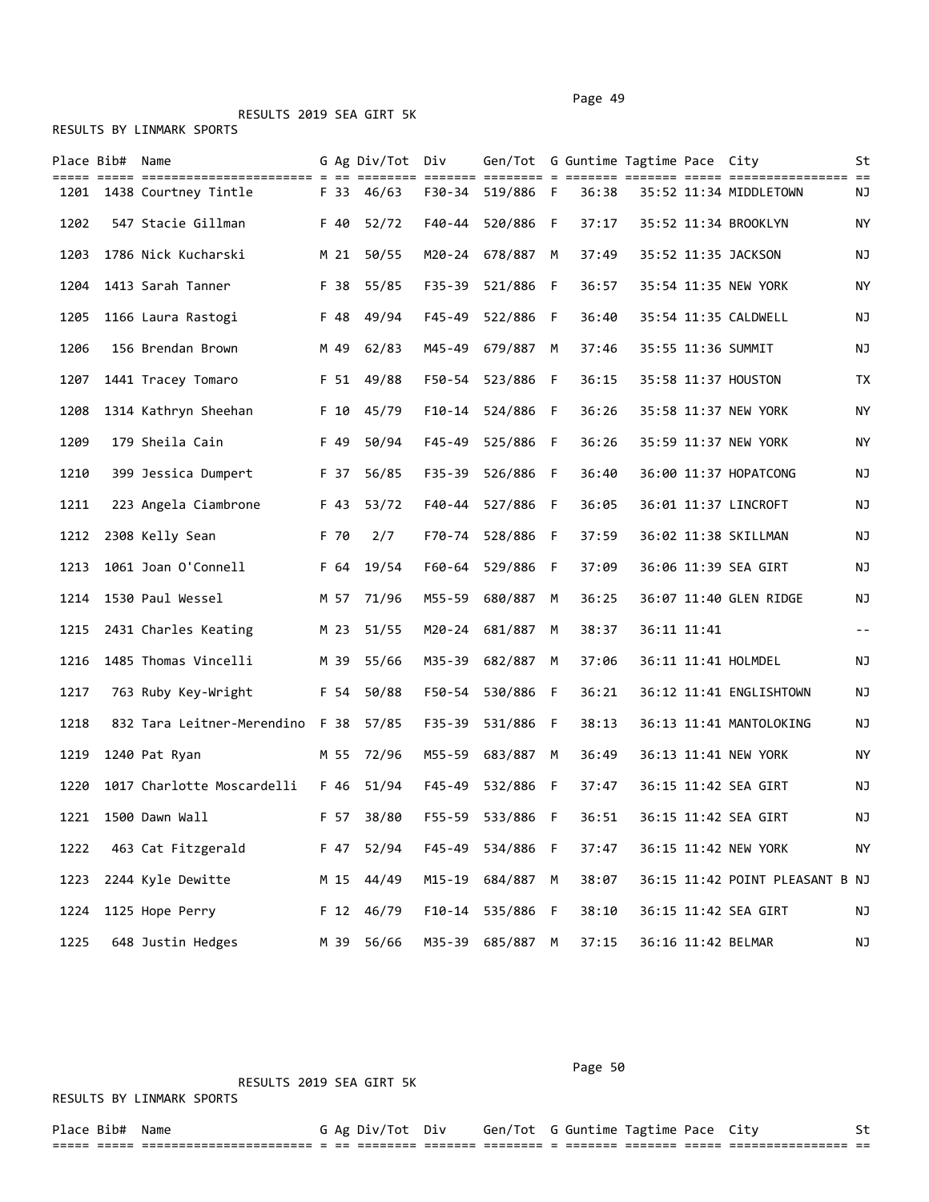RESULTS 2019 SEA GIRT 5K

RESULTS BY LINMARK SPORTS

| Place | Bib# | Name | G | Ag | Div/Tot | Div | Gen/Tot | G | Guntime | Tagtime | Pace | City | St |
|---|---|---|---|---|---|---|---|---|---|---|---|---|---|
| 1201 | 1438 | Courtney Tintle | F | 33 | 46/63 | F30-34 | 519/886 | F | 36:38 | 35:52 | 11:34 | MIDDLETOWN | NJ |
| 1202 | 547 | Stacie Gillman | F | 40 | 52/72 | F40-44 | 520/886 | F | 37:17 | 35:52 | 11:34 | BROOKLYN | NY |
| 1203 | 1786 | Nick Kucharski | M | 21 | 50/55 | M20-24 | 678/887 | M | 37:49 | 35:52 | 11:35 | JACKSON | NJ |
| 1204 | 1413 | Sarah Tanner | F | 38 | 55/85 | F35-39 | 521/886 | F | 36:57 | 35:54 | 11:35 | NEW YORK | NY |
| 1205 | 1166 | Laura Rastogi | F | 48 | 49/94 | F45-49 | 522/886 | F | 36:40 | 35:54 | 11:35 | CALDWELL | NJ |
| 1206 | 156 | Brendan Brown | M | 49 | 62/83 | M45-49 | 679/887 | M | 37:46 | 35:55 | 11:36 | SUMMIT | NJ |
| 1207 | 1441 | Tracey Tomaro | F | 51 | 49/88 | F50-54 | 523/886 | F | 36:15 | 35:58 | 11:37 | HOUSTON | TX |
| 1208 | 1314 | Kathryn Sheehan | F | 10 | 45/79 | F10-14 | 524/886 | F | 36:26 | 35:58 | 11:37 | NEW YORK | NY |
| 1209 | 179 | Sheila Cain | F | 49 | 50/94 | F45-49 | 525/886 | F | 36:26 | 35:59 | 11:37 | NEW YORK | NY |
| 1210 | 399 | Jessica Dumpert | F | 37 | 56/85 | F35-39 | 526/886 | F | 36:40 | 36:00 | 11:37 | HOPATCONG | NJ |
| 1211 | 223 | Angela Ciambrone | F | 43 | 53/72 | F40-44 | 527/886 | F | 36:05 | 36:01 | 11:37 | LINCROFT | NJ |
| 1212 | 2308 | Kelly Sean | F | 70 | 2/7 | F70-74 | 528/886 | F | 37:59 | 36:02 | 11:38 | SKILLMAN | NJ |
| 1213 | 1061 | Joan O'Connell | F | 64 | 19/54 | F60-64 | 529/886 | F | 37:09 | 36:06 | 11:39 | SEA GIRT | NJ |
| 1214 | 1530 | Paul Wessel | M | 57 | 71/96 | M55-59 | 680/887 | M | 36:25 | 36:07 | 11:40 | GLEN RIDGE | NJ |
| 1215 | 2431 | Charles Keating | M | 23 | 51/55 | M20-24 | 681/887 | M | 38:37 | 36:11 | 11:41 | | -- |
| 1216 | 1485 | Thomas Vincelli | M | 39 | 55/66 | M35-39 | 682/887 | M | 37:06 | 36:11 | 11:41 | HOLMDEL | NJ |
| 1217 | 763 | Ruby Key-Wright | F | 54 | 50/88 | F50-54 | 530/886 | F | 36:21 | 36:12 | 11:41 | ENGLISHTOWN | NJ |
| 1218 | 832 | Tara Leitner-Merendino | F | 38 | 57/85 | F35-39 | 531/886 | F | 38:13 | 36:13 | 11:41 | MANTOLOKING | NJ |
| 1219 | 1240 | Pat Ryan | M | 55 | 72/96 | M55-59 | 683/887 | M | 36:49 | 36:13 | 11:41 | NEW YORK | NY |
| 1220 | 1017 | Charlotte Moscardelli | F | 46 | 51/94 | F45-49 | 532/886 | F | 37:47 | 36:15 | 11:42 | SEA GIRT | NJ |
| 1221 | 1500 | Dawn Wall | F | 57 | 38/80 | F55-59 | 533/886 | F | 36:51 | 36:15 | 11:42 | SEA GIRT | NJ |
| 1222 | 463 | Cat Fitzgerald | F | 47 | 52/94 | F45-49 | 534/886 | F | 37:47 | 36:15 | 11:42 | NEW YORK | NY |
| 1223 | 2244 | Kyle Dewitte | M | 15 | 44/49 | M15-19 | 684/887 | M | 38:07 | 36:15 | 11:42 | POINT PLEASANT B | NJ |
| 1224 | 1125 | Hope Perry | F | 12 | 46/79 | F10-14 | 535/886 | F | 38:10 | 36:15 | 11:42 | SEA GIRT | NJ |
| 1225 | 648 | Justin Hedges | M | 39 | 56/66 | M35-39 | 685/887 | M | 37:15 | 36:16 | 11:42 | BELMAR | NJ |

RESULTS 2019 SEA GIRT 5K

RESULTS BY LINMARK SPORTS

| Place | Bib# | Name | G | Ag | Div/Tot | Div | Gen/Tot | G | Guntime | Tagtime | Pace | City | St |
|---|---|---|---|---|---|---|---|---|---|---|---|---|---|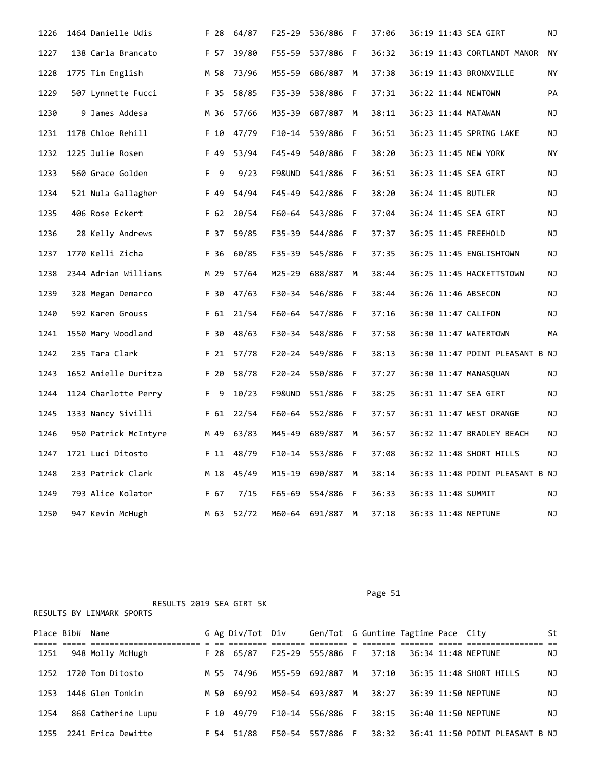| Place | Bib# | Name | G | Ag | Div/Tot | Div | Gen/Tot | G | Guntime | Tagtime | Pace | City | St |
|---|---|---|---|---|---|---|---|---|---|---|---|---|---|
| 1226 | 1464 | Danielle Udis | F | 28 | 64/87 | F25-29 | 536/886 | F | 37:06 | 36:19 | 11:43 | SEA GIRT | NJ |
| 1227 | 138 | Carla Brancato | F | 57 | 39/80 | F55-59 | 537/886 | F | 36:32 | 36:19 | 11:43 | CORTLANDT MANOR | NY |
| 1228 | 1775 | Tim English | M | 58 | 73/96 | M55-59 | 686/887 | M | 37:38 | 36:19 | 11:43 | BRONXVILLE | NY |
| 1229 | 507 | Lynnette Fucci | F | 35 | 58/85 | F35-39 | 538/886 | F | 37:31 | 36:22 | 11:44 | NEWTOWN | PA |
| 1230 | 9 | James Addesa | M | 36 | 57/66 | M35-39 | 687/887 | M | 38:11 | 36:23 | 11:44 | MATAWAN | NJ |
| 1231 | 1178 | Chloe Rehill | F | 10 | 47/79 | F10-14 | 539/886 | F | 36:51 | 36:23 | 11:45 | SPRING LAKE | NJ |
| 1232 | 1225 | Julie Rosen | F | 49 | 53/94 | F45-49 | 540/886 | F | 38:20 | 36:23 | 11:45 | NEW YORK | NY |
| 1233 | 560 | Grace Golden | F | 9 | 9/23 | F9&UND | 541/886 | F | 36:51 | 36:23 | 11:45 | SEA GIRT | NJ |
| 1234 | 521 | Nula Gallagher | F | 49 | 54/94 | F45-49 | 542/886 | F | 38:20 | 36:24 | 11:45 | BUTLER | NJ |
| 1235 | 406 | Rose Eckert | F | 62 | 20/54 | F60-64 | 543/886 | F | 37:04 | 36:24 | 11:45 | SEA GIRT | NJ |
| 1236 | 28 | Kelly Andrews | F | 37 | 59/85 | F35-39 | 544/886 | F | 37:37 | 36:25 | 11:45 | FREEHOLD | NJ |
| 1237 | 1770 | Kelli Zicha | F | 36 | 60/85 | F35-39 | 545/886 | F | 37:35 | 36:25 | 11:45 | ENGLISHTOWN | NJ |
| 1238 | 2344 | Adrian Williams | M | 29 | 57/64 | M25-29 | 688/887 | M | 38:44 | 36:25 | 11:45 | HACKETTSTOWN | NJ |
| 1239 | 328 | Megan Demarco | F | 30 | 47/63 | F30-34 | 546/886 | F | 38:44 | 36:26 | 11:46 | ABSECON | NJ |
| 1240 | 592 | Karen Grouss | F | 61 | 21/54 | F60-64 | 547/886 | F | 37:16 | 36:30 | 11:47 | CALIFON | NJ |
| 1241 | 1550 | Mary Woodland | F | 30 | 48/63 | F30-34 | 548/886 | F | 37:58 | 36:30 | 11:47 | WATERTOWN | MA |
| 1242 | 235 | Tara Clark | F | 21 | 57/78 | F20-24 | 549/886 | F | 38:13 | 36:30 | 11:47 | POINT PLEASANT B | NJ |
| 1243 | 1652 | Anielle Duritza | F | 20 | 58/78 | F20-24 | 550/886 | F | 37:27 | 36:30 | 11:47 | MANASQUAN | NJ |
| 1244 | 1124 | Charlotte Perry | F | 9 | 10/23 | F9&UND | 551/886 | F | 38:25 | 36:31 | 11:47 | SEA GIRT | NJ |
| 1245 | 1333 | Nancy Sivilli | F | 61 | 22/54 | F60-64 | 552/886 | F | 37:57 | 36:31 | 11:47 | WEST ORANGE | NJ |
| 1246 | 950 | Patrick McIntyre | M | 49 | 63/83 | M45-49 | 689/887 | M | 36:57 | 36:32 | 11:47 | BRADLEY BEACH | NJ |
| 1247 | 1721 | Luci Ditosto | F | 11 | 48/79 | F10-14 | 553/886 | F | 37:08 | 36:32 | 11:48 | SHORT HILLS | NJ |
| 1248 | 233 | Patrick Clark | M | 18 | 45/49 | M15-19 | 690/887 | M | 38:14 | 36:33 | 11:48 | POINT PLEASANT B | NJ |
| 1249 | 793 | Alice Kolator | F | 67 | 7/15 | F65-69 | 554/886 | F | 36:33 | 36:33 | 11:48 | SUMMIT | NJ |
| 1250 | 947 | Kevin McHugh | M | 63 | 52/72 | M60-64 | 691/887 | M | 37:18 | 36:33 | 11:48 | NEPTUNE | NJ |

RESULTS 2019 SEA GIRT 5K

RESULTS BY LINMARK SPORTS

| Place | Bib# | Name | G | Ag | Div/Tot | Div | Gen/Tot | G | Guntime | Tagtime | Pace | City | St |
|---|---|---|---|---|---|---|---|---|---|---|---|---|---|
| 1251 | 948 | Molly McHugh | F | 28 | 65/87 | F25-29 | 555/886 | F | 37:18 | 36:34 | 11:48 | NEPTUNE | NJ |
| 1252 | 1720 | Tom Ditosto | M | 55 | 74/96 | M55-59 | 692/887 | M | 37:10 | 36:35 | 11:48 | SHORT HILLS | NJ |
| 1253 | 1446 | Glen Tonkin | M | 50 | 69/92 | M50-54 | 693/887 | M | 38:27 | 36:39 | 11:50 | NEPTUNE | NJ |
| 1254 | 868 | Catherine Lupu | F | 10 | 49/79 | F10-14 | 556/886 | F | 38:15 | 36:40 | 11:50 | NEPTUNE | NJ |
| 1255 | 2241 | Erica Dewitte | F | 54 | 51/88 | F50-54 | 557/886 | F | 38:32 | 36:41 | 11:50 | POINT PLEASANT B | NJ |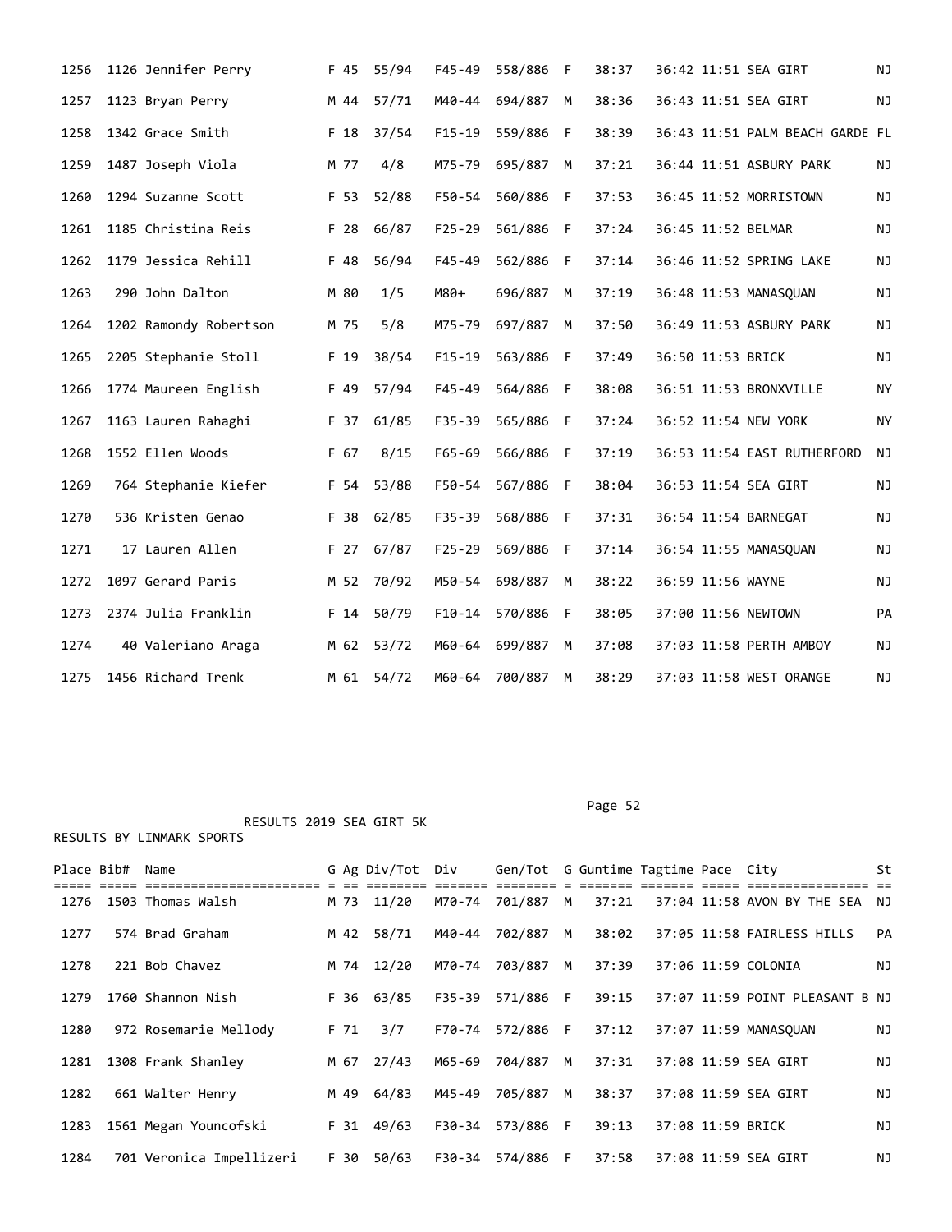| Place | Bib# | Name | G | Ag | Div/Tot | Div | Gen/Tot | G | Guntime | Tagtime | Pace | City | St |
|---|---|---|---|---|---|---|---|---|---|---|---|---|---|
| 1256 | 1126 | Jennifer Perry | F | 45 | 55/94 | F45-49 | 558/886 | F | 38:37 | 36:42 | 11:51 | SEA GIRT | NJ |
| 1257 | 1123 | Bryan Perry | M | 44 | 57/71 | M40-44 | 694/887 | M | 38:36 | 36:43 | 11:51 | SEA GIRT | NJ |
| 1258 | 1342 | Grace Smith | F | 18 | 37/54 | F15-19 | 559/886 | F | 38:39 | 36:43 | 11:51 | PALM BEACH GARDE | FL |
| 1259 | 1487 | Joseph Viola | M | 77 | 4/8 | M75-79 | 695/887 | M | 37:21 | 36:44 | 11:51 | ASBURY PARK | NJ |
| 1260 | 1294 | Suzanne Scott | F | 53 | 52/88 | F50-54 | 560/886 | F | 37:53 | 36:45 | 11:52 | MORRISTOWN | NJ |
| 1261 | 1185 | Christina Reis | F | 28 | 66/87 | F25-29 | 561/886 | F | 37:24 | 36:45 | 11:52 | BELMAR | NJ |
| 1262 | 1179 | Jessica Rehill | F | 48 | 56/94 | F45-49 | 562/886 | F | 37:14 | 36:46 | 11:52 | SPRING LAKE | NJ |
| 1263 | 290 | John Dalton | M | 80 | 1/5 | M80+ | 696/887 | M | 37:19 | 36:48 | 11:53 | MANASQUAN | NJ |
| 1264 | 1202 | Ramondy Robertson | M | 75 | 5/8 | M75-79 | 697/887 | M | 37:50 | 36:49 | 11:53 | ASBURY PARK | NJ |
| 1265 | 2205 | Stephanie Stoll | F | 19 | 38/54 | F15-19 | 563/886 | F | 37:49 | 36:50 | 11:53 | BRICK | NJ |
| 1266 | 1774 | Maureen English | F | 49 | 57/94 | F45-49 | 564/886 | F | 38:08 | 36:51 | 11:53 | BRONXVILLE | NY |
| 1267 | 1163 | Lauren Rahaghi | F | 37 | 61/85 | F35-39 | 565/886 | F | 37:24 | 36:52 | 11:54 | NEW YORK | NY |
| 1268 | 1552 | Ellen Woods | F | 67 | 8/15 | F65-69 | 566/886 | F | 37:19 | 36:53 | 11:54 | EAST RUTHERFORD | NJ |
| 1269 | 764 | Stephanie Kiefer | F | 54 | 53/88 | F50-54 | 567/886 | F | 38:04 | 36:53 | 11:54 | SEA GIRT | NJ |
| 1270 | 536 | Kristen Genao | F | 38 | 62/85 | F35-39 | 568/886 | F | 37:31 | 36:54 | 11:54 | BARNEGAT | NJ |
| 1271 | 17 | Lauren Allen | F | 27 | 67/87 | F25-29 | 569/886 | F | 37:14 | 36:54 | 11:55 | MANASQUAN | NJ |
| 1272 | 1097 | Gerard Paris | M | 52 | 70/92 | M50-54 | 698/887 | M | 38:22 | 36:59 | 11:56 | WAYNE | NJ |
| 1273 | 2374 | Julia Franklin | F | 14 | 50/79 | F10-14 | 570/886 | F | 38:05 | 37:00 | 11:56 | NEWTOWN | PA |
| 1274 | 40 | Valeriano Araga | M | 62 | 53/72 | M60-64 | 699/887 | M | 37:08 | 37:03 | 11:58 | PERTH AMBOY | NJ |
| 1275 | 1456 | Richard Trenk | M | 61 | 54/72 | M60-64 | 700/887 | M | 38:29 | 37:03 | 11:58 | WEST ORANGE | NJ |

RESULTS 2019 SEA GIRT 5K

RESULTS BY LINMARK SPORTS

| Place | Bib# | Name | G | Ag | Div/Tot | Div | Gen/Tot | G | Guntime | Tagtime | Pace | City | St |
|---|---|---|---|---|---|---|---|---|---|---|---|---|---|
| 1276 | 1503 | Thomas Walsh | M | 73 | 11/20 | M70-74 | 701/887 | M | 37:21 | 37:04 | 11:58 | AVON BY THE SEA | NJ |
| 1277 | 574 | Brad Graham | M | 42 | 58/71 | M40-44 | 702/887 | M | 38:02 | 37:05 | 11:58 | FAIRLESS HILLS | PA |
| 1278 | 221 | Bob Chavez | M | 74 | 12/20 | M70-74 | 703/887 | M | 37:39 | 37:06 | 11:59 | COLONIA | NJ |
| 1279 | 1760 | Shannon Nish | F | 36 | 63/85 | F35-39 | 571/886 | F | 39:15 | 37:07 | 11:59 | POINT PLEASANT B | NJ |
| 1280 | 972 | Rosemarie Mellody | F | 71 | 3/7 | F70-74 | 572/886 | F | 37:12 | 37:07 | 11:59 | MANASQUAN | NJ |
| 1281 | 1308 | Frank Shanley | M | 67 | 27/43 | M65-69 | 704/887 | M | 37:31 | 37:08 | 11:59 | SEA GIRT | NJ |
| 1282 | 661 | Walter Henry | M | 49 | 64/83 | M45-49 | 705/887 | M | 38:37 | 37:08 | 11:59 | SEA GIRT | NJ |
| 1283 | 1561 | Megan Youncofski | F | 31 | 49/63 | F30-34 | 573/886 | F | 39:13 | 37:08 | 11:59 | BRICK | NJ |
| 1284 | 701 | Veronica Impellizeri | F | 30 | 50/63 | F30-34 | 574/886 | F | 37:58 | 37:08 | 11:59 | SEA GIRT | NJ |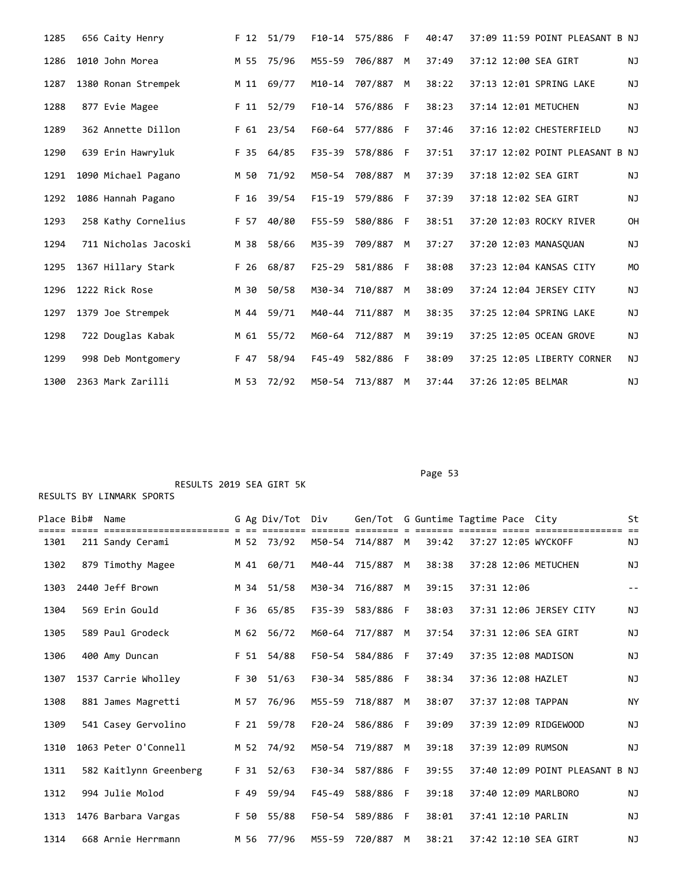| Place | Bib# | Name | G | Ag | Div/Tot | Div | Gen/Tot | G | Guntime | Tagtime | Pace | City | St |
|---|---|---|---|---|---|---|---|---|---|---|---|---|---|
| 1285 | 656 | Caity Henry | F | 12 | 51/79 | F10-14 | 575/886 | F | 40:47 | 37:09 | 11:59 | POINT PLEASANT B | NJ |
| 1286 | 1010 | John Morea | M | 55 | 75/96 | M55-59 | 706/887 | M | 37:49 | 37:12 | 12:00 | SEA GIRT | NJ |
| 1287 | 1380 | Ronan Strempek | M | 11 | 69/77 | M10-14 | 707/887 | M | 38:22 | 37:13 | 12:01 | SPRING LAKE | NJ |
| 1288 | 877 | Evie Magee | F | 11 | 52/79 | F10-14 | 576/886 | F | 38:23 | 37:14 | 12:01 | METUCHEN | NJ |
| 1289 | 362 | Annette Dillon | F | 61 | 23/54 | F60-64 | 577/886 | F | 37:46 | 37:16 | 12:02 | CHESTERFIELD | NJ |
| 1290 | 639 | Erin Hawryluk | F | 35 | 64/85 | F35-39 | 578/886 | F | 37:51 | 37:17 | 12:02 | POINT PLEASANT B | NJ |
| 1291 | 1090 | Michael Pagano | M | 50 | 71/92 | M50-54 | 708/887 | M | 37:39 | 37:18 | 12:02 | SEA GIRT | NJ |
| 1292 | 1086 | Hannah Pagano | F | 16 | 39/54 | F15-19 | 579/886 | F | 37:39 | 37:18 | 12:02 | SEA GIRT | NJ |
| 1293 | 258 | Kathy Cornelius | F | 57 | 40/80 | F55-59 | 580/886 | F | 38:51 | 37:20 | 12:03 | ROCKY RIVER | OH |
| 1294 | 711 | Nicholas Jacoski | M | 38 | 58/66 | M35-39 | 709/887 | M | 37:27 | 37:20 | 12:03 | MANASQUAN | NJ |
| 1295 | 1367 | Hillary Stark | F | 26 | 68/87 | F25-29 | 581/886 | F | 38:08 | 37:23 | 12:04 | KANSAS CITY | MO |
| 1296 | 1222 | Rick Rose | M | 30 | 50/58 | M30-34 | 710/887 | M | 38:09 | 37:24 | 12:04 | JERSEY CITY | NJ |
| 1297 | 1379 | Joe Strempek | M | 44 | 59/71 | M40-44 | 711/887 | M | 38:35 | 37:25 | 12:04 | SPRING LAKE | NJ |
| 1298 | 722 | Douglas Kabak | M | 61 | 55/72 | M60-64 | 712/887 | M | 39:19 | 37:25 | 12:05 | OCEAN GROVE | NJ |
| 1299 | 998 | Deb Montgomery | F | 47 | 58/94 | F45-49 | 582/886 | F | 38:09 | 37:25 | 12:05 | LIBERTY CORNER | NJ |
| 1300 | 2363 | Mark Zarilli | M | 53 | 72/92 | M50-54 | 713/887 | M | 37:44 | 37:26 | 12:05 | BELMAR | NJ |

RESULTS 2019 SEA GIRT 5K

RESULTS BY LINMARK SPORTS

| Place | Bib# | Name | G | Ag | Div/Tot | Div | Gen/Tot | G | Guntime | Tagtime | Pace | City | St |
|---|---|---|---|---|---|---|---|---|---|---|---|---|---|
| 1301 | 211 | Sandy Cerami | M | 52 | 73/92 | M50-54 | 714/887 | M | 39:42 | 37:27 | 12:05 | WYCKOFF | NJ |
| 1302 | 879 | Timothy Magee | M | 41 | 60/71 | M40-44 | 715/887 | M | 38:38 | 37:28 | 12:06 | METUCHEN | NJ |
| 1303 | 2440 | Jeff Brown | M | 34 | 51/58 | M30-34 | 716/887 | M | 39:15 | 37:31 | 12:06 | | -- |
| 1304 | 569 | Erin Gould | F | 36 | 65/85 | F35-39 | 583/886 | F | 38:03 | 37:31 | 12:06 | JERSEY CITY | NJ |
| 1305 | 589 | Paul Grodeck | M | 62 | 56/72 | M60-64 | 717/887 | M | 37:54 | 37:31 | 12:06 | SEA GIRT | NJ |
| 1306 | 400 | Amy Duncan | F | 51 | 54/88 | F50-54 | 584/886 | F | 37:49 | 37:35 | 12:08 | MADISON | NJ |
| 1307 | 1537 | Carrie Wholley | F | 30 | 51/63 | F30-34 | 585/886 | F | 38:34 | 37:36 | 12:08 | HAZLET | NJ |
| 1308 | 881 | James Magretti | M | 57 | 76/96 | M55-59 | 718/887 | M | 38:07 | 37:37 | 12:08 | TAPPAN | NY |
| 1309 | 541 | Casey Gervolino | F | 21 | 59/78 | F20-24 | 586/886 | F | 39:09 | 37:39 | 12:09 | RIDGEWOOD | NJ |
| 1310 | 1063 | Peter O'Connell | M | 52 | 74/92 | M50-54 | 719/887 | M | 39:18 | 37:39 | 12:09 | RUMSON | NJ |
| 1311 | 582 | Kaitlynn Greenberg | F | 31 | 52/63 | F30-34 | 587/886 | F | 39:55 | 37:40 | 12:09 | POINT PLEASANT B | NJ |
| 1312 | 994 | Julie Molod | F | 49 | 59/94 | F45-49 | 588/886 | F | 39:18 | 37:40 | 12:09 | MARLBORO | NJ |
| 1313 | 1476 | Barbara Vargas | F | 50 | 55/88 | F50-54 | 589/886 | F | 38:01 | 37:41 | 12:10 | PARLIN | NJ |
| 1314 | 668 | Arnie Herrmann | M | 56 | 77/96 | M55-59 | 720/887 | M | 38:21 | 37:42 | 12:10 | SEA GIRT | NJ |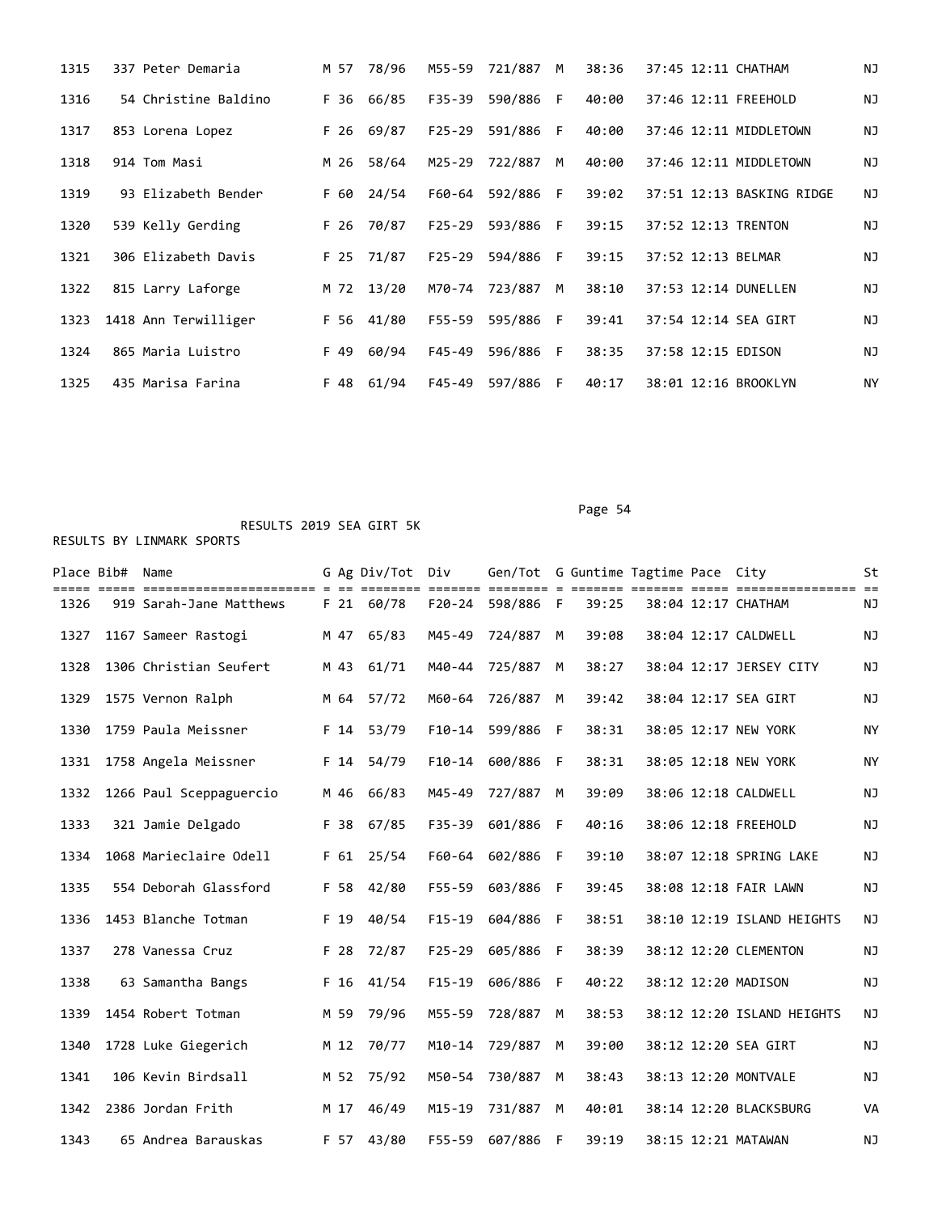| Place | Bib# | Name | G | Ag | Div/Tot | Div | Gen/Tot | G | Guntime | Tagtime | Pace | City | St |
|---|---|---|---|---|---|---|---|---|---|---|---|---|---|
| 1315 | 337 | Peter Demaria | M | 57 | 78/96 | M55-59 | 721/887 | M | 38:36 | 37:45 | 12:11 | CHATHAM | NJ |
| 1316 | 54 | Christine Baldino | F | 36 | 66/85 | F35-39 | 590/886 | F | 40:00 | 37:46 | 12:11 | FREEHOLD | NJ |
| 1317 | 853 | Lorena Lopez | F | 26 | 69/87 | F25-29 | 591/886 | F | 40:00 | 37:46 | 12:11 | MIDDLETOWN | NJ |
| 1318 | 914 | Tom Masi | M | 26 | 58/64 | M25-29 | 722/887 | M | 40:00 | 37:46 | 12:11 | MIDDLETOWN | NJ |
| 1319 | 93 | Elizabeth Bender | F | 60 | 24/54 | F60-64 | 592/886 | F | 39:02 | 37:51 | 12:13 | BASKING RIDGE | NJ |
| 1320 | 539 | Kelly Gerding | F | 26 | 70/87 | F25-29 | 593/886 | F | 39:15 | 37:52 | 12:13 | TRENTON | NJ |
| 1321 | 306 | Elizabeth Davis | F | 25 | 71/87 | F25-29 | 594/886 | F | 39:15 | 37:52 | 12:13 | BELMAR | NJ |
| 1322 | 815 | Larry Laforge | M | 72 | 13/20 | M70-74 | 723/887 | M | 38:10 | 37:53 | 12:14 | DUNELLEN | NJ |
| 1323 | 1418 | Ann Terwilliger | F | 56 | 41/80 | F55-59 | 595/886 | F | 39:41 | 37:54 | 12:14 | SEA GIRT | NJ |
| 1324 | 865 | Maria Luistro | F | 49 | 60/94 | F45-49 | 596/886 | F | 38:35 | 37:58 | 12:15 | EDISON | NJ |
| 1325 | 435 | Marisa Farina | F | 48 | 61/94 | F45-49 | 597/886 | F | 40:17 | 38:01 | 12:16 | BROOKLYN | NY |

RESULTS 2019 SEA GIRT 5K

RESULTS BY LINMARK SPORTS

| Place | Bib# | Name | G | Ag | Div/Tot | Div | Gen/Tot | G | Guntime | Tagtime | Pace | City | St |
|---|---|---|---|---|---|---|---|---|---|---|---|---|---|
| 1326 | 919 | Sarah-Jane Matthews | F | 21 | 60/78 | F20-24 | 598/886 | F | 39:25 | 38:04 | 12:17 | CHATHAM | NJ |
| 1327 | 1167 | Sameer Rastogi | M | 47 | 65/83 | M45-49 | 724/887 | M | 39:08 | 38:04 | 12:17 | CALDWELL | NJ |
| 1328 | 1306 | Christian Seufert | M | 43 | 61/71 | M40-44 | 725/887 | M | 38:27 | 38:04 | 12:17 | JERSEY CITY | NJ |
| 1329 | 1575 | Vernon Ralph | M | 64 | 57/72 | M60-64 | 726/887 | M | 39:42 | 38:04 | 12:17 | SEA GIRT | NJ |
| 1330 | 1759 | Paula Meissner | F | 14 | 53/79 | F10-14 | 599/886 | F | 38:31 | 38:05 | 12:17 | NEW YORK | NY |
| 1331 | 1758 | Angela Meissner | F | 14 | 54/79 | F10-14 | 600/886 | F | 38:31 | 38:05 | 12:18 | NEW YORK | NY |
| 1332 | 1266 | Paul Sceppaguercio | M | 46 | 66/83 | M45-49 | 727/887 | M | 39:09 | 38:06 | 12:18 | CALDWELL | NJ |
| 1333 | 321 | Jamie Delgado | F | 38 | 67/85 | F35-39 | 601/886 | F | 40:16 | 38:06 | 12:18 | FREEHOLD | NJ |
| 1334 | 1068 | Marieclaire Odell | F | 61 | 25/54 | F60-64 | 602/886 | F | 39:10 | 38:07 | 12:18 | SPRING LAKE | NJ |
| 1335 | 554 | Deborah Glassford | F | 58 | 42/80 | F55-59 | 603/886 | F | 39:45 | 38:08 | 12:18 | FAIR LAWN | NJ |
| 1336 | 1453 | Blanche Totman | F | 19 | 40/54 | F15-19 | 604/886 | F | 38:51 | 38:10 | 12:19 | ISLAND HEIGHTS | NJ |
| 1337 | 278 | Vanessa Cruz | F | 28 | 72/87 | F25-29 | 605/886 | F | 38:39 | 38:12 | 12:20 | CLEMENTON | NJ |
| 1338 | 63 | Samantha Bangs | F | 16 | 41/54 | F15-19 | 606/886 | F | 40:22 | 38:12 | 12:20 | MADISON | NJ |
| 1339 | 1454 | Robert Totman | M | 59 | 79/96 | M55-59 | 728/887 | M | 38:53 | 38:12 | 12:20 | ISLAND HEIGHTS | NJ |
| 1340 | 1728 | Luke Giegerich | M | 12 | 70/77 | M10-14 | 729/887 | M | 39:00 | 38:12 | 12:20 | SEA GIRT | NJ |
| 1341 | 106 | Kevin Birdsall | M | 52 | 75/92 | M50-54 | 730/887 | M | 38:43 | 38:13 | 12:20 | MONTVALE | NJ |
| 1342 | 2386 | Jordan Frith | M | 17 | 46/49 | M15-19 | 731/887 | M | 40:01 | 38:14 | 12:20 | BLACKSBURG | VA |
| 1343 | 65 | Andrea Barauskas | F | 57 | 43/80 | F55-59 | 607/886 | F | 39:19 | 38:15 | 12:21 | MATAWAN | NJ |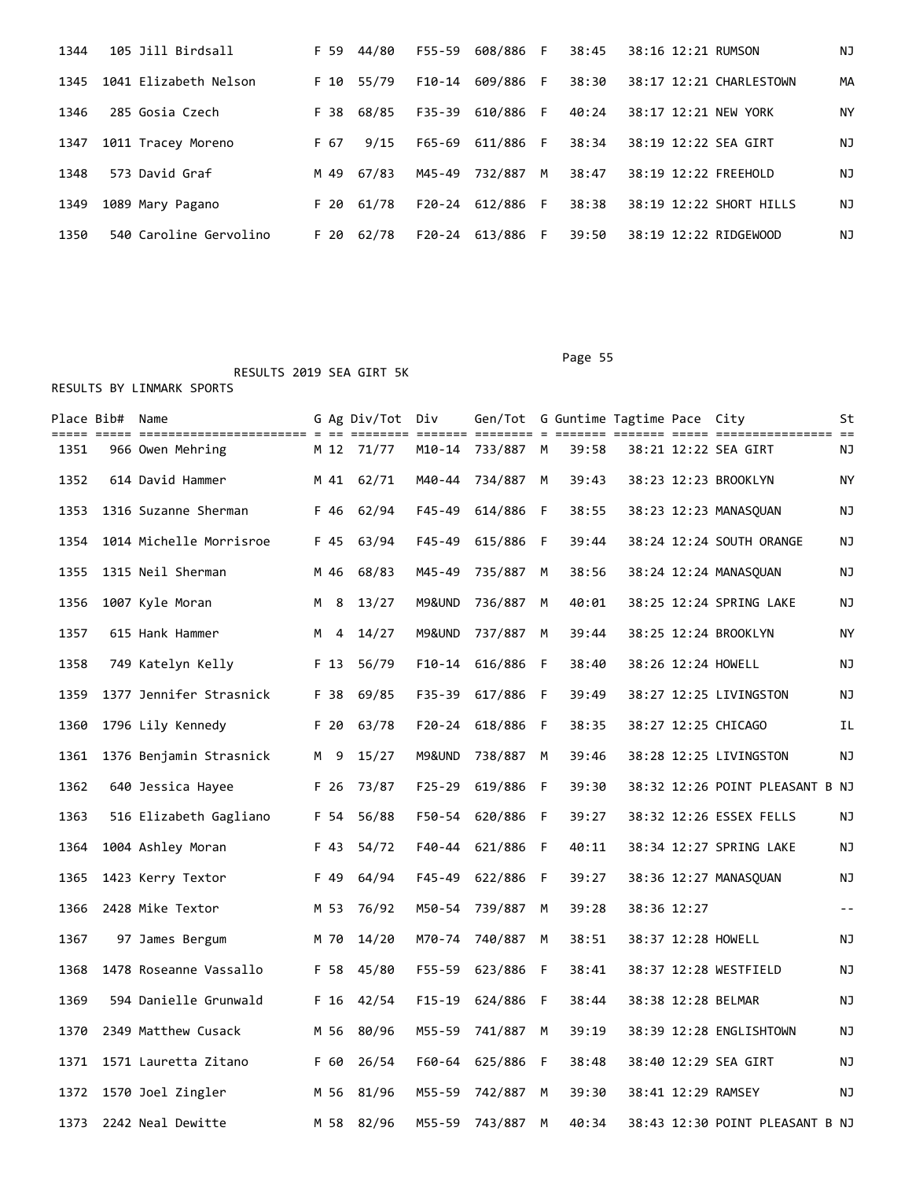| Place | Bib# | Name | G | Ag | Div/Tot | Div | Gen/Tot | G | Guntime | Tagtime | Pace | City | St |
|---|---|---|---|---|---|---|---|---|---|---|---|---|---|
| 1344 | 105 | Jill Birdsall | F | 59 | 44/80 | F55-59 | 608/886 | F | 38:45 | 38:16 | 12:21 | RUMSON | NJ |
| 1345 | 1041 | Elizabeth Nelson | F | 10 | 55/79 | F10-14 | 609/886 | F | 38:30 | 38:17 | 12:21 | CHARLESTOWN | MA |
| 1346 | 285 | Gosia Czech | F | 38 | 68/85 | F35-39 | 610/886 | F | 40:24 | 38:17 | 12:21 | NEW YORK | NY |
| 1347 | 1011 | Tracey Moreno | F | 67 | 9/15 | F65-69 | 611/886 | F | 38:34 | 38:19 | 12:22 | SEA GIRT | NJ |
| 1348 | 573 | David Graf | M | 49 | 67/83 | M45-49 | 732/887 | M | 38:47 | 38:19 | 12:22 | FREEHOLD | NJ |
| 1349 | 1089 | Mary Pagano | F | 20 | 61/78 | F20-24 | 612/886 | F | 38:38 | 38:19 | 12:22 | SHORT HILLS | NJ |
| 1350 | 540 | Caroline Gervolino | F | 20 | 62/78 | F20-24 | 613/886 | F | 39:50 | 38:19 | 12:22 | RIDGEWOOD | NJ |

RESULTS 2019 SEA GIRT 5K

RESULTS BY LINMARK SPORTS

| Place | Bib# | Name | G | Ag | Div/Tot | Div | Gen/Tot | G | Guntime | Tagtime | Pace | City | St |
|---|---|---|---|---|---|---|---|---|---|---|---|---|---|
| 1351 | 966 | Owen Mehring | M | 12 | 71/77 | M10-14 | 733/887 | M | 39:58 | 38:21 | 12:22 | SEA GIRT | NJ |
| 1352 | 614 | David Hammer | M | 41 | 62/71 | M40-44 | 734/887 | M | 39:43 | 38:23 | 12:23 | BROOKLYN | NY |
| 1353 | 1316 | Suzanne Sherman | F | 46 | 62/94 | F45-49 | 614/886 | F | 38:55 | 38:23 | 12:23 | MANASQUAN | NJ |
| 1354 | 1014 | Michelle Morrisroe | F | 45 | 63/94 | F45-49 | 615/886 | F | 39:44 | 38:24 | 12:24 | SOUTH ORANGE | NJ |
| 1355 | 1315 | Neil Sherman | M | 46 | 68/83 | M45-49 | 735/887 | M | 38:56 | 38:24 | 12:24 | MANASQUAN | NJ |
| 1356 | 1007 | Kyle Moran | M | 8 | 13/27 | M9&UND | 736/887 | M | 40:01 | 38:25 | 12:24 | SPRING LAKE | NJ |
| 1357 | 615 | Hank Hammer | M | 4 | 14/27 | M9&UND | 737/887 | M | 39:44 | 38:25 | 12:24 | BROOKLYN | NY |
| 1358 | 749 | Katelyn Kelly | F | 13 | 56/79 | F10-14 | 616/886 | F | 38:40 | 38:26 | 12:24 | HOWELL | NJ |
| 1359 | 1377 | Jennifer Strasnick | F | 38 | 69/85 | F35-39 | 617/886 | F | 39:49 | 38:27 | 12:25 | LIVINGSTON | NJ |
| 1360 | 1796 | Lily Kennedy | F | 20 | 63/78 | F20-24 | 618/886 | F | 38:35 | 38:27 | 12:25 | CHICAGO | IL |
| 1361 | 1376 | Benjamin Strasnick | M | 9 | 15/27 | M9&UND | 738/887 | M | 39:46 | 38:28 | 12:25 | LIVINGSTON | NJ |
| 1362 | 640 | Jessica Hayee | F | 26 | 73/87 | F25-29 | 619/886 | F | 39:30 | 38:32 | 12:26 | POINT PLEASANT B | NJ |
| 1363 | 516 | Elizabeth Gagliano | F | 54 | 56/88 | F50-54 | 620/886 | F | 39:27 | 38:32 | 12:26 | ESSEX FELLS | NJ |
| 1364 | 1004 | Ashley Moran | F | 43 | 54/72 | F40-44 | 621/886 | F | 40:11 | 38:34 | 12:27 | SPRING LAKE | NJ |
| 1365 | 1423 | Kerry Textor | F | 49 | 64/94 | F45-49 | 622/886 | F | 39:27 | 38:36 | 12:27 | MANASQUAN | NJ |
| 1366 | 2428 | Mike Textor | M | 53 | 76/92 | M50-54 | 739/887 | M | 39:28 | 38:36 | 12:27 | | -- |
| 1367 | 97 | James Bergum | M | 70 | 14/20 | M70-74 | 740/887 | M | 38:51 | 38:37 | 12:28 | HOWELL | NJ |
| 1368 | 1478 | Roseanne Vassallo | F | 58 | 45/80 | F55-59 | 623/886 | F | 38:41 | 38:37 | 12:28 | WESTFIELD | NJ |
| 1369 | 594 | Danielle Grunwald | F | 16 | 42/54 | F15-19 | 624/886 | F | 38:44 | 38:38 | 12:28 | BELMAR | NJ |
| 1370 | 2349 | Matthew Cusack | M | 56 | 80/96 | M55-59 | 741/887 | M | 39:19 | 38:39 | 12:28 | ENGLISHTOWN | NJ |
| 1371 | 1571 | Lauretta Zitano | F | 60 | 26/54 | F60-64 | 625/886 | F | 38:48 | 38:40 | 12:29 | SEA GIRT | NJ |
| 1372 | 1570 | Joel Zingler | M | 56 | 81/96 | M55-59 | 742/887 | M | 39:30 | 38:41 | 12:29 | RAMSEY | NJ |
| 1373 | 2242 | Neal Dewitte | M | 58 | 82/96 | M55-59 | 743/887 | M | 40:34 | 38:43 | 12:30 | POINT PLEASANT B | NJ |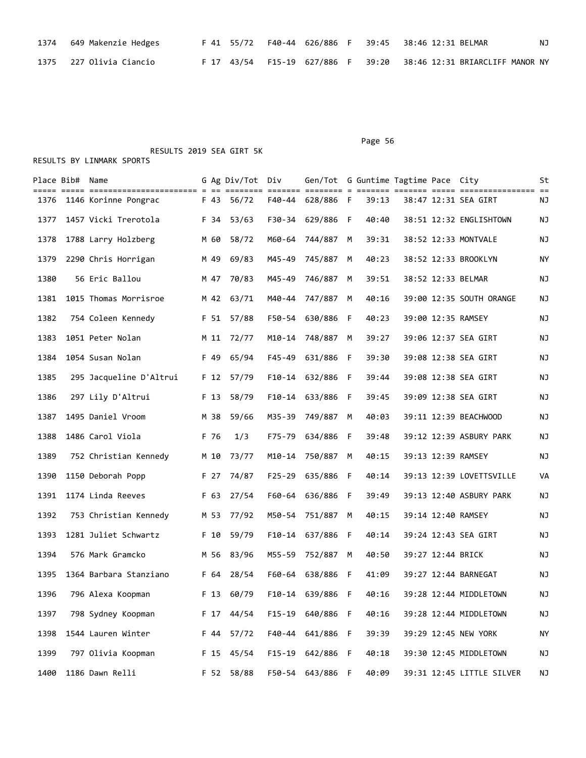| Place | Bib# | Name | G | Ag | Div/Tot | Div | Gen/Tot | G | Guntime | Tagtime | Pace | City | St |
|---|---|---|---|---|---|---|---|---|---|---|---|---|---|
| 1374 | 649 | Makenzie Hedges | F | 41 | 55/72 | F40-44 | 626/886 | F | 39:45 | 38:46 | 12:31 | BELMAR | NJ |
| 1375 | 227 | Olivia Ciancio | F | 17 | 43/54 | F15-19 | 627/886 | F | 39:20 | 38:46 | 12:31 | BRIARCLIFF MANOR | NY |

RESULTS 2019 SEA GIRT 5K

RESULTS BY LINMARK SPORTS

| Place | Bib# | Name | G | Ag | Div/Tot | Div | Gen/Tot | G | Guntime | Tagtime | Pace | City | St |
|---|---|---|---|---|---|---|---|---|---|---|---|---|---|
| 1376 | 1146 | Korinne Pongrac | F | 43 | 56/72 | F40-44 | 628/886 | F | 39:13 | 38:47 | 12:31 | SEA GIRT | NJ |
| 1377 | 1457 | Vicki Trerotola | F | 34 | 53/63 | F30-34 | 629/886 | F | 40:40 | 38:51 | 12:32 | ENGLISHTOWN | NJ |
| 1378 | 1788 | Larry Holzberg | M | 60 | 58/72 | M60-64 | 744/887 | M | 39:31 | 38:52 | 12:33 | MONTVALE | NJ |
| 1379 | 2290 | Chris Horrigan | M | 49 | 69/83 | M45-49 | 745/887 | M | 40:23 | 38:52 | 12:33 | BROOKLYN | NY |
| 1380 | 56 | Eric Ballou | M | 47 | 70/83 | M45-49 | 746/887 | M | 39:51 | 38:52 | 12:33 | BELMAR | NJ |
| 1381 | 1015 | Thomas Morrisroe | M | 42 | 63/71 | M40-44 | 747/887 | M | 40:16 | 39:00 | 12:35 | SOUTH ORANGE | NJ |
| 1382 | 754 | Coleen Kennedy | F | 51 | 57/88 | F50-54 | 630/886 | F | 40:23 | 39:00 | 12:35 | RAMSEY | NJ |
| 1383 | 1051 | Peter Nolan | M | 11 | 72/77 | M10-14 | 748/887 | M | 39:27 | 39:06 | 12:37 | SEA GIRT | NJ |
| 1384 | 1054 | Susan Nolan | F | 49 | 65/94 | F45-49 | 631/886 | F | 39:30 | 39:08 | 12:38 | SEA GIRT | NJ |
| 1385 | 295 | Jacqueline D'Altrui | F | 12 | 57/79 | F10-14 | 632/886 | F | 39:44 | 39:08 | 12:38 | SEA GIRT | NJ |
| 1386 | 297 | Lily D'Altrui | F | 13 | 58/79 | F10-14 | 633/886 | F | 39:45 | 39:09 | 12:38 | SEA GIRT | NJ |
| 1387 | 1495 | Daniel Vroom | M | 38 | 59/66 | M35-39 | 749/887 | M | 40:03 | 39:11 | 12:39 | BEACHWOOD | NJ |
| 1388 | 1486 | Carol Viola | F | 76 | 1/3 | F75-79 | 634/886 | F | 39:48 | 39:12 | 12:39 | ASBURY PARK | NJ |
| 1389 | 752 | Christian Kennedy | M | 10 | 73/77 | M10-14 | 750/887 | M | 40:15 | 39:13 | 12:39 | RAMSEY | NJ |
| 1390 | 1150 | Deborah Popp | F | 27 | 74/87 | F25-29 | 635/886 | F | 40:14 | 39:13 | 12:39 | LOVETTSVILLE | VA |
| 1391 | 1174 | Linda Reeves | F | 63 | 27/54 | F60-64 | 636/886 | F | 39:49 | 39:13 | 12:40 | ASBURY PARK | NJ |
| 1392 | 753 | Christian Kennedy | M | 53 | 77/92 | M50-54 | 751/887 | M | 40:15 | 39:14 | 12:40 | RAMSEY | NJ |
| 1393 | 1281 | Juliet Schwartz | F | 10 | 59/79 | F10-14 | 637/886 | F | 40:14 | 39:24 | 12:43 | SEA GIRT | NJ |
| 1394 | 576 | Mark Gramcko | M | 56 | 83/96 | M55-59 | 752/887 | M | 40:50 | 39:27 | 12:44 | BRICK | NJ |
| 1395 | 1364 | Barbara Stanziano | F | 64 | 28/54 | F60-64 | 638/886 | F | 41:09 | 39:27 | 12:44 | BARNEGAT | NJ |
| 1396 | 796 | Alexa Koopman | F | 13 | 60/79 | F10-14 | 639/886 | F | 40:16 | 39:28 | 12:44 | MIDDLETOWN | NJ |
| 1397 | 798 | Sydney Koopman | F | 17 | 44/54 | F15-19 | 640/886 | F | 40:16 | 39:28 | 12:44 | MIDDLETOWN | NJ |
| 1398 | 1544 | Lauren Winter | F | 44 | 57/72 | F40-44 | 641/886 | F | 39:39 | 39:29 | 12:45 | NEW YORK | NY |
| 1399 | 797 | Olivia Koopman | F | 15 | 45/54 | F15-19 | 642/886 | F | 40:18 | 39:30 | 12:45 | MIDDLETOWN | NJ |
| 1400 | 1186 | Dawn Relli | F | 52 | 58/88 | F50-54 | 643/886 | F | 40:09 | 39:31 | 12:45 | LITTLE SILVER | NJ |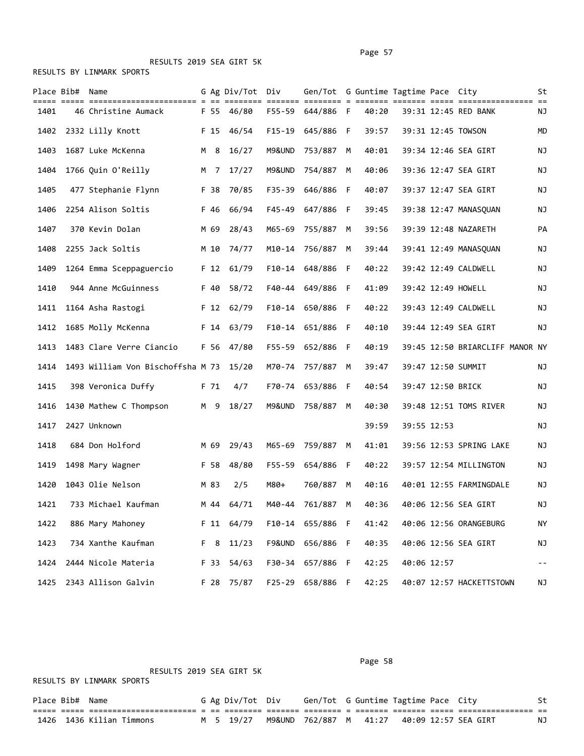RESULTS 2019 SEA GIRT 5K

RESULTS BY LINMARK SPORTS

| Place | Bib# | Name | G | Ag | Div/Tot | Div | Gen/Tot | G | Guntime | Tagtime | Pace | City | St |
|---|---|---|---|---|---|---|---|---|---|---|---|---|---|
| 1401 | 46 | Christine Aumack | F | 55 | 46/80 | F55-59 | 644/886 | F | 40:20 | 39:31 | 12:45 | RED BANK | NJ |
| 1402 | 2332 | Lilly Knott | F | 15 | 46/54 | F15-19 | 645/886 | F | 39:57 | 39:31 | 12:45 | TOWSON | MD |
| 1403 | 1687 | Luke McKenna | M | 8 | 16/27 | M9&UND | 753/887 | M | 40:01 | 39:34 | 12:46 | SEA GIRT | NJ |
| 1404 | 1766 | Quin O'Reilly | M | 7 | 17/27 | M9&UND | 754/887 | M | 40:06 | 39:36 | 12:47 | SEA GIRT | NJ |
| 1405 | 477 | Stephanie Flynn | F | 38 | 70/85 | F35-39 | 646/886 | F | 40:07 | 39:37 | 12:47 | SEA GIRT | NJ |
| 1406 | 2254 | Alison Soltis | F | 46 | 66/94 | F45-49 | 647/886 | F | 39:45 | 39:38 | 12:47 | MANASQUAN | NJ |
| 1407 | 370 | Kevin Dolan | M | 69 | 28/43 | M65-69 | 755/887 | M | 39:56 | 39:39 | 12:48 | NAZARETH | PA |
| 1408 | 2255 | Jack Soltis | M | 10 | 74/77 | M10-14 | 756/887 | M | 39:44 | 39:41 | 12:49 | MANASQUAN | NJ |
| 1409 | 1264 | Emma Sceppaguercio | F | 12 | 61/79 | F10-14 | 648/886 | F | 40:22 | 39:42 | 12:49 | CALDWELL | NJ |
| 1410 | 944 | Anne McGuinness | F | 40 | 58/72 | F40-44 | 649/886 | F | 41:09 | 39:42 | 12:49 | HOWELL | NJ |
| 1411 | 1164 | Asha Rastogi | F | 12 | 62/79 | F10-14 | 650/886 | F | 40:22 | 39:43 | 12:49 | CALDWELL | NJ |
| 1412 | 1685 | Molly McKenna | F | 14 | 63/79 | F10-14 | 651/886 | F | 40:10 | 39:44 | 12:49 | SEA GIRT | NJ |
| 1413 | 1483 | Clare Verre Ciancio | F | 56 | 47/80 | F55-59 | 652/886 | F | 40:19 | 39:45 | 12:50 | BRIARCLIFF MANOR | NY |
| 1414 | 1493 | William Von Bischoffsha | M | 73 | 15/20 | M70-74 | 757/887 | M | 39:47 | 39:47 | 12:50 | SUMMIT | NJ |
| 1415 | 398 | Veronica Duffy | F | 71 | 4/7 | F70-74 | 653/886 | F | 40:54 | 39:47 | 12:50 | BRICK | NJ |
| 1416 | 1430 | Mathew C Thompson | M | 9 | 18/27 | M9&UND | 758/887 | M | 40:30 | 39:48 | 12:51 | TOMS RIVER | NJ |
| 1417 | 2427 | Unknown | | | | | | | 39:59 | 39:55 | 12:53 | | NJ |
| 1418 | 684 | Don Holford | M | 69 | 29/43 | M65-69 | 759/887 | M | 41:01 | 39:56 | 12:53 | SPRING LAKE | NJ |
| 1419 | 1498 | Mary Wagner | F | 58 | 48/80 | F55-59 | 654/886 | F | 40:22 | 39:57 | 12:54 | MILLINGTON | NJ |
| 1420 | 1043 | Olie Nelson | M | 83 | 2/5 | M80+ | 760/887 | M | 40:16 | 40:01 | 12:55 | FARMINGDALE | NJ |
| 1421 | 733 | Michael Kaufman | M | 44 | 64/71 | M40-44 | 761/887 | M | 40:36 | 40:06 | 12:56 | SEA GIRT | NJ |
| 1422 | 886 | Mary Mahoney | F | 11 | 64/79 | F10-14 | 655/886 | F | 41:42 | 40:06 | 12:56 | ORANGEBURG | NY |
| 1423 | 734 | Xanthe Kaufman | F | 8 | 11/23 | F9&UND | 656/886 | F | 40:35 | 40:06 | 12:56 | SEA GIRT | NJ |
| 1424 | 2444 | Nicole Materia | F | 33 | 54/63 | F30-34 | 657/886 | F | 42:25 | 40:06 | 12:57 | | -- |
| 1425 | 2343 | Allison Galvin | F | 28 | 75/87 | F25-29 | 658/886 | F | 42:25 | 40:07 | 12:57 | HACKETTSTOWN | NJ |

RESULTS 2019 SEA GIRT 5K

RESULTS BY LINMARK SPORTS

| Place | Bib# | Name | G | Ag | Div/Tot | Div | Gen/Tot | G | Guntime | Tagtime | Pace | City | St |
|---|---|---|---|---|---|---|---|---|---|---|---|---|---|
| 1426 | 1436 | Kilian Timmons | M | 5 | 19/27 | M9&UND | 762/887 | M | 41:27 | 40:09 | 12:57 | SEA GIRT | NJ |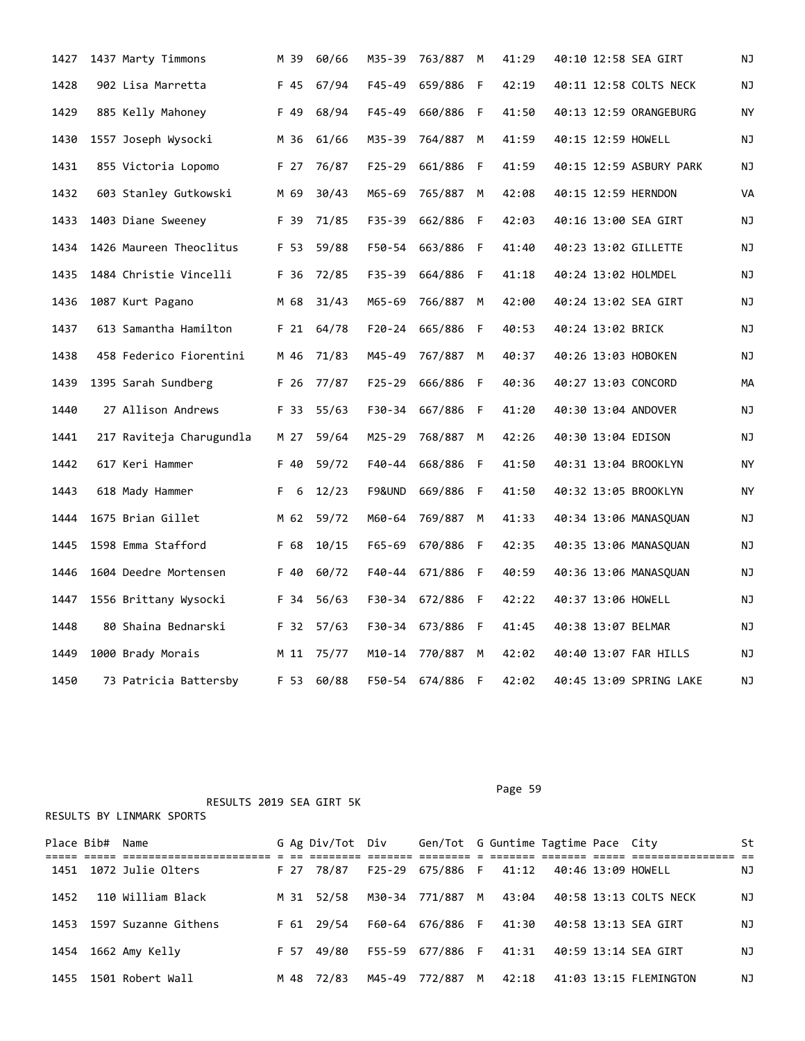| Place | Bib# | Name | G | Ag | Div/Tot | Div | Gen/Tot | G | Guntime | Tagtime | Pace | City | St |
|---|---|---|---|---|---|---|---|---|---|---|---|---|---|
| 1427 | 1437 | Marty Timmons | M | 39 | 60/66 | M35-39 | 763/887 | M | 41:29 | 40:10 | 12:58 | SEA GIRT | NJ |
| 1428 | 902 | Lisa Marretta | F | 45 | 67/94 | F45-49 | 659/886 | F | 42:19 | 40:11 | 12:58 | COLTS NECK | NJ |
| 1429 | 885 | Kelly Mahoney | F | 49 | 68/94 | F45-49 | 660/886 | F | 41:50 | 40:13 | 12:59 | ORANGEBURG | NY |
| 1430 | 1557 | Joseph Wysocki | M | 36 | 61/66 | M35-39 | 764/887 | M | 41:59 | 40:15 | 12:59 | HOWELL | NJ |
| 1431 | 855 | Victoria Lopomo | F | 27 | 76/87 | F25-29 | 661/886 | F | 41:59 | 40:15 | 12:59 | ASBURY PARK | NJ |
| 1432 | 603 | Stanley Gutkowski | M | 69 | 30/43 | M65-69 | 765/887 | M | 42:08 | 40:15 | 12:59 | HERNDON | VA |
| 1433 | 1403 | Diane Sweeney | F | 39 | 71/85 | F35-39 | 662/886 | F | 42:03 | 40:16 | 13:00 | SEA GIRT | NJ |
| 1434 | 1426 | Maureen Theoclitus | F | 53 | 59/88 | F50-54 | 663/886 | F | 41:40 | 40:23 | 13:02 | GILLETTE | NJ |
| 1435 | 1484 | Christie Vincelli | F | 36 | 72/85 | F35-39 | 664/886 | F | 41:18 | 40:24 | 13:02 | HOLMDEL | NJ |
| 1436 | 1087 | Kurt Pagano | M | 68 | 31/43 | M65-69 | 766/887 | M | 42:00 | 40:24 | 13:02 | SEA GIRT | NJ |
| 1437 | 613 | Samantha Hamilton | F | 21 | 64/78 | F20-24 | 665/886 | F | 40:53 | 40:24 | 13:02 | BRICK | NJ |
| 1438 | 458 | Federico Fiorentini | M | 46 | 71/83 | M45-49 | 767/887 | M | 40:37 | 40:26 | 13:03 | HOBOKEN | NJ |
| 1439 | 1395 | Sarah Sundberg | F | 26 | 77/87 | F25-29 | 666/886 | F | 40:36 | 40:27 | 13:03 | CONCORD | MA |
| 1440 | 27 | Allison Andrews | F | 33 | 55/63 | F30-34 | 667/886 | F | 41:20 | 40:30 | 13:04 | ANDOVER | NJ |
| 1441 | 217 | Raviteja Charugundla | M | 27 | 59/64 | M25-29 | 768/887 | M | 42:26 | 40:30 | 13:04 | EDISON | NJ |
| 1442 | 617 | Keri Hammer | F | 40 | 59/72 | F40-44 | 668/886 | F | 41:50 | 40:31 | 13:04 | BROOKLYN | NY |
| 1443 | 618 | Mady Hammer | F | 6 | 12/23 | F9&UND | 669/886 | F | 41:50 | 40:32 | 13:05 | BROOKLYN | NY |
| 1444 | 1675 | Brian Gillet | M | 62 | 59/72 | M60-64 | 769/887 | M | 41:33 | 40:34 | 13:06 | MANASQUAN | NJ |
| 1445 | 1598 | Emma Stafford | F | 68 | 10/15 | F65-69 | 670/886 | F | 42:35 | 40:35 | 13:06 | MANASQUAN | NJ |
| 1446 | 1604 | Deedre Mortensen | F | 40 | 60/72 | F40-44 | 671/886 | F | 40:59 | 40:36 | 13:06 | MANASQUAN | NJ |
| 1447 | 1556 | Brittany Wysocki | F | 34 | 56/63 | F30-34 | 672/886 | F | 42:22 | 40:37 | 13:06 | HOWELL | NJ |
| 1448 | 80 | Shaina Bednarski | F | 32 | 57/63 | F30-34 | 673/886 | F | 41:45 | 40:38 | 13:07 | BELMAR | NJ |
| 1449 | 1000 | Brady Morais | M | 11 | 75/77 | M10-14 | 770/887 | M | 42:02 | 40:40 | 13:07 | FAR HILLS | NJ |
| 1450 | 73 | Patricia Battersby | F | 53 | 60/88 | F50-54 | 674/886 | F | 42:02 | 40:45 | 13:09 | SPRING LAKE | NJ |

RESULTS 2019 SEA GIRT 5K

RESULTS BY LINMARK SPORTS

| Place | Bib# | Name | G | Ag | Div/Tot | Div | Gen/Tot | G | Guntime | Tagtime | Pace | City | St |
|---|---|---|---|---|---|---|---|---|---|---|---|---|---|
| 1451 | 1072 | Julie Olters | F | 27 | 78/87 | F25-29 | 675/886 | F | 41:12 | 40:46 | 13:09 | HOWELL | NJ |
| 1452 | 110 | William Black | M | 31 | 52/58 | M30-34 | 771/887 | M | 43:04 | 40:58 | 13:13 | COLTS NECK | NJ |
| 1453 | 1597 | Suzanne Githens | F | 61 | 29/54 | F60-64 | 676/886 | F | 41:30 | 40:58 | 13:13 | SEA GIRT | NJ |
| 1454 | 1662 | Amy Kelly | F | 57 | 49/80 | F55-59 | 677/886 | F | 41:31 | 40:59 | 13:14 | SEA GIRT | NJ |
| 1455 | 1501 | Robert Wall | M | 48 | 72/83 | M45-49 | 772/887 | M | 42:18 | 41:03 | 13:15 | FLEMINGTON | NJ |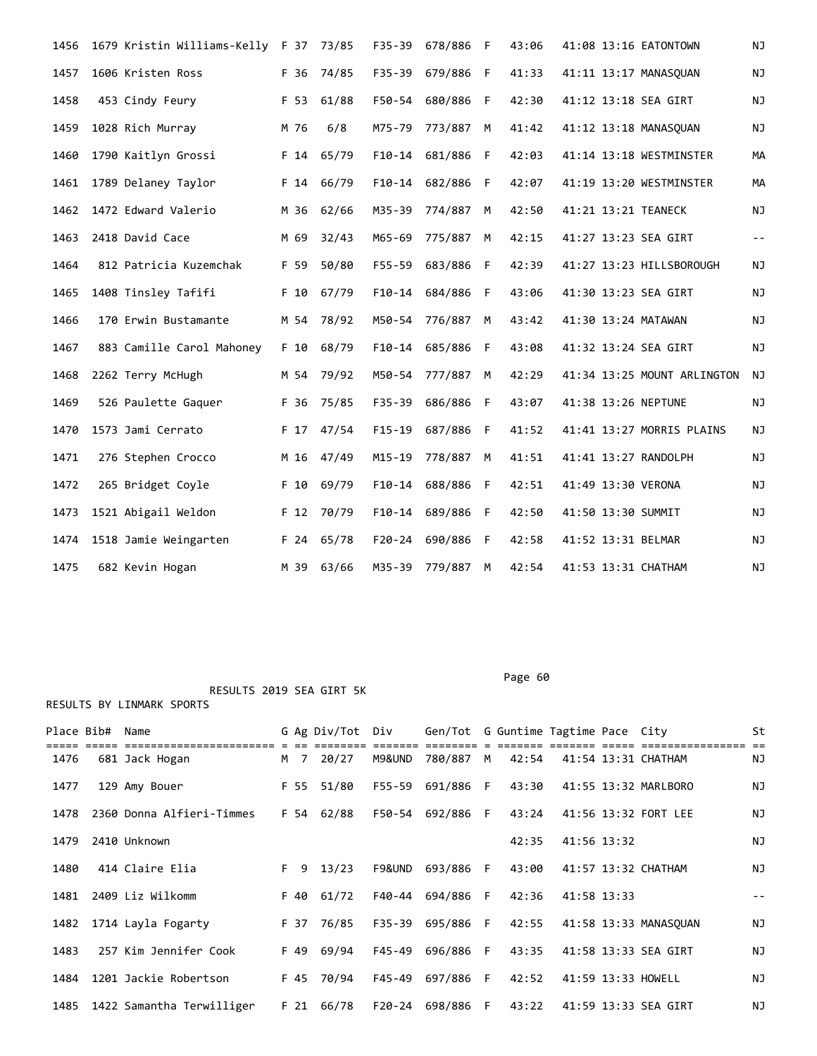| Place | Bib# | Name | G | Ag | Div/Tot | Div | Gen/Tot | G | Guntime | Tagtime | Pace | City | St |
|---|---|---|---|---|---|---|---|---|---|---|---|---|---|
| 1456 | 1679 | Kristin Williams-Kelly | F | 37 | 73/85 | F35-39 | 678/886 | F | 43:06 | 41:08 | 13:16 | EATONTOWN | NJ |
| 1457 | 1606 | Kristen Ross | F | 36 | 74/85 | F35-39 | 679/886 | F | 41:33 | 41:11 | 13:17 | MANASQUAN | NJ |
| 1458 | 453 | Cindy Feury | F | 53 | 61/88 | F50-54 | 680/886 | F | 42:30 | 41:12 | 13:18 | SEA GIRT | NJ |
| 1459 | 1028 | Rich Murray | M | 76 | 6/8 | M75-79 | 773/887 | M | 41:42 | 41:12 | 13:18 | MANASQUAN | NJ |
| 1460 | 1790 | Kaitlyn Grossi | F | 14 | 65/79 | F10-14 | 681/886 | F | 42:03 | 41:14 | 13:18 | WESTMINSTER | MA |
| 1461 | 1789 | Delaney Taylor | F | 14 | 66/79 | F10-14 | 682/886 | F | 42:07 | 41:19 | 13:20 | WESTMINSTER | MA |
| 1462 | 1472 | Edward Valerio | M | 36 | 62/66 | M35-39 | 774/887 | M | 42:50 | 41:21 | 13:21 | TEANECK | NJ |
| 1463 | 2418 | David Cace | M | 69 | 32/43 | M65-69 | 775/887 | M | 42:15 | 41:27 | 13:23 | SEA GIRT | -- |
| 1464 | 812 | Patricia Kuzemchak | F | 59 | 50/80 | F55-59 | 683/886 | F | 42:39 | 41:27 | 13:23 | HILLSBOROUGH | NJ |
| 1465 | 1408 | Tinsley Tafifi | F | 10 | 67/79 | F10-14 | 684/886 | F | 43:06 | 41:30 | 13:23 | SEA GIRT | NJ |
| 1466 | 170 | Erwin Bustamante | M | 54 | 78/92 | M50-54 | 776/887 | M | 43:42 | 41:30 | 13:24 | MATAWAN | NJ |
| 1467 | 883 | Camille Carol Mahoney | F | 10 | 68/79 | F10-14 | 685/886 | F | 43:08 | 41:32 | 13:24 | SEA GIRT | NJ |
| 1468 | 2262 | Terry McHugh | M | 54 | 79/92 | M50-54 | 777/887 | M | 42:29 | 41:34 | 13:25 | MOUNT ARLINGTON | NJ |
| 1469 | 526 | Paulette Gaquer | F | 36 | 75/85 | F35-39 | 686/886 | F | 43:07 | 41:38 | 13:26 | NEPTUNE | NJ |
| 1470 | 1573 | Jami Cerrato | F | 17 | 47/54 | F15-19 | 687/886 | F | 41:52 | 41:41 | 13:27 | MORRIS PLAINS | NJ |
| 1471 | 276 | Stephen Crocco | M | 16 | 47/49 | M15-19 | 778/887 | M | 41:51 | 41:41 | 13:27 | RANDOLPH | NJ |
| 1472 | 265 | Bridget Coyle | F | 10 | 69/79 | F10-14 | 688/886 | F | 42:51 | 41:49 | 13:30 | VERONA | NJ |
| 1473 | 1521 | Abigail Weldon | F | 12 | 70/79 | F10-14 | 689/886 | F | 42:50 | 41:50 | 13:30 | SUMMIT | NJ |
| 1474 | 1518 | Jamie Weingarten | F | 24 | 65/78 | F20-24 | 690/886 | F | 42:58 | 41:52 | 13:31 | BELMAR | NJ |
| 1475 | 682 | Kevin Hogan | M | 39 | 63/66 | M35-39 | 779/887 | M | 42:54 | 41:53 | 13:31 | CHATHAM | NJ |

RESULTS 2019 SEA GIRT 5K

RESULTS BY LINMARK SPORTS

| Place | Bib# | Name | G | Ag | Div/Tot | Div | Gen/Tot | G | Guntime | Tagtime | Pace | City | St |
|---|---|---|---|---|---|---|---|---|---|---|---|---|---|
| 1476 | 681 | Jack Hogan | M | 7 | 20/27 | M9&UND | 780/887 | M | 42:54 | 41:54 | 13:31 | CHATHAM | NJ |
| 1477 | 129 | Amy Bouer | F | 55 | 51/80 | F55-59 | 691/886 | F | 43:30 | 41:55 | 13:32 | MARLBORO | NJ |
| 1478 | 2360 | Donna Alfieri-Timmes | F | 54 | 62/88 | F50-54 | 692/886 | F | 43:24 | 41:56 | 13:32 | FORT LEE | NJ |
| 1479 | 2410 | Unknown | | | | | | | 42:35 | 41:56 | 13:32 | | NJ |
| 1480 | 414 | Claire Elia | F | 9 | 13/23 | F9&UND | 693/886 | F | 43:00 | 41:57 | 13:32 | CHATHAM | NJ |
| 1481 | 2409 | Liz Wilkomm | F | 40 | 61/72 | F40-44 | 694/886 | F | 42:36 | 41:58 | 13:33 | | -- |
| 1482 | 1714 | Layla Fogarty | F | 37 | 76/85 | F35-39 | 695/886 | F | 42:55 | 41:58 | 13:33 | MANASQUAN | NJ |
| 1483 | 257 | Kim Jennifer Cook | F | 49 | 69/94 | F45-49 | 696/886 | F | 43:35 | 41:58 | 13:33 | SEA GIRT | NJ |
| 1484 | 1201 | Jackie Robertson | F | 45 | 70/94 | F45-49 | 697/886 | F | 42:52 | 41:59 | 13:33 | HOWELL | NJ |
| 1485 | 1422 | Samantha Terwilliger | F | 21 | 66/78 | F20-24 | 698/886 | F | 43:22 | 41:59 | 13:33 | SEA GIRT | NJ |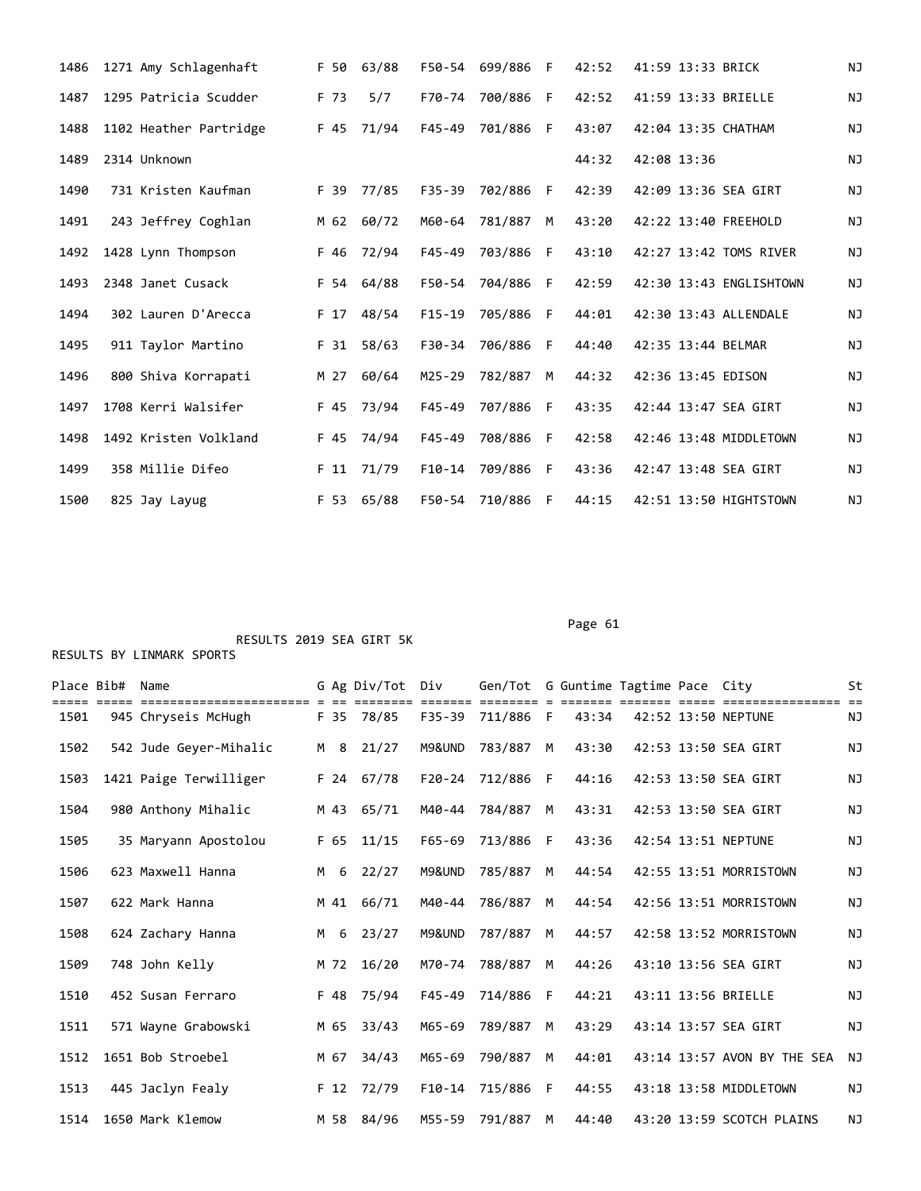| Place | Bib# | Name | G | Ag | Div/Tot | Div | Gen/Tot | G | Guntime | Tagtime | Pace | City | St |
|---|---|---|---|---|---|---|---|---|---|---|---|---|---|
| 1486 | 1271 | Amy Schlagenhaft | F | 50 | 63/88 | F50-54 | 699/886 | F | 42:52 | 41:59 | 13:33 | BRICK | NJ |
| 1487 | 1295 | Patricia Scudder | F | 73 | 5/7 | F70-74 | 700/886 | F | 42:52 | 41:59 | 13:33 | BRIELLE | NJ |
| 1488 | 1102 | Heather Partridge | F | 45 | 71/94 | F45-49 | 701/886 | F | 43:07 | 42:04 | 13:35 | CHATHAM | NJ |
| 1489 | 2314 | Unknown | | | | | | | 44:32 | 42:08 | 13:36 | | NJ |
| 1490 | 731 | Kristen Kaufman | F | 39 | 77/85 | F35-39 | 702/886 | F | 42:39 | 42:09 | 13:36 | SEA GIRT | NJ |
| 1491 | 243 | Jeffrey Coghlan | M | 62 | 60/72 | M60-64 | 781/887 | M | 43:20 | 42:22 | 13:40 | FREEHOLD | NJ |
| 1492 | 1428 | Lynn Thompson | F | 46 | 72/94 | F45-49 | 703/886 | F | 43:10 | 42:27 | 13:42 | TOMS RIVER | NJ |
| 1493 | 2348 | Janet Cusack | F | 54 | 64/88 | F50-54 | 704/886 | F | 42:59 | 42:30 | 13:43 | ENGLISHTOWN | NJ |
| 1494 | 302 | Lauren D'Arecca | F | 17 | 48/54 | F15-19 | 705/886 | F | 44:01 | 42:30 | 13:43 | ALLENDALE | NJ |
| 1495 | 911 | Taylor Martino | F | 31 | 58/63 | F30-34 | 706/886 | F | 44:40 | 42:35 | 13:44 | BELMAR | NJ |
| 1496 | 800 | Shiva Korrapati | M | 27 | 60/64 | M25-29 | 782/887 | M | 44:32 | 42:36 | 13:45 | EDISON | NJ |
| 1497 | 1708 | Kerri Walsifer | F | 45 | 73/94 | F45-49 | 707/886 | F | 43:35 | 42:44 | 13:47 | SEA GIRT | NJ |
| 1498 | 1492 | Kristen Volkland | F | 45 | 74/94 | F45-49 | 708/886 | F | 42:58 | 42:46 | 13:48 | MIDDLETOWN | NJ |
| 1499 | 358 | Millie Difeo | F | 11 | 71/79 | F10-14 | 709/886 | F | 43:36 | 42:47 | 13:48 | SEA GIRT | NJ |
| 1500 | 825 | Jay Layug | F | 53 | 65/88 | F50-54 | 710/886 | F | 44:15 | 42:51 | 13:50 | HIGHTSTOWN | NJ |

RESULTS 2019 SEA GIRT 5K

RESULTS BY LINMARK SPORTS

| Place | Bib# | Name | G | Ag | Div/Tot | Div | Gen/Tot | G | Guntime | Tagtime | Pace | City | St |
|---|---|---|---|---|---|---|---|---|---|---|---|---|---|
| 1501 | 945 | Chryseis McHugh | F | 35 | 78/85 | F35-39 | 711/886 | F | 43:34 | 42:52 | 13:50 | NEPTUNE | NJ |
| 1502 | 542 | Jude Geyer-Mihalic | M | 8 | 21/27 | M9&UND | 783/887 | M | 43:30 | 42:53 | 13:50 | SEA GIRT | NJ |
| 1503 | 1421 | Paige Terwilliger | F | 24 | 67/78 | F20-24 | 712/886 | F | 44:16 | 42:53 | 13:50 | SEA GIRT | NJ |
| 1504 | 980 | Anthony Mihalic | M | 43 | 65/71 | M40-44 | 784/887 | M | 43:31 | 42:53 | 13:50 | SEA GIRT | NJ |
| 1505 | 35 | Maryann Apostolou | F | 65 | 11/15 | F65-69 | 713/886 | F | 43:36 | 42:54 | 13:51 | NEPTUNE | NJ |
| 1506 | 623 | Maxwell Hanna | M | 6 | 22/27 | M9&UND | 785/887 | M | 44:54 | 42:55 | 13:51 | MORRISTOWN | NJ |
| 1507 | 622 | Mark Hanna | M | 41 | 66/71 | M40-44 | 786/887 | M | 44:54 | 42:56 | 13:51 | MORRISTOWN | NJ |
| 1508 | 624 | Zachary Hanna | M | 6 | 23/27 | M9&UND | 787/887 | M | 44:57 | 42:58 | 13:52 | MORRISTOWN | NJ |
| 1509 | 748 | John Kelly | M | 72 | 16/20 | M70-74 | 788/887 | M | 44:26 | 43:10 | 13:56 | SEA GIRT | NJ |
| 1510 | 452 | Susan Ferraro | F | 48 | 75/94 | F45-49 | 714/886 | F | 44:21 | 43:11 | 13:56 | BRIELLE | NJ |
| 1511 | 571 | Wayne Grabowski | M | 65 | 33/43 | M65-69 | 789/887 | M | 43:29 | 43:14 | 13:57 | SEA GIRT | NJ |
| 1512 | 1651 | Bob Stroebel | M | 67 | 34/43 | M65-69 | 790/887 | M | 44:01 | 43:14 | 13:57 | AVON BY THE SEA | NJ |
| 1513 | 445 | Jaclyn Fealy | F | 12 | 72/79 | F10-14 | 715/886 | F | 44:55 | 43:18 | 13:58 | MIDDLETOWN | NJ |
| 1514 | 1650 | Mark Klemow | M | 58 | 84/96 | M55-59 | 791/887 | M | 44:40 | 43:20 | 13:59 | SCOTCH PLAINS | NJ |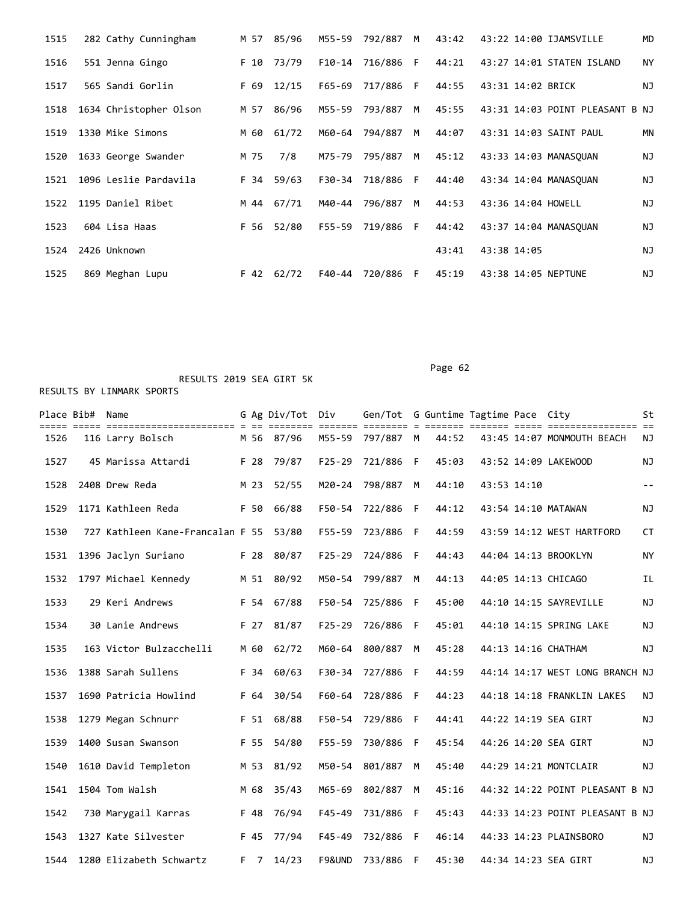| Place | Bib# | Name | G | Ag | Div/Tot | Div | Gen/Tot | G | Guntime | Tagtime | Pace | City | St |
|---|---|---|---|---|---|---|---|---|---|---|---|---|---|
| 1515 | 282 | Cathy Cunningham | M | 57 | 85/96 | M55-59 | 792/887 | M | 43:42 | 43:22 | 14:00 | IJAMSVILLE | MD |
| 1516 | 551 | Jenna Gingo | F | 10 | 73/79 | F10-14 | 716/886 | F | 44:21 | 43:27 | 14:01 | STATEN ISLAND | NY |
| 1517 | 565 | Sandi Gorlin | F | 69 | 12/15 | F65-69 | 717/886 | F | 44:55 | 43:31 | 14:02 | BRICK | NJ |
| 1518 | 1634 | Christopher Olson | M | 57 | 86/96 | M55-59 | 793/887 | M | 45:55 | 43:31 | 14:03 | POINT PLEASANT B | NJ |
| 1519 | 1330 | Mike Simons | M | 60 | 61/72 | M60-64 | 794/887 | M | 44:07 | 43:31 | 14:03 | SAINT PAUL | MN |
| 1520 | 1633 | George Swander | M | 75 | 7/8 | M75-79 | 795/887 | M | 45:12 | 43:33 | 14:03 | MANASQUAN | NJ |
| 1521 | 1096 | Leslie Pardavila | F | 34 | 59/63 | F30-34 | 718/886 | F | 44:40 | 43:34 | 14:04 | MANASQUAN | NJ |
| 1522 | 1195 | Daniel Ribet | M | 44 | 67/71 | M40-44 | 796/887 | M | 44:53 | 43:36 | 14:04 | HOWELL | NJ |
| 1523 | 604 | Lisa Haas | F | 56 | 52/80 | F55-59 | 719/886 | F | 44:42 | 43:37 | 14:04 | MANASQUAN | NJ |
| 1524 | 2426 | Unknown | | | | | | | 43:41 | 43:38 | 14:05 | | NJ |
| 1525 | 869 | Meghan Lupu | F | 42 | 62/72 | F40-44 | 720/886 | F | 45:19 | 43:38 | 14:05 | NEPTUNE | NJ |

RESULTS 2019 SEA GIRT 5K

RESULTS BY LINMARK SPORTS

| Place | Bib# | Name | G | Ag | Div/Tot | Div | Gen/Tot | G | Guntime | Tagtime | Pace | City | St |
|---|---|---|---|---|---|---|---|---|---|---|---|---|---|
| 1526 | 116 | Larry Bolsch | M | 56 | 87/96 | M55-59 | 797/887 | M | 44:52 | 43:45 | 14:07 | MONMOUTH BEACH | NJ |
| 1527 | 45 | Marissa Attardi | F | 28 | 79/87 | F25-29 | 721/886 | F | 45:03 | 43:52 | 14:09 | LAKEWOOD | NJ |
| 1528 | 2408 | Drew Reda | M | 23 | 52/55 | M20-24 | 798/887 | M | 44:10 | 43:53 | 14:10 | | -- |
| 1529 | 1171 | Kathleen Reda | F | 50 | 66/88 | F50-54 | 722/886 | F | 44:12 | 43:54 | 14:10 | MATAWAN | NJ |
| 1530 | 727 | Kathleen Kane-Francalan | F | 55 | 53/80 | F55-59 | 723/886 | F | 44:59 | 43:59 | 14:12 | WEST HARTFORD | CT |
| 1531 | 1396 | Jaclyn Suriano | F | 28 | 80/87 | F25-29 | 724/886 | F | 44:43 | 44:04 | 14:13 | BROOKLYN | NY |
| 1532 | 1797 | Michael Kennedy | M | 51 | 80/92 | M50-54 | 799/887 | M | 44:13 | 44:05 | 14:13 | CHICAGO | IL |
| 1533 | 29 | Keri Andrews | F | 54 | 67/88 | F50-54 | 725/886 | F | 45:00 | 44:10 | 14:15 | SAYREVILLE | NJ |
| 1534 | 30 | Lanie Andrews | F | 27 | 81/87 | F25-29 | 726/886 | F | 45:01 | 44:10 | 14:15 | SPRING LAKE | NJ |
| 1535 | 163 | Victor Bulzacchelli | M | 60 | 62/72 | M60-64 | 800/887 | M | 45:28 | 44:13 | 14:16 | CHATHAM | NJ |
| 1536 | 1388 | Sarah Sullens | F | 34 | 60/63 | F30-34 | 727/886 | F | 44:59 | 44:14 | 14:17 | WEST LONG BRANCH | NJ |
| 1537 | 1690 | Patricia Howlind | F | 64 | 30/54 | F60-64 | 728/886 | F | 44:23 | 44:18 | 14:18 | FRANKLIN LAKES | NJ |
| 1538 | 1279 | Megan Schnurr | F | 51 | 68/88 | F50-54 | 729/886 | F | 44:41 | 44:22 | 14:19 | SEA GIRT | NJ |
| 1539 | 1400 | Susan Swanson | F | 55 | 54/80 | F55-59 | 730/886 | F | 45:54 | 44:26 | 14:20 | SEA GIRT | NJ |
| 1540 | 1610 | David Templeton | M | 53 | 81/92 | M50-54 | 801/887 | M | 45:40 | 44:29 | 14:21 | MONTCLAIR | NJ |
| 1541 | 1504 | Tom Walsh | M | 68 | 35/43 | M65-69 | 802/887 | M | 45:16 | 44:32 | 14:22 | POINT PLEASANT B | NJ |
| 1542 | 730 | Marygail Karras | F | 48 | 76/94 | F45-49 | 731/886 | F | 45:43 | 44:33 | 14:23 | POINT PLEASANT B | NJ |
| 1543 | 1327 | Kate Silvester | F | 45 | 77/94 | F45-49 | 732/886 | F | 46:14 | 44:33 | 14:23 | PLAINSBORO | NJ |
| 1544 | 1280 | Elizabeth Schwartz | F | 7 | 14/23 | F9&UND | 733/886 | F | 45:30 | 44:34 | 14:23 | SEA GIRT | NJ |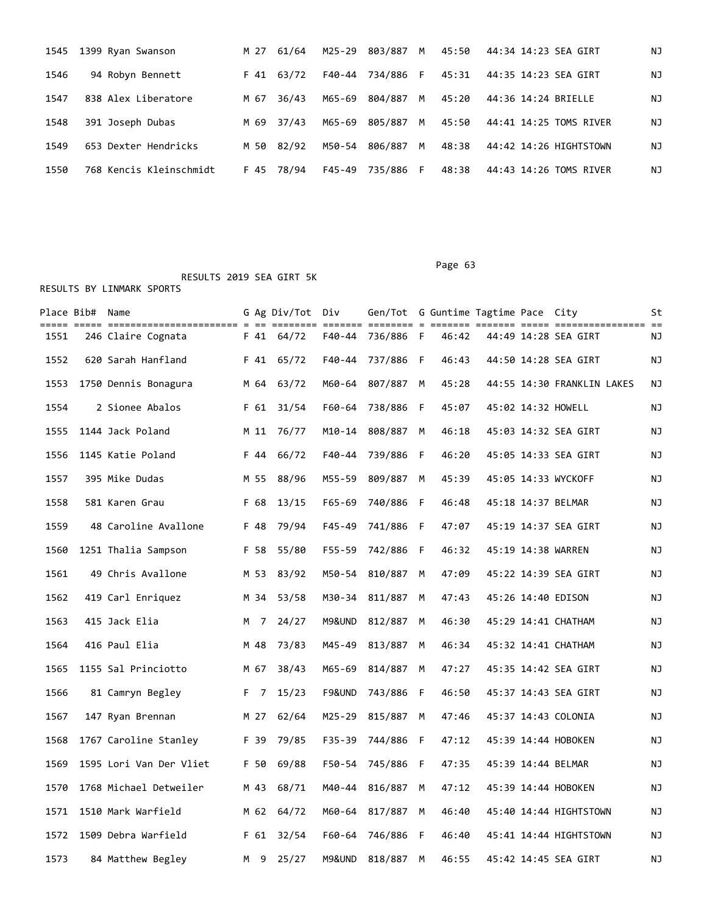| Place | Bib# | Name | G | Ag | Div/Tot | Div | Gen/Tot | G | Guntime | Tagtime | Pace | City | St |
|---|---|---|---|---|---|---|---|---|---|---|---|---|---|
| 1545 | 1399 | Ryan Swanson | M | 27 | 61/64 | M25-29 | 803/887 | M | 45:50 | 44:34 | 14:23 | SEA GIRT | NJ |
| 1546 | 94 | Robyn Bennett | F | 41 | 63/72 | F40-44 | 734/886 | F | 45:31 | 44:35 | 14:23 | SEA GIRT | NJ |
| 1547 | 838 | Alex Liberatore | M | 67 | 36/43 | M65-69 | 804/887 | M | 45:20 | 44:36 | 14:24 | BRIELLE | NJ |
| 1548 | 391 | Joseph Dubas | M | 69 | 37/43 | M65-69 | 805/887 | M | 45:50 | 44:41 | 14:25 | TOMS RIVER | NJ |
| 1549 | 653 | Dexter Hendricks | M | 50 | 82/92 | M50-54 | 806/887 | M | 48:38 | 44:42 | 14:26 | HIGHTSTOWN | NJ |
| 1550 | 768 | Kencis Kleinschmidt | F | 45 | 78/94 | F45-49 | 735/886 | F | 48:38 | 44:43 | 14:26 | TOMS RIVER | NJ |

RESULTS 2019 SEA GIRT 5K

RESULTS BY LINMARK SPORTS

| Place | Bib# | Name | G | Ag | Div/Tot | Div | Gen/Tot | G | Guntime | Tagtime | Pace | City | St |
|---|---|---|---|---|---|---|---|---|---|---|---|---|---|
| 1551 | 246 | Claire Cognata | F | 41 | 64/72 | F40-44 | 736/886 | F | 46:42 | 44:49 | 14:28 | SEA GIRT | NJ |
| 1552 | 620 | Sarah Hanfland | F | 41 | 65/72 | F40-44 | 737/886 | F | 46:43 | 44:50 | 14:28 | SEA GIRT | NJ |
| 1553 | 1750 | Dennis Bonagura | M | 64 | 63/72 | M60-64 | 807/887 | M | 45:28 | 44:55 | 14:30 | FRANKLIN LAKES | NJ |
| 1554 | 2 | Sionee Abalos | F | 61 | 31/54 | F60-64 | 738/886 | F | 45:07 | 45:02 | 14:32 | HOWELL | NJ |
| 1555 | 1144 | Jack Poland | M | 11 | 76/77 | M10-14 | 808/887 | M | 46:18 | 45:03 | 14:32 | SEA GIRT | NJ |
| 1556 | 1145 | Katie Poland | F | 44 | 66/72 | F40-44 | 739/886 | F | 46:20 | 45:05 | 14:33 | SEA GIRT | NJ |
| 1557 | 395 | Mike Dudas | M | 55 | 88/96 | M55-59 | 809/887 | M | 45:39 | 45:05 | 14:33 | WYCKOFF | NJ |
| 1558 | 581 | Karen Grau | F | 68 | 13/15 | F65-69 | 740/886 | F | 46:48 | 45:18 | 14:37 | BELMAR | NJ |
| 1559 | 48 | Caroline Avallone | F | 48 | 79/94 | F45-49 | 741/886 | F | 47:07 | 45:19 | 14:37 | SEA GIRT | NJ |
| 1560 | 1251 | Thalia Sampson | F | 58 | 55/80 | F55-59 | 742/886 | F | 46:32 | 45:19 | 14:38 | WARREN | NJ |
| 1561 | 49 | Chris Avallone | M | 53 | 83/92 | M50-54 | 810/887 | M | 47:09 | 45:22 | 14:39 | SEA GIRT | NJ |
| 1562 | 419 | Carl Enriquez | M | 34 | 53/58 | M30-34 | 811/887 | M | 47:43 | 45:26 | 14:40 | EDISON | NJ |
| 1563 | 415 | Jack Elia | M | 7 | 24/27 | M9&UND | 812/887 | M | 46:30 | 45:29 | 14:41 | CHATHAM | NJ |
| 1564 | 416 | Paul Elia | M | 48 | 73/83 | M45-49 | 813/887 | M | 46:34 | 45:32 | 14:41 | CHATHAM | NJ |
| 1565 | 1155 | Sal Princiotto | M | 67 | 38/43 | M65-69 | 814/887 | M | 47:27 | 45:35 | 14:42 | SEA GIRT | NJ |
| 1566 | 81 | Camryn Begley | F | 7 | 15/23 | F9&UND | 743/886 | F | 46:50 | 45:37 | 14:43 | SEA GIRT | NJ |
| 1567 | 147 | Ryan Brennan | M | 27 | 62/64 | M25-29 | 815/887 | M | 47:46 | 45:37 | 14:43 | COLONIA | NJ |
| 1568 | 1767 | Caroline Stanley | F | 39 | 79/85 | F35-39 | 744/886 | F | 47:12 | 45:39 | 14:44 | HOBOKEN | NJ |
| 1569 | 1595 | Lori Van Der Vliet | F | 50 | 69/88 | F50-54 | 745/886 | F | 47:35 | 45:39 | 14:44 | BELMAR | NJ |
| 1570 | 1768 | Michael Detweiler | M | 43 | 68/71 | M40-44 | 816/887 | M | 47:12 | 45:39 | 14:44 | HOBOKEN | NJ |
| 1571 | 1510 | Mark Warfield | M | 62 | 64/72 | M60-64 | 817/887 | M | 46:40 | 45:40 | 14:44 | HIGHTSTOWN | NJ |
| 1572 | 1509 | Debra Warfield | F | 61 | 32/54 | F60-64 | 746/886 | F | 46:40 | 45:41 | 14:44 | HIGHTSTOWN | NJ |
| 1573 | 84 | Matthew Begley | M | 9 | 25/27 | M9&UND | 818/887 | M | 46:55 | 45:42 | 14:45 | SEA GIRT | NJ |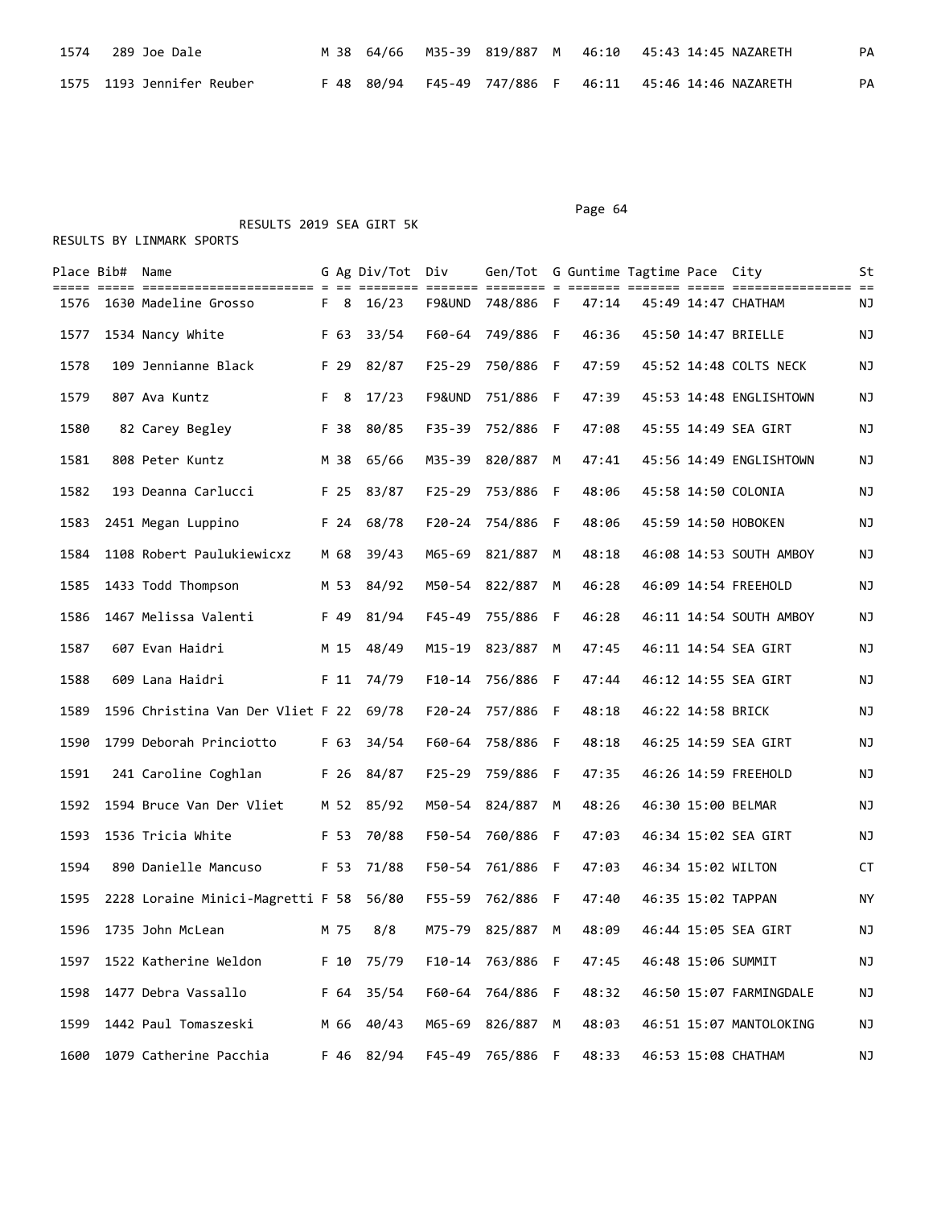| Place | Bib# | Name | G | Ag | Div/Tot | Div | Gen/Tot | G | Guntime | Tagtime | Pace | City | St |
|---|---|---|---|---|---|---|---|---|---|---|---|---|---|
| 1574 | 289 | Joe Dale | M | 38 | 64/66 | M35-39 | 819/887 | M | 46:10 | 45:43 | 14:45 | NAZARETH | PA |
| 1575 | 1193 | Jennifer Reuber | F | 48 | 80/94 | F45-49 | 747/886 | F | 46:11 | 45:46 | 14:46 | NAZARETH | PA |

RESULTS 2019 SEA GIRT 5K

RESULTS BY LINMARK SPORTS

| Place | Bib# | Name | G | Ag | Div/Tot | Div | Gen/Tot | G | Guntime | Tagtime | Pace | City | St |
|---|---|---|---|---|---|---|---|---|---|---|---|---|---|
| 1576 | 1630 | Madeline Grosso | F | 8 | 16/23 | F9&UND | 748/886 | F | 47:14 | 45:49 | 14:47 | CHATHAM | NJ |
| 1577 | 1534 | Nancy White | F | 63 | 33/54 | F60-64 | 749/886 | F | 46:36 | 45:50 | 14:47 | BRIELLE | NJ |
| 1578 | 109 | Jennianne Black | F | 29 | 82/87 | F25-29 | 750/886 | F | 47:59 | 45:52 | 14:48 | COLTS NECK | NJ |
| 1579 | 807 | Ava Kuntz | F | 8 | 17/23 | F9&UND | 751/886 | F | 47:39 | 45:53 | 14:48 | ENGLISHTOWN | NJ |
| 1580 | 82 | Carey Begley | F | 38 | 80/85 | F35-39 | 752/886 | F | 47:08 | 45:55 | 14:49 | SEA GIRT | NJ |
| 1581 | 808 | Peter Kuntz | M | 38 | 65/66 | M35-39 | 820/887 | M | 47:41 | 45:56 | 14:49 | ENGLISHTOWN | NJ |
| 1582 | 193 | Deanna Carlucci | F | 25 | 83/87 | F25-29 | 753/886 | F | 48:06 | 45:58 | 14:50 | COLONIA | NJ |
| 1583 | 2451 | Megan Luppino | F | 24 | 68/78 | F20-24 | 754/886 | F | 48:06 | 45:59 | 14:50 | HOBOKEN | NJ |
| 1584 | 1108 | Robert Paulukiewicxz | M | 68 | 39/43 | M65-69 | 821/887 | M | 48:18 | 46:08 | 14:53 | SOUTH AMBOY | NJ |
| 1585 | 1433 | Todd Thompson | M | 53 | 84/92 | M50-54 | 822/887 | M | 46:28 | 46:09 | 14:54 | FREEHOLD | NJ |
| 1586 | 1467 | Melissa Valenti | F | 49 | 81/94 | F45-49 | 755/886 | F | 46:28 | 46:11 | 14:54 | SOUTH AMBOY | NJ |
| 1587 | 607 | Evan Haidri | M | 15 | 48/49 | M15-19 | 823/887 | M | 47:45 | 46:11 | 14:54 | SEA GIRT | NJ |
| 1588 | 609 | Lana Haidri | F | 11 | 74/79 | F10-14 | 756/886 | F | 47:44 | 46:12 | 14:55 | SEA GIRT | NJ |
| 1589 | 1596 | Christina Van Der Vliet | F | 22 | 69/78 | F20-24 | 757/886 | F | 48:18 | 46:22 | 14:58 | BRICK | NJ |
| 1590 | 1799 | Deborah Princiotto | F | 63 | 34/54 | F60-64 | 758/886 | F | 48:18 | 46:25 | 14:59 | SEA GIRT | NJ |
| 1591 | 241 | Caroline Coghlan | F | 26 | 84/87 | F25-29 | 759/886 | F | 47:35 | 46:26 | 14:59 | FREEHOLD | NJ |
| 1592 | 1594 | Bruce Van Der Vliet | M | 52 | 85/92 | M50-54 | 824/887 | M | 48:26 | 46:30 | 15:00 | BELMAR | NJ |
| 1593 | 1536 | Tricia White | F | 53 | 70/88 | F50-54 | 760/886 | F | 47:03 | 46:34 | 15:02 | SEA GIRT | NJ |
| 1594 | 890 | Danielle Mancuso | F | 53 | 71/88 | F50-54 | 761/886 | F | 47:03 | 46:34 | 15:02 | WILTON | CT |
| 1595 | 2228 | Loraine Minici-Magretti | F | 58 | 56/80 | F55-59 | 762/886 | F | 47:40 | 46:35 | 15:02 | TAPPAN | NY |
| 1596 | 1735 | John McLean | M | 75 | 8/8 | M75-79 | 825/887 | M | 48:09 | 46:44 | 15:05 | SEA GIRT | NJ |
| 1597 | 1522 | Katherine Weldon | F | 10 | 75/79 | F10-14 | 763/886 | F | 47:45 | 46:48 | 15:06 | SUMMIT | NJ |
| 1598 | 1477 | Debra Vassallo | F | 64 | 35/54 | F60-64 | 764/886 | F | 48:32 | 46:50 | 15:07 | FARMINGDALE | NJ |
| 1599 | 1442 | Paul Tomaszeski | M | 66 | 40/43 | M65-69 | 826/887 | M | 48:03 | 46:51 | 15:07 | MANTOLOKING | NJ |
| 1600 | 1079 | Catherine Pacchia | F | 46 | 82/94 | F45-49 | 765/886 | F | 48:33 | 46:53 | 15:08 | CHATHAM | NJ |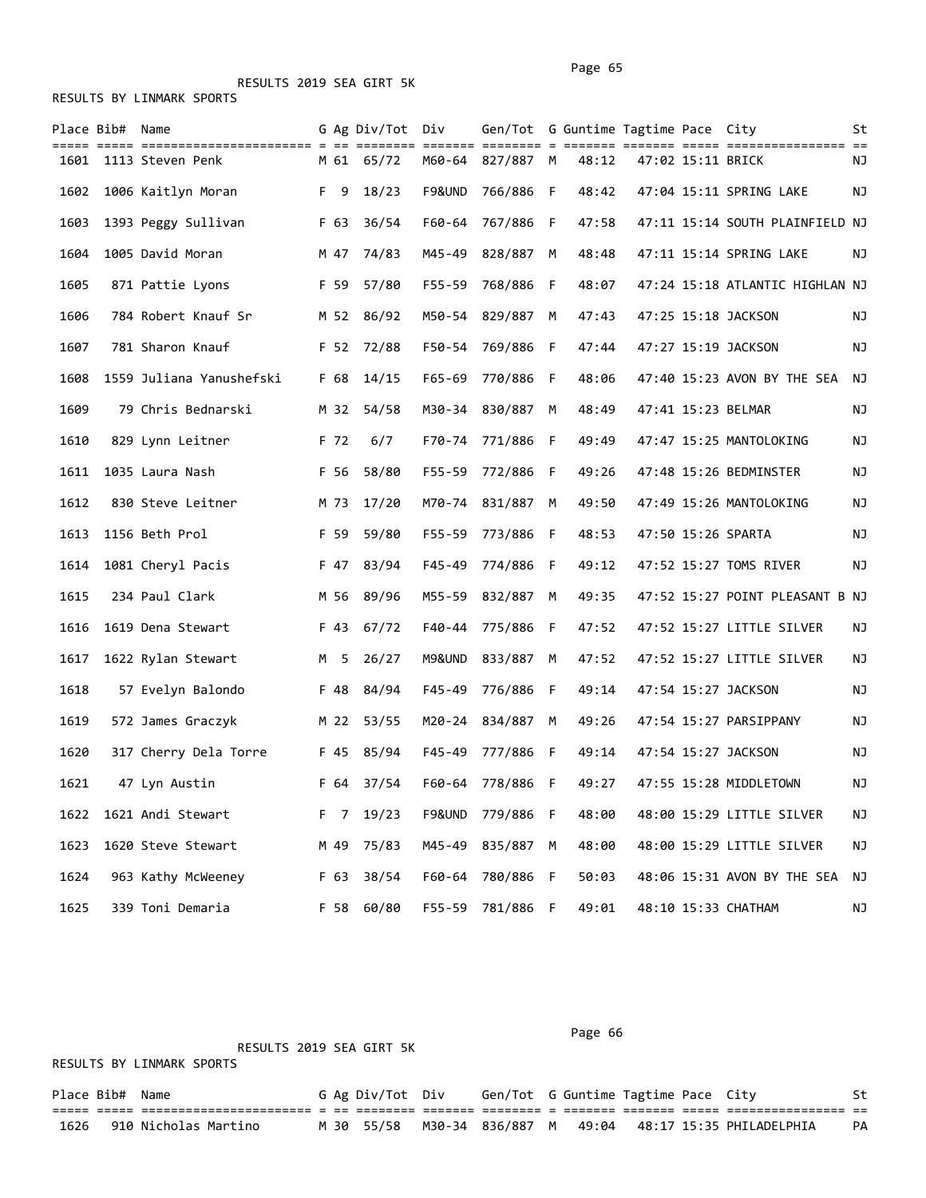RESULTS 2019 SEA GIRT 5K

RESULTS BY LINMARK SPORTS

| Place | Bib# | Name | G | Ag | Div/Tot | Div | Gen/Tot | G | Guntime | Tagtime | Pace | City | St |
|---|---|---|---|---|---|---|---|---|---|---|---|---|---|
| 1601 | 1113 | Steven Penk | M | 61 | 65/72 | M60-64 | 827/887 | M | 48:12 | 47:02 | 15:11 | BRICK | NJ |
| 1602 | 1006 | Kaitlyn Moran | F | 9 | 18/23 | F9&UND | 766/886 | F | 48:42 | 47:04 | 15:11 | SPRING LAKE | NJ |
| 1603 | 1393 | Peggy Sullivan | F | 63 | 36/54 | F60-64 | 767/886 | F | 47:58 | 47:11 | 15:14 | SOUTH PLAINFIELD | NJ |
| 1604 | 1005 | David Moran | M | 47 | 74/83 | M45-49 | 828/887 | M | 48:48 | 47:11 | 15:14 | SPRING LAKE | NJ |
| 1605 | 871 | Pattie Lyons | F | 59 | 57/80 | F55-59 | 768/886 | F | 48:07 | 47:24 | 15:18 | ATLANTIC HIGHLAN | NJ |
| 1606 | 784 | Robert Knauf Sr | M | 52 | 86/92 | M50-54 | 829/887 | M | 47:43 | 47:25 | 15:18 | JACKSON | NJ |
| 1607 | 781 | Sharon Knauf | F | 52 | 72/88 | F50-54 | 769/886 | F | 47:44 | 47:27 | 15:19 | JACKSON | NJ |
| 1608 | 1559 | Juliana Yanushefski | F | 68 | 14/15 | F65-69 | 770/886 | F | 48:06 | 47:40 | 15:23 | AVON BY THE SEA | NJ |
| 1609 | 79 | Chris Bednarski | M | 32 | 54/58 | M30-34 | 830/887 | M | 48:49 | 47:41 | 15:23 | BELMAR | NJ |
| 1610 | 829 | Lynn Leitner | F | 72 | 6/7 | F70-74 | 771/886 | F | 49:49 | 47:47 | 15:25 | MANTOLOKING | NJ |
| 1611 | 1035 | Laura Nash | F | 56 | 58/80 | F55-59 | 772/886 | F | 49:26 | 47:48 | 15:26 | BEDMINSTER | NJ |
| 1612 | 830 | Steve Leitner | M | 73 | 17/20 | M70-74 | 831/887 | M | 49:50 | 47:49 | 15:26 | MANTOLOKING | NJ |
| 1613 | 1156 | Beth Prol | F | 59 | 59/80 | F55-59 | 773/886 | F | 48:53 | 47:50 | 15:26 | SPARTA | NJ |
| 1614 | 1081 | Cheryl Pacis | F | 47 | 83/94 | F45-49 | 774/886 | F | 49:12 | 47:52 | 15:27 | TOMS RIVER | NJ |
| 1615 | 234 | Paul Clark | M | 56 | 89/96 | M55-59 | 832/887 | M | 49:35 | 47:52 | 15:27 | POINT PLEASANT B | NJ |
| 1616 | 1619 | Dena Stewart | F | 43 | 67/72 | F40-44 | 775/886 | F | 47:52 | 47:52 | 15:27 | LITTLE SILVER | NJ |
| 1617 | 1622 | Rylan Stewart | M | 5 | 26/27 | M9&UND | 833/887 | M | 47:52 | 47:52 | 15:27 | LITTLE SILVER | NJ |
| 1618 | 57 | Evelyn Balondo | F | 48 | 84/94 | F45-49 | 776/886 | F | 49:14 | 47:54 | 15:27 | JACKSON | NJ |
| 1619 | 572 | James Graczyk | M | 22 | 53/55 | M20-24 | 834/887 | M | 49:26 | 47:54 | 15:27 | PARSIPPANY | NJ |
| 1620 | 317 | Cherry Dela Torre | F | 45 | 85/94 | F45-49 | 777/886 | F | 49:14 | 47:54 | 15:27 | JACKSON | NJ |
| 1621 | 47 | Lyn Austin | F | 64 | 37/54 | F60-64 | 778/886 | F | 49:27 | 47:55 | 15:28 | MIDDLETOWN | NJ |
| 1622 | 1621 | Andi Stewart | F | 7 | 19/23 | F9&UND | 779/886 | F | 48:00 | 48:00 | 15:29 | LITTLE SILVER | NJ |
| 1623 | 1620 | Steve Stewart | M | 49 | 75/83 | M45-49 | 835/887 | M | 48:00 | 48:00 | 15:29 | LITTLE SILVER | NJ |
| 1624 | 963 | Kathy McWeeney | F | 63 | 38/54 | F60-64 | 780/886 | F | 50:03 | 48:06 | 15:31 | AVON BY THE SEA | NJ |
| 1625 | 339 | Toni Demaria | F | 58 | 60/80 | F55-59 | 781/886 | F | 49:01 | 48:10 | 15:33 | CHATHAM | NJ |

RESULTS 2019 SEA GIRT 5K

RESULTS BY LINMARK SPORTS

| Place | Bib# | Name | G | Ag | Div/Tot | Div | Gen/Tot | G | Guntime | Tagtime | Pace | City | St |
|---|---|---|---|---|---|---|---|---|---|---|---|---|---|
| 1626 | 910 | Nicholas Martino | M | 30 | 55/58 | M30-34 | 836/887 | M | 49:04 | 48:17 | 15:35 | PHILADELPHIA | PA |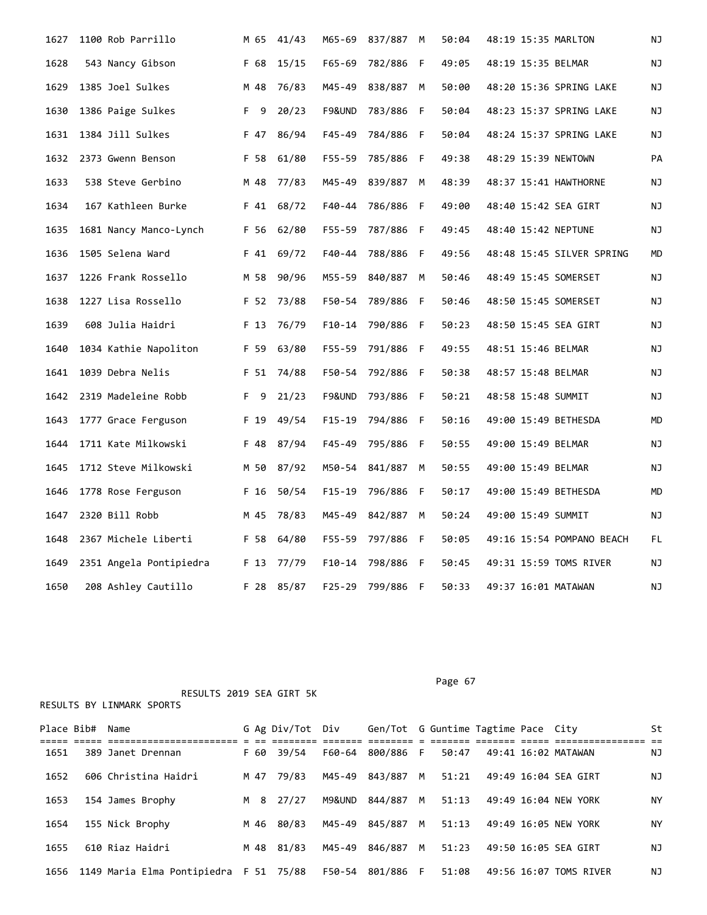| Place | Bib# | Name | G | Ag | Div/Tot | Div | Gen/Tot | G | Guntime | Tagtime | Pace | City | St |
|---|---|---|---|---|---|---|---|---|---|---|---|---|---|
| 1627 | 1100 | Rob Parrillo | M | 65 | 41/43 | M65-69 | 837/887 | M | 50:04 | 48:19 | 15:35 | MARLTON | NJ |
| 1628 | 543 | Nancy Gibson | F | 68 | 15/15 | F65-69 | 782/886 | F | 49:05 | 48:19 | 15:35 | BELMAR | NJ |
| 1629 | 1385 | Joel Sulkes | M | 48 | 76/83 | M45-49 | 838/887 | M | 50:00 | 48:20 | 15:36 | SPRING LAKE | NJ |
| 1630 | 1386 | Paige Sulkes | F | 9 | 20/23 | F9&UND | 783/886 | F | 50:04 | 48:23 | 15:37 | SPRING LAKE | NJ |
| 1631 | 1384 | Jill Sulkes | F | 47 | 86/94 | F45-49 | 784/886 | F | 50:04 | 48:24 | 15:37 | SPRING LAKE | NJ |
| 1632 | 2373 | Gwenn Benson | F | 58 | 61/80 | F55-59 | 785/886 | F | 49:38 | 48:29 | 15:39 | NEWTOWN | PA |
| 1633 | 538 | Steve Gerbino | M | 48 | 77/83 | M45-49 | 839/887 | M | 48:39 | 48:37 | 15:41 | HAWTHORNE | NJ |
| 1634 | 167 | Kathleen Burke | F | 41 | 68/72 | F40-44 | 786/886 | F | 49:00 | 48:40 | 15:42 | SEA GIRT | NJ |
| 1635 | 1681 | Nancy Manco-Lynch | F | 56 | 62/80 | F55-59 | 787/886 | F | 49:45 | 48:40 | 15:42 | NEPTUNE | NJ |
| 1636 | 1505 | Selena Ward | F | 41 | 69/72 | F40-44 | 788/886 | F | 49:56 | 48:48 | 15:45 | SILVER SPRING | MD |
| 1637 | 1226 | Frank Rossello | M | 58 | 90/96 | M55-59 | 840/887 | M | 50:46 | 48:49 | 15:45 | SOMERSET | NJ |
| 1638 | 1227 | Lisa Rossello | F | 52 | 73/88 | F50-54 | 789/886 | F | 50:46 | 48:50 | 15:45 | SOMERSET | NJ |
| 1639 | 608 | Julia Haidri | F | 13 | 76/79 | F10-14 | 790/886 | F | 50:23 | 48:50 | 15:45 | SEA GIRT | NJ |
| 1640 | 1034 | Kathie Napoliton | F | 59 | 63/80 | F55-59 | 791/886 | F | 49:55 | 48:51 | 15:46 | BELMAR | NJ |
| 1641 | 1039 | Debra Nelis | F | 51 | 74/88 | F50-54 | 792/886 | F | 50:38 | 48:57 | 15:48 | BELMAR | NJ |
| 1642 | 2319 | Madeleine Robb | F | 9 | 21/23 | F9&UND | 793/886 | F | 50:21 | 48:58 | 15:48 | SUMMIT | NJ |
| 1643 | 1777 | Grace Ferguson | F | 19 | 49/54 | F15-19 | 794/886 | F | 50:16 | 49:00 | 15:49 | BETHESDA | MD |
| 1644 | 1711 | Kate Milkowski | F | 48 | 87/94 | F45-49 | 795/886 | F | 50:55 | 49:00 | 15:49 | BELMAR | NJ |
| 1645 | 1712 | Steve Milkowski | M | 50 | 87/92 | M50-54 | 841/887 | M | 50:55 | 49:00 | 15:49 | BELMAR | NJ |
| 1646 | 1778 | Rose Ferguson | F | 16 | 50/54 | F15-19 | 796/886 | F | 50:17 | 49:00 | 15:49 | BETHESDA | MD |
| 1647 | 2320 | Bill Robb | M | 45 | 78/83 | M45-49 | 842/887 | M | 50:24 | 49:00 | 15:49 | SUMMIT | NJ |
| 1648 | 2367 | Michele Liberti | F | 58 | 64/80 | F55-59 | 797/886 | F | 50:05 | 49:16 | 15:54 | POMPANO BEACH | FL |
| 1649 | 2351 | Angela Pontipiedra | F | 13 | 77/79 | F10-14 | 798/886 | F | 50:45 | 49:31 | 15:59 | TOMS RIVER | NJ |
| 1650 | 208 | Ashley Cautillo | F | 28 | 85/87 | F25-29 | 799/886 | F | 50:33 | 49:37 | 16:01 | MATAWAN | NJ |

RESULTS 2019 SEA GIRT 5K

RESULTS BY LINMARK SPORTS

| Place | Bib# | Name | G | Ag | Div/Tot | Div | Gen/Tot | G | Guntime | Tagtime | Pace | City | St |
|---|---|---|---|---|---|---|---|---|---|---|---|---|---|
| 1651 | 389 | Janet Drennan | F | 60 | 39/54 | F60-64 | 800/886 | F | 50:47 | 49:41 | 16:02 | MATAWAN | NJ |
| 1652 | 606 | Christina Haidri | M | 47 | 79/83 | M45-49 | 843/887 | M | 51:21 | 49:49 | 16:04 | SEA GIRT | NJ |
| 1653 | 154 | James Brophy | M | 8 | 27/27 | M9&UND | 844/887 | M | 51:13 | 49:49 | 16:04 | NEW YORK | NY |
| 1654 | 155 | Nick Brophy | M | 46 | 80/83 | M45-49 | 845/887 | M | 51:13 | 49:49 | 16:05 | NEW YORK | NY |
| 1655 | 610 | Riaz Haidri | M | 48 | 81/83 | M45-49 | 846/887 | M | 51:23 | 49:50 | 16:05 | SEA GIRT | NJ |
| 1656 | 1149 | Maria Elma Pontipiedra | F | 51 | 75/88 | F50-54 | 801/886 | F | 51:08 | 49:56 | 16:07 | TOMS RIVER | NJ |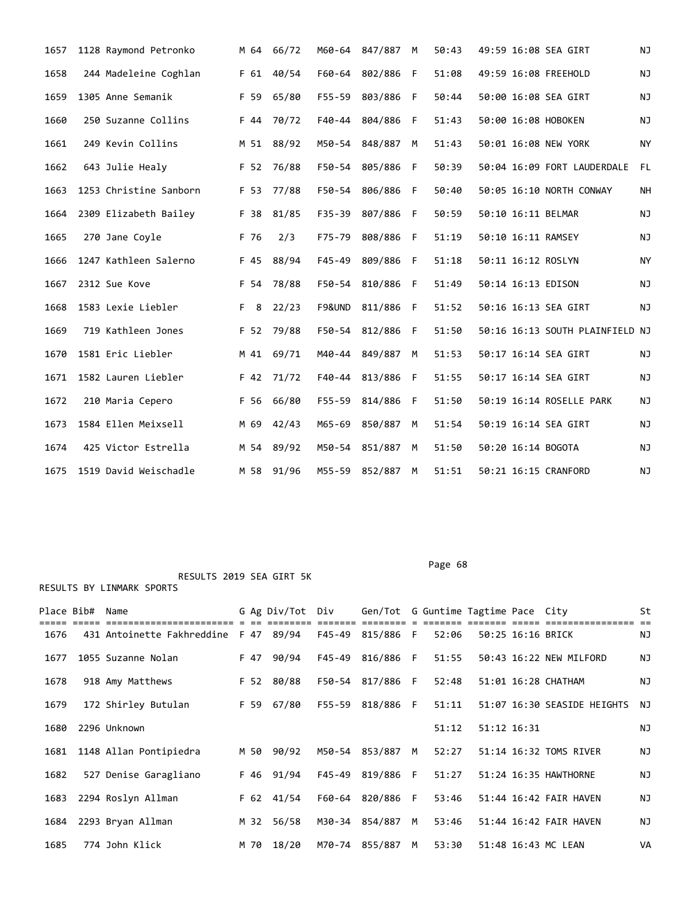| Place | Bib# | Name | G | Ag | Div/Tot | Div | Gen/Tot | G | Guntime | Tagtime | Pace | City | St |
|---|---|---|---|---|---|---|---|---|---|---|---|---|---|
| 1657 | 1128 | Raymond Petronko | M | 64 | 66/72 | M60-64 | 847/887 | M | 50:43 | 49:59 | 16:08 | SEA GIRT | NJ |
| 1658 | 244 | Madeleine Coghlan | F | 61 | 40/54 | F60-64 | 802/886 | F | 51:08 | 49:59 | 16:08 | FREEHOLD | NJ |
| 1659 | 1305 | Anne Semanik | F | 59 | 65/80 | F55-59 | 803/886 | F | 50:44 | 50:00 | 16:08 | SEA GIRT | NJ |
| 1660 | 250 | Suzanne Collins | F | 44 | 70/72 | F40-44 | 804/886 | F | 51:43 | 50:00 | 16:08 | HOBOKEN | NJ |
| 1661 | 249 | Kevin Collins | M | 51 | 88/92 | M50-54 | 848/887 | M | 51:43 | 50:01 | 16:08 | NEW YORK | NY |
| 1662 | 643 | Julie Healy | F | 52 | 76/88 | F50-54 | 805/886 | F | 50:39 | 50:04 | 16:09 | FORT LAUDERDALE | FL |
| 1663 | 1253 | Christine Sanborn | F | 53 | 77/88 | F50-54 | 806/886 | F | 50:40 | 50:05 | 16:10 | NORTH CONWAY | NH |
| 1664 | 2309 | Elizabeth Bailey | F | 38 | 81/85 | F35-39 | 807/886 | F | 50:59 | 50:10 | 16:11 | BELMAR | NJ |
| 1665 | 270 | Jane Coyle | F | 76 | 2/3 | F75-79 | 808/886 | F | 51:19 | 50:10 | 16:11 | RAMSEY | NJ |
| 1666 | 1247 | Kathleen Salerno | F | 45 | 88/94 | F45-49 | 809/886 | F | 51:18 | 50:11 | 16:12 | ROSLYN | NY |
| 1667 | 2312 | Sue Kove | F | 54 | 78/88 | F50-54 | 810/886 | F | 51:49 | 50:14 | 16:13 | EDISON | NJ |
| 1668 | 1583 | Lexie Liebler | F | 8 | 22/23 | F9&UND | 811/886 | F | 51:52 | 50:16 | 16:13 | SEA GIRT | NJ |
| 1669 | 719 | Kathleen Jones | F | 52 | 79/88 | F50-54 | 812/886 | F | 51:50 | 50:16 | 16:13 | SOUTH PLAINFIELD | NJ |
| 1670 | 1581 | Eric Liebler | M | 41 | 69/71 | M40-44 | 849/887 | M | 51:53 | 50:17 | 16:14 | SEA GIRT | NJ |
| 1671 | 1582 | Lauren Liebler | F | 42 | 71/72 | F40-44 | 813/886 | F | 51:55 | 50:17 | 16:14 | SEA GIRT | NJ |
| 1672 | 210 | Maria Cepero | F | 56 | 66/80 | F55-59 | 814/886 | F | 51:50 | 50:19 | 16:14 | ROSELLE PARK | NJ |
| 1673 | 1584 | Ellen Meixsell | M | 69 | 42/43 | M65-69 | 850/887 | M | 51:54 | 50:19 | 16:14 | SEA GIRT | NJ |
| 1674 | 425 | Victor Estrella | M | 54 | 89/92 | M50-54 | 851/887 | M | 51:50 | 50:20 | 16:14 | BOGOTA | NJ |
| 1675 | 1519 | David Weischadle | M | 58 | 91/96 | M55-59 | 852/887 | M | 51:51 | 50:21 | 16:15 | CRANFORD | NJ |

RESULTS 2019 SEA GIRT 5K

RESULTS BY LINMARK SPORTS

| Place | Bib# | Name | G | Ag | Div/Tot | Div | Gen/Tot | G | Guntime | Tagtime | Pace | City | St |
|---|---|---|---|---|---|---|---|---|---|---|---|---|---|
| 1676 | 431 | Antoinette Fakhreddine | F | 47 | 89/94 | F45-49 | 815/886 | F | 52:06 | 50:25 | 16:16 | BRICK | NJ |
| 1677 | 1055 | Suzanne Nolan | F | 47 | 90/94 | F45-49 | 816/886 | F | 51:55 | 50:43 | 16:22 | NEW MILFORD | NJ |
| 1678 | 918 | Amy Matthews | F | 52 | 80/88 | F50-54 | 817/886 | F | 52:48 | 51:01 | 16:28 | CHATHAM | NJ |
| 1679 | 172 | Shirley Butulan | F | 59 | 67/80 | F55-59 | 818/886 | F | 51:11 | 51:07 | 16:30 | SEASIDE HEIGHTS | NJ |
| 1680 | 2296 | Unknown | | | | | | | 51:12 | 51:12 | 16:31 | | NJ |
| 1681 | 1148 | Allan Pontipiedra | M | 50 | 90/92 | M50-54 | 853/887 | M | 52:27 | 51:14 | 16:32 | TOMS RIVER | NJ |
| 1682 | 527 | Denise Garagliano | F | 46 | 91/94 | F45-49 | 819/886 | F | 51:27 | 51:24 | 16:35 | HAWTHORNE | NJ |
| 1683 | 2294 | Roslyn Allman | F | 62 | 41/54 | F60-64 | 820/886 | F | 53:46 | 51:44 | 16:42 | FAIR HAVEN | NJ |
| 1684 | 2293 | Bryan Allman | M | 32 | 56/58 | M30-34 | 854/887 | M | 53:46 | 51:44 | 16:42 | FAIR HAVEN | NJ |
| 1685 | 774 | John Klick | M | 70 | 18/20 | M70-74 | 855/887 | M | 53:30 | 51:48 | 16:43 | MC LEAN | VA |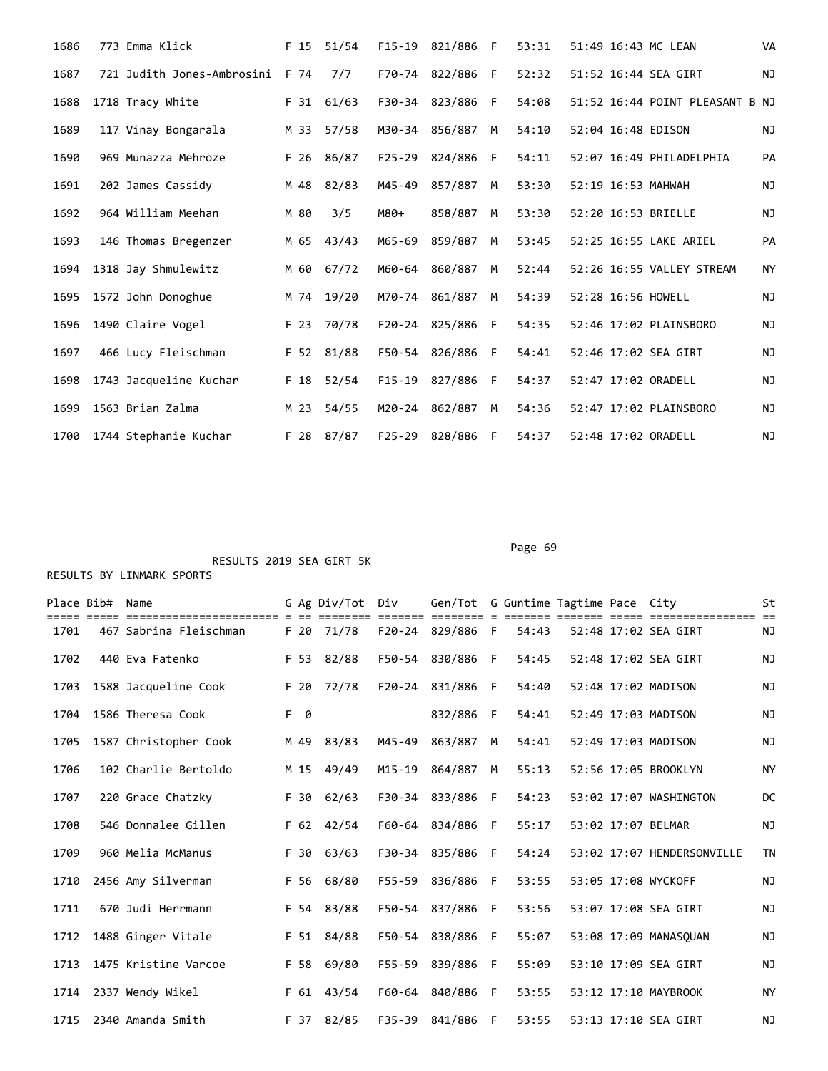| Place | Bib# | Name | G | Ag | Div/Tot | Div | Gen/Tot | G | Guntime | Tagtime | Pace | City | St |
|---|---|---|---|---|---|---|---|---|---|---|---|---|---|
| 1686 | 773 | Emma Klick | F | 15 | 51/54 | F15-19 | 821/886 | F | 53:31 | 51:49 | 16:43 | MC LEAN | VA |
| 1687 | 721 | Judith Jones-Ambrosini | F | 74 | 7/7 | F70-74 | 822/886 | F | 52:32 | 51:52 | 16:44 | SEA GIRT | NJ |
| 1688 | 1718 | Tracy White | F | 31 | 61/63 | F30-34 | 823/886 | F | 54:08 | 51:52 | 16:44 | POINT PLEASANT B | NJ |
| 1689 | 117 | Vinay Bongarala | M | 33 | 57/58 | M30-34 | 856/887 | M | 54:10 | 52:04 | 16:48 | EDISON | NJ |
| 1690 | 969 | Munazza Mehroze | F | 26 | 86/87 | F25-29 | 824/886 | F | 54:11 | 52:07 | 16:49 | PHILADELPHIA | PA |
| 1691 | 202 | James Cassidy | M | 48 | 82/83 | M45-49 | 857/887 | M | 53:30 | 52:19 | 16:53 | MAHWAH | NJ |
| 1692 | 964 | William Meehan | M | 80 | 3/5 | M80+ | 858/887 | M | 53:30 | 52:20 | 16:53 | BRIELLE | NJ |
| 1693 | 146 | Thomas Bregenzer | M | 65 | 43/43 | M65-69 | 859/887 | M | 53:45 | 52:25 | 16:55 | LAKE ARIEL | PA |
| 1694 | 1318 | Jay Shmulewitz | M | 60 | 67/72 | M60-64 | 860/887 | M | 52:44 | 52:26 | 16:55 | VALLEY STREAM | NY |
| 1695 | 1572 | John Donoghue | M | 74 | 19/20 | M70-74 | 861/887 | M | 54:39 | 52:28 | 16:56 | HOWELL | NJ |
| 1696 | 1490 | Claire Vogel | F | 23 | 70/78 | F20-24 | 825/886 | F | 54:35 | 52:46 | 17:02 | PLAINSBORO | NJ |
| 1697 | 466 | Lucy Fleischman | F | 52 | 81/88 | F50-54 | 826/886 | F | 54:41 | 52:46 | 17:02 | SEA GIRT | NJ |
| 1698 | 1743 | Jacqueline Kuchar | F | 18 | 52/54 | F15-19 | 827/886 | F | 54:37 | 52:47 | 17:02 | ORADELL | NJ |
| 1699 | 1563 | Brian Zalma | M | 23 | 54/55 | M20-24 | 862/887 | M | 54:36 | 52:47 | 17:02 | PLAINSBORO | NJ |
| 1700 | 1744 | Stephanie Kuchar | F | 28 | 87/87 | F25-29 | 828/886 | F | 54:37 | 52:48 | 17:02 | ORADELL | NJ |

RESULTS 2019 SEA GIRT 5K

RESULTS BY LINMARK SPORTS

| Place | Bib# | Name | G | Ag | Div/Tot | Div | Gen/Tot | G | Guntime | Tagtime | Pace | City | St |
|---|---|---|---|---|---|---|---|---|---|---|---|---|---|
| 1701 | 467 | Sabrina Fleischman | F | 20 | 71/78 | F20-24 | 829/886 | F | 54:43 | 52:48 | 17:02 | SEA GIRT | NJ |
| 1702 | 440 | Eva Fatenko | F | 53 | 82/88 | F50-54 | 830/886 | F | 54:45 | 52:48 | 17:02 | SEA GIRT | NJ |
| 1703 | 1588 | Jacqueline Cook | F | 20 | 72/78 | F20-24 | 831/886 | F | 54:40 | 52:48 | 17:02 | MADISON | NJ |
| 1704 | 1586 | Theresa Cook | F | 0 | | | 832/886 | F | 54:41 | 52:49 | 17:03 | MADISON | NJ |
| 1705 | 1587 | Christopher Cook | M | 49 | 83/83 | M45-49 | 863/887 | M | 54:41 | 52:49 | 17:03 | MADISON | NJ |
| 1706 | 102 | Charlie Bertoldo | M | 15 | 49/49 | M15-19 | 864/887 | M | 55:13 | 52:56 | 17:05 | BROOKLYN | NY |
| 1707 | 220 | Grace Chatzky | F | 30 | 62/63 | F30-34 | 833/886 | F | 54:23 | 53:02 | 17:07 | WASHINGTON | DC |
| 1708 | 546 | Donnalee Gillen | F | 62 | 42/54 | F60-64 | 834/886 | F | 55:17 | 53:02 | 17:07 | BELMAR | NJ |
| 1709 | 960 | Melia McManus | F | 30 | 63/63 | F30-34 | 835/886 | F | 54:24 | 53:02 | 17:07 | HENDERSONVILLE | TN |
| 1710 | 2456 | Amy Silverman | F | 56 | 68/80 | F55-59 | 836/886 | F | 53:55 | 53:05 | 17:08 | WYCKOFF | NJ |
| 1711 | 670 | Judi Herrmann | F | 54 | 83/88 | F50-54 | 837/886 | F | 53:56 | 53:07 | 17:08 | SEA GIRT | NJ |
| 1712 | 1488 | Ginger Vitale | F | 51 | 84/88 | F50-54 | 838/886 | F | 55:07 | 53:08 | 17:09 | MANASQUAN | NJ |
| 1713 | 1475 | Kristine Varcoe | F | 58 | 69/80 | F55-59 | 839/886 | F | 55:09 | 53:10 | 17:09 | SEA GIRT | NJ |
| 1714 | 2337 | Wendy Wikel | F | 61 | 43/54 | F60-64 | 840/886 | F | 53:55 | 53:12 | 17:10 | MAYBROOK | NY |
| 1715 | 2340 | Amanda Smith | F | 37 | 82/85 | F35-39 | 841/886 | F | 53:55 | 53:13 | 17:10 | SEA GIRT | NJ |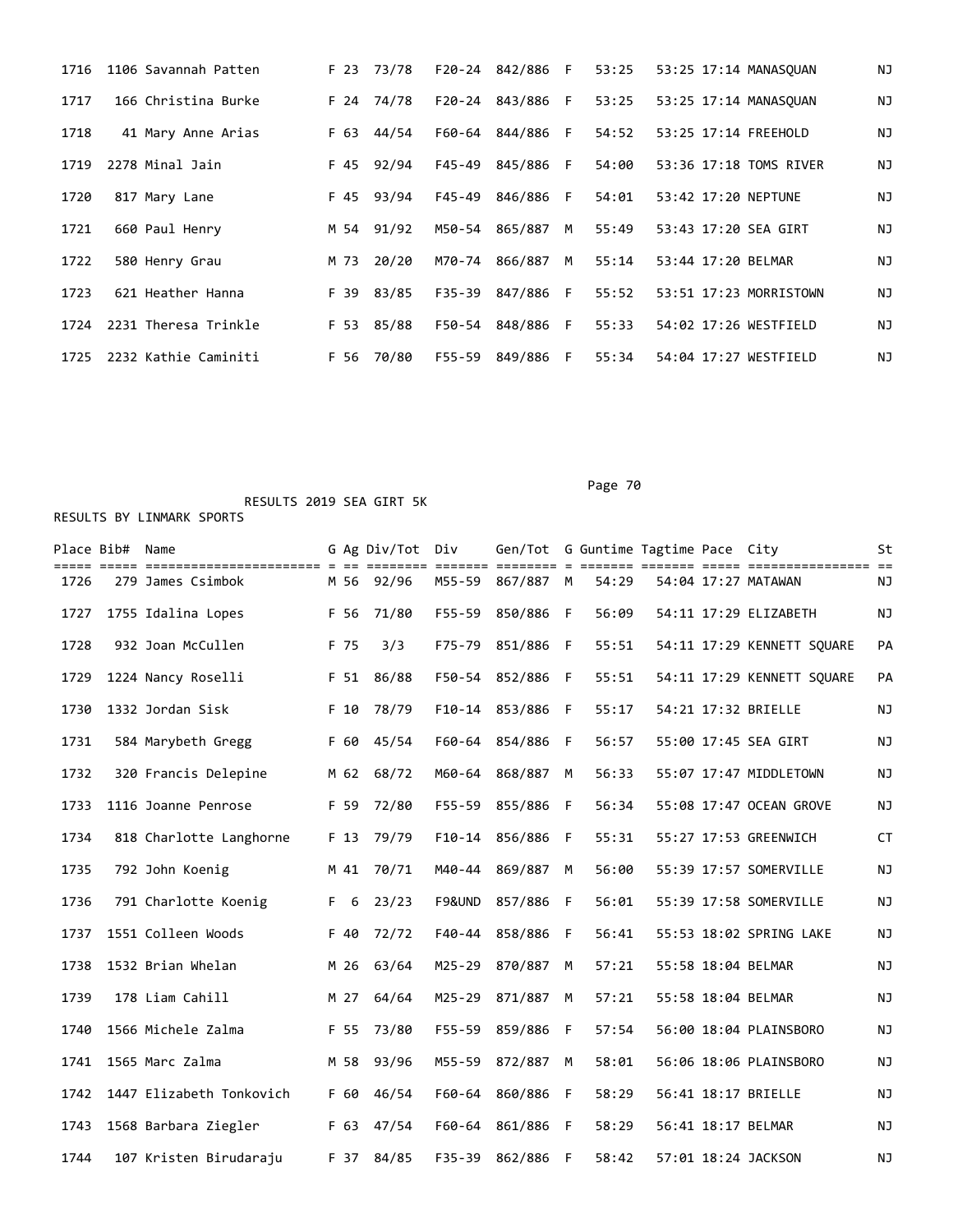| Place | Bib# | Name | G | Ag | Div/Tot | Div | Gen/Tot | G | Guntime | Tagtime | Pace | City | St |
|---|---|---|---|---|---|---|---|---|---|---|---|---|---|
| 1716 | 1106 | Savannah Patten | F | 23 | 73/78 | F20-24 | 842/886 | F | 53:25 | 53:25 | 17:14 | MANASQUAN | NJ |
| 1717 | 166 | Christina Burke | F | 24 | 74/78 | F20-24 | 843/886 | F | 53:25 | 53:25 | 17:14 | MANASQUAN | NJ |
| 1718 | 41 | Mary Anne Arias | F | 63 | 44/54 | F60-64 | 844/886 | F | 54:52 | 53:25 | 17:14 | FREEHOLD | NJ |
| 1719 | 2278 | Minal Jain | F | 45 | 92/94 | F45-49 | 845/886 | F | 54:00 | 53:36 | 17:18 | TOMS RIVER | NJ |
| 1720 | 817 | Mary Lane | F | 45 | 93/94 | F45-49 | 846/886 | F | 54:01 | 53:42 | 17:20 | NEPTUNE | NJ |
| 1721 | 660 | Paul Henry | M | 54 | 91/92 | M50-54 | 865/887 | M | 55:49 | 53:43 | 17:20 | SEA GIRT | NJ |
| 1722 | 580 | Henry Grau | M | 73 | 20/20 | M70-74 | 866/887 | M | 55:14 | 53:44 | 17:20 | BELMAR | NJ |
| 1723 | 621 | Heather Hanna | F | 39 | 83/85 | F35-39 | 847/886 | F | 55:52 | 53:51 | 17:23 | MORRISTOWN | NJ |
| 1724 | 2231 | Theresa Trinkle | F | 53 | 85/88 | F50-54 | 848/886 | F | 55:33 | 54:02 | 17:26 | WESTFIELD | NJ |
| 1725 | 2232 | Kathie Caminiti | F | 56 | 70/80 | F55-59 | 849/886 | F | 55:34 | 54:04 | 17:27 | WESTFIELD | NJ |

RESULTS 2019 SEA GIRT 5K

RESULTS BY LINMARK SPORTS

| Place | Bib# | Name | G | Ag | Div/Tot | Div | Gen/Tot | G | Guntime | Tagtime | Pace | City | St |
|---|---|---|---|---|---|---|---|---|---|---|---|---|---|
| 1726 | 279 | James Csimbok | M | 56 | 92/96 | M55-59 | 867/887 | M | 54:29 | 54:04 | 17:27 | MATAWAN | NJ |
| 1727 | 1755 | Idalina Lopes | F | 56 | 71/80 | F55-59 | 850/886 | F | 56:09 | 54:11 | 17:29 | ELIZABETH | NJ |
| 1728 | 932 | Joan McCullen | F | 75 | 3/3 | F75-79 | 851/886 | F | 55:51 | 54:11 | 17:29 | KENNETT SQUARE | PA |
| 1729 | 1224 | Nancy Roselli | F | 51 | 86/88 | F50-54 | 852/886 | F | 55:51 | 54:11 | 17:29 | KENNETT SQUARE | PA |
| 1730 | 1332 | Jordan Sisk | F | 10 | 78/79 | F10-14 | 853/886 | F | 55:17 | 54:21 | 17:32 | BRIELLE | NJ |
| 1731 | 584 | Marybeth Gregg | F | 60 | 45/54 | F60-64 | 854/886 | F | 56:57 | 55:00 | 17:45 | SEA GIRT | NJ |
| 1732 | 320 | Francis Delepine | M | 62 | 68/72 | M60-64 | 868/887 | M | 56:33 | 55:07 | 17:47 | MIDDLETOWN | NJ |
| 1733 | 1116 | Joanne Penrose | F | 59 | 72/80 | F55-59 | 855/886 | F | 56:34 | 55:08 | 17:47 | OCEAN GROVE | NJ |
| 1734 | 818 | Charlotte Langhorne | F | 13 | 79/79 | F10-14 | 856/886 | F | 55:31 | 55:27 | 17:53 | GREENWICH | CT |
| 1735 | 792 | John Koenig | M | 41 | 70/71 | M40-44 | 869/887 | M | 56:00 | 55:39 | 17:57 | SOMERVILLE | NJ |
| 1736 | 791 | Charlotte Koenig | F | 6 | 23/23 | F9&UND | 857/886 | F | 56:01 | 55:39 | 17:58 | SOMERVILLE | NJ |
| 1737 | 1551 | Colleen Woods | F | 40 | 72/72 | F40-44 | 858/886 | F | 56:41 | 55:53 | 18:02 | SPRING LAKE | NJ |
| 1738 | 1532 | Brian Whelan | M | 26 | 63/64 | M25-29 | 870/887 | M | 57:21 | 55:58 | 18:04 | BELMAR | NJ |
| 1739 | 178 | Liam Cahill | M | 27 | 64/64 | M25-29 | 871/887 | M | 57:21 | 55:58 | 18:04 | BELMAR | NJ |
| 1740 | 1566 | Michele Zalma | F | 55 | 73/80 | F55-59 | 859/886 | F | 57:54 | 56:00 | 18:04 | PLAINSBORO | NJ |
| 1741 | 1565 | Marc Zalma | M | 58 | 93/96 | M55-59 | 872/887 | M | 58:01 | 56:06 | 18:06 | PLAINSBORO | NJ |
| 1742 | 1447 | Elizabeth Tonkovich | F | 60 | 46/54 | F60-64 | 860/886 | F | 58:29 | 56:41 | 18:17 | BRIELLE | NJ |
| 1743 | 1568 | Barbara Ziegler | F | 63 | 47/54 | F60-64 | 861/886 | F | 58:29 | 56:41 | 18:17 | BELMAR | NJ |
| 1744 | 107 | Kristen Birudaraju | F | 37 | 84/85 | F35-39 | 862/886 | F | 58:42 | 57:01 | 18:24 | JACKSON | NJ |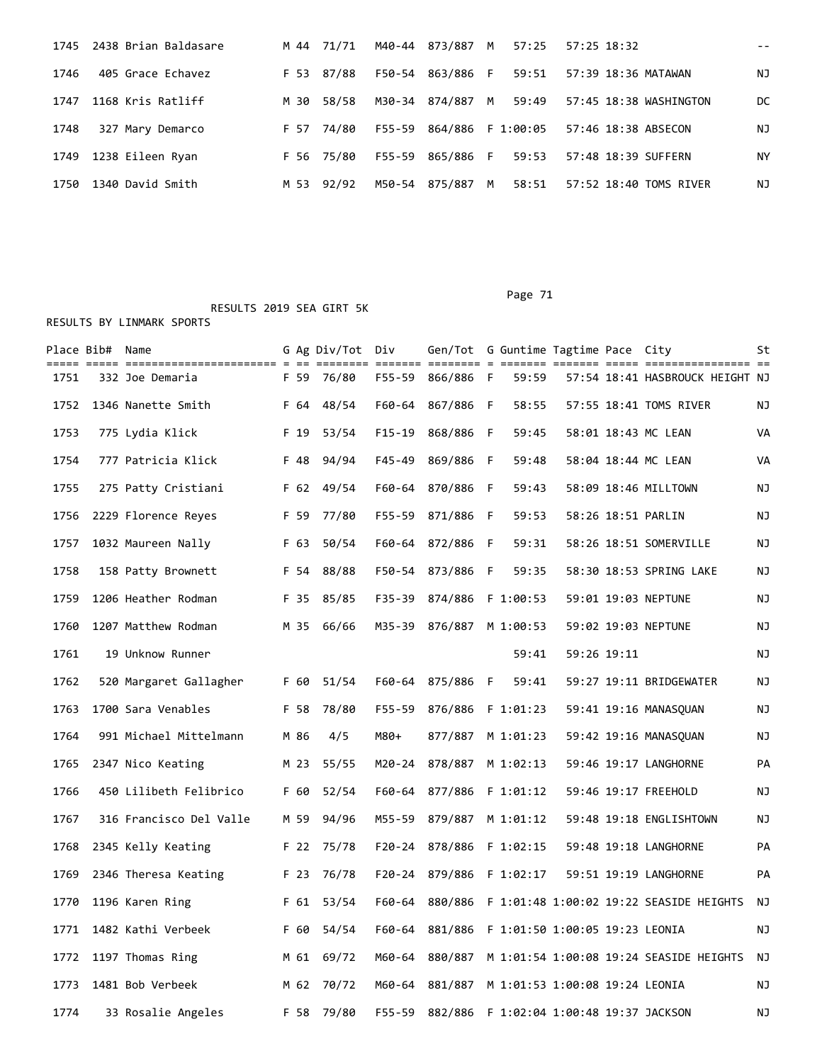| Place | Bib# | Name | G | Ag | Div/Tot | Div | Gen/Tot | G | Guntime | Tagtime | Pace | City | St |
|---|---|---|---|---|---|---|---|---|---|---|---|---|---|
| 1745 | 2438 | Brian Baldasare | M | 44 | 71/71 | M40-44 | 873/887 | M | 57:25 | 57:25 | 18:32 | | -- |
| 1746 | 405 | Grace Echavez | F | 53 | 87/88 | F50-54 | 863/886 | F | 59:51 | 57:39 | 18:36 | MATAWAN | NJ |
| 1747 | 1168 | Kris Ratliff | M | 30 | 58/58 | M30-34 | 874/887 | M | 59:49 | 57:45 | 18:38 | WASHINGTON | DC |
| 1748 | 327 | Mary Demarco | F | 57 | 74/80 | F55-59 | 864/886 | F | 1:00:05 | 57:46 | 18:38 | ABSECON | NJ |
| 1749 | 1238 | Eileen Ryan | F | 56 | 75/80 | F55-59 | 865/886 | F | 59:53 | 57:48 | 18:39 | SUFFERN | NY |
| 1750 | 1340 | David Smith | M | 53 | 92/92 | M50-54 | 875/887 | M | 58:51 | 57:52 | 18:40 | TOMS RIVER | NJ |

RESULTS 2019 SEA GIRT 5K

RESULTS BY LINMARK SPORTS

| Place | Bib# | Name | G | Ag | Div/Tot | Div | Gen/Tot | G | Guntime | Tagtime | Pace | City | St |
|---|---|---|---|---|---|---|---|---|---|---|---|---|---|
| 1751 | 332 | Joe Demaria | F | 59 | 76/80 | F55-59 | 866/886 | F | 59:59 | 57:54 | 18:41 | HASBROUCK HEIGHT | NJ |
| 1752 | 1346 | Nanette Smith | F | 64 | 48/54 | F60-64 | 867/886 | F | 58:55 | 57:55 | 18:41 | TOMS RIVER | NJ |
| 1753 | 775 | Lydia Klick | F | 19 | 53/54 | F15-19 | 868/886 | F | 59:45 | 58:01 | 18:43 | MC LEAN | VA |
| 1754 | 777 | Patricia Klick | F | 48 | 94/94 | F45-49 | 869/886 | F | 59:48 | 58:04 | 18:44 | MC LEAN | VA |
| 1755 | 275 | Patty Cristiani | F | 62 | 49/54 | F60-64 | 870/886 | F | 59:43 | 58:09 | 18:46 | MILLTOWN | NJ |
| 1756 | 2229 | Florence Reyes | F | 59 | 77/80 | F55-59 | 871/886 | F | 59:53 | 58:26 | 18:51 | PARLIN | NJ |
| 1757 | 1032 | Maureen Nally | F | 63 | 50/54 | F60-64 | 872/886 | F | 59:31 | 58:26 | 18:51 | SOMERVILLE | NJ |
| 1758 | 158 | Patty Brownett | F | 54 | 88/88 | F50-54 | 873/886 | F | 59:35 | 58:30 | 18:53 | SPRING LAKE | NJ |
| 1759 | 1206 | Heather Rodman | F | 35 | 85/85 | F35-39 | 874/886 | F | 1:00:53 | 59:01 | 19:03 | NEPTUNE | NJ |
| 1760 | 1207 | Matthew Rodman | M | 35 | 66/66 | M35-39 | 876/887 | M | 1:00:53 | 59:02 | 19:03 | NEPTUNE | NJ |
| 1761 | 19 | Unknow Runner | | | | | | | 59:41 | 59:26 | 19:11 | | NJ |
| 1762 | 520 | Margaret Gallagher | F | 60 | 51/54 | F60-64 | 875/886 | F | 59:41 | 59:27 | 19:11 | BRIDGEWATER | NJ |
| 1763 | 1700 | Sara Venables | F | 58 | 78/80 | F55-59 | 876/886 | F | 1:01:23 | 59:41 | 19:16 | MANASQUAN | NJ |
| 1764 | 991 | Michael Mittelmann | M | 86 | 4/5 | M80+ | 877/887 | M | 1:01:23 | 59:42 | 19:16 | MANASQUAN | NJ |
| 1765 | 2347 | Nico Keating | M | 23 | 55/55 | M20-24 | 878/887 | M | 1:02:13 | 59:46 | 19:17 | LANGHORNE | PA |
| 1766 | 450 | Lilibeth Felibrico | F | 60 | 52/54 | F60-64 | 877/886 | F | 1:01:12 | 59:46 | 19:17 | FREEHOLD | NJ |
| 1767 | 316 | Francisco Del Valle | M | 59 | 94/96 | M55-59 | 879/887 | M | 1:01:12 | 59:48 | 19:18 | ENGLISHTOWN | NJ |
| 1768 | 2345 | Kelly Keating | F | 22 | 75/78 | F20-24 | 878/886 | F | 1:02:15 | 59:48 | 19:18 | LANGHORNE | PA |
| 1769 | 2346 | Theresa Keating | F | 23 | 76/78 | F20-24 | 879/886 | F | 1:02:17 | 59:51 | 19:19 | LANGHORNE | PA |
| 1770 | 1196 | Karen Ring | F | 61 | 53/54 | F60-64 | 880/886 | F | 1:01:48 | 1:00:02 | 19:22 | SEASIDE HEIGHTS | NJ |
| 1771 | 1482 | Kathi Verbeek | F | 60 | 54/54 | F60-64 | 881/886 | F | 1:01:50 | 1:00:05 | 19:23 | LEONIA | NJ |
| 1772 | 1197 | Thomas Ring | M | 61 | 69/72 | M60-64 | 880/887 | M | 1:01:54 | 1:00:08 | 19:24 | SEASIDE HEIGHTS | NJ |
| 1773 | 1481 | Bob Verbeek | M | 62 | 70/72 | M60-64 | 881/887 | M | 1:01:53 | 1:00:08 | 19:24 | LEONIA | NJ |
| 1774 | 33 | Rosalie Angeles | F | 58 | 79/80 | F55-59 | 882/886 | F | 1:02:04 | 1:00:48 | 19:37 | JACKSON | NJ |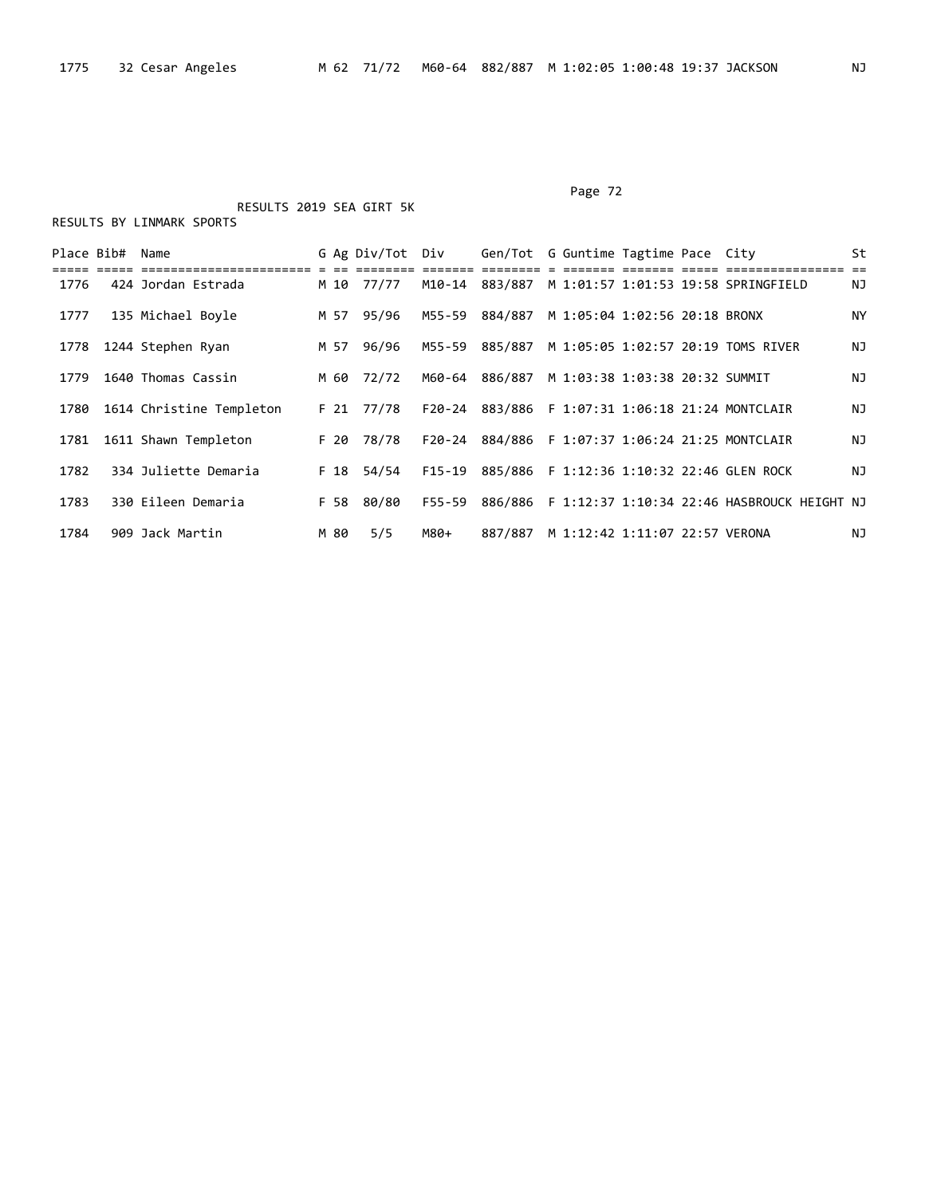| | | | | | | | | | | | | | |
|---|---|---|---|---|---|---|---|---|---|---|---|---|---|
| 1775 | 32 | Cesar Angeles | M | 62 | 71/72 | M60-64 | 882/887 | M | 1:02:05 | 1:00:48 | 19:37 | JACKSON | NJ |

RESULTS 2019 SEA GIRT 5K

RESULTS BY LINMARK SPORTS

| Place | Bib# | Name | G | Ag | Div/Tot | Div | Gen/Tot | G | Guntime | Tagtime | Pace | City | St |
|---|---|---|---|---|---|---|---|---|---|---|---|---|---|
| 1776 | 424 | Jordan Estrada | M | 10 | 77/77 | M10-14 | 883/887 | M | 1:01:57 | 1:01:53 | 19:58 | SPRINGFIELD | NJ |
| 1777 | 135 | Michael Boyle | M | 57 | 95/96 | M55-59 | 884/887 | M | 1:05:04 | 1:02:56 | 20:18 | BRONX | NY |
| 1778 | 1244 | Stephen Ryan | M | 57 | 96/96 | M55-59 | 885/887 | M | 1:05:05 | 1:02:57 | 20:19 | TOMS RIVER | NJ |
| 1779 | 1640 | Thomas Cassin | M | 60 | 72/72 | M60-64 | 886/887 | M | 1:03:38 | 1:03:38 | 20:32 | SUMMIT | NJ |
| 1780 | 1614 | Christine Templeton | F | 21 | 77/78 | F20-24 | 883/886 | F | 1:07:31 | 1:06:18 | 21:24 | MONTCLAIR | NJ |
| 1781 | 1611 | Shawn Templeton | F | 20 | 78/78 | F20-24 | 884/886 | F | 1:07:37 | 1:06:24 | 21:25 | MONTCLAIR | NJ |
| 1782 | 334 | Juliette Demaria | F | 18 | 54/54 | F15-19 | 885/886 | F | 1:12:36 | 1:10:32 | 22:46 | GLEN ROCK | NJ |
| 1783 | 330 | Eileen Demaria | F | 58 | 80/80 | F55-59 | 886/886 | F | 1:12:37 | 1:10:34 | 22:46 | HASBROUCK HEIGHT | NJ |
| 1784 | 909 | Jack Martin | M | 80 | 5/5 | M80+ | 887/887 | M | 1:12:42 | 1:11:07 | 22:57 | VERONA | NJ |